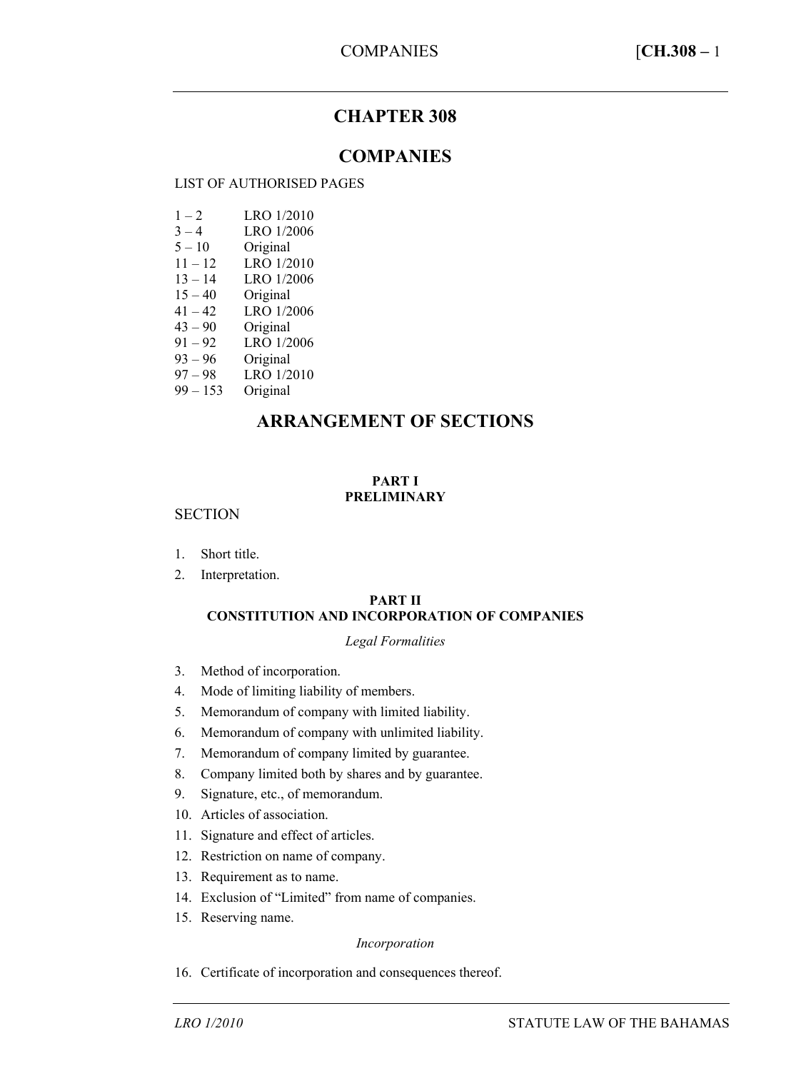# CHAPTER 308

# COMPANIES

LIST OF AUTHORISED PAGES

| | |
|---|---|
| 1 – 2 | LRO 1/2010 |
| 3 – 4 | LRO 1/2006 |
| 5 – 10 | Original |
| 11 – 12 | LRO 1/2010 |
| 13 – 14 | LRO 1/2006 |
| 15 – 40 | Original |
| 41 – 42 | LRO 1/2006 |
| 43 – 90 | Original |
| 91 – 92 | LRO 1/2006 |
| 93 – 96 | Original |
| 97 – 98 | LRO 1/2010 |
| 99 – 153 | Original |

## ARRANGEMENT OF SECTIONS

**PART I**
**PRELIMINARY**

SECTION

1. Short title.
2. Interpretation.

**PART II**
**CONSTITUTION AND INCORPORATION OF COMPANIES**

*Legal Formalities*

3. Method of incorporation.
4. Mode of limiting liability of members.
5. Memorandum of company with limited liability.
6. Memorandum of company with unlimited liability.
7. Memorandum of company limited by guarantee.
8. Company limited both by shares and by guarantee.
9. Signature, etc., of memorandum.
10. Articles of association.
11. Signature and effect of articles.
12. Restriction on name of company.
13. Requirement as to name.
14. Exclusion of "Limited" from name of companies.
15. Reserving name.

*Incorporation*

16. Certificate of incorporation and consequences thereof.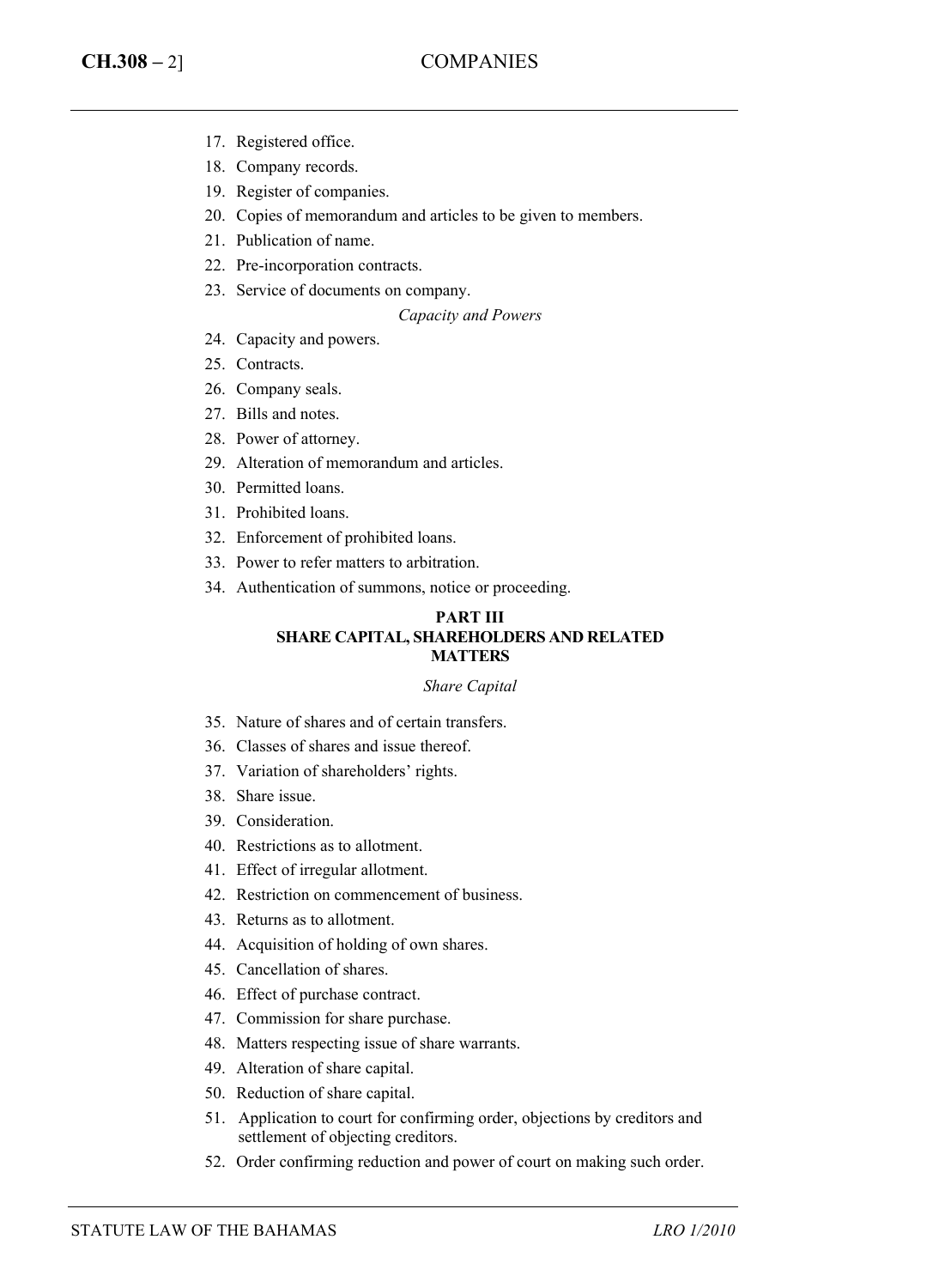17. Registered office.
18. Company records.
19. Register of companies.
20. Copies of memorandum and articles to be given to members.
21. Publication of name.
22. Pre-incorporation contracts.
23. Service of documents on company.

*Capacity and Powers*

24. Capacity and powers.
25. Contracts.
26. Company seals.
27. Bills and notes.
28. Power of attorney.
29. Alteration of memorandum and articles.
30. Permitted loans.
31. Prohibited loans.
32. Enforcement of prohibited loans.
33. Power to refer matters to arbitration.
34. Authentication of summons, notice or proceeding.

## PART III
## SHARE CAPITAL, SHAREHOLDERS AND RELATED MATTERS

*Share Capital*

35. Nature of shares and of certain transfers.
36. Classes of shares and issue thereof.
37. Variation of shareholders' rights.
38. Share issue.
39. Consideration.
40. Restrictions as to allotment.
41. Effect of irregular allotment.
42. Restriction on commencement of business.
43. Returns as to allotment.
44. Acquisition of holding of own shares.
45. Cancellation of shares.
46. Effect of purchase contract.
47. Commission for share purchase.
48. Matters respecting issue of share warrants.
49. Alteration of share capital.
50. Reduction of share capital.
51. Application to court for confirming order, objections by creditors and settlement of objecting creditors.
52. Order confirming reduction and power of court on making such order.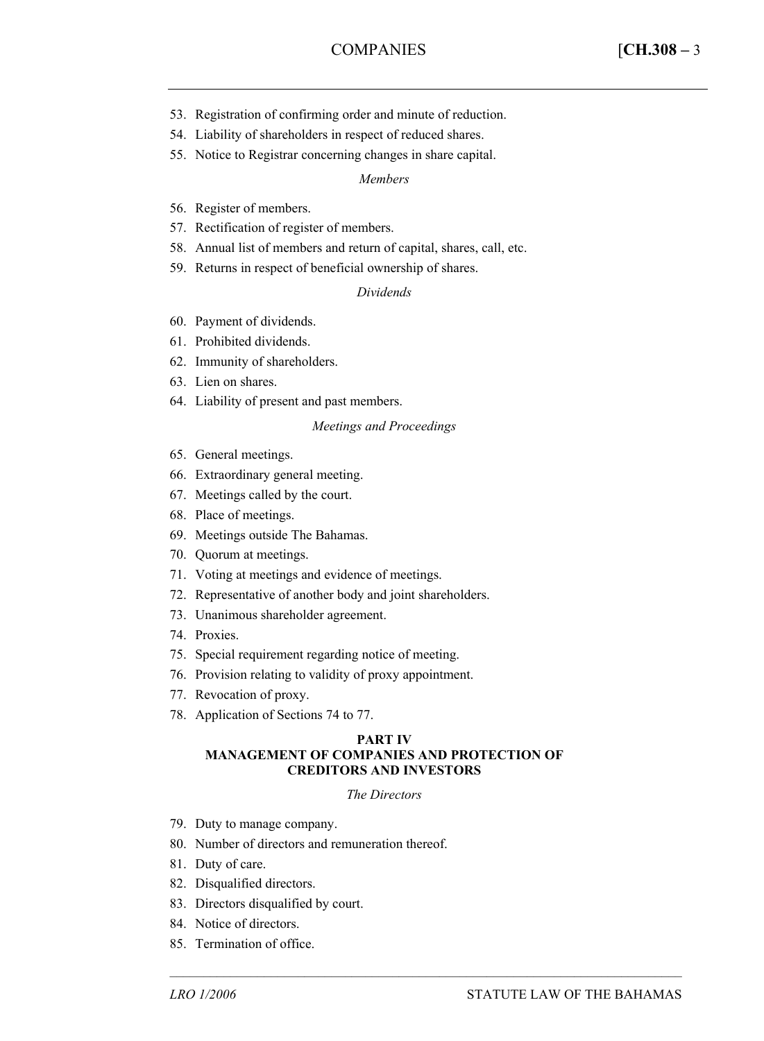53. Registration of confirming order and minute of reduction.
54. Liability of shareholders in respect of reduced shares.
55. Notice to Registrar concerning changes in share capital.

*Members*

56. Register of members.
57. Rectification of register of members.
58. Annual list of members and return of capital, shares, call, etc.
59. Returns in respect of beneficial ownership of shares.

*Dividends*

60. Payment of dividends.
61. Prohibited dividends.
62. Immunity of shareholders.
63. Lien on shares.
64. Liability of present and past members.

*Meetings and Proceedings*

65. General meetings.
66. Extraordinary general meeting.
67. Meetings called by the court.
68. Place of meetings.
69. Meetings outside The Bahamas.
70. Quorum at meetings.
71. Voting at meetings and evidence of meetings.
72. Representative of another body and joint shareholders.
73. Unanimous shareholder agreement.
74. Proxies.
75. Special requirement regarding notice of meeting.
76. Provision relating to validity of proxy appointment.
77. Revocation of proxy.
78. Application of Sections 74 to 77.

## PART IV
## MANAGEMENT OF COMPANIES AND PROTECTION OF CREDITORS AND INVESTORS

*The Directors*

79. Duty to manage company.
80. Number of directors and remuneration thereof.
81. Duty of care.
82. Disqualified directors.
83. Directors disqualified by court.
84. Notice of directors.
85. Termination of office.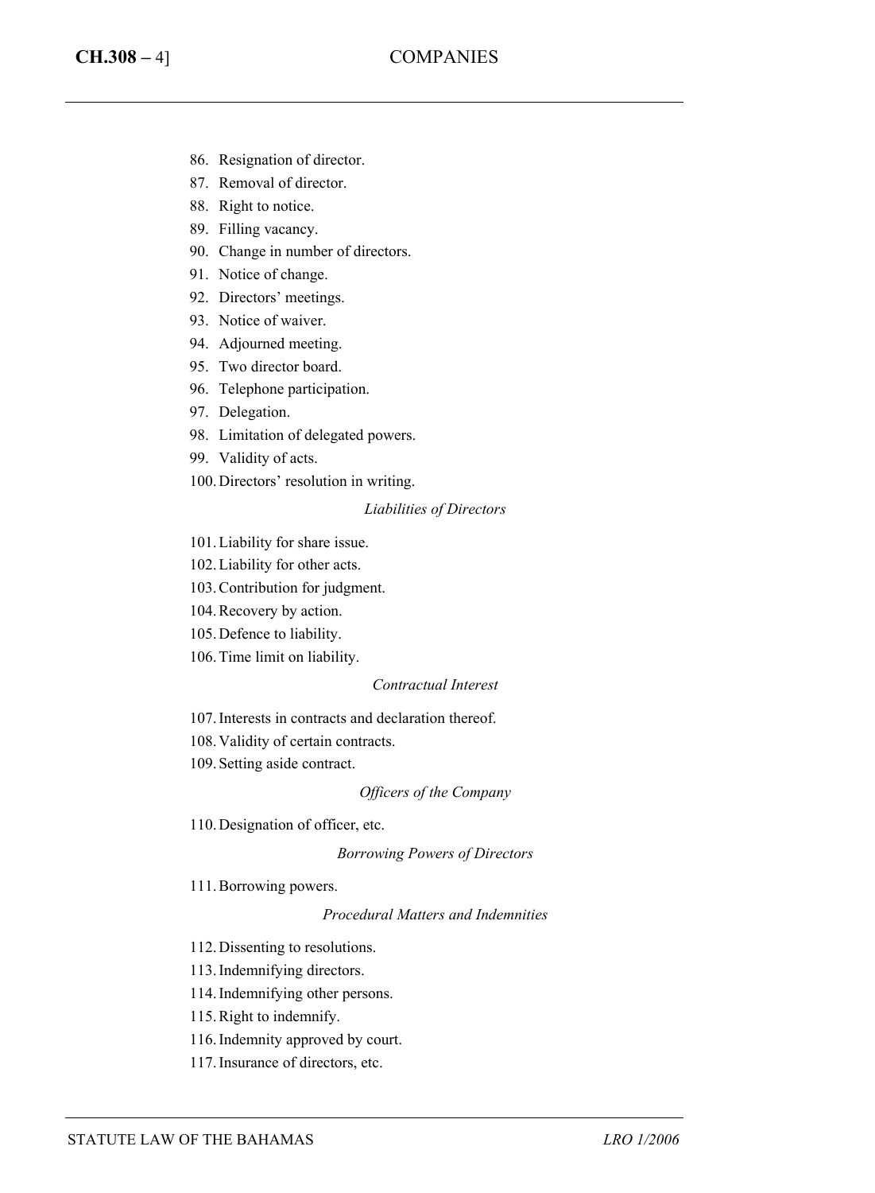86. Resignation of director.
87. Removal of director.
88. Right to notice.
89. Filling vacancy.
90. Change in number of directors.
91. Notice of change.
92. Directors' meetings.
93. Notice of waiver.
94. Adjourned meeting.
95. Two director board.
96. Telephone participation.
97. Delegation.
98. Limitation of delegated powers.
99. Validity of acts.
100. Directors' resolution in writing.

*Liabilities of Directors*

101. Liability for share issue.
102. Liability for other acts.
103. Contribution for judgment.
104. Recovery by action.
105. Defence to liability.
106. Time limit on liability.

*Contractual Interest*

107. Interests in contracts and declaration thereof.
108. Validity of certain contracts.
109. Setting aside contract.

*Officers of the Company*

110. Designation of officer, etc.

*Borrowing Powers of Directors*

111. Borrowing powers.

*Procedural Matters and Indemnities*

112. Dissenting to resolutions.
113. Indemnifying directors.
114. Indemnifying other persons.
115. Right to indemnify.
116. Indemnity approved by court.
117. Insurance of directors, etc.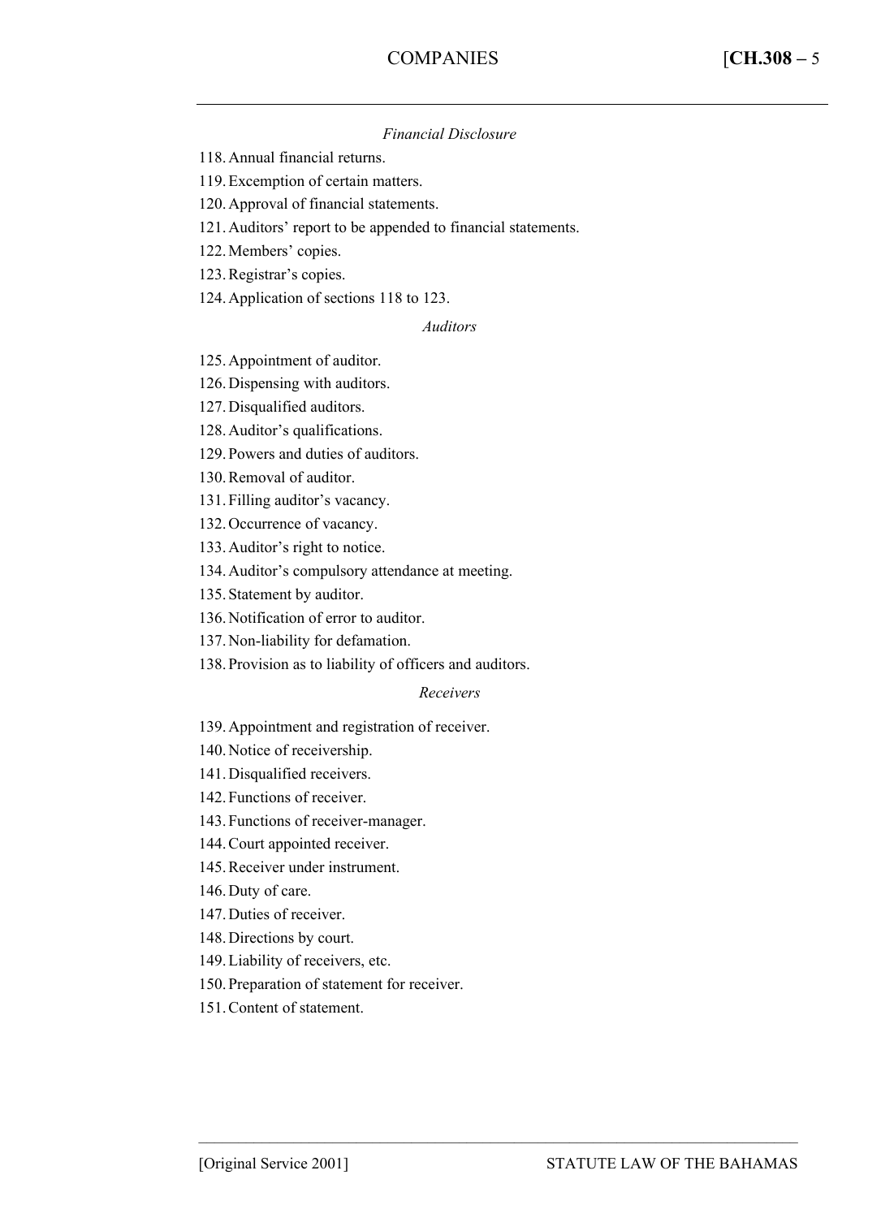*Financial Disclosure*

118. Annual financial returns.
119. Excemption of certain matters.
120. Approval of financial statements.
121. Auditors' report to be appended to financial statements.
122. Members' copies.
123. Registrar's copies.
124. Application of sections 118 to 123.

*Auditors*

125. Appointment of auditor.
126. Dispensing with auditors.
127. Disqualified auditors.
128. Auditor's qualifications.
129. Powers and duties of auditors.
130. Removal of auditor.
131. Filling auditor's vacancy.
132. Occurrence of vacancy.
133. Auditor's right to notice.
134. Auditor's compulsory attendance at meeting.
135. Statement by auditor.
136. Notification of error to auditor.
137. Non-liability for defamation.
138. Provision as to liability of officers and auditors.

*Receivers*

139. Appointment and registration of receiver.
140. Notice of receivership.
141. Disqualified receivers.
142. Functions of receiver.
143. Functions of receiver-manager.
144. Court appointed receiver.
145. Receiver under instrument.
146. Duty of care.
147. Duties of receiver.
148. Directions by court.
149. Liability of receivers, etc.
150. Preparation of statement for receiver.
151. Content of statement.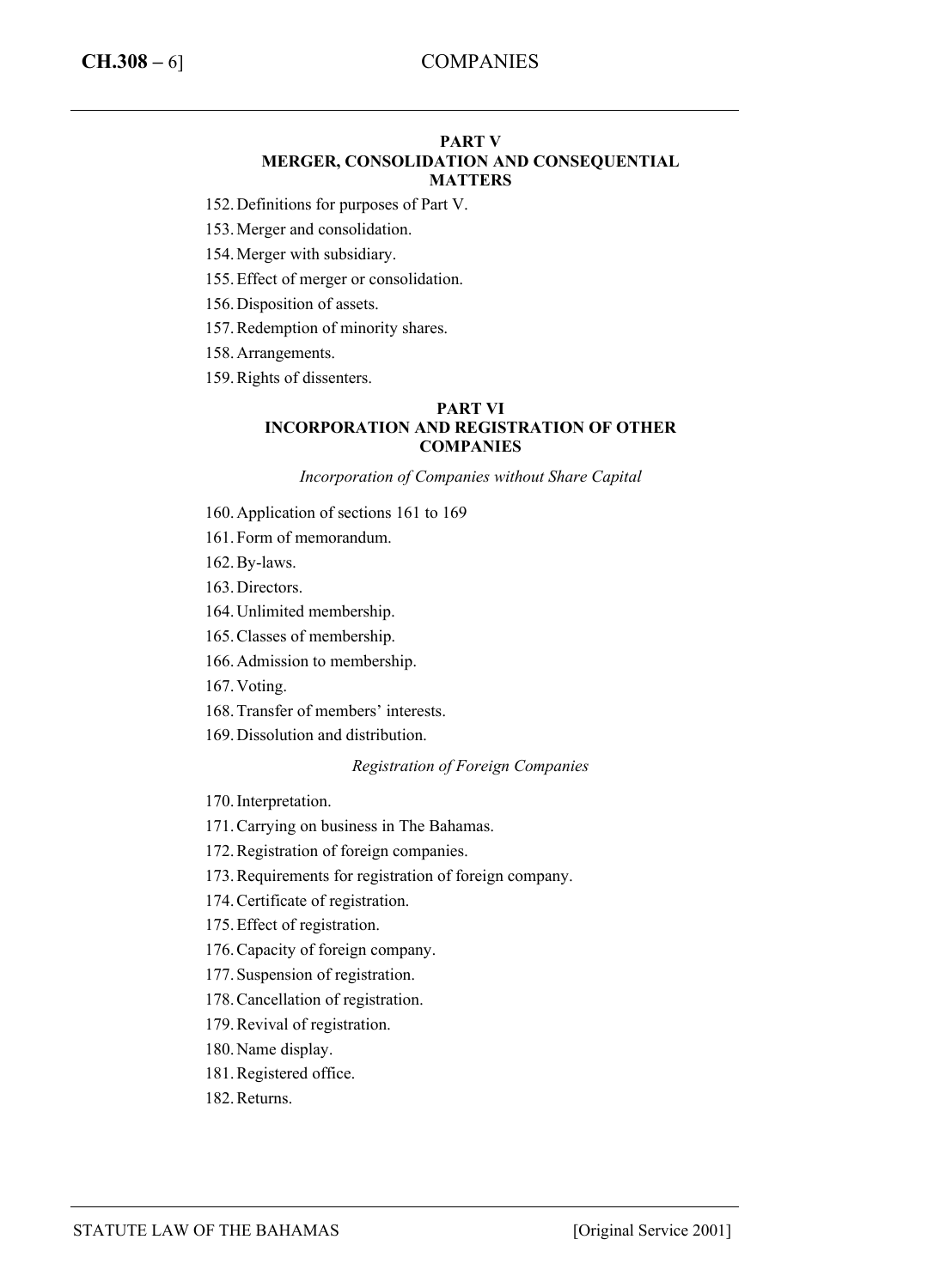## PART V
## MERGER, CONSOLIDATION AND CONSEQUENTIAL MATTERS

152. Definitions for purposes of Part V.

153. Merger and consolidation.

154. Merger with subsidiary.

155. Effect of merger or consolidation.

156. Disposition of assets.

157. Redemption of minority shares.

158. Arrangements.

159. Rights of dissenters.

## PART VI
## INCORPORATION AND REGISTRATION OF OTHER COMPANIES

*Incorporation of Companies without Share Capital*

160. Application of sections 161 to 169

161. Form of memorandum.

162. By-laws.

163. Directors.

164. Unlimited membership.

165. Classes of membership.

166. Admission to membership.

167. Voting.

168. Transfer of members' interests.

169. Dissolution and distribution.

*Registration of Foreign Companies*

170. Interpretation.

171. Carrying on business in The Bahamas.

172. Registration of foreign companies.

173. Requirements for registration of foreign company.

174. Certificate of registration.

175. Effect of registration.

176. Capacity of foreign company.

177. Suspension of registration.

178. Cancellation of registration.

179. Revival of registration.

180. Name display.

181. Registered office.

182. Returns.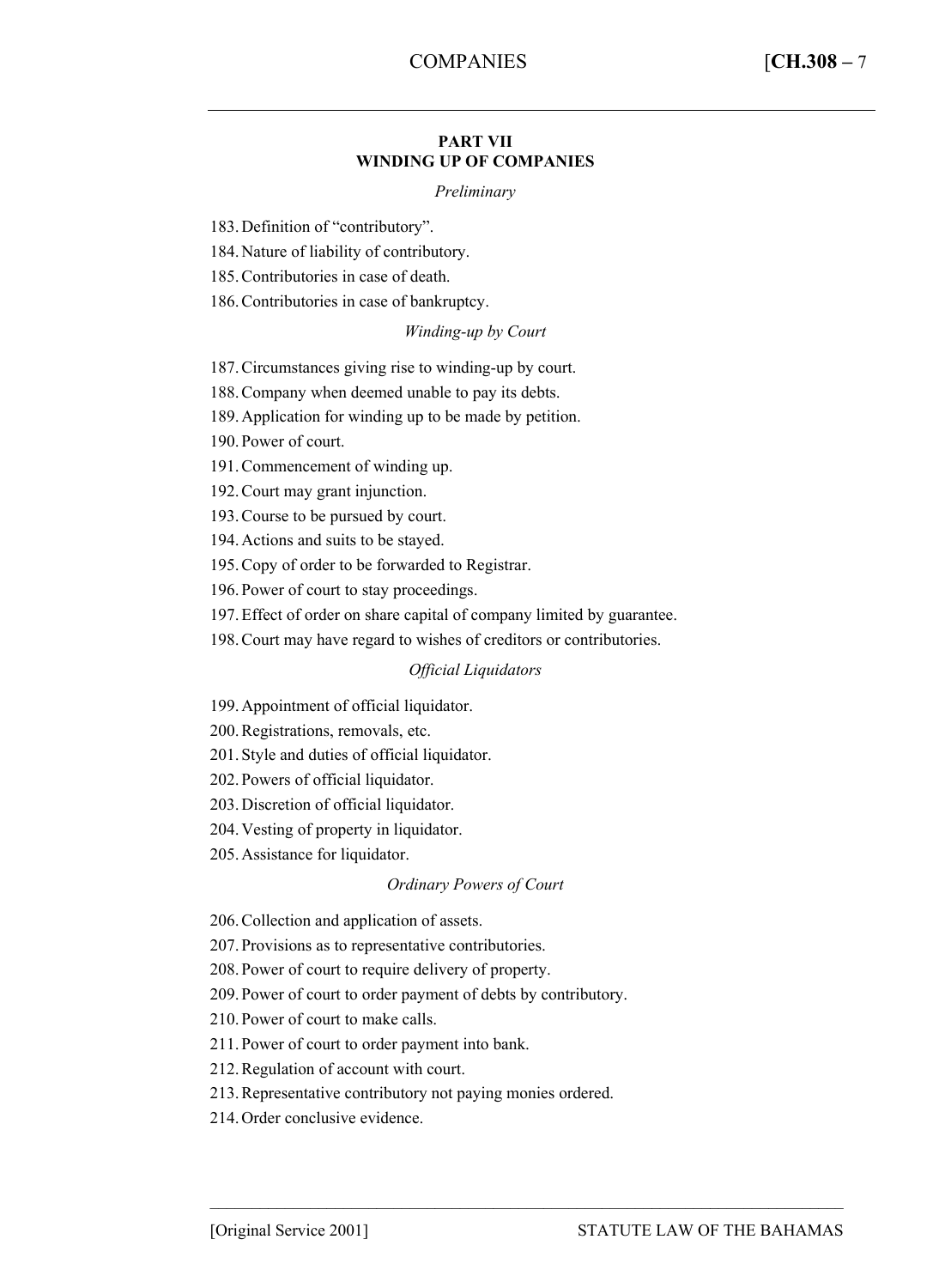## PART VII
## WINDING UP OF COMPANIES

*Preliminary*

183. Definition of "contributory".

184. Nature of liability of contributory.

185. Contributories in case of death.

186. Contributories in case of bankruptcy.

*Winding-up by Court*

187. Circumstances giving rise to winding-up by court.

188. Company when deemed unable to pay its debts.

189. Application for winding up to be made by petition.

190. Power of court.

191. Commencement of winding up.

192. Court may grant injunction.

193. Course to be pursued by court.

194. Actions and suits to be stayed.

195. Copy of order to be forwarded to Registrar.

196. Power of court to stay proceedings.

197. Effect of order on share capital of company limited by guarantee.

198. Court may have regard to wishes of creditors or contributories.

*Official Liquidators*

199. Appointment of official liquidator.

200. Registrations, removals, etc.

201. Style and duties of official liquidator.

202. Powers of official liquidator.

203. Discretion of official liquidator.

204. Vesting of property in liquidator.

205. Assistance for liquidator.

*Ordinary Powers of Court*

206. Collection and application of assets.

207. Provisions as to representative contributories.

208. Power of court to require delivery of property.

209. Power of court to order payment of debts by contributory.

210. Power of court to make calls.

211. Power of court to order payment into bank.

212. Regulation of account with court.

213. Representative contributory not paying monies ordered.

214. Order conclusive evidence.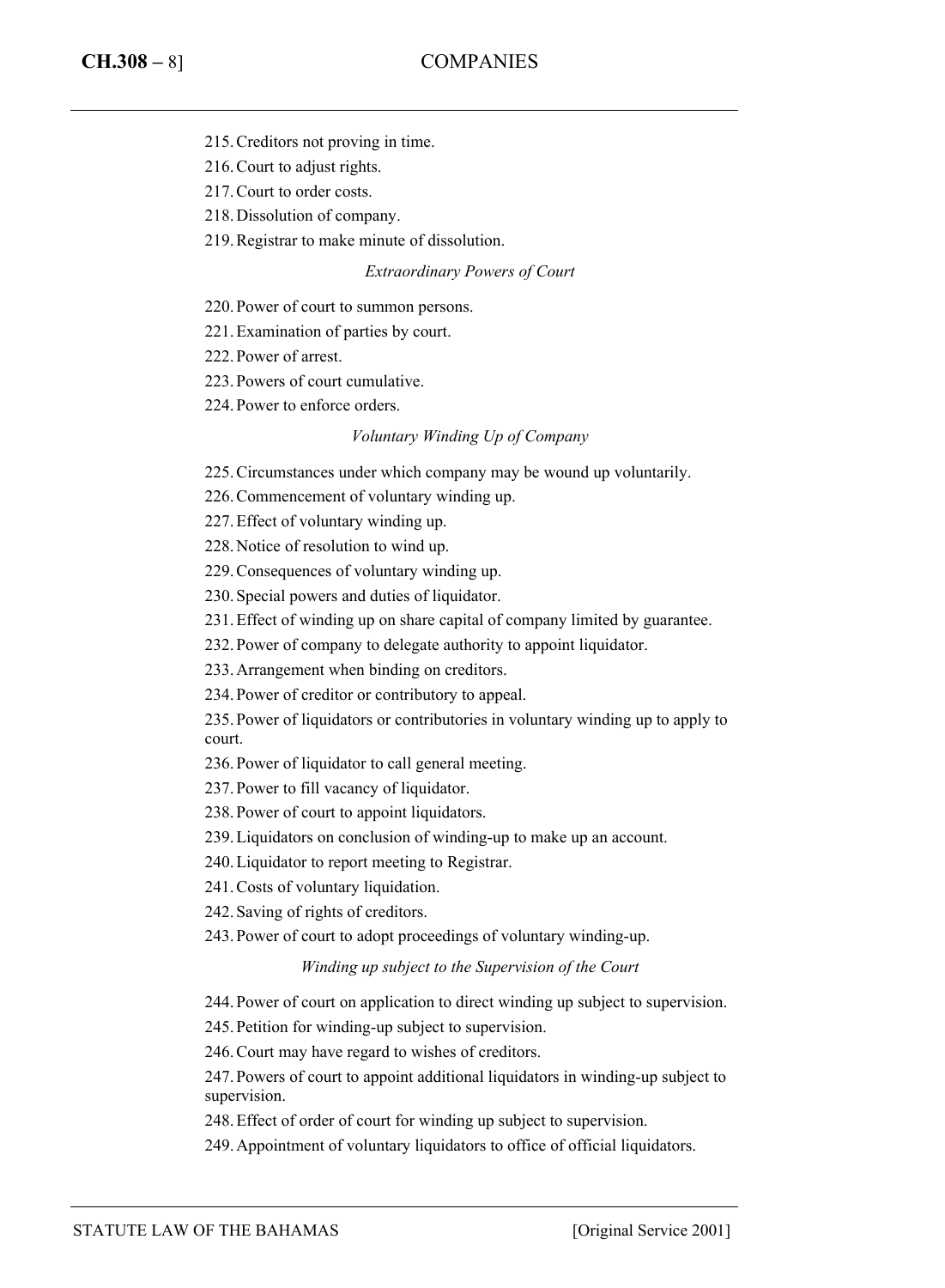215. Creditors not proving in time.

216. Court to adjust rights.

217. Court to order costs.

218. Dissolution of company.

219. Registrar to make minute of dissolution.

*Extraordinary Powers of Court*

220. Power of court to summon persons.

221. Examination of parties by court.

222. Power of arrest.

223. Powers of court cumulative.

224. Power to enforce orders.

*Voluntary Winding Up of Company*

225. Circumstances under which company may be wound up voluntarily.

226. Commencement of voluntary winding up.

227. Effect of voluntary winding up.

228. Notice of resolution to wind up.

229. Consequences of voluntary winding up.

230. Special powers and duties of liquidator.

231. Effect of winding up on share capital of company limited by guarantee.

232. Power of company to delegate authority to appoint liquidator.

233. Arrangement when binding on creditors.

234. Power of creditor or contributory to appeal.

235. Power of liquidators or contributories in voluntary winding up to apply to court.

236. Power of liquidator to call general meeting.

237. Power to fill vacancy of liquidator.

238. Power of court to appoint liquidators.

239. Liquidators on conclusion of winding-up to make up an account.

240. Liquidator to report meeting to Registrar.

241. Costs of voluntary liquidation.

242. Saving of rights of creditors.

243. Power of court to adopt proceedings of voluntary winding-up.

*Winding up subject to the Supervision of the Court*

244. Power of court on application to direct winding up subject to supervision.

245. Petition for winding-up subject to supervision.

246. Court may have regard to wishes of creditors.

247. Powers of court to appoint additional liquidators in winding-up subject to supervision.

248. Effect of order of court for winding up subject to supervision.

249. Appointment of voluntary liquidators to office of official liquidators.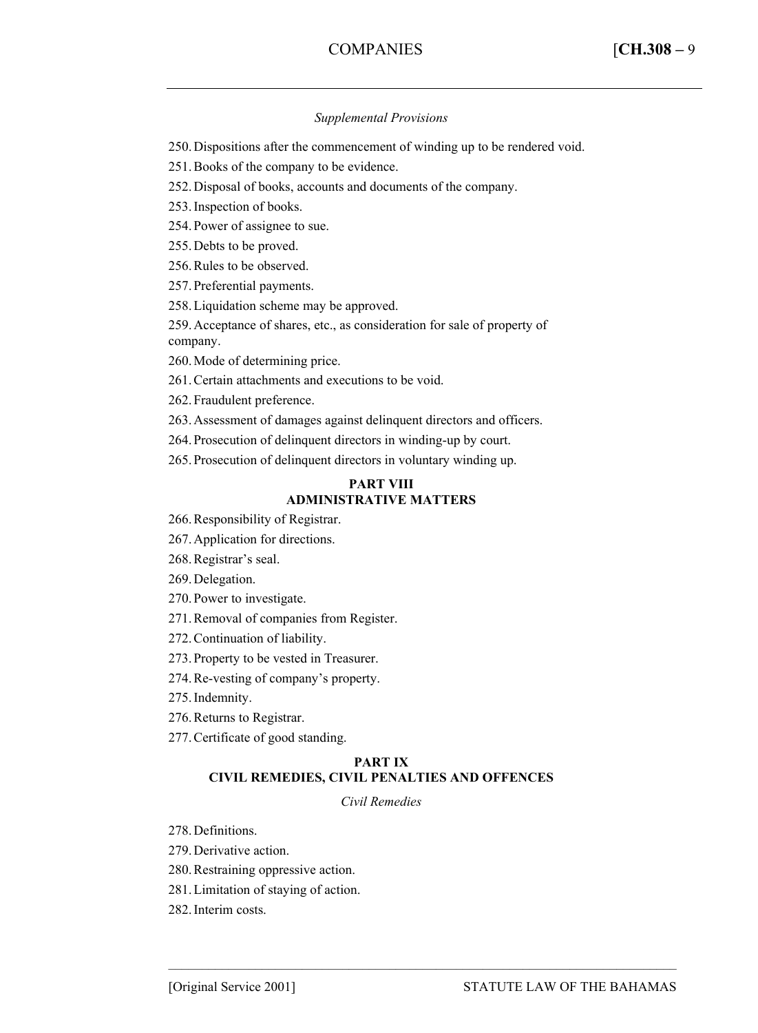*Supplemental Provisions*

250. Dispositions after the commencement of winding up to be rendered void.

251. Books of the company to be evidence.

252. Disposal of books, accounts and documents of the company.

253. Inspection of books.

254. Power of assignee to sue.

255. Debts to be proved.

256. Rules to be observed.

257. Preferential payments.

258. Liquidation scheme may be approved.

259. Acceptance of shares, etc., as consideration for sale of property of company.

260. Mode of determining price.

261. Certain attachments and executions to be void.

262. Fraudulent preference.

263. Assessment of damages against delinquent directors and officers.

264. Prosecution of delinquent directors in winding-up by court.

265. Prosecution of delinquent directors in voluntary winding up.

## PART VIII
## ADMINISTRATIVE MATTERS

266. Responsibility of Registrar.

267. Application for directions.

268. Registrar's seal.

269. Delegation.

270. Power to investigate.

271. Removal of companies from Register.

272. Continuation of liability.

273. Property to be vested in Treasurer.

274. Re-vesting of company's property.

275. Indemnity.

276. Returns to Registrar.

277. Certificate of good standing.

## PART IX
## CIVIL REMEDIES, CIVIL PENALTIES AND OFFENCES

*Civil Remedies*

278. Definitions.

279. Derivative action.

280. Restraining oppressive action.

281. Limitation of staying of action.

282. Interim costs.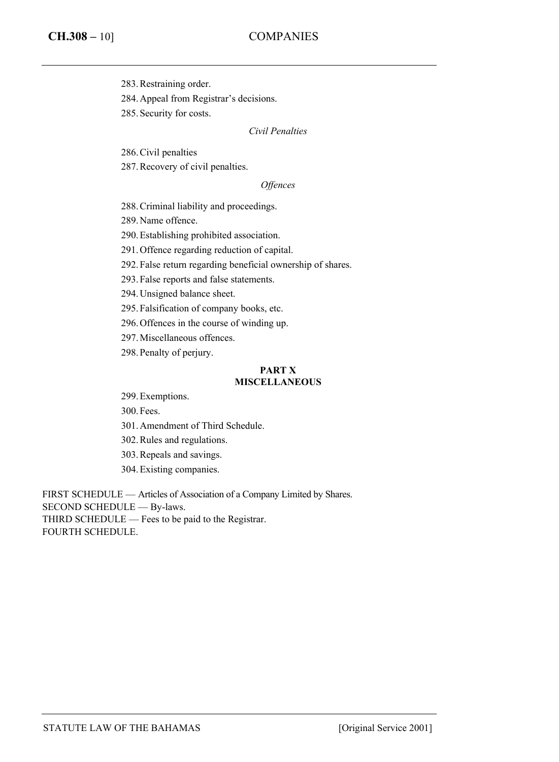283. Restraining order.

284. Appeal from Registrar's decisions.

285. Security for costs.

*Civil Penalties*

286. Civil penalties

287. Recovery of civil penalties.

*Offences*

288. Criminal liability and proceedings.

289. Name offence.

290. Establishing prohibited association.

291. Offence regarding reduction of capital.

292. False return regarding beneficial ownership of shares.

293. False reports and false statements.

294. Unsigned balance sheet.

295. Falsification of company books, etc.

296. Offences in the course of winding up.

297. Miscellaneous offences.

298. Penalty of perjury.

**PART X**
**MISCELLANEOUS**

299. Exemptions.

300. Fees.

301. Amendment of Third Schedule.

302. Rules and regulations.

303. Repeals and savings.

304. Existing companies.

FIRST SCHEDULE — Articles of Association of a Company Limited by Shares.
SECOND SCHEDULE — By-laws.
THIRD SCHEDULE — Fees to be paid to the Registrar.
FOURTH SCHEDULE.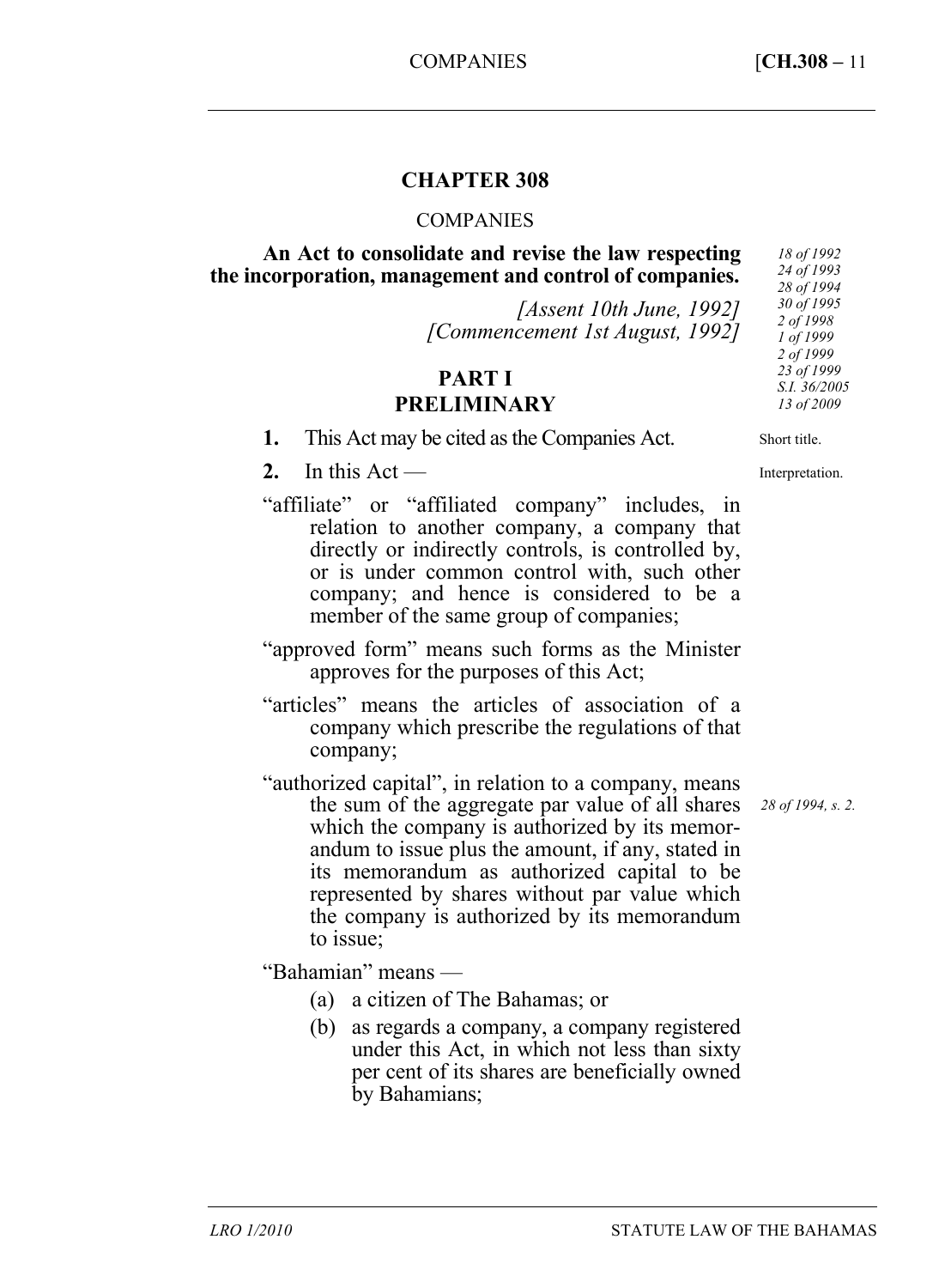# CHAPTER 308

## COMPANIES

**An Act to consolidate and revise the law respecting the incorporation, management and control of companies.**

*18 of 1992*
*24 of 1993*
*28 of 1994*
*30 of 1995*
*2 of 1998*
*1 of 1999*
*2 of 1999*
*23 of 1999*
*S.I. 36/2005*
*13 of 2009*

*[Assent 10th June, 1992]*
*[Commencement 1st August, 1992]*

## PART I
## PRELIMINARY

Short title.

**1.** This Act may be cited as the Companies Act.

Interpretation.

**2.** In this Act —

"affiliate" or "affiliated company" includes, in relation to another company, a company that directly or indirectly controls, is controlled by, or is under common control with, such other company; and hence is considered to be a member of the same group of companies;

"approved form" means such forms as the Minister approves for the purposes of this Act;

"articles" means the articles of association of a company which prescribe the regulations of that company;

*28 of 1994, s. 2.*

"authorized capital", in relation to a company, means the sum of the aggregate par value of all shares which the company is authorized by its memorandum to issue plus the amount, if any, stated in its memorandum as authorized capital to be represented by shares without par value which the company is authorized by its memorandum to issue;

"Bahamian" means —

(a) a citizen of The Bahamas; or

(b) as regards a company, a company registered under this Act, in which not less than sixty per cent of its shares are beneficially owned by Bahamians;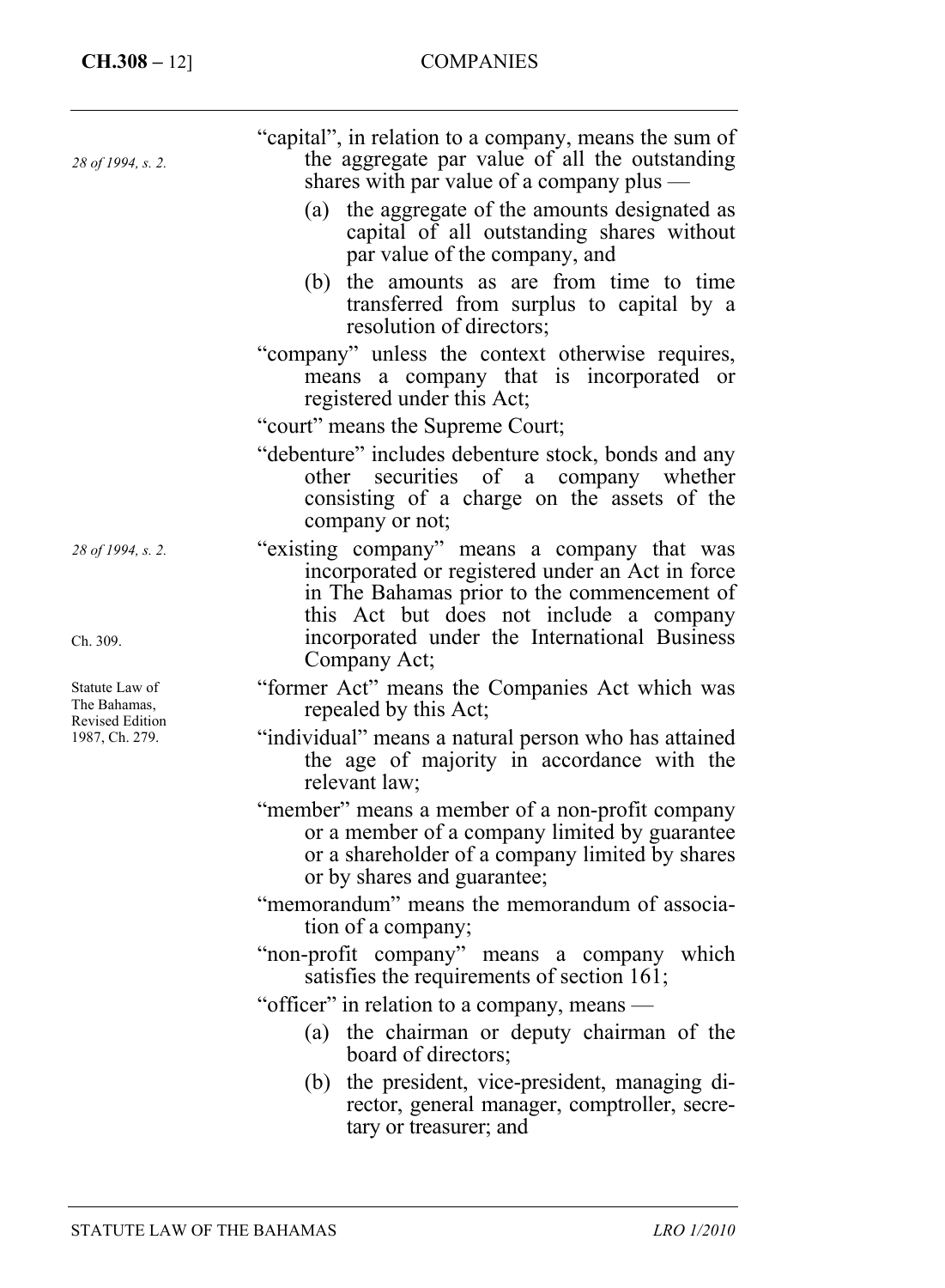*28 of 1994, s. 2.*

"capital", in relation to a company, means the sum of the aggregate par value of all the outstanding shares with par value of a company plus —

(a) the aggregate of the amounts designated as capital of all outstanding shares without par value of the company, and

(b) the amounts as are from time to time transferred from surplus to capital by a resolution of directors;

"company" unless the context otherwise requires, means a company that is incorporated or registered under this Act;

"court" means the Supreme Court;

"debenture" includes debenture stock, bonds and any other securities of a company whether consisting of a charge on the assets of the company or not;

*28 of 1994, s. 2.*

"existing company" means a company that was incorporated or registered under an Act in force in The Bahamas prior to the commencement of this Act but does not include a company incorporated under the International Business Company Act;

Ch. 309.

"former Act" means the Companies Act which was repealed by this Act;

Statute Law of The Bahamas, Revised Edition 1987, Ch. 279.

"individual" means a natural person who has attained the age of majority in accordance with the relevant law;

"member" means a member of a non-profit company or a member of a company limited by guarantee or a shareholder of a company limited by shares or by shares and guarantee;

"memorandum" means the memorandum of association of a company;

"non-profit company" means a company which satisfies the requirements of section 161;

"officer" in relation to a company, means —

(a) the chairman or deputy chairman of the board of directors;

(b) the president, vice-president, managing director, general manager, comptroller, secretary or treasurer; and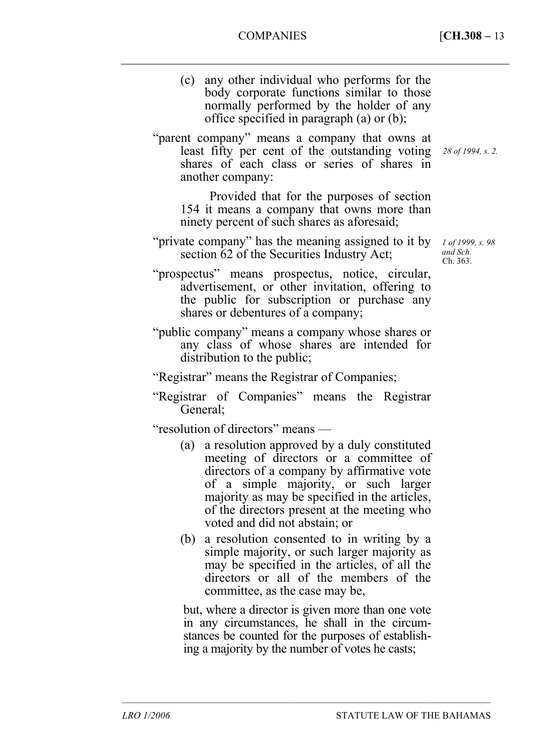(c) any other individual who performs for the body corporate functions similar to those normally performed by the holder of any office specified in paragraph (a) or (b);

"parent company" means a company that owns at least fifty per cent of the outstanding voting shares of each class or series of shares in another company:

*28 of 1994, s. 2.*

Provided that for the purposes of section 154 it means a company that owns more than ninety percent of such shares as aforesaid;

"private company" has the meaning assigned to it by section 62 of the Securities Industry Act;

*1 of 1999, s. 98 and Sch.*
Ch. 363.

"prospectus" means prospectus, notice, circular, advertisement, or other invitation, offering to the public for subscription or purchase any shares or debentures of a company;

"public company" means a company whose shares or any class of whose shares are intended for distribution to the public;

"Registrar" means the Registrar of Companies;

"Registrar of Companies" means the Registrar General;

"resolution of directors" means —

(a) a resolution approved by a duly constituted meeting of directors or a committee of directors of a company by affirmative vote of a simple majority, or such larger majority as may be specified in the articles, of the directors present at the meeting who voted and did not abstain; or

(b) a resolution consented to in writing by a simple majority, or such larger majority as may be specified in the articles, of all the directors or all of the members of the committee, as the case may be,

but, where a director is given more than one vote in any circumstances, he shall in the circumstances be counted for the purposes of establishing a majority by the number of votes he casts;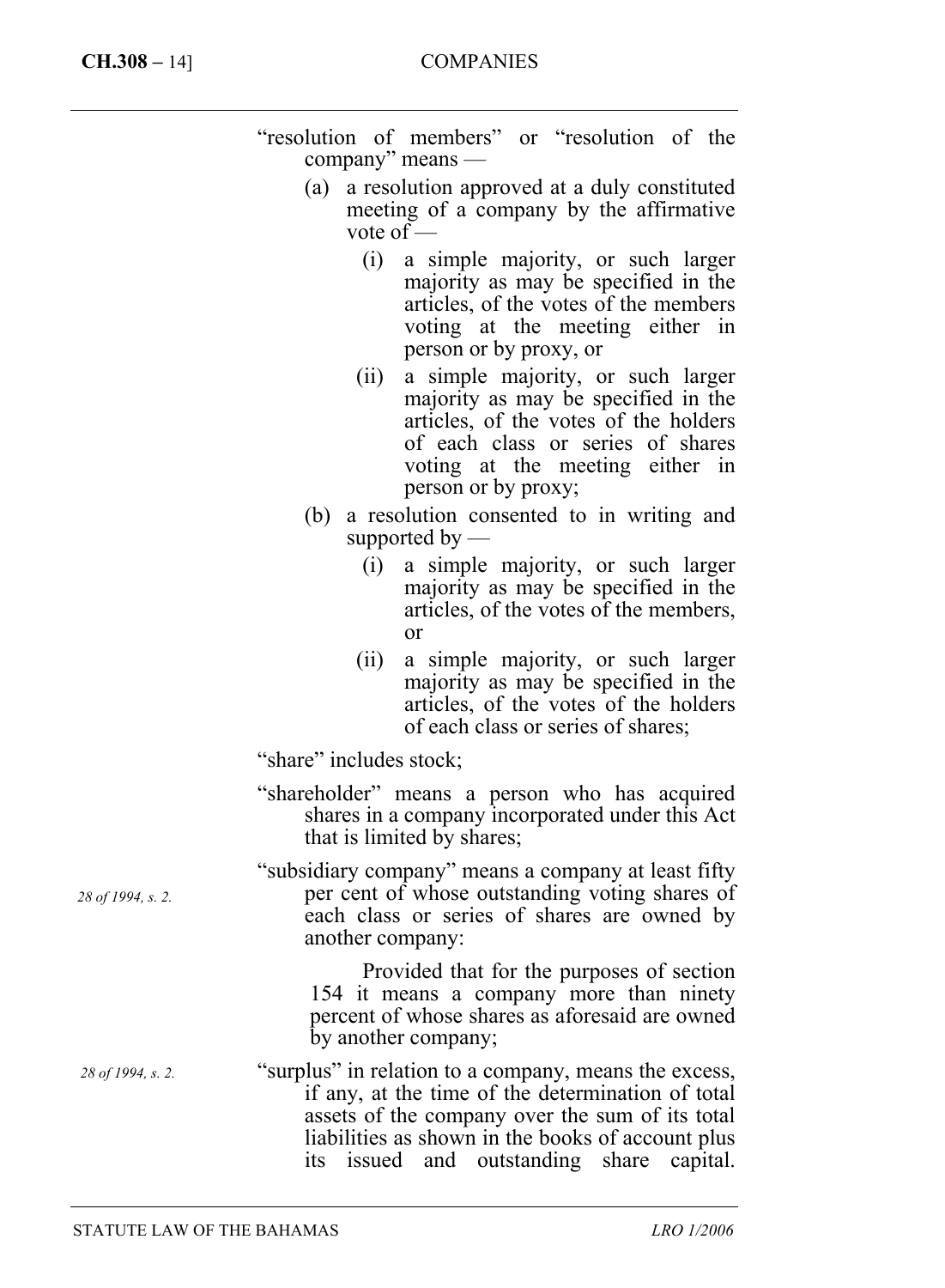"resolution of members" or "resolution of the company" means —

(a) a resolution approved at a duly constituted meeting of a company by the affirmative vote of —

  (i) a simple majority, or such larger majority as may be specified in the articles, of the votes of the members voting at the meeting either in person or by proxy, or

  (ii) a simple majority, or such larger majority as may be specified in the articles, of the votes of the holders of each class or series of shares voting at the meeting either in person or by proxy;

(b) a resolution consented to in writing and supported by —

  (i) a simple majority, or such larger majority as may be specified in the articles, of the votes of the members, or

  (ii) a simple majority, or such larger majority as may be specified in the articles, of the votes of the holders of each class or series of shares;

"share" includes stock;

"shareholder" means a person who has acquired shares in a company incorporated under this Act that is limited by shares;

*28 of 1994, s. 2.*

"subsidiary company" means a company at least fifty per cent of whose outstanding voting shares of each class or series of shares are owned by another company:

Provided that for the purposes of section 154 it means a company more than ninety percent of whose shares as aforesaid are owned by another company;

*28 of 1994, s. 2.*

"surplus" in relation to a company, means the excess, if any, at the time of the determination of total assets of the company over the sum of its total liabilities as shown in the books of account plus its issued and outstanding share capital.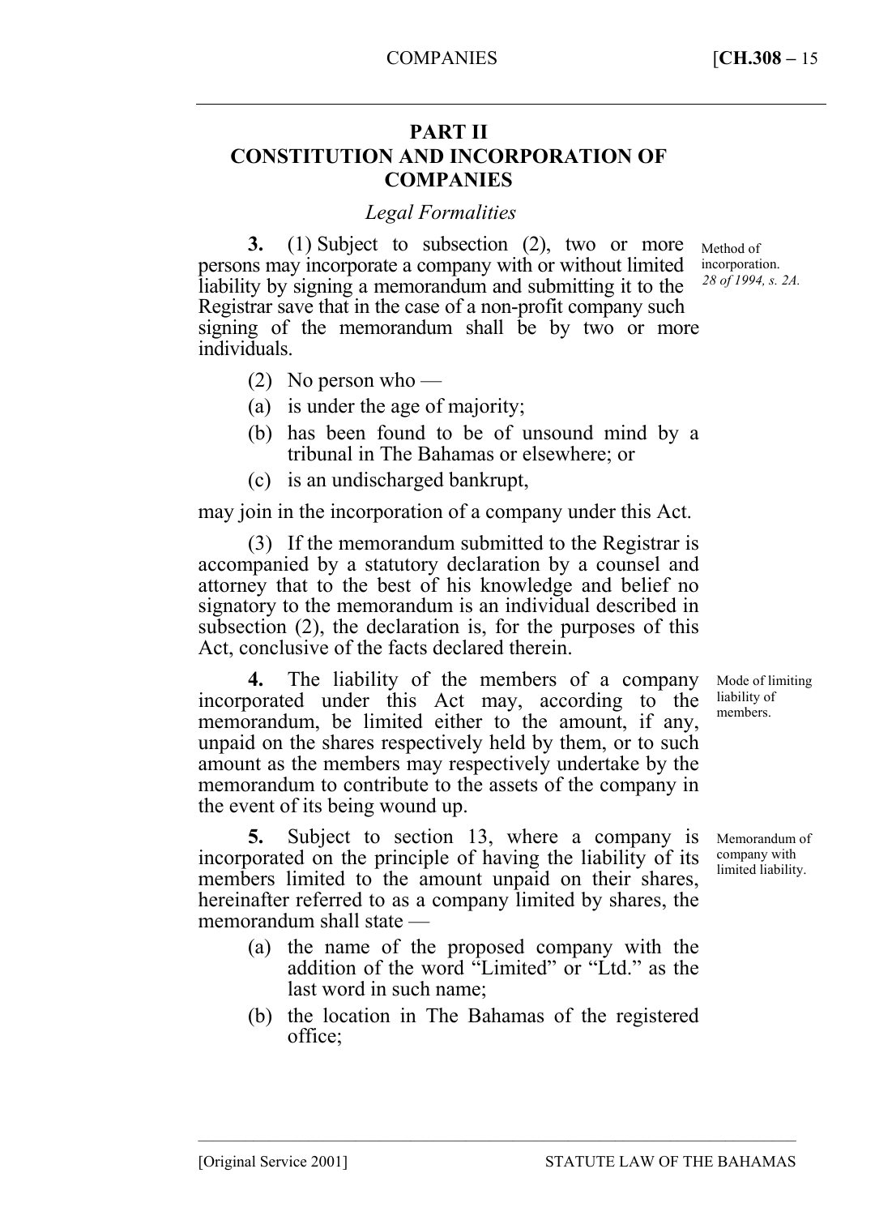## PART II
## CONSTITUTION AND INCORPORATION OF COMPANIES

### *Legal Formalities*

Method of incorporation. *28 of 1994, s. 2A.*

**3.** (1) Subject to subsection (2), two or more persons may incorporate a company with or without limited liability by signing a memorandum and submitting it to the Registrar save that in the case of a non-profit company such signing of the memorandum shall be by two or more individuals.

(2) No person who —

(a) is under the age of majority;

(b) has been found to be of unsound mind by a tribunal in The Bahamas or elsewhere; or

(c) is an undischarged bankrupt,

may join in the incorporation of a company under this Act.

(3) If the memorandum submitted to the Registrar is accompanied by a statutory declaration by a counsel and attorney that to the best of his knowledge and belief no signatory to the memorandum is an individual described in subsection (2), the declaration is, for the purposes of this Act, conclusive of the facts declared therein.

Mode of limiting liability of members.

**4.** The liability of the members of a company incorporated under this Act may, according to the memorandum, be limited either to the amount, if any, unpaid on the shares respectively held by them, or to such amount as the members may respectively undertake by the memorandum to contribute to the assets of the company in the event of its being wound up.

Memorandum of company with limited liability.

**5.** Subject to section 13, where a company is incorporated on the principle of having the liability of its members limited to the amount unpaid on their shares, hereinafter referred to as a company limited by shares, the memorandum shall state —

(a) the name of the proposed company with the addition of the word "Limited" or "Ltd." as the last word in such name;

(b) the location in The Bahamas of the registered office;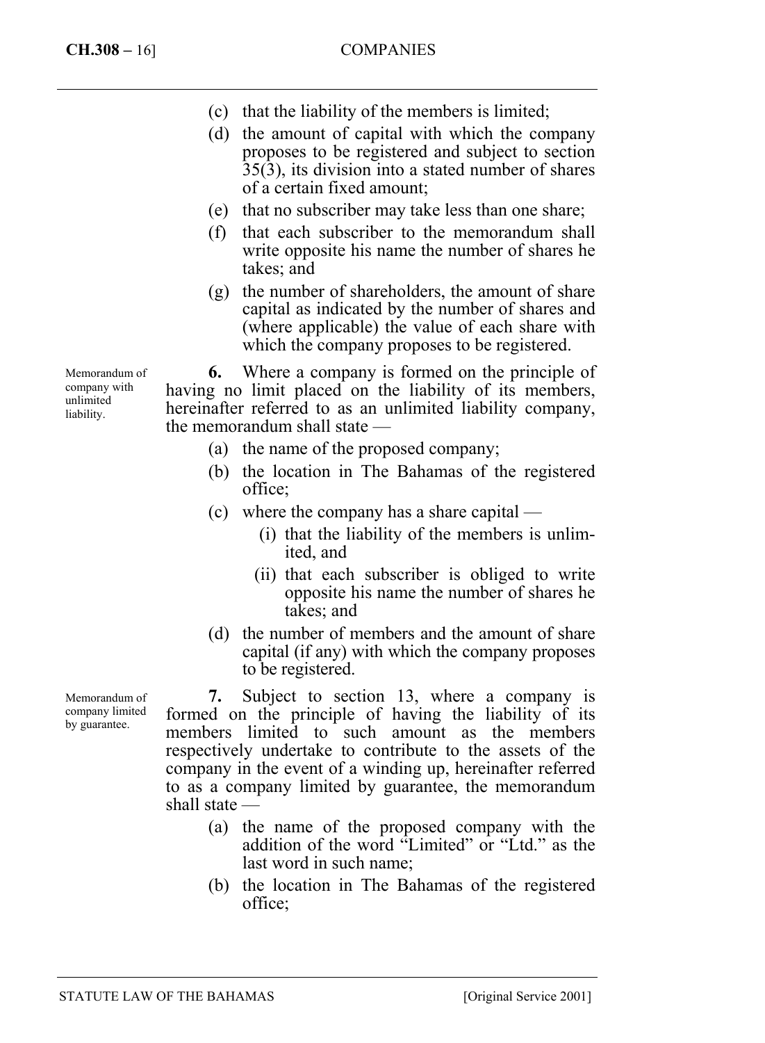(c) that the liability of the members is limited;

(d) the amount of capital with which the company proposes to be registered and subject to section 35(3), its division into a stated number of shares of a certain fixed amount;

(e) that no subscriber may take less than one share;

(f) that each subscriber to the memorandum shall write opposite his name the number of shares he takes; and

(g) the number of shareholders, the amount of share capital as indicated by the number of shares and (where applicable) the value of each share with which the company proposes to be registered.

*Memorandum of company with unlimited liability.*

**6.** Where a company is formed on the principle of having no limit placed on the liability of its members, hereinafter referred to as an unlimited liability company, the memorandum shall state —

(a) the name of the proposed company;

(b) the location in The Bahamas of the registered office;

(c) where the company has a share capital —

(i) that the liability of the members is unlimited, and

(ii) that each subscriber is obliged to write opposite his name the number of shares he takes; and

(d) the number of members and the amount of share capital (if any) with which the company proposes to be registered.

*Memorandum of company limited by guarantee.*

**7.** Subject to section 13, where a company is formed on the principle of having the liability of its members limited to such amount as the members respectively undertake to contribute to the assets of the company in the event of a winding up, hereinafter referred to as a company limited by guarantee, the memorandum shall state —

(a) the name of the proposed company with the addition of the word "Limited" or "Ltd." as the last word in such name;

(b) the location in The Bahamas of the registered office;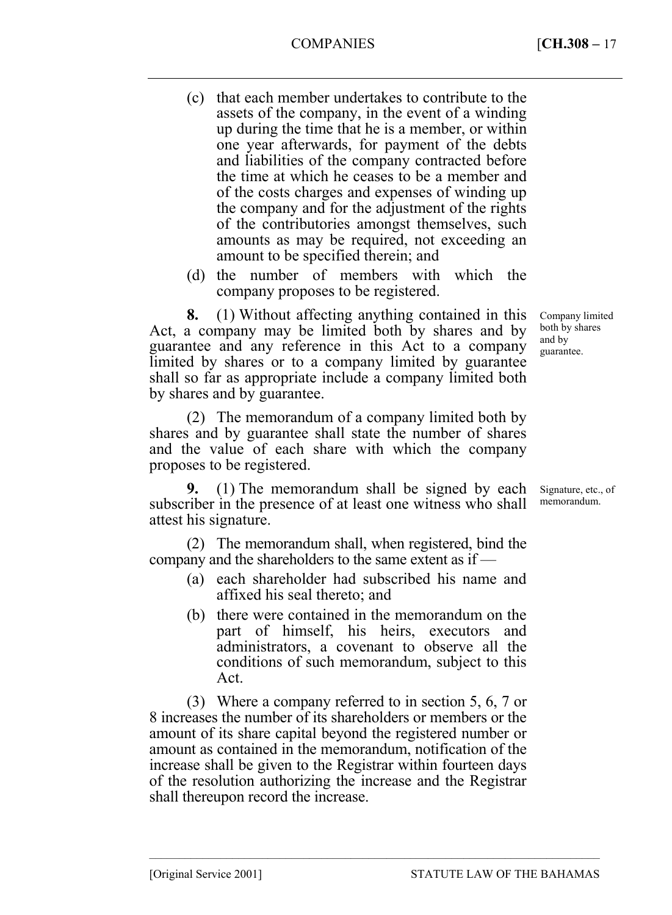(c) that each member undertakes to contribute to the assets of the company, in the event of a winding up during the time that he is a member, or within one year afterwards, for payment of the debts and liabilities of the company contracted before the time at which he ceases to be a member and of the costs charges and expenses of winding up the company and for the adjustment of the rights of the contributories amongst themselves, such amounts as may be required, not exceeding an amount to be specified therein; and

(d) the number of members with which the company proposes to be registered.

Company limited both by shares and by guarantee.

**8.** (1) Without affecting anything contained in this Act, a company may be limited both by shares and by guarantee and any reference in this Act to a company limited by shares or to a company limited by guarantee shall so far as appropriate include a company limited both by shares and by guarantee.

(2) The memorandum of a company limited both by shares and by guarantee shall state the number of shares and the value of each share with which the company proposes to be registered.

Signature, etc., of memorandum.

**9.** (1) The memorandum shall be signed by each subscriber in the presence of at least one witness who shall attest his signature.

(2) The memorandum shall, when registered, bind the company and the shareholders to the same extent as if —

(a) each shareholder had subscribed his name and affixed his seal thereto; and

(b) there were contained in the memorandum on the part of himself, his heirs, executors and administrators, a covenant to observe all the conditions of such memorandum, subject to this Act.

(3) Where a company referred to in section 5, 6, 7 or 8 increases the number of its shareholders or members or the amount of its share capital beyond the registered number or amount as contained in the memorandum, notification of the increase shall be given to the Registrar within fourteen days of the resolution authorizing the increase and the Registrar shall thereupon record the increase.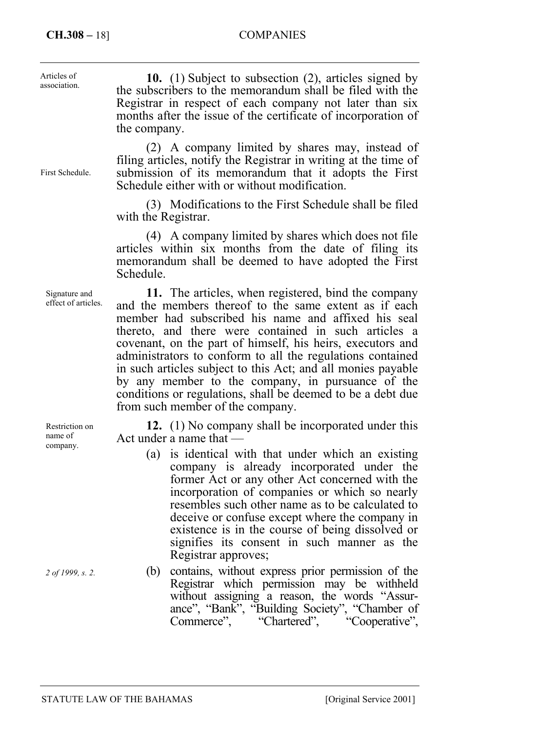Articles of association.

**10.** (1) Subject to subsection (2), articles signed by the subscribers to the memorandum shall be filed with the Registrar in respect of each company not later than six months after the issue of the certificate of incorporation of the company.

First Schedule.

(2) A company limited by shares may, instead of filing articles, notify the Registrar in writing at the time of submission of its memorandum that it adopts the First Schedule either with or without modification.

(3) Modifications to the First Schedule shall be filed with the Registrar.

(4) A company limited by shares which does not file articles within six months from the date of filing its memorandum shall be deemed to have adopted the First Schedule.

Signature and effect of articles.

**11.** The articles, when registered, bind the company and the members thereof to the same extent as if each member had subscribed his name and affixed his seal thereto, and there were contained in such articles a covenant, on the part of himself, his heirs, executors and administrators to conform to all the regulations contained in such articles subject to this Act; and all monies payable by any member to the company, in pursuance of the conditions or regulations, shall be deemed to be a debt due from such member of the company.

Restriction on name of company.

**12.** (1) No company shall be incorporated under this Act under a name that —

(a) is identical with that under which an existing company is already incorporated under the former Act or any other Act concerned with the incorporation of companies or which so nearly resembles such other name as to be calculated to deceive or confuse except where the company in existence is in the course of being dissolved or signifies its consent in such manner as the Registrar approves;

*2 of 1999, s. 2.*

(b) contains, without express prior permission of the Registrar which permission may be withheld without assigning a reason, the words "Assurance", "Bank", "Building Society", "Chamber of Commerce", "Chartered", "Cooperative",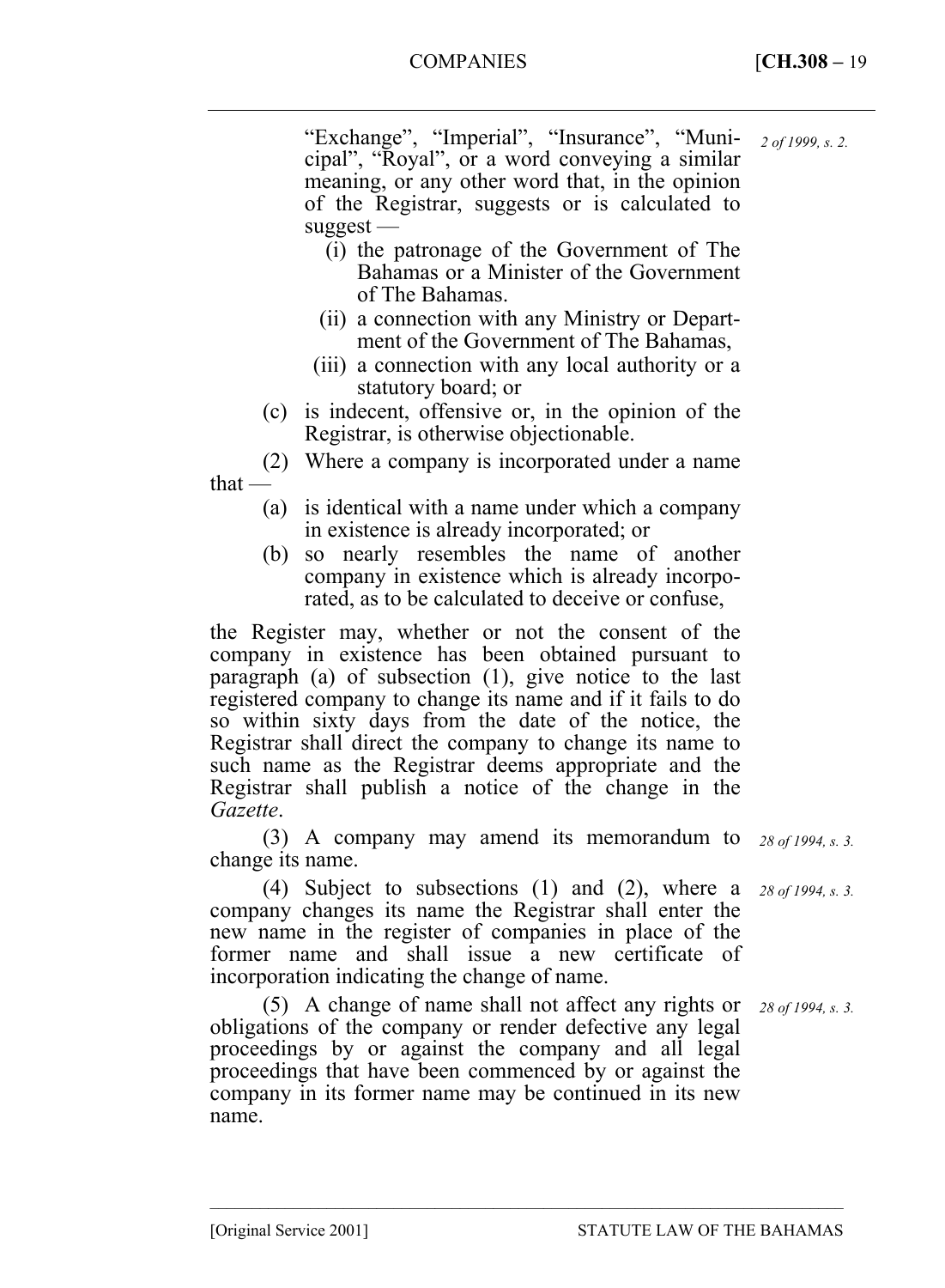"Exchange", "Imperial", "Insurance", "Municipal", "Royal", or a word conveying a similar meaning, or any other word that, in the opinion of the Registrar, suggests or is calculated to suggest — *2 of 1999, s. 2.*

(i) the patronage of the Government of The Bahamas or a Minister of the Government of The Bahamas.

(ii) a connection with any Ministry or Department of the Government of The Bahamas,

(iii) a connection with any local authority or a statutory board; or

(c) is indecent, offensive or, in the opinion of the Registrar, is otherwise objectionable.

(2) Where a company is incorporated under a name that —

(a) is identical with a name under which a company in existence is already incorporated; or

(b) so nearly resembles the name of another company in existence which is already incorporated, as to be calculated to deceive or confuse,

the Register may, whether or not the consent of the company in existence has been obtained pursuant to paragraph (a) of subsection (1), give notice to the last registered company to change its name and if it fails to do so within sixty days from the date of the notice, the Registrar shall direct the company to change its name to such name as the Registrar deems appropriate and the Registrar shall publish a notice of the change in the *Gazette*.

(3) A company may amend its memorandum to change its name. *28 of 1994, s. 3.*

(4) Subject to subsections (1) and (2), where a company changes its name the Registrar shall enter the new name in the register of companies in place of the former name and shall issue a new certificate of incorporation indicating the change of name. *28 of 1994, s. 3.*

(5) A change of name shall not affect any rights or obligations of the company or render defective any legal proceedings by or against the company and all legal proceedings that have been commenced by or against the company in its former name may be continued in its new name. *28 of 1994, s. 3.*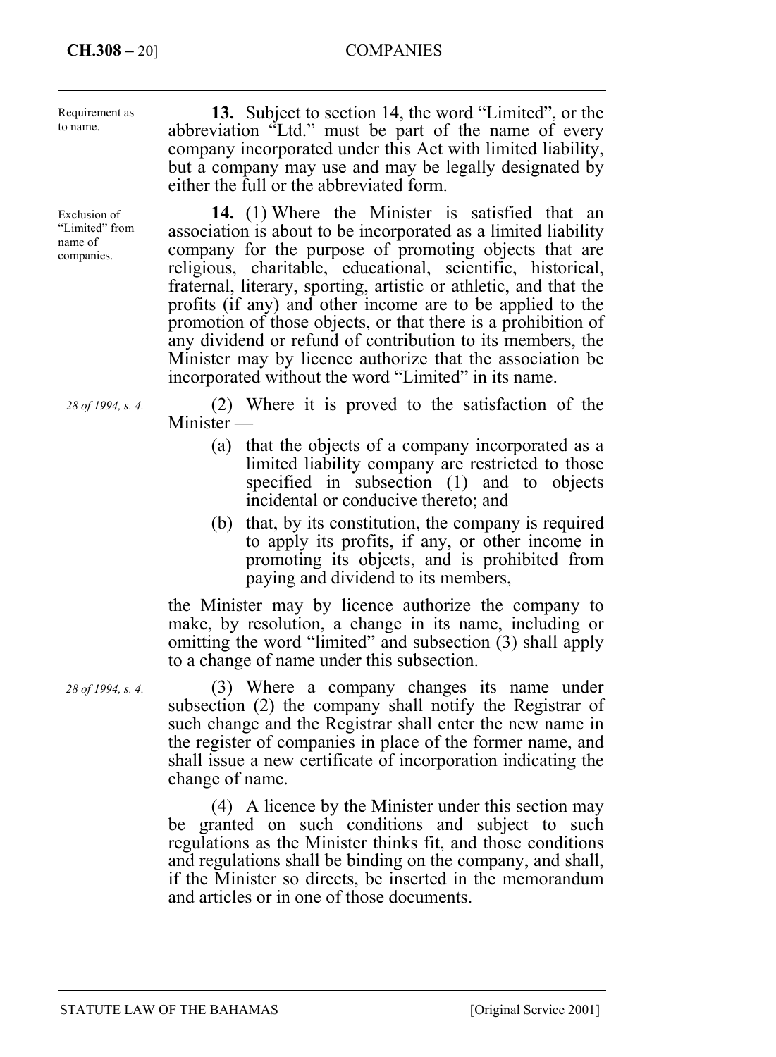Requirement as to name.

**13.** Subject to section 14, the word "Limited", or the abbreviation "Ltd." must be part of the name of every company incorporated under this Act with limited liability, but a company may use and may be legally designated by either the full or the abbreviated form.

Exclusion of "Limited" from name of companies.

**14.** (1) Where the Minister is satisfied that an association is about to be incorporated as a limited liability company for the purpose of promoting objects that are religious, charitable, educational, scientific, historical, fraternal, literary, sporting, artistic or athletic, and that the profits (if any) and other income are to be applied to the promotion of those objects, or that there is a prohibition of any dividend or refund of contribution to its members, the Minister may by licence authorize that the association be incorporated without the word "Limited" in its name.

*28 of 1994, s. 4.*

(2) Where it is proved to the satisfaction of the Minister —

(a) that the objects of a company incorporated as a limited liability company are restricted to those specified in subsection (1) and to objects incidental or conducive thereto; and

(b) that, by its constitution, the company is required to apply its profits, if any, or other income in promoting its objects, and is prohibited from paying and dividend to its members,

the Minister may by licence authorize the company to make, by resolution, a change in its name, including or omitting the word "limited" and subsection (3) shall apply to a change of name under this subsection.

*28 of 1994, s. 4.*

(3) Where a company changes its name under subsection (2) the company shall notify the Registrar of such change and the Registrar shall enter the new name in the register of companies in place of the former name, and shall issue a new certificate of incorporation indicating the change of name.

(4) A licence by the Minister under this section may be granted on such conditions and subject to such regulations as the Minister thinks fit, and those conditions and regulations shall be binding on the company, and shall, if the Minister so directs, be inserted in the memorandum and articles or in one of those documents.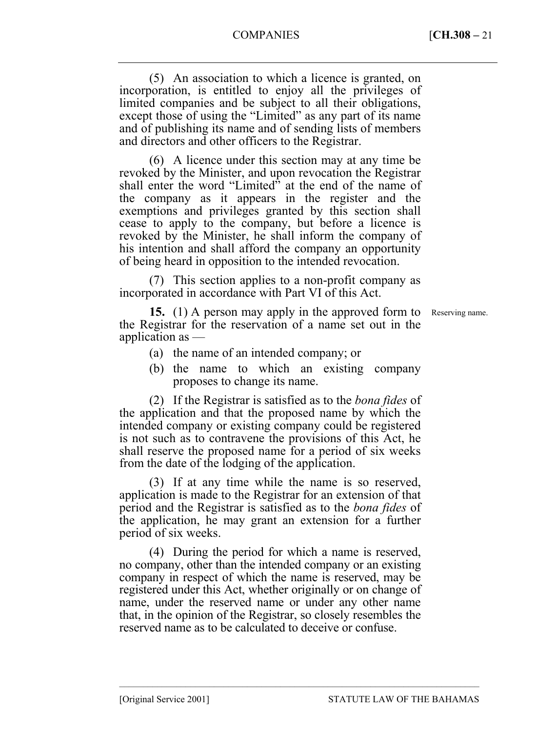(5) An association to which a licence is granted, on incorporation, is entitled to enjoy all the privileges of limited companies and be subject to all their obligations, except those of using the "Limited" as any part of its name and of publishing its name and of sending lists of members and directors and other officers to the Registrar.

(6) A licence under this section may at any time be revoked by the Minister, and upon revocation the Registrar shall enter the word "Limited" at the end of the name of the company as it appears in the register and the exemptions and privileges granted by this section shall cease to apply to the company, but before a licence is revoked by the Minister, he shall inform the company of his intention and shall afford the company an opportunity of being heard in opposition to the intended revocation.

(7) This section applies to a non-profit company as incorporated in accordance with Part VI of this Act.

Reserving name.

**15.** (1) A person may apply in the approved form to the Registrar for the reservation of a name set out in the application as —

(a) the name of an intended company; or

(b) the name to which an existing company proposes to change its name.

(2) If the Registrar is satisfied as to the *bona fides* of the application and that the proposed name by which the intended company or existing company could be registered is not such as to contravene the provisions of this Act, he shall reserve the proposed name for a period of six weeks from the date of the lodging of the application.

(3) If at any time while the name is so reserved, application is made to the Registrar for an extension of that period and the Registrar is satisfied as to the *bona fides* of the application, he may grant an extension for a further period of six weeks.

(4) During the period for which a name is reserved, no company, other than the intended company or an existing company in respect of which the name is reserved, may be registered under this Act, whether originally or on change of name, under the reserved name or under any other name that, in the opinion of the Registrar, so closely resembles the reserved name as to be calculated to deceive or confuse.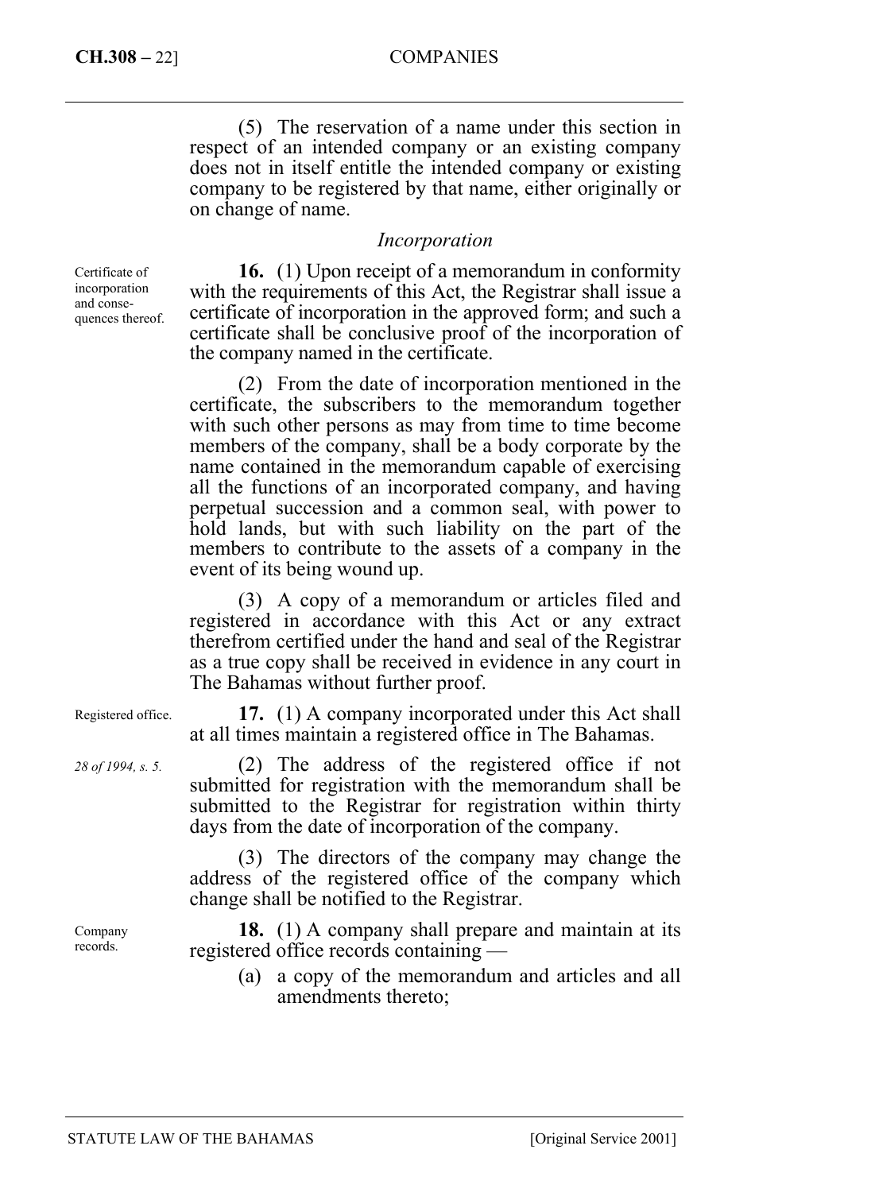(5) The reservation of a name under this section in respect of an intended company or an existing company does not in itself entitle the intended company or existing company to be registered by that name, either originally or on change of name.

*Incorporation*

Certificate of incorporation and consequences thereof.

**16.** (1) Upon receipt of a memorandum in conformity with the requirements of this Act, the Registrar shall issue a certificate of incorporation in the approved form; and such a certificate shall be conclusive proof of the incorporation of the company named in the certificate.

(2) From the date of incorporation mentioned in the certificate, the subscribers to the memorandum together with such other persons as may from time to time become members of the company, shall be a body corporate by the name contained in the memorandum capable of exercising all the functions of an incorporated company, and having perpetual succession and a common seal, with power to hold lands, but with such liability on the part of the members to contribute to the assets of a company in the event of its being wound up.

(3) A copy of a memorandum or articles filed and registered in accordance with this Act or any extract therefrom certified under the hand and seal of the Registrar as a true copy shall be received in evidence in any court in The Bahamas without further proof.

Registered office.

**17.** (1) A company incorporated under this Act shall at all times maintain a registered office in The Bahamas.

*28 of 1994, s. 5.*

(2) The address of the registered office if not submitted for registration with the memorandum shall be submitted to the Registrar for registration within thirty days from the date of incorporation of the company.

(3) The directors of the company may change the address of the registered office of the company which change shall be notified to the Registrar.

Company records.

**18.** (1) A company shall prepare and maintain at its registered office records containing —

(a) a copy of the memorandum and articles and all amendments thereto;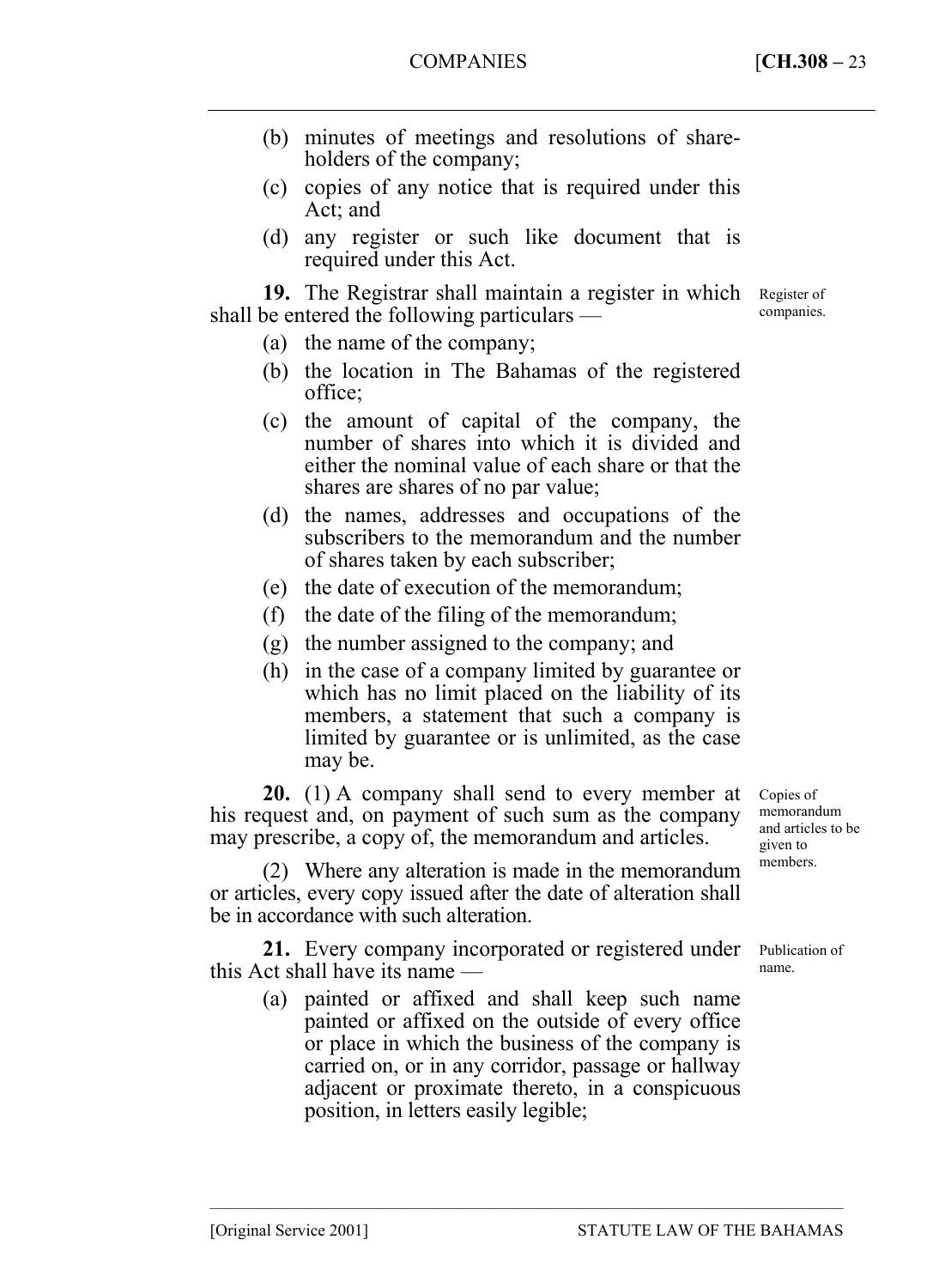(b) minutes of meetings and resolutions of shareholders of the company;

(c) copies of any notice that is required under this Act; and

(d) any register or such like document that is required under this Act.

**19.** The Registrar shall maintain a register in which shall be entered the following particulars —

Register of companies.

(a) the name of the company;

(b) the location in The Bahamas of the registered office;

(c) the amount of capital of the company, the number of shares into which it is divided and either the nominal value of each share or that the shares are shares of no par value;

(d) the names, addresses and occupations of the subscribers to the memorandum and the number of shares taken by each subscriber;

(e) the date of execution of the memorandum;

(f) the date of the filing of the memorandum;

(g) the number assigned to the company; and

(h) in the case of a company limited by guarantee or which has no limit placed on the liability of its members, a statement that such a company is limited by guarantee or is unlimited, as the case may be.

**20.** (1) A company shall send to every member at his request and, on payment of such sum as the company may prescribe, a copy of, the memorandum and articles.

Copies of memorandum and articles to be given to members.

(2) Where any alteration is made in the memorandum or articles, every copy issued after the date of alteration shall be in accordance with such alteration.

**21.** Every company incorporated or registered under this Act shall have its name —

Publication of name.

(a) painted or affixed and shall keep such name painted or affixed on the outside of every office or place in which the business of the company is carried on, or in any corridor, passage or hallway adjacent or proximate thereto, in a conspicuous position, in letters easily legible;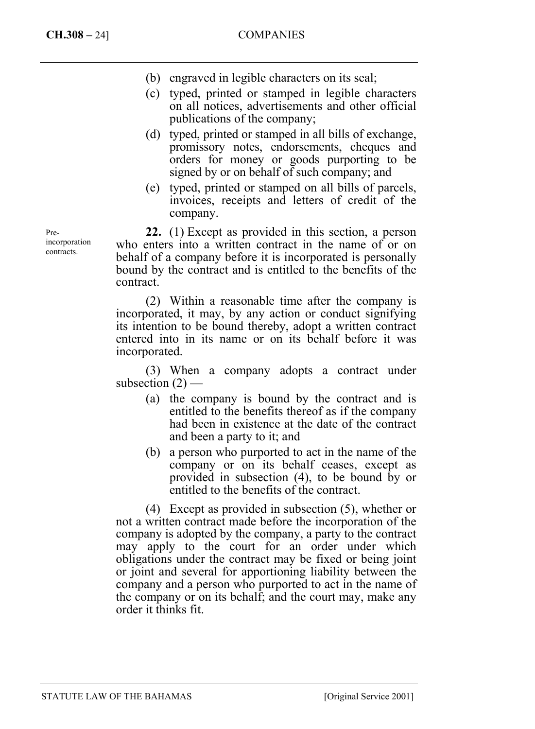(b) engraved in legible characters on its seal;

(c) typed, printed or stamped in legible characters on all notices, advertisements and other official publications of the company;

(d) typed, printed or stamped in all bills of exchange, promissory notes, endorsements, cheques and orders for money or goods purporting to be signed by or on behalf of such company; and

(e) typed, printed or stamped on all bills of parcels, invoices, receipts and letters of credit of the company.

Pre-incorporation contracts.

**22.** (1) Except as provided in this section, a person who enters into a written contract in the name of or on behalf of a company before it is incorporated is personally bound by the contract and is entitled to the benefits of the contract.

(2) Within a reasonable time after the company is incorporated, it may, by any action or conduct signifying its intention to be bound thereby, adopt a written contract entered into in its name or on its behalf before it was incorporated.

(3) When a company adopts a contract under subsection (2) —

(a) the company is bound by the contract and is entitled to the benefits thereof as if the company had been in existence at the date of the contract and been a party to it; and

(b) a person who purported to act in the name of the company or on its behalf ceases, except as provided in subsection (4), to be bound by or entitled to the benefits of the contract.

(4) Except as provided in subsection (5), whether or not a written contract made before the incorporation of the company is adopted by the company, a party to the contract may apply to the court for an order under which obligations under the contract may be fixed or being joint or joint and several for apportioning liability between the company and a person who purported to act in the name of the company or on its behalf; and the court may, make any order it thinks fit.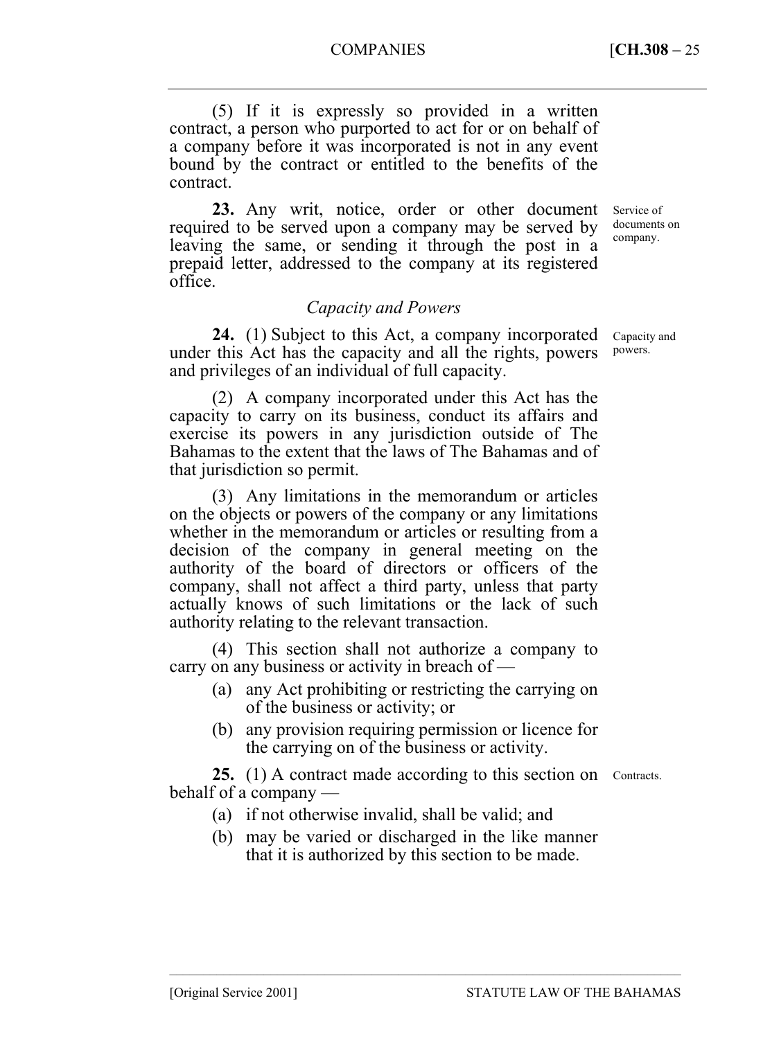(5) If it is expressly so provided in a written contract, a person who purported to act for or on behalf of a company before it was incorporated is not in any event bound by the contract or entitled to the benefits of the contract.

**23.** Any writ, notice, order or other document required to be served upon a company may be served by leaving the same, or sending it through the post in a prepaid letter, addressed to the company at its registered office.

Service of documents on company.

### *Capacity and Powers*

**24.** (1) Subject to this Act, a company incorporated under this Act has the capacity and all the rights, powers and privileges of an individual of full capacity.

Capacity and powers.

(2) A company incorporated under this Act has the capacity to carry on its business, conduct its affairs and exercise its powers in any jurisdiction outside of The Bahamas to the extent that the laws of The Bahamas and of that jurisdiction so permit.

(3) Any limitations in the memorandum or articles on the objects or powers of the company or any limitations whether in the memorandum or articles or resulting from a decision of the company in general meeting on the authority of the board of directors or officers of the company, shall not affect a third party, unless that party actually knows of such limitations or the lack of such authority relating to the relevant transaction.

(4) This section shall not authorize a company to carry on any business or activity in breach of —

(a) any Act prohibiting or restricting the carrying on of the business or activity; or

(b) any provision requiring permission or licence for the carrying on of the business or activity.

**25.** (1) A contract made according to this section on behalf of a company —

Contracts.

(a) if not otherwise invalid, shall be valid; and

(b) may be varied or discharged in the like manner that it is authorized by this section to be made.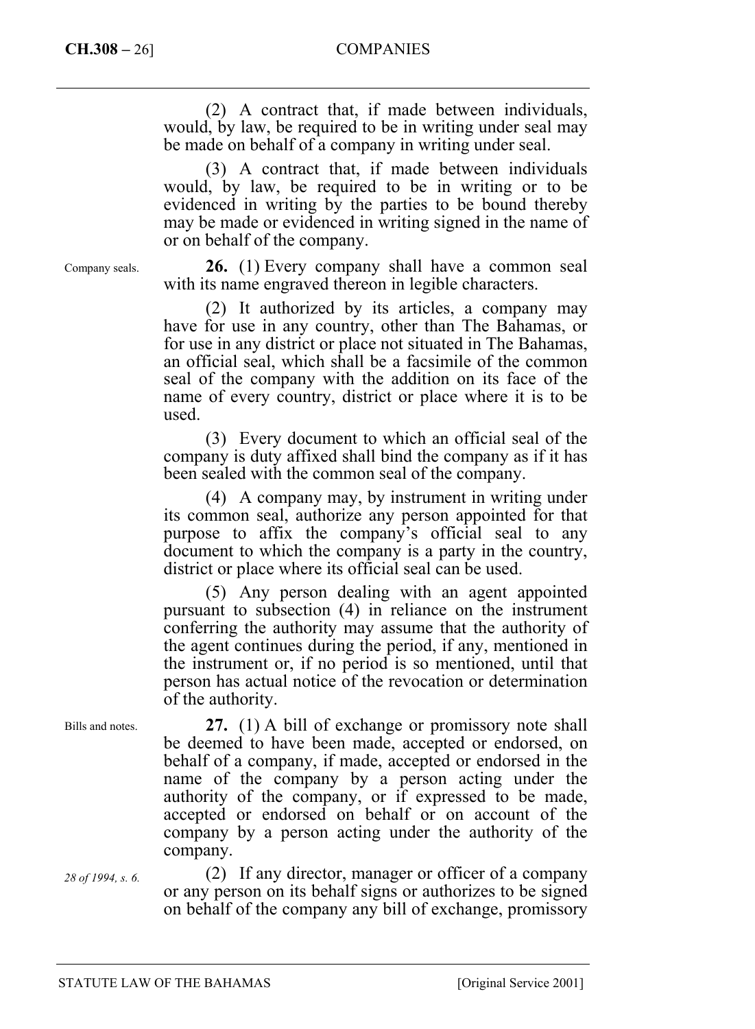(2) A contract that, if made between individuals, would, by law, be required to be in writing under seal may be made on behalf of a company in writing under seal.

(3) A contract that, if made between individuals would, by law, be required to be in writing or to be evidenced in writing by the parties to be bound thereby may be made or evidenced in writing signed in the name of or on behalf of the company.

Company seals.

**26.** (1) Every company shall have a common seal with its name engraved thereon in legible characters.

(2) It authorized by its articles, a company may have for use in any country, other than The Bahamas, or for use in any district or place not situated in The Bahamas, an official seal, which shall be a facsimile of the common seal of the company with the addition on its face of the name of every country, district or place where it is to be used.

(3) Every document to which an official seal of the company is duty affixed shall bind the company as if it has been sealed with the common seal of the company.

(4) A company may, by instrument in writing under its common seal, authorize any person appointed for that purpose to affix the company's official seal to any document to which the company is a party in the country, district or place where its official seal can be used.

(5) Any person dealing with an agent appointed pursuant to subsection (4) in reliance on the instrument conferring the authority may assume that the authority of the agent continues during the period, if any, mentioned in the instrument or, if no period is so mentioned, until that person has actual notice of the revocation or determination of the authority.

Bills and notes.

**27.** (1) A bill of exchange or promissory note shall be deemed to have been made, accepted or endorsed, on behalf of a company, if made, accepted or endorsed in the name of the company by a person acting under the authority of the company, or if expressed to be made, accepted or endorsed on behalf or on account of the company by a person acting under the authority of the company.

*28 of 1994, s. 6.*

(2) If any director, manager or officer of a company or any person on its behalf signs or authorizes to be signed on behalf of the company any bill of exchange, promissory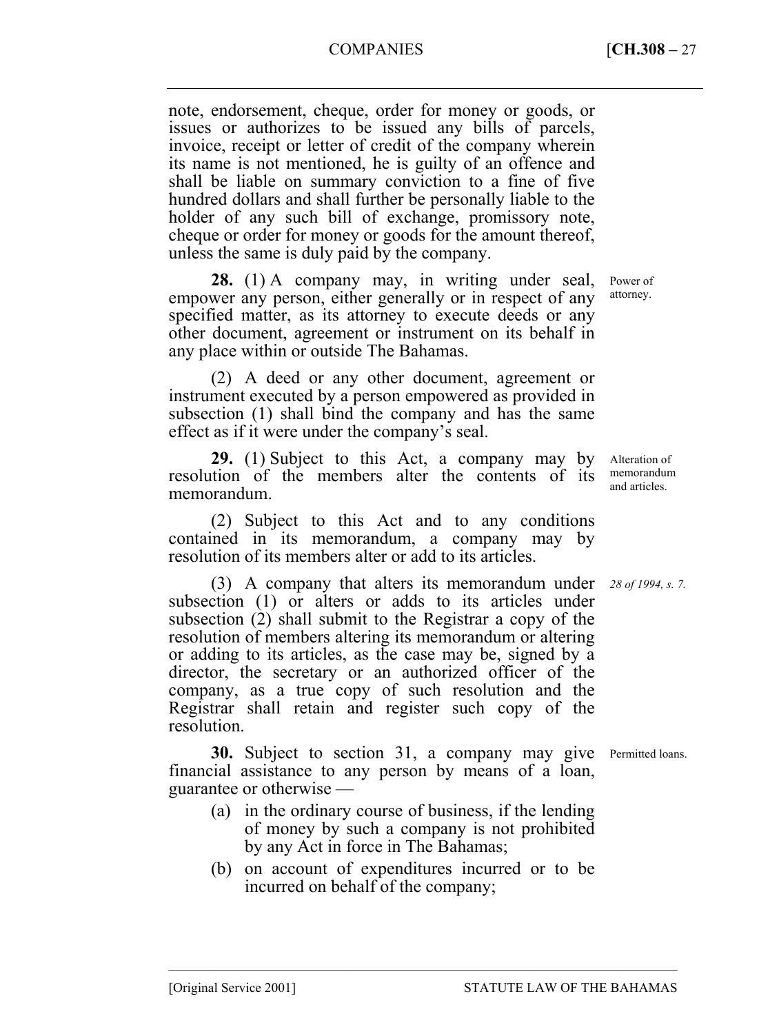note, endorsement, cheque, order for money or goods, or issues or authorizes to be issued any bills of parcels, invoice, receipt or letter of credit of the company wherein its name is not mentioned, he is guilty of an offence and shall be liable on summary conviction to a fine of five hundred dollars and shall further be personally liable to the holder of any such bill of exchange, promissory note, cheque or order for money or goods for the amount thereof, unless the same is duly paid by the company.

Power of attorney.

**28.** (1) A company may, in writing under seal, empower any person, either generally or in respect of any specified matter, as its attorney to execute deeds or any other document, agreement or instrument on its behalf in any place within or outside The Bahamas.

(2) A deed or any other document, agreement or instrument executed by a person empowered as provided in subsection (1) shall bind the company and has the same effect as if it were under the company's seal.

Alteration of memorandum and articles.

**29.** (1) Subject to this Act, a company may by resolution of the members alter the contents of its memorandum.

(2) Subject to this Act and to any conditions contained in its memorandum, a company may by resolution of its members alter or add to its articles.

*28 of 1994, s. 7.*

(3) A company that alters its memorandum under subsection (1) or alters or adds to its articles under subsection (2) shall submit to the Registrar a copy of the resolution of members altering its memorandum or altering or adding to its articles, as the case may be, signed by a director, the secretary or an authorized officer of the company, as a true copy of such resolution and the Registrar shall retain and register such copy of the resolution.

Permitted loans.

**30.** Subject to section 31, a company may give financial assistance to any person by means of a loan, guarantee or otherwise —

(a) in the ordinary course of business, if the lending of money by such a company is not prohibited by any Act in force in The Bahamas;

(b) on account of expenditures incurred or to be incurred on behalf of the company;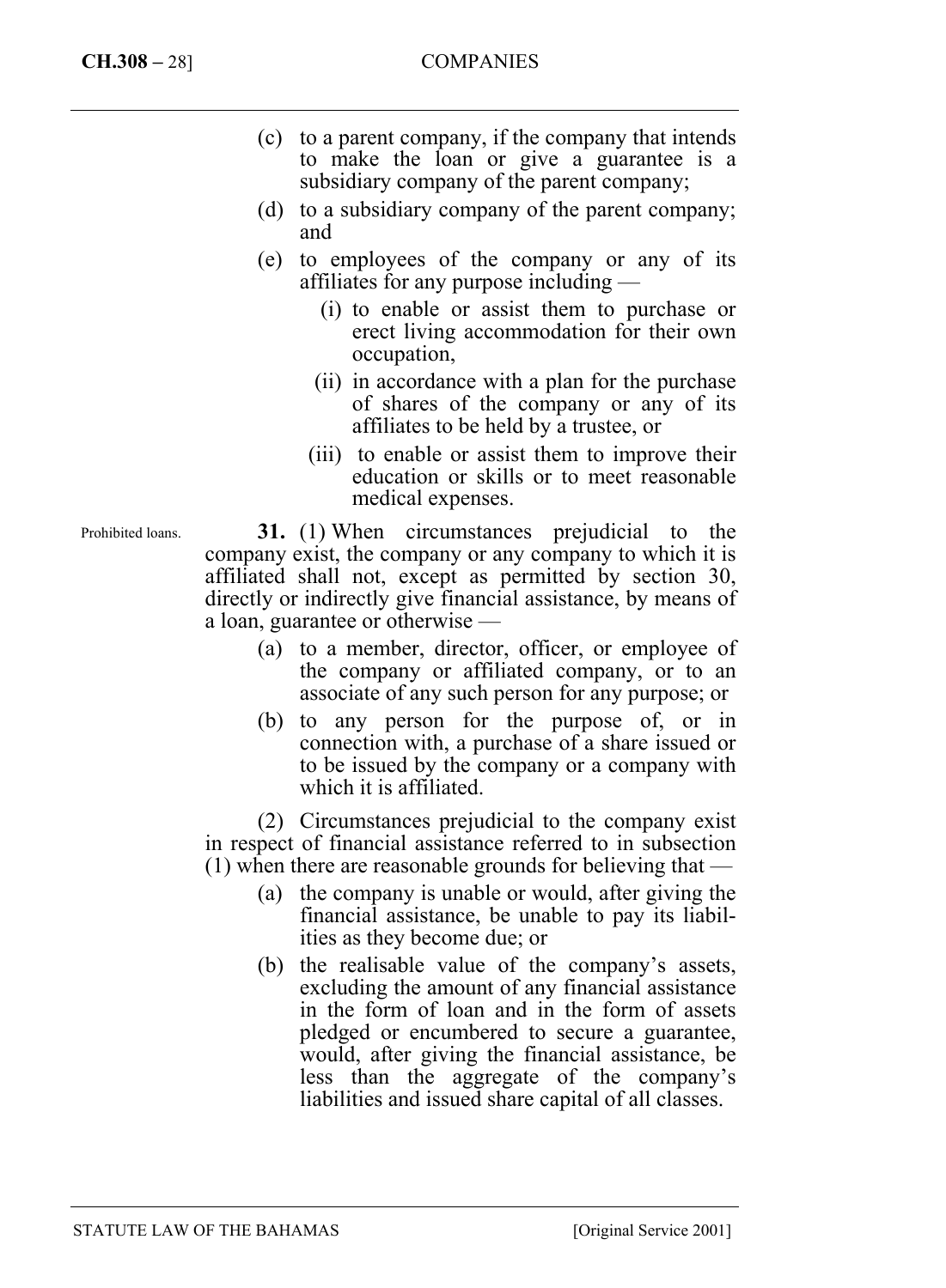(c) to a parent company, if the company that intends to make the loan or give a guarantee is a subsidiary company of the parent company;

(d) to a subsidiary company of the parent company; and

(e) to employees of the company or any of its affiliates for any purpose including —

(i) to enable or assist them to purchase or erect living accommodation for their own occupation,

(ii) in accordance with a plan for the purchase of shares of the company or any of its affiliates to be held by a trustee, or

(iii) to enable or assist them to improve their education or skills or to meet reasonable medical expenses.

Prohibited loans.

**31.** (1) When circumstances prejudicial to the company exist, the company or any company to which it is affiliated shall not, except as permitted by section 30, directly or indirectly give financial assistance, by means of a loan, guarantee or otherwise —

(a) to a member, director, officer, or employee of the company or affiliated company, or to an associate of any such person for any purpose; or

(b) to any person for the purpose of, or in connection with, a purchase of a share issued or to be issued by the company or a company with which it is affiliated.

(2) Circumstances prejudicial to the company exist in respect of financial assistance referred to in subsection (1) when there are reasonable grounds for believing that —

(a) the company is unable or would, after giving the financial assistance, be unable to pay its liabilities as they become due; or

(b) the realisable value of the company's assets, excluding the amount of any financial assistance in the form of loan and in the form of assets pledged or encumbered to secure a guarantee, would, after giving the financial assistance, be less than the aggregate of the company's liabilities and issued share capital of all classes.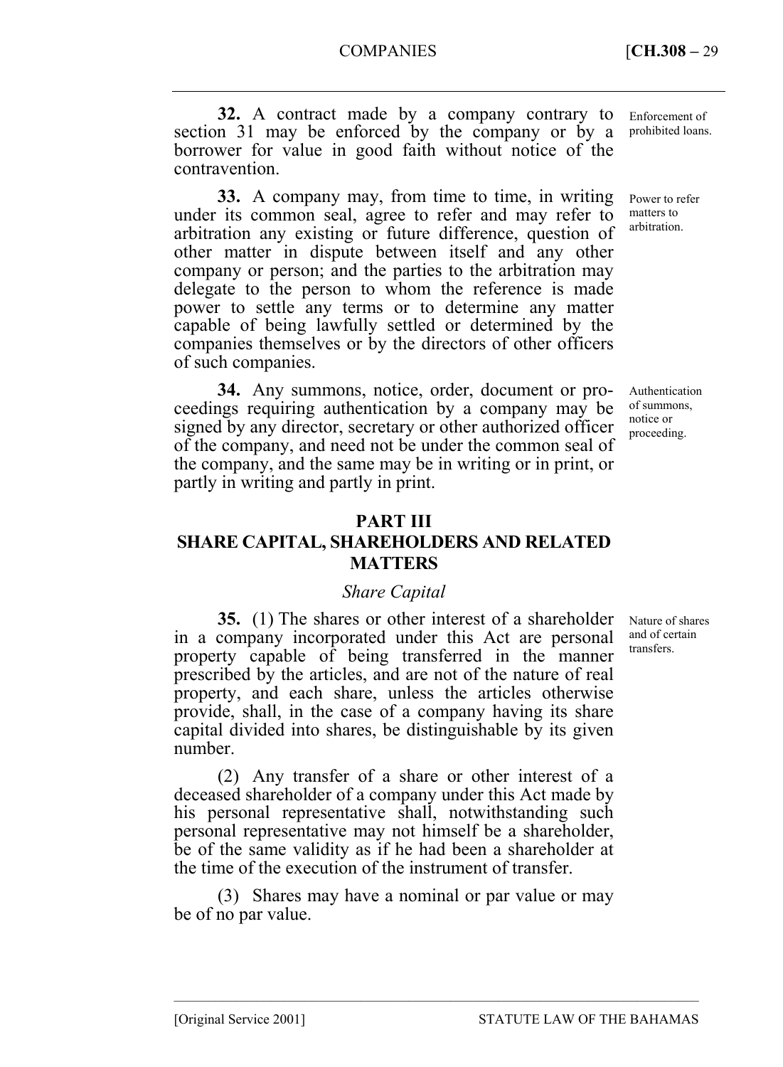**32.** A contract made by a company contrary to section 31 may be enforced by the company or by a borrower for value in good faith without notice of the contravention.

Enforcement of prohibited loans.

**33.** A company may, from time to time, in writing under its common seal, agree to refer and may refer to arbitration any existing or future difference, question of other matter in dispute between itself and any other company or person; and the parties to the arbitration may delegate to the person to whom the reference is made power to settle any terms or to determine any matter capable of being lawfully settled or determined by the companies themselves or by the directors of other officers of such companies.

Power to refer matters to arbitration.

**34.** Any summons, notice, order, document or proceedings requiring authentication by a company may be signed by any director, secretary or other authorized officer of the company, and need not be under the common seal of the company, and the same may be in writing or in print, or partly in writing and partly in print.

Authentication of summons, notice or proceeding.

## PART III
## SHARE CAPITAL, SHAREHOLDERS AND RELATED MATTERS

### *Share Capital*

**35.** (1) The shares or other interest of a shareholder in a company incorporated under this Act are personal property capable of being transferred in the manner prescribed by the articles, and are not of the nature of real property, and each share, unless the articles otherwise provide, shall, in the case of a company having its share capital divided into shares, be distinguishable by its given number.

Nature of shares and of certain transfers.

(2) Any transfer of a share or other interest of a deceased shareholder of a company under this Act made by his personal representative shall, notwithstanding such personal representative may not himself be a shareholder, be of the same validity as if he had been a shareholder at the time of the execution of the instrument of transfer.

(3) Shares may have a nominal or par value or may be of no par value.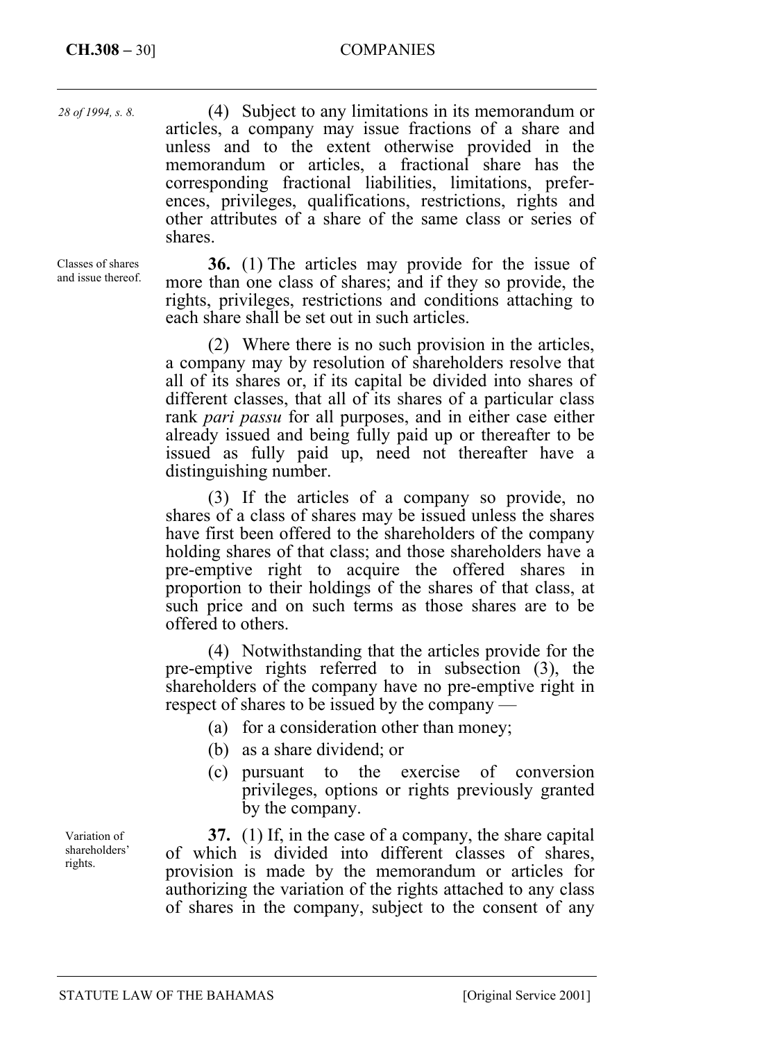*28 of 1994, s. 8.*

(4) Subject to any limitations in its memorandum or articles, a company may issue fractions of a share and unless and to the extent otherwise provided in the memorandum or articles, a fractional share has the corresponding fractional liabilities, limitations, preferences, privileges, qualifications, restrictions, rights and other attributes of a share of the same class or series of shares.

Classes of shares and issue thereof.

**36.** (1) The articles may provide for the issue of more than one class of shares; and if they so provide, the rights, privileges, restrictions and conditions attaching to each share shall be set out in such articles.

(2) Where there is no such provision in the articles, a company may by resolution of shareholders resolve that all of its shares or, if its capital be divided into shares of different classes, that all of its shares of a particular class rank *pari passu* for all purposes, and in either case either already issued and being fully paid up or thereafter to be issued as fully paid up, need not thereafter have a distinguishing number.

(3) If the articles of a company so provide, no shares of a class of shares may be issued unless the shares have first been offered to the shareholders of the company holding shares of that class; and those shareholders have a pre-emptive right to acquire the offered shares in proportion to their holdings of the shares of that class, at such price and on such terms as those shares are to be offered to others.

(4) Notwithstanding that the articles provide for the pre-emptive rights referred to in subsection (3), the shareholders of the company have no pre-emptive right in respect of shares to be issued by the company —

- (a) for a consideration other than money;
- (b) as a share dividend; or
- (c) pursuant to the exercise of conversion privileges, options or rights previously granted by the company.

Variation of shareholders' rights.

**37.** (1) If, in the case of a company, the share capital of which is divided into different classes of shares, provision is made by the memorandum or articles for authorizing the variation of the rights attached to any class of shares in the company, subject to the consent of any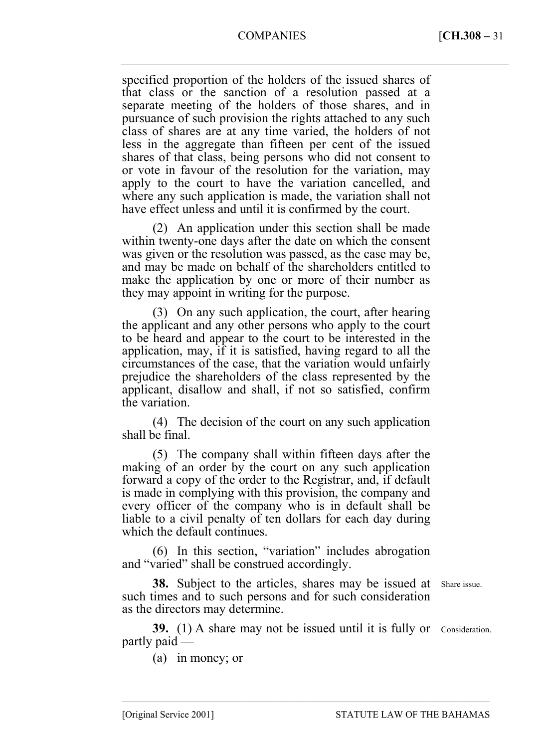specified proportion of the holders of the issued shares of that class or the sanction of a resolution passed at a separate meeting of the holders of those shares, and in pursuance of such provision the rights attached to any such class of shares are at any time varied, the holders of not less in the aggregate than fifteen per cent of the issued shares of that class, being persons who did not consent to or vote in favour of the resolution for the variation, may apply to the court to have the variation cancelled, and where any such application is made, the variation shall not have effect unless and until it is confirmed by the court.

(2) An application under this section shall be made within twenty-one days after the date on which the consent was given or the resolution was passed, as the case may be, and may be made on behalf of the shareholders entitled to make the application by one or more of their number as they may appoint in writing for the purpose.

(3) On any such application, the court, after hearing the applicant and any other persons who apply to the court to be heard and appear to the court to be interested in the application, may, if it is satisfied, having regard to all the circumstances of the case, that the variation would unfairly prejudice the shareholders of the class represented by the applicant, disallow and shall, if not so satisfied, confirm the variation.

(4) The decision of the court on any such application shall be final.

(5) The company shall within fifteen days after the making of an order by the court on any such application forward a copy of the order to the Registrar, and, if default is made in complying with this provision, the company and every officer of the company who is in default shall be liable to a civil penalty of ten dollars for each day during which the default continues.

(6) In this section, "variation" includes abrogation and "varied" shall be construed accordingly.

Share issue.

**38.** Subject to the articles, shares may be issued at such times and to such persons and for such consideration as the directors may determine.

Consideration.

**39.** (1) A share may not be issued until it is fully or partly paid —

(a) in money; or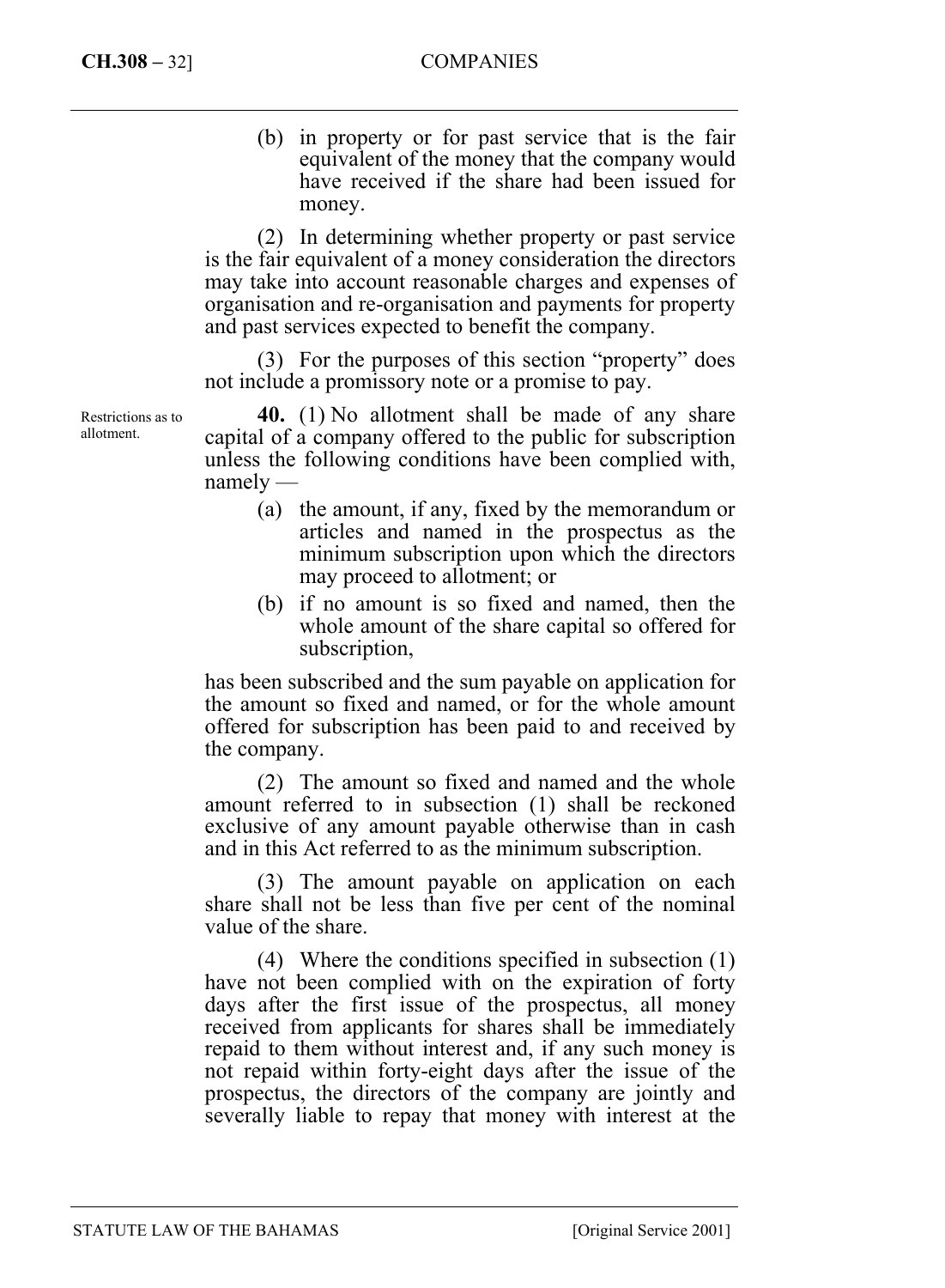(b) in property or for past service that is the fair equivalent of the money that the company would have received if the share had been issued for money.

(2) In determining whether property or past service is the fair equivalent of a money consideration the directors may take into account reasonable charges and expenses of organisation and re-organisation and payments for property and past services expected to benefit the company.

(3) For the purposes of this section "property" does not include a promissory note or a promise to pay.

Restrictions as to allotment.

**40.** (1) No allotment shall be made of any share capital of a company offered to the public for subscription unless the following conditions have been complied with, namely —

(a) the amount, if any, fixed by the memorandum or articles and named in the prospectus as the minimum subscription upon which the directors may proceed to allotment; or

(b) if no amount is so fixed and named, then the whole amount of the share capital so offered for subscription,

has been subscribed and the sum payable on application for the amount so fixed and named, or for the whole amount offered for subscription has been paid to and received by the company.

(2) The amount so fixed and named and the whole amount referred to in subsection (1) shall be reckoned exclusive of any amount payable otherwise than in cash and in this Act referred to as the minimum subscription.

(3) The amount payable on application on each share shall not be less than five per cent of the nominal value of the share.

(4) Where the conditions specified in subsection (1) have not been complied with on the expiration of forty days after the first issue of the prospectus, all money received from applicants for shares shall be immediately repaid to them without interest and, if any such money is not repaid within forty-eight days after the issue of the prospectus, the directors of the company are jointly and severally liable to repay that money with interest at the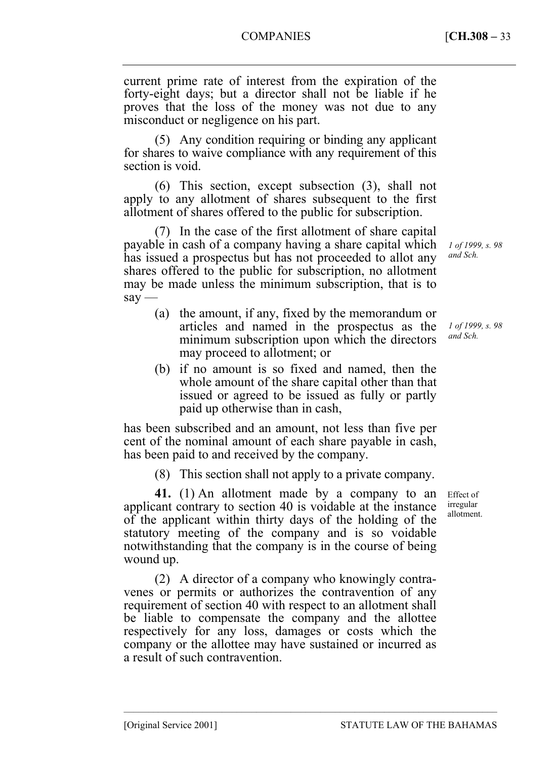current prime rate of interest from the expiration of the forty-eight days; but a director shall not be liable if he proves that the loss of the money was not due to any misconduct or negligence on his part.

(5) Any condition requiring or binding any applicant for shares to waive compliance with any requirement of this section is void.

(6) This section, except subsection (3), shall not apply to any allotment of shares subsequent to the first allotment of shares offered to the public for subscription.

(7) In the case of the first allotment of share capital payable in cash of a company having a share capital which has issued a prospectus but has not proceeded to allot any shares offered to the public for subscription, no allotment may be made unless the minimum subscription, that is to say —

*1 of 1999, s. 98 and Sch.*

(a) the amount, if any, fixed by the memorandum or articles and named in the prospectus as the minimum subscription upon which the directors may proceed to allotment; or

*1 of 1999, s. 98 and Sch.*

(b) if no amount is so fixed and named, then the whole amount of the share capital other than that issued or agreed to be issued as fully or partly paid up otherwise than in cash,

has been subscribed and an amount, not less than five per cent of the nominal amount of each share payable in cash, has been paid to and received by the company.

(8) This section shall not apply to a private company.

Effect of irregular allotment.

**41.** (1) An allotment made by a company to an applicant contrary to section 40 is voidable at the instance of the applicant within thirty days of the holding of the statutory meeting of the company and is so voidable notwithstanding that the company is in the course of being wound up.

(2) A director of a company who knowingly contravenes or permits or authorizes the contravention of any requirement of section 40 with respect to an allotment shall be liable to compensate the company and the allottee respectively for any loss, damages or costs which the company or the allottee may have sustained or incurred as a result of such contravention.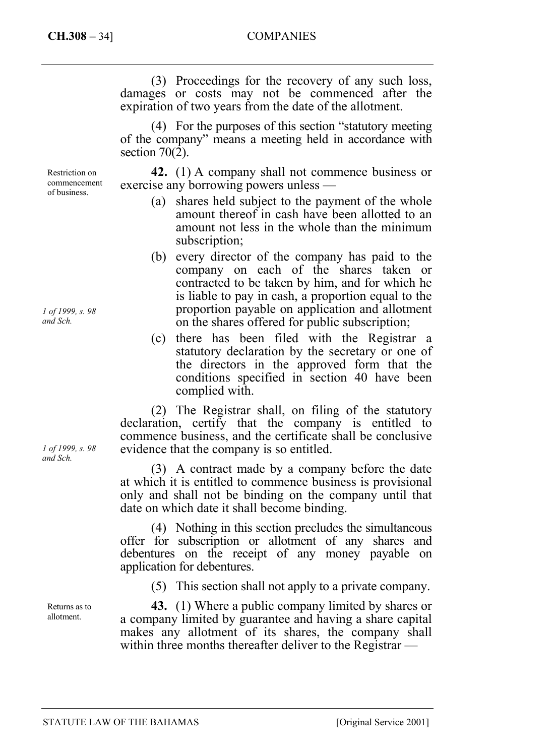(3) Proceedings for the recovery of any such loss, damages or costs may not be commenced after the expiration of two years from the date of the allotment.

(4) For the purposes of this section "statutory meeting of the company" means a meeting held in accordance with section 70(2).

Restriction on commencement of business.

**42.** (1) A company shall not commence business or exercise any borrowing powers unless —

- (a) shares held subject to the payment of the whole amount thereof in cash have been allotted to an amount not less in the whole than the minimum subscription;
- (b) every director of the company has paid to the company on each of the shares taken or contracted to be taken by him, and for which he is liable to pay in cash, a proportion equal to the proportion payable on application and allotment on the shares offered for public subscription;
- (c) there has been filed with the Registrar a statutory declaration by the secretary or one of the directors in the approved form that the conditions specified in section 40 have been complied with.

*1 of 1999, s. 98 and Sch.*

(2) The Registrar shall, on filing of the statutory declaration, certify that the company is entitled to commence business, and the certificate shall be conclusive evidence that the company is so entitled.

*1 of 1999, s. 98 and Sch.*

(3) A contract made by a company before the date at which it is entitled to commence business is provisional only and shall not be binding on the company until that date on which date it shall become binding.

(4) Nothing in this section precludes the simultaneous offer for subscription or allotment of any shares and debentures on the receipt of any money payable on application for debentures.

(5) This section shall not apply to a private company.

Returns as to allotment.

**43.** (1) Where a public company limited by shares or a company limited by guarantee and having a share capital makes any allotment of its shares, the company shall within three months thereafter deliver to the Registrar —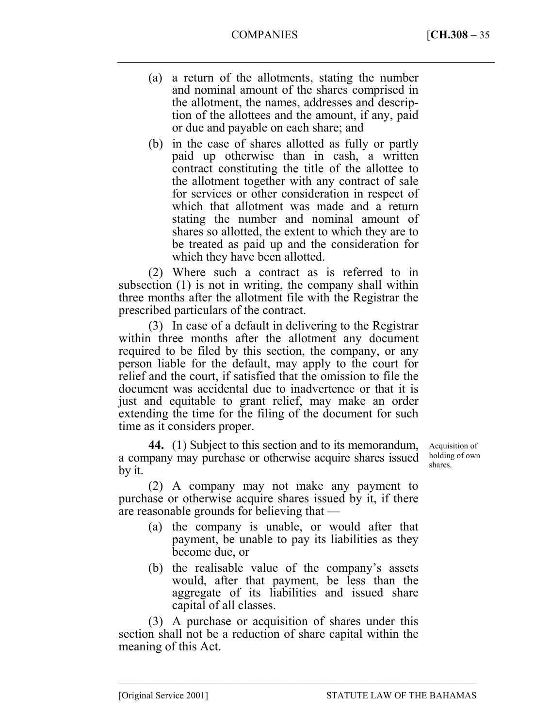(a) a return of the allotments, stating the number and nominal amount of the shares comprised in the allotment, the names, addresses and description of the allottees and the amount, if any, paid or due and payable on each share; and

(b) in the case of shares allotted as fully or partly paid up otherwise than in cash, a written contract constituting the title of the allottee to the allotment together with any contract of sale for services or other consideration in respect of which that allotment was made and a return stating the number and nominal amount of shares so allotted, the extent to which they are to be treated as paid up and the consideration for which they have been allotted.

(2) Where such a contract as is referred to in subsection (1) is not in writing, the company shall within three months after the allotment file with the Registrar the prescribed particulars of the contract.

(3) In case of a default in delivering to the Registrar within three months after the allotment any document required to be filed by this section, the company, or any person liable for the default, may apply to the court for relief and the court, if satisfied that the omission to file the document was accidental due to inadvertence or that it is just and equitable to grant relief, may make an order extending the time for the filing of the document for such time as it considers proper.

Acquisition of holding of own shares.

**44.** (1) Subject to this section and to its memorandum, a company may purchase or otherwise acquire shares issued by it.

(2) A company may not make any payment to purchase or otherwise acquire shares issued by it, if there are reasonable grounds for believing that —

(a) the company is unable, or would after that payment, be unable to pay its liabilities as they become due, or

(b) the realisable value of the company's assets would, after that payment, be less than the aggregate of its liabilities and issued share capital of all classes.

(3) A purchase or acquisition of shares under this section shall not be a reduction of share capital within the meaning of this Act.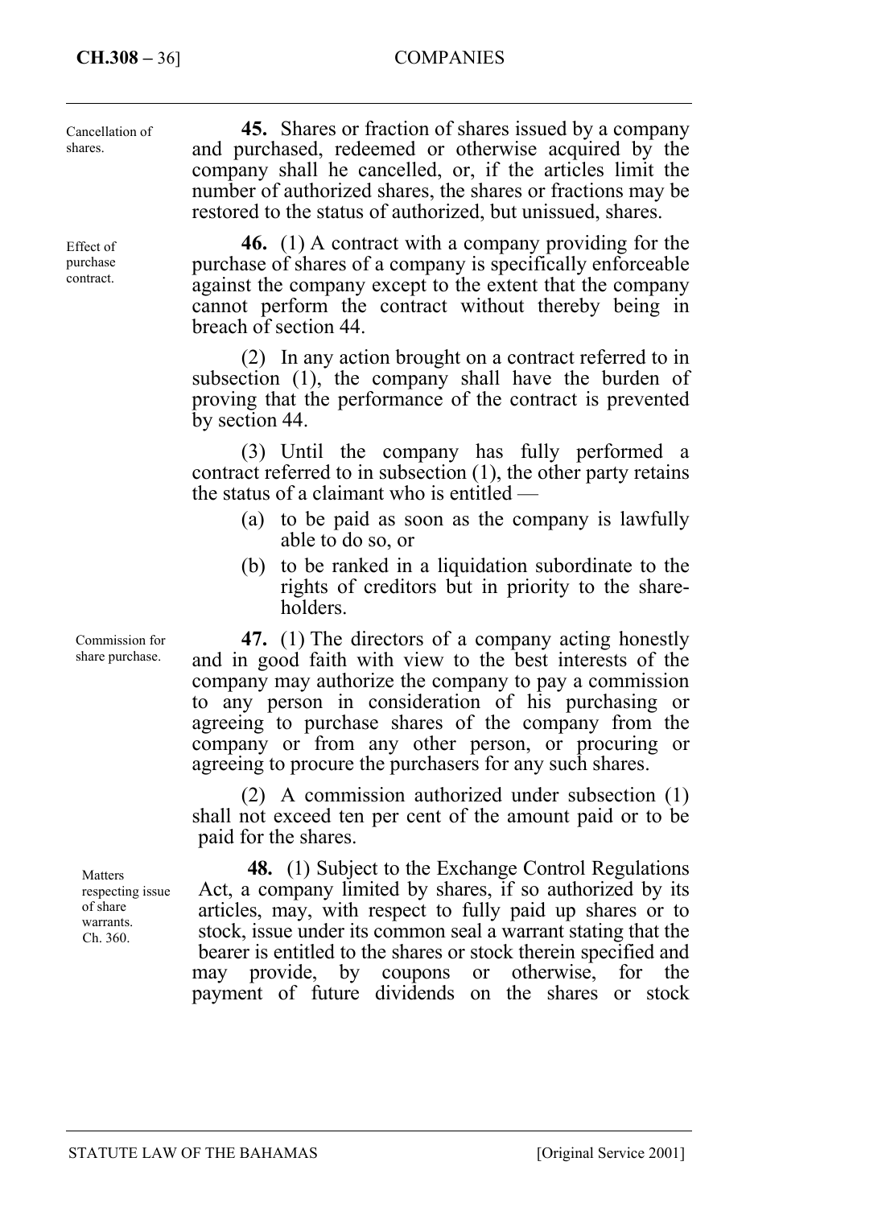Cancellation of shares.

**45.** Shares or fraction of shares issued by a company and purchased, redeemed or otherwise acquired by the company shall he cancelled, or, if the articles limit the number of authorized shares, the shares or fractions may be restored to the status of authorized, but unissued, shares.

Effect of purchase contract.

**46.** (1) A contract with a company providing for the purchase of shares of a company is specifically enforceable against the company except to the extent that the company cannot perform the contract without thereby being in breach of section 44.

(2) In any action brought on a contract referred to in subsection (1), the company shall have the burden of proving that the performance of the contract is prevented by section 44.

(3) Until the company has fully performed a contract referred to in subsection (1), the other party retains the status of a claimant who is entitled —

(a) to be paid as soon as the company is lawfully able to do so, or

(b) to be ranked in a liquidation subordinate to the rights of creditors but in priority to the shareholders.

Commission for share purchase.

**47.** (1) The directors of a company acting honestly and in good faith with view to the best interests of the company may authorize the company to pay a commission to any person in consideration of his purchasing or agreeing to purchase shares of the company from the company or from any other person, or procuring or agreeing to procure the purchasers for any such shares.

(2) A commission authorized under subsection (1) shall not exceed ten per cent of the amount paid or to be paid for the shares.

Matters respecting issue of share warrants. Ch. 360.

**48.** (1) Subject to the Exchange Control Regulations Act, a company limited by shares, if so authorized by its articles, may, with respect to fully paid up shares or to stock, issue under its common seal a warrant stating that the bearer is entitled to the shares or stock therein specified and may provide, by coupons or otherwise, for the payment of future dividends on the shares or stock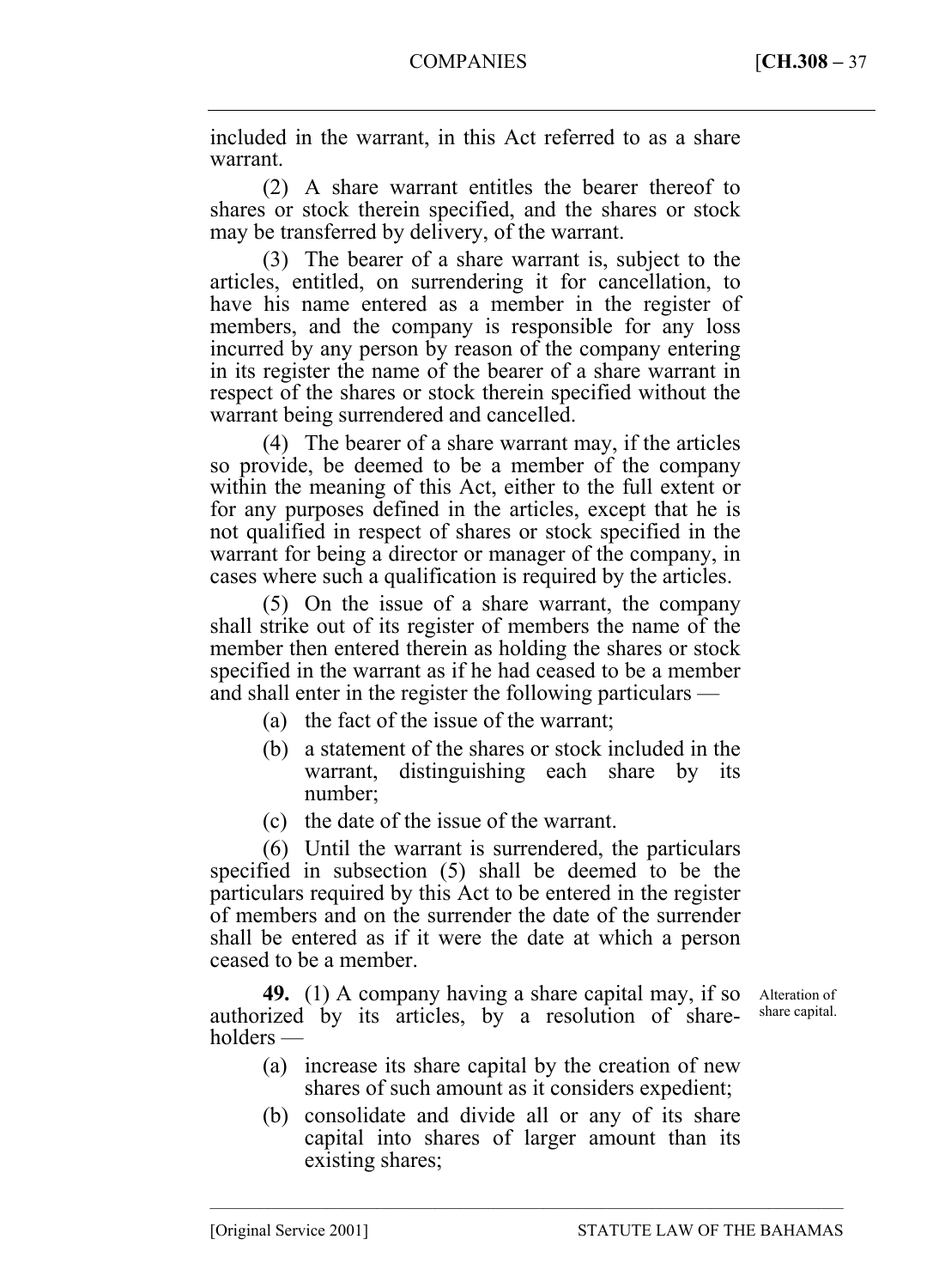included in the warrant, in this Act referred to as a share warrant.

(2) A share warrant entitles the bearer thereof to shares or stock therein specified, and the shares or stock may be transferred by delivery, of the warrant.

(3) The bearer of a share warrant is, subject to the articles, entitled, on surrendering it for cancellation, to have his name entered as a member in the register of members, and the company is responsible for any loss incurred by any person by reason of the company entering in its register the name of the bearer of a share warrant in respect of the shares or stock therein specified without the warrant being surrendered and cancelled.

(4) The bearer of a share warrant may, if the articles so provide, be deemed to be a member of the company within the meaning of this Act, either to the full extent or for any purposes defined in the articles, except that he is not qualified in respect of shares or stock specified in the warrant for being a director or manager of the company, in cases where such a qualification is required by the articles.

(5) On the issue of a share warrant, the company shall strike out of its register of members the name of the member then entered therein as holding the shares or stock specified in the warrant as if he had ceased to be a member and shall enter in the register the following particulars —

(a) the fact of the issue of the warrant;

(b) a statement of the shares or stock included in the warrant, distinguishing each share by its number;

(c) the date of the issue of the warrant.

(6) Until the warrant is surrendered, the particulars specified in subsection (5) shall be deemed to be the particulars required by this Act to be entered in the register of members and on the surrender the date of the surrender shall be entered as if it were the date at which a person ceased to be a member.

Alteration of share capital.

**49.** (1) A company having a share capital may, if so authorized by its articles, by a resolution of shareholders —

(a) increase its share capital by the creation of new shares of such amount as it considers expedient;

(b) consolidate and divide all or any of its share capital into shares of larger amount than its existing shares;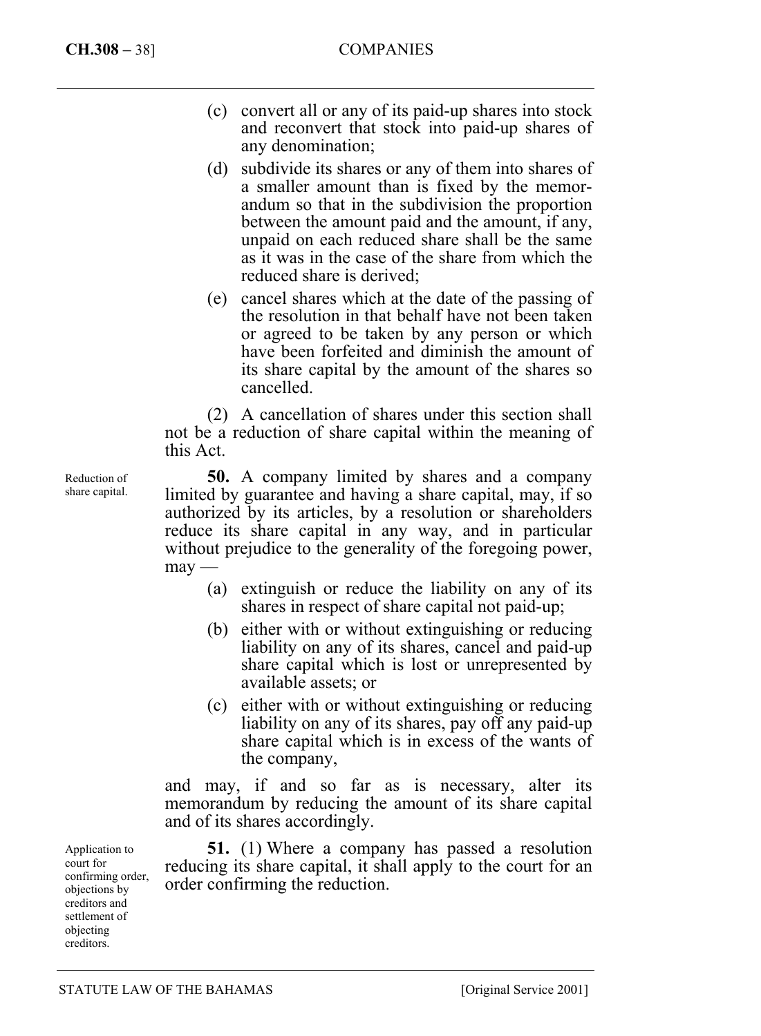(c) convert all or any of its paid-up shares into stock and reconvert that stock into paid-up shares of any denomination;

(d) subdivide its shares or any of them into shares of a smaller amount than is fixed by the memorandum so that in the subdivision the proportion between the amount paid and the amount, if any, unpaid on each reduced share shall be the same as it was in the case of the share from which the reduced share is derived;

(e) cancel shares which at the date of the passing of the resolution in that behalf have not been taken or agreed to be taken by any person or which have been forfeited and diminish the amount of its share capital by the amount of the shares so cancelled.

(2) A cancellation of shares under this section shall not be a reduction of share capital within the meaning of this Act.

*Reduction of share capital.*

**50.** A company limited by shares and a company limited by guarantee and having a share capital, may, if so authorized by its articles, by a resolution or shareholders reduce its share capital in any way, and in particular without prejudice to the generality of the foregoing power, may —

(a) extinguish or reduce the liability on any of its shares in respect of share capital not paid-up;

(b) either with or without extinguishing or reducing liability on any of its shares, cancel and paid-up share capital which is lost or unrepresented by available assets; or

(c) either with or without extinguishing or reducing liability on any of its shares, pay off any paid-up share capital which is in excess of the wants of the company,

and may, if and so far as is necessary, alter its memorandum by reducing the amount of its share capital and of its shares accordingly.

*Application to court for confirming order, objections by creditors and settlement of objecting creditors.*

**51.** (1) Where a company has passed a resolution reducing its share capital, it shall apply to the court for an order confirming the reduction.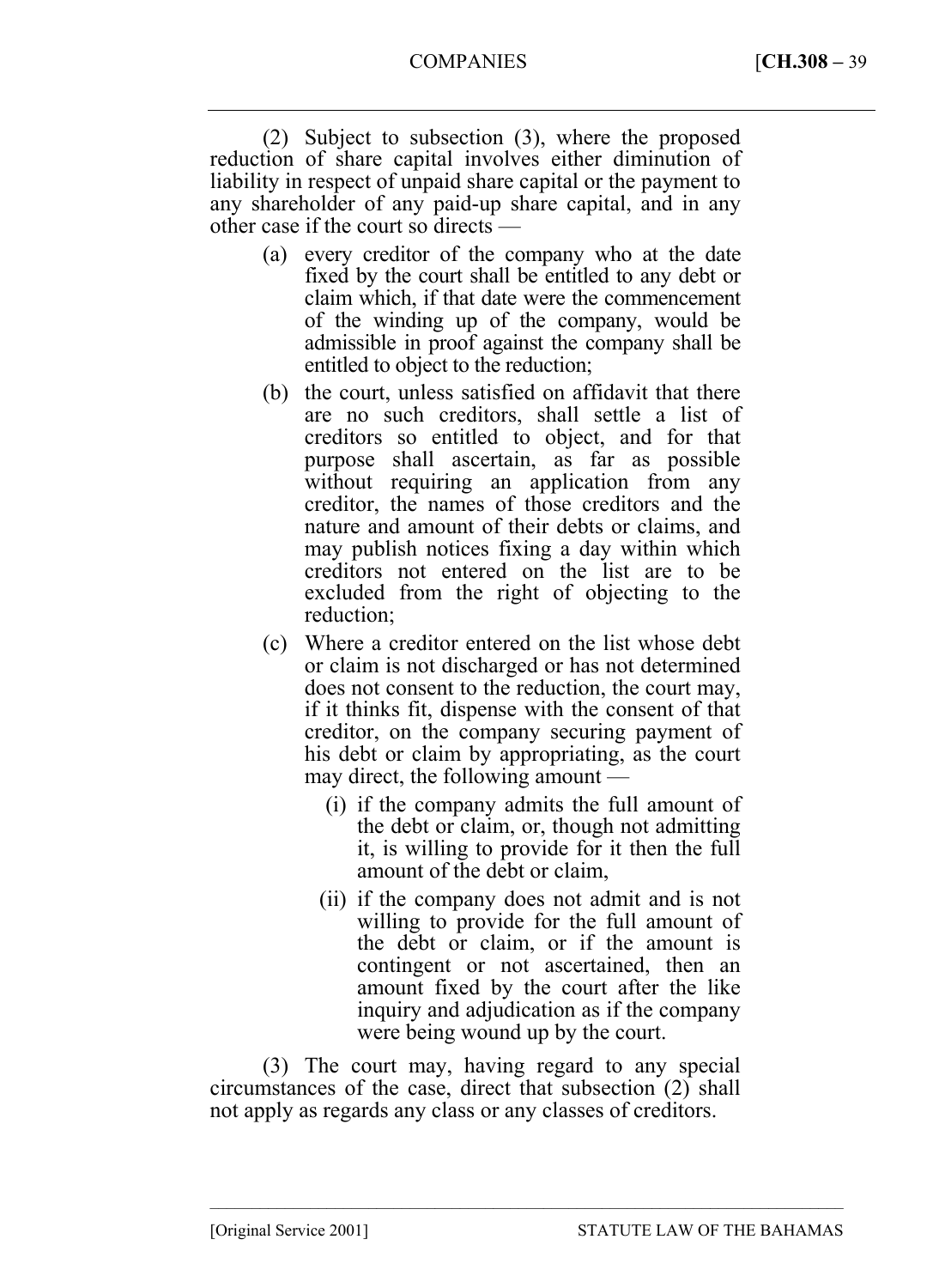(2) Subject to subsection (3), where the proposed reduction of share capital involves either diminution of liability in respect of unpaid share capital or the payment to any shareholder of any paid-up share capital, and in any other case if the court so directs —

(a) every creditor of the company who at the date fixed by the court shall be entitled to any debt or claim which, if that date were the commencement of the winding up of the company, would be admissible in proof against the company shall be entitled to object to the reduction;

(b) the court, unless satisfied on affidavit that there are no such creditors, shall settle a list of creditors so entitled to object, and for that purpose shall ascertain, as far as possible without requiring an application from any creditor, the names of those creditors and the nature and amount of their debts or claims, and may publish notices fixing a day within which creditors not entered on the list are to be excluded from the right of objecting to the reduction;

(c) Where a creditor entered on the list whose debt or claim is not discharged or has not determined does not consent to the reduction, the court may, if it thinks fit, dispense with the consent of that creditor, on the company securing payment of his debt or claim by appropriating, as the court may direct, the following amount —

(i) if the company admits the full amount of the debt or claim, or, though not admitting it, is willing to provide for it then the full amount of the debt or claim,

(ii) if the company does not admit and is not willing to provide for the full amount of the debt or claim, or if the amount is contingent or not ascertained, then an amount fixed by the court after the like inquiry and adjudication as if the company were being wound up by the court.

(3) The court may, having regard to any special circumstances of the case, direct that subsection (2) shall not apply as regards any class or any classes of creditors.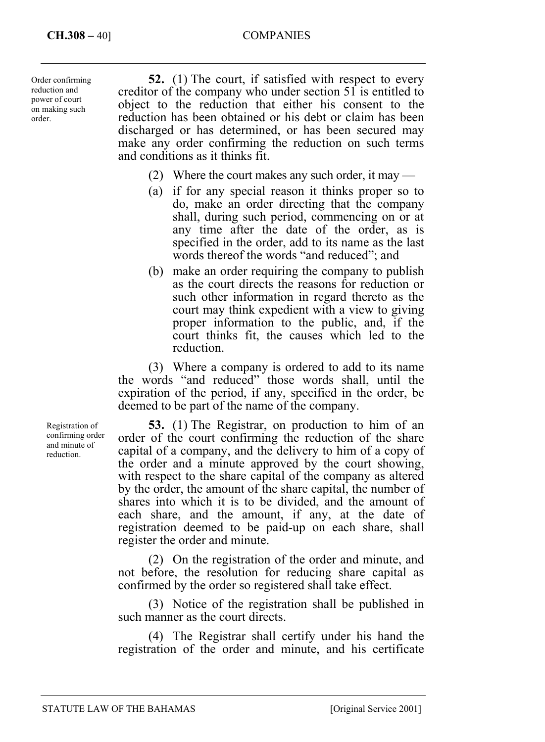Order confirming reduction and power of court on making such order.

**52.** (1) The court, if satisfied with respect to every creditor of the company who under section 51 is entitled to object to the reduction that either his consent to the reduction has been obtained or his debt or claim has been discharged or has determined, or has been secured may make any order confirming the reduction on such terms and conditions as it thinks fit.

(2) Where the court makes any such order, it may —

(a) if for any special reason it thinks proper so to do, make an order directing that the company shall, during such period, commencing on or at any time after the date of the order, as is specified in the order, add to its name as the last words thereof the words "and reduced"; and

(b) make an order requiring the company to publish as the court directs the reasons for reduction or such other information in regard thereto as the court may think expedient with a view to giving proper information to the public, and, if the court thinks fit, the causes which led to the reduction.

(3) Where a company is ordered to add to its name the words "and reduced" those words shall, until the expiration of the period, if any, specified in the order, be deemed to be part of the name of the company.

Registration of confirming order and minute of reduction.

**53.** (1) The Registrar, on production to him of an order of the court confirming the reduction of the share capital of a company, and the delivery to him of a copy of the order and a minute approved by the court showing, with respect to the share capital of the company as altered by the order, the amount of the share capital, the number of shares into which it is to be divided, and the amount of each share, and the amount, if any, at the date of registration deemed to be paid-up on each share, shall register the order and minute.

(2) On the registration of the order and minute, and not before, the resolution for reducing share capital as confirmed by the order so registered shall take effect.

(3) Notice of the registration shall be published in such manner as the court directs.

(4) The Registrar shall certify under his hand the registration of the order and minute, and his certificate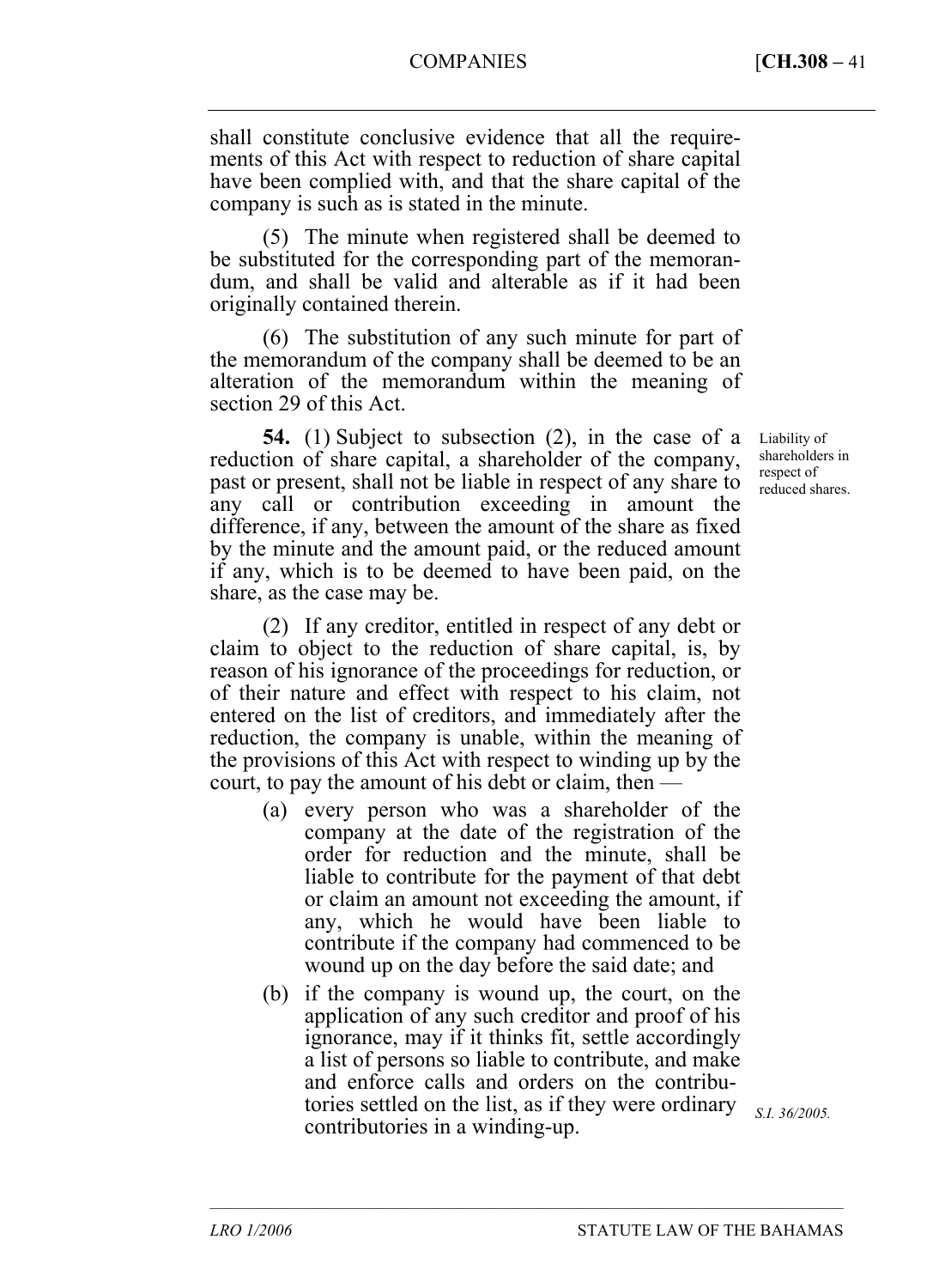shall constitute conclusive evidence that all the requirements of this Act with respect to reduction of share capital have been complied with, and that the share capital of the company is such as is stated in the minute.

(5) The minute when registered shall be deemed to be substituted for the corresponding part of the memorandum, and shall be valid and alterable as if it had been originally contained therein.

(6) The substitution of any such minute for part of the memorandum of the company shall be deemed to be an alteration of the memorandum within the meaning of section 29 of this Act.

Liability of shareholders in respect of reduced shares.

**54.** (1) Subject to subsection (2), in the case of a reduction of share capital, a shareholder of the company, past or present, shall not be liable in respect of any share to any call or contribution exceeding in amount the difference, if any, between the amount of the share as fixed by the minute and the amount paid, or the reduced amount if any, which is to be deemed to have been paid, on the share, as the case may be.

(2) If any creditor, entitled in respect of any debt or claim to object to the reduction of share capital, is, by reason of his ignorance of the proceedings for reduction, or of their nature and effect with respect to his claim, not entered on the list of creditors, and immediately after the reduction, the company is unable, within the meaning of the provisions of this Act with respect to winding up by the court, to pay the amount of his debt or claim, then —

(a) every person who was a shareholder of the company at the date of the registration of the order for reduction and the minute, shall be liable to contribute for the payment of that debt or claim an amount not exceeding the amount, if any, which he would have been liable to contribute if the company had commenced to be wound up on the day before the said date; and

(b) if the company is wound up, the court, on the application of any such creditor and proof of his ignorance, may if it thinks fit, settle accordingly a list of persons so liable to contribute, and make and enforce calls and orders on the contributories settled on the list, as if they were ordinary contributories in a winding-up.

*S.I. 36/2005.*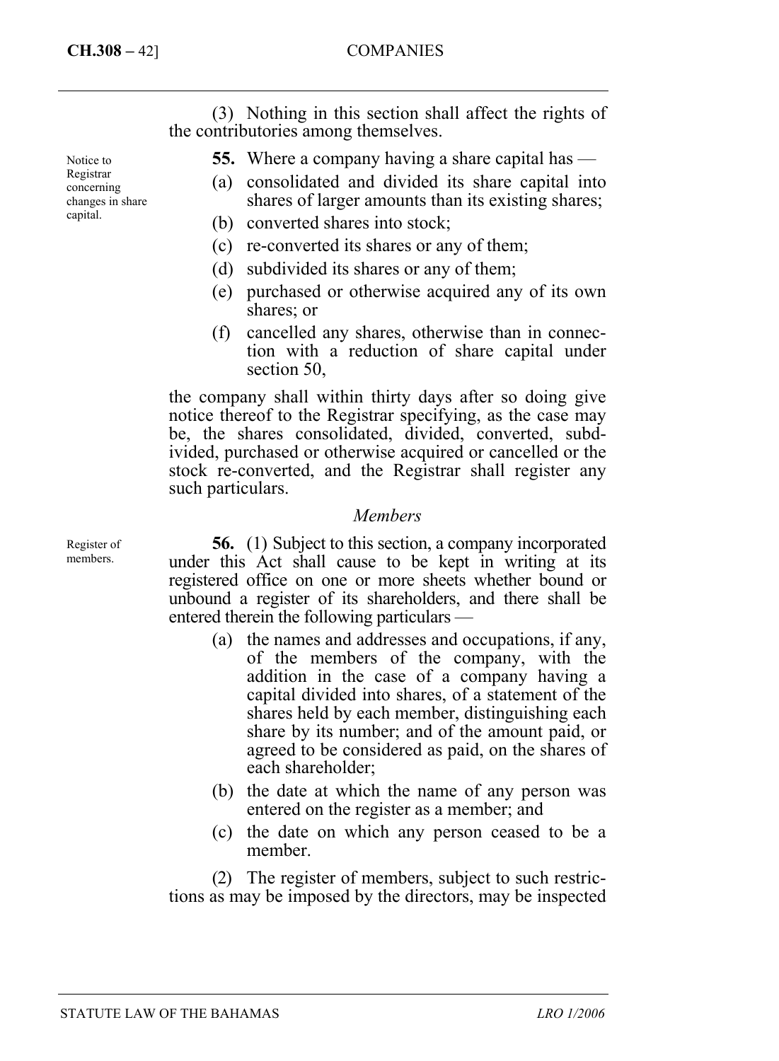(3) Nothing in this section shall affect the rights of the contributories among themselves.

Notice to Registrar concerning changes in share capital.

**55.** Where a company having a share capital has —

(a) consolidated and divided its share capital into shares of larger amounts than its existing shares;

(b) converted shares into stock;

(c) re-converted its shares or any of them;

(d) subdivided its shares or any of them;

(e) purchased or otherwise acquired any of its own shares; or

(f) cancelled any shares, otherwise than in connection with a reduction of share capital under section 50,

the company shall within thirty days after so doing give notice thereof to the Registrar specifying, as the case may be, the shares consolidated, divided, converted, subdivided, purchased or otherwise acquired or cancelled or the stock re-converted, and the Registrar shall register any such particulars.

*Members*

Register of members.

**56.** (1) Subject to this section, a company incorporated under this Act shall cause to be kept in writing at its registered office on one or more sheets whether bound or unbound a register of its shareholders, and there shall be entered therein the following particulars —

(a) the names and addresses and occupations, if any, of the members of the company, with the addition in the case of a company having a capital divided into shares, of a statement of the shares held by each member, distinguishing each share by its number; and of the amount paid, or agreed to be considered as paid, on the shares of each shareholder;

(b) the date at which the name of any person was entered on the register as a member; and

(c) the date on which any person ceased to be a member.

(2) The register of members, subject to such restrictions as may be imposed by the directors, may be inspected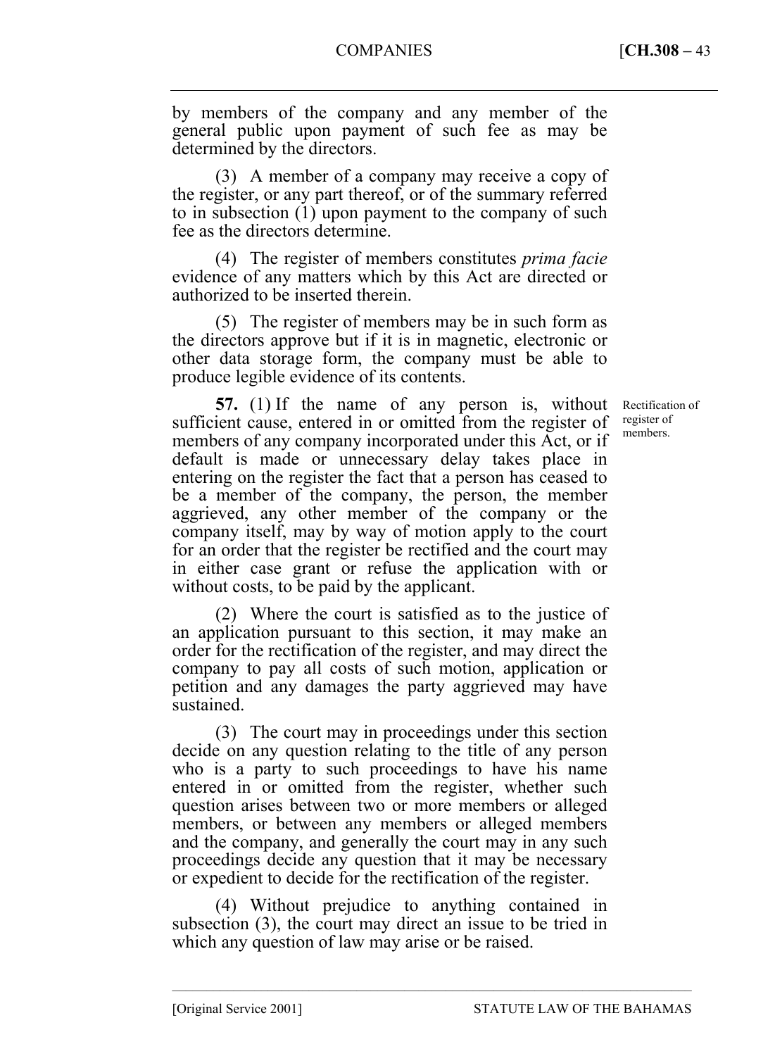by members of the company and any member of the general public upon payment of such fee as may be determined by the directors.

(3) A member of a company may receive a copy of the register, or any part thereof, or of the summary referred to in subsection (1) upon payment to the company of such fee as the directors determine.

(4) The register of members constitutes *prima facie* evidence of any matters which by this Act are directed or authorized to be inserted therein.

(5) The register of members may be in such form as the directors approve but if it is in magnetic, electronic or other data storage form, the company must be able to produce legible evidence of its contents.

Rectification of register of members.

**57.** (1) If the name of any person is, without sufficient cause, entered in or omitted from the register of members of any company incorporated under this Act, or if default is made or unnecessary delay takes place in entering on the register the fact that a person has ceased to be a member of the company, the person, the member aggrieved, any other member of the company or the company itself, may by way of motion apply to the court for an order that the register be rectified and the court may in either case grant or refuse the application with or without costs, to be paid by the applicant.

(2) Where the court is satisfied as to the justice of an application pursuant to this section, it may make an order for the rectification of the register, and may direct the company to pay all costs of such motion, application or petition and any damages the party aggrieved may have sustained.

(3) The court may in proceedings under this section decide on any question relating to the title of any person who is a party to such proceedings to have his name entered in or omitted from the register, whether such question arises between two or more members or alleged members, or between any members or alleged members and the company, and generally the court may in any such proceedings decide any question that it may be necessary or expedient to decide for the rectification of the register.

(4) Without prejudice to anything contained in subsection (3), the court may direct an issue to be tried in which any question of law may arise or be raised.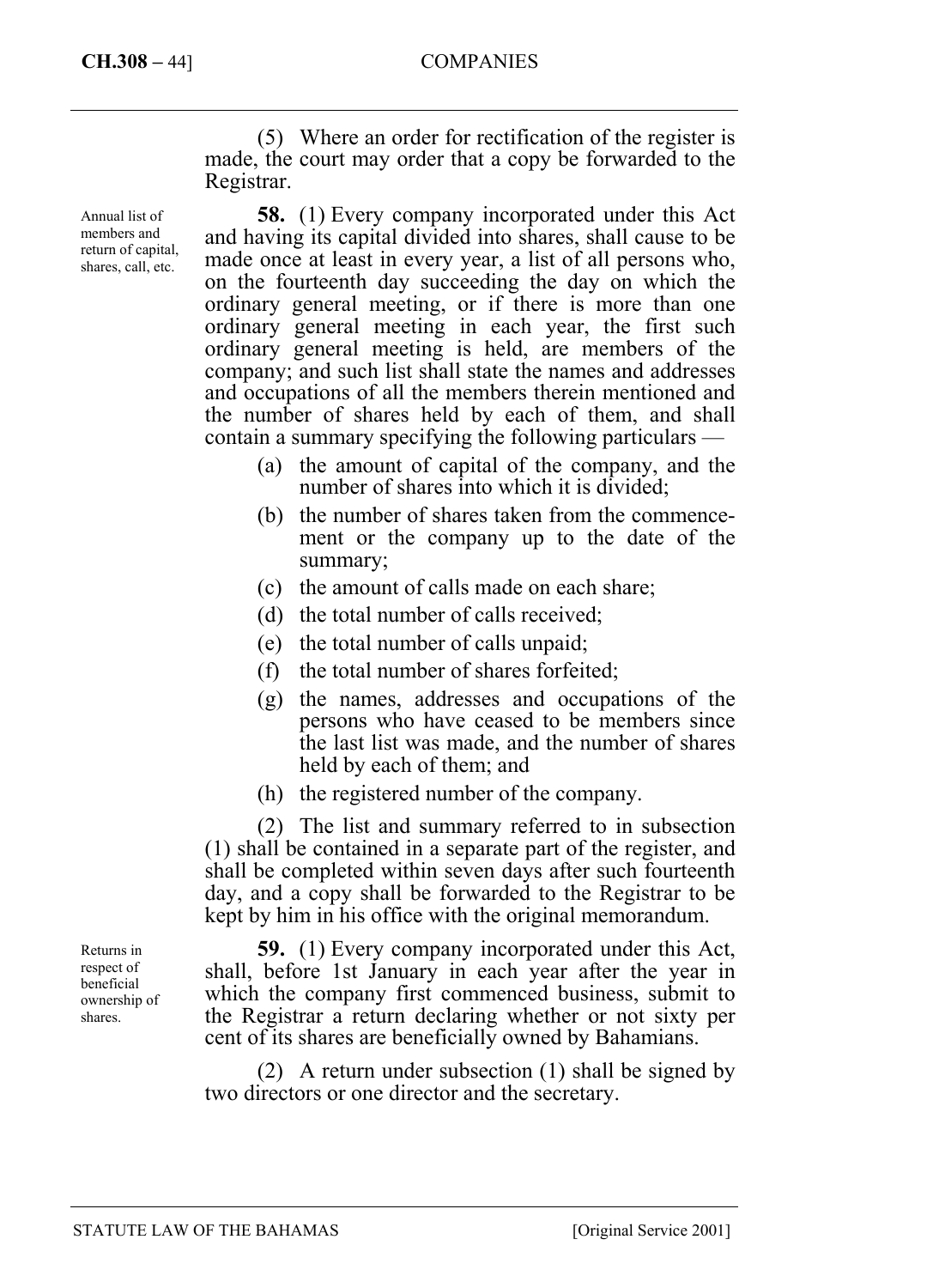(5) Where an order for rectification of the register is made, the court may order that a copy be forwarded to the Registrar.

Annual list of members and return of capital, shares, call, etc.

**58.** (1) Every company incorporated under this Act and having its capital divided into shares, shall cause to be made once at least in every year, a list of all persons who, on the fourteenth day succeeding the day on which the ordinary general meeting, or if there is more than one ordinary general meeting in each year, the first such ordinary general meeting is held, are members of the company; and such list shall state the names and addresses and occupations of all the members therein mentioned and the number of shares held by each of them, and shall contain a summary specifying the following particulars —

- (a) the amount of capital of the company, and the number of shares into which it is divided;
- (b) the number of shares taken from the commencement or the company up to the date of the summary;
- (c) the amount of calls made on each share;
- (d) the total number of calls received;
- (e) the total number of calls unpaid;
- (f) the total number of shares forfeited;
- (g) the names, addresses and occupations of the persons who have ceased to be members since the last list was made, and the number of shares held by each of them; and
- (h) the registered number of the company.

(2) The list and summary referred to in subsection (1) shall be contained in a separate part of the register, and shall be completed within seven days after such fourteenth day, and a copy shall be forwarded to the Registrar to be kept by him in his office with the original memorandum.

Returns in respect of beneficial ownership of shares.

**59.** (1) Every company incorporated under this Act, shall, before 1st January in each year after the year in which the company first commenced business, submit to the Registrar a return declaring whether or not sixty per cent of its shares are beneficially owned by Bahamians.

(2) A return under subsection (1) shall be signed by two directors or one director and the secretary.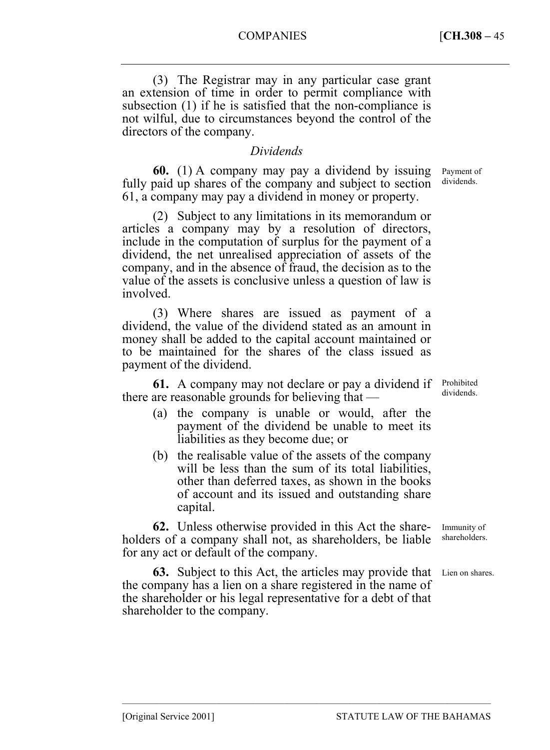(3) The Registrar may in any particular case grant an extension of time in order to permit compliance with subsection (1) if he is satisfied that the non-compliance is not wilful, due to circumstances beyond the control of the directors of the company.

### *Dividends*

Payment of dividends.

**60.** (1) A company may pay a dividend by issuing fully paid up shares of the company and subject to section 61, a company may pay a dividend in money or property.

(2) Subject to any limitations in its memorandum or articles a company may by a resolution of directors, include in the computation of surplus for the payment of a dividend, the net unrealised appreciation of assets of the company, and in the absence of fraud, the decision as to the value of the assets is conclusive unless a question of law is involved.

(3) Where shares are issued as payment of a dividend, the value of the dividend stated as an amount in money shall be added to the capital account maintained or to be maintained for the shares of the class issued as payment of the dividend.

Prohibited dividends.

**61.** A company may not declare or pay a dividend if there are reasonable grounds for believing that —

(a) the company is unable or would, after the payment of the dividend be unable to meet its liabilities as they become due; or

(b) the realisable value of the assets of the company will be less than the sum of its total liabilities, other than deferred taxes, as shown in the books of account and its issued and outstanding share capital.

Immunity of shareholders.

**62.** Unless otherwise provided in this Act the shareholders of a company shall not, as shareholders, be liable for any act or default of the company.

Lien on shares.

**63.** Subject to this Act, the articles may provide that the company has a lien on a share registered in the name of the shareholder or his legal representative for a debt of that shareholder to the company.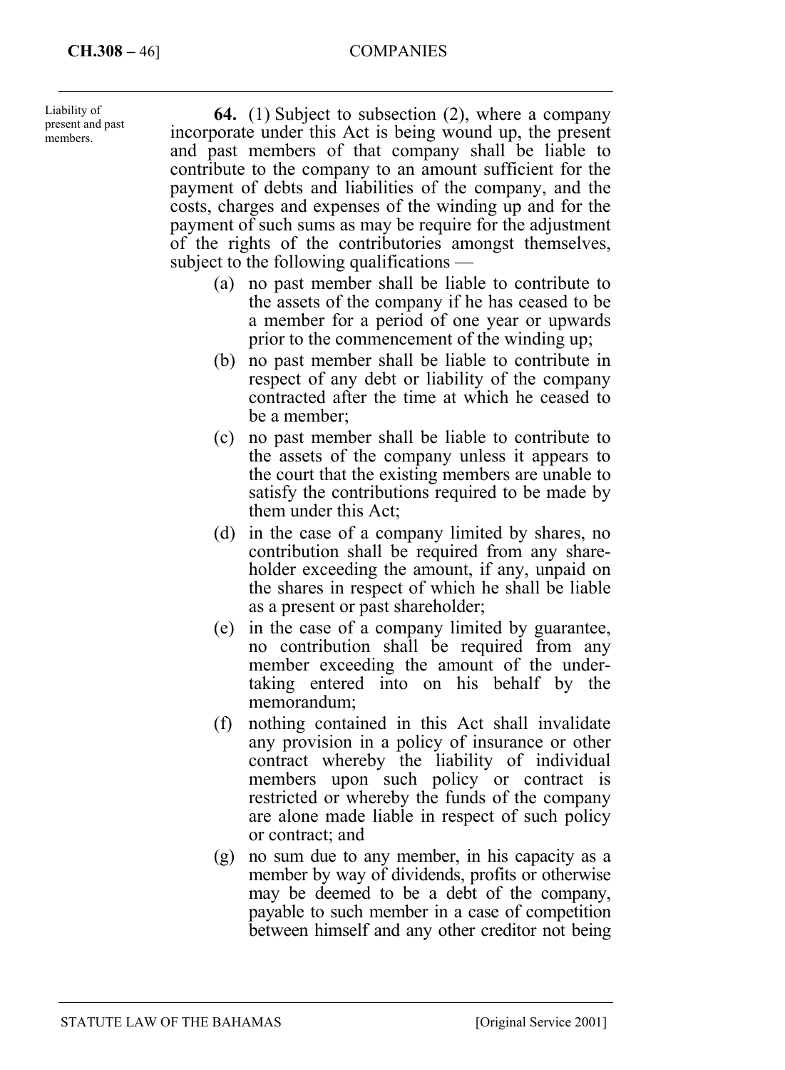Liability of present and past members.

**64.** (1) Subject to subsection (2), where a company incorporate under this Act is being wound up, the present and past members of that company shall be liable to contribute to the company to an amount sufficient for the payment of debts and liabilities of the company, and the costs, charges and expenses of the winding up and for the payment of such sums as may be require for the adjustment of the rights of the contributories amongst themselves, subject to the following qualifications —

(a) no past member shall be liable to contribute to the assets of the company if he has ceased to be a member for a period of one year or upwards prior to the commencement of the winding up;

(b) no past member shall be liable to contribute in respect of any debt or liability of the company contracted after the time at which he ceased to be a member;

(c) no past member shall be liable to contribute to the assets of the company unless it appears to the court that the existing members are unable to satisfy the contributions required to be made by them under this Act;

(d) in the case of a company limited by shares, no contribution shall be required from any shareholder exceeding the amount, if any, unpaid on the shares in respect of which he shall be liable as a present or past shareholder;

(e) in the case of a company limited by guarantee, no contribution shall be required from any member exceeding the amount of the undertaking entered into on his behalf by the memorandum;

(f) nothing contained in this Act shall invalidate any provision in a policy of insurance or other contract whereby the liability of individual members upon such policy or contract is restricted or whereby the funds of the company are alone made liable in respect of such policy or contract; and

(g) no sum due to any member, in his capacity as a member by way of dividends, profits or otherwise may be deemed to be a debt of the company, payable to such member in a case of competition between himself and any other creditor not being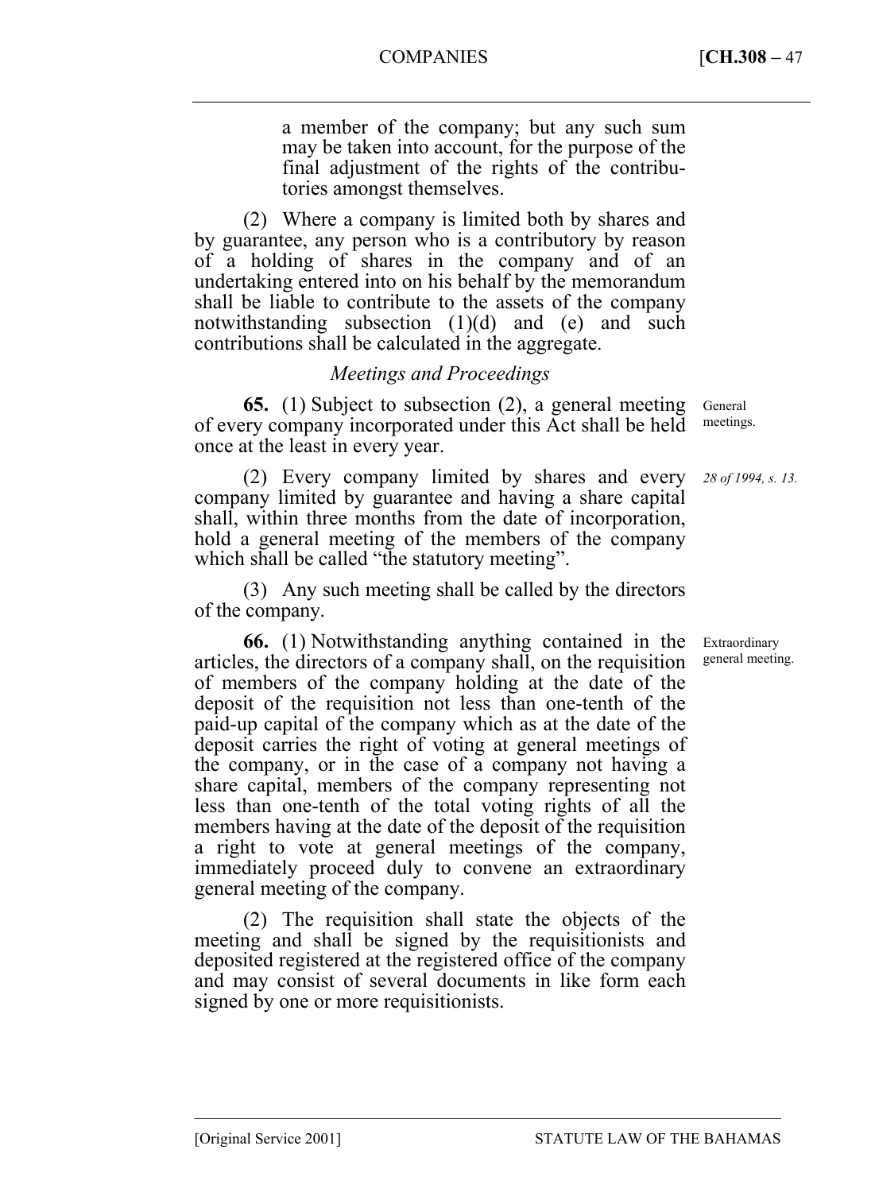a member of the company; but any such sum may be taken into account, for the purpose of the final adjustment of the rights of the contributories amongst themselves.

(2) Where a company is limited both by shares and by guarantee, any person who is a contributory by reason of a holding of shares in the company and of an undertaking entered into on his behalf by the memorandum shall be liable to contribute to the assets of the company notwithstanding subsection (1)(d) and (e) and such contributions shall be calculated in the aggregate.

### *Meetings and Proceedings*

General meetings.

**65.** (1) Subject to subsection (2), a general meeting of every company incorporated under this Act shall be held once at the least in every year.

*28 of 1994, s. 13.*

(2) Every company limited by shares and every company limited by guarantee and having a share capital shall, within three months from the date of incorporation, hold a general meeting of the members of the company which shall be called "the statutory meeting".

(3) Any such meeting shall be called by the directors of the company.

Extraordinary general meeting.

**66.** (1) Notwithstanding anything contained in the articles, the directors of a company shall, on the requisition of members of the company holding at the date of the deposit of the requisition not less than one-tenth of the paid-up capital of the company which as at the date of the deposit carries the right of voting at general meetings of the company, or in the case of a company not having a share capital, members of the company representing not less than one-tenth of the total voting rights of all the members having at the date of the deposit of the requisition a right to vote at general meetings of the company, immediately proceed duly to convene an extraordinary general meeting of the company.

(2) The requisition shall state the objects of the meeting and shall be signed by the requisitionists and deposited registered at the registered office of the company and may consist of several documents in like form each signed by one or more requisitionists.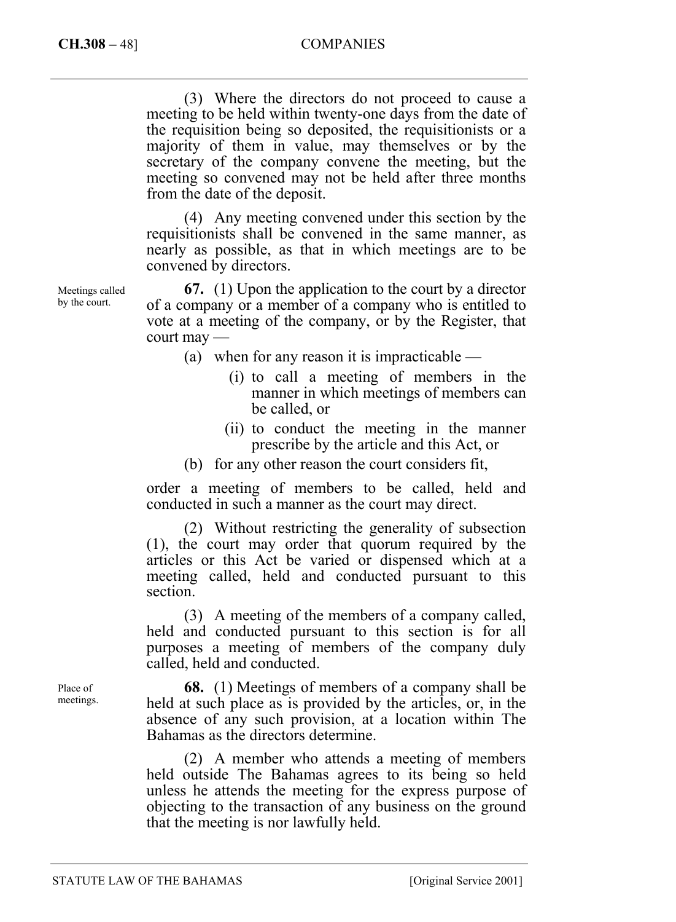(3) Where the directors do not proceed to cause a meeting to be held within twenty-one days from the date of the requisition being so deposited, the requisitionists or a majority of them in value, may themselves or by the secretary of the company convene the meeting, but the meeting so convened may not be held after three months from the date of the deposit.

(4) Any meeting convened under this section by the requisitionists shall be convened in the same manner, as nearly as possible, as that in which meetings are to be convened by directors.

Meetings called by the court.

**67.** (1) Upon the application to the court by a director of a company or a member of a company who is entitled to vote at a meeting of the company, or by the Register, that court may —

(a) when for any reason it is impracticable —

(i) to call a meeting of members in the manner in which meetings of members can be called, or

(ii) to conduct the meeting in the manner prescribe by the article and this Act, or

(b) for any other reason the court considers fit,

order a meeting of members to be called, held and conducted in such a manner as the court may direct.

(2) Without restricting the generality of subsection (1), the court may order that quorum required by the articles or this Act be varied or dispensed which at a meeting called, held and conducted pursuant to this section.

(3) A meeting of the members of a company called, held and conducted pursuant to this section is for all purposes a meeting of members of the company duly called, held and conducted.

Place of meetings.

**68.** (1) Meetings of members of a company shall be held at such place as is provided by the articles, or, in the absence of any such provision, at a location within The Bahamas as the directors determine.

(2) A member who attends a meeting of members held outside The Bahamas agrees to its being so held unless he attends the meeting for the express purpose of objecting to the transaction of any business on the ground that the meeting is nor lawfully held.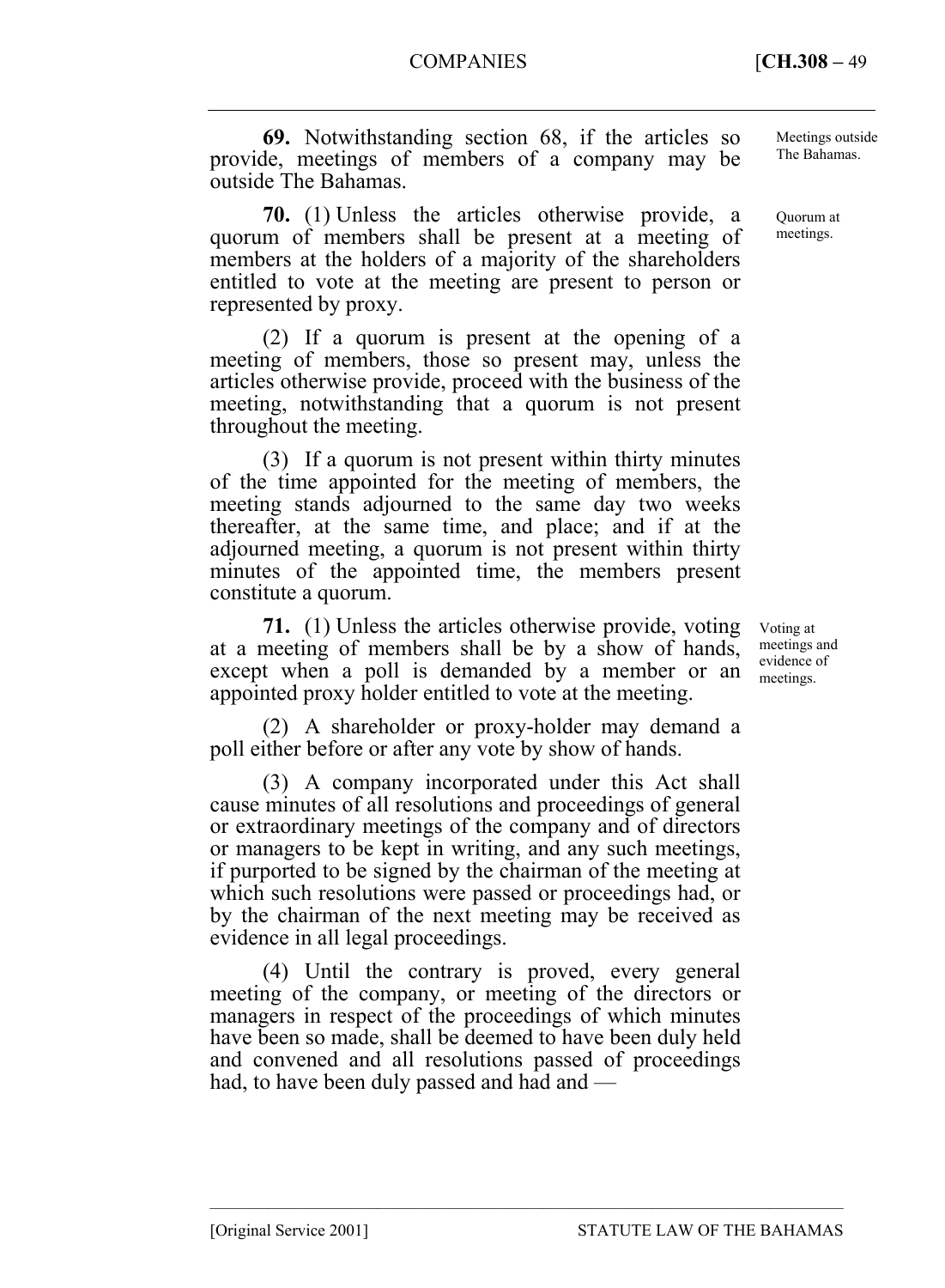**69.** Notwithstanding section 68, if the articles so provide, meetings of members of a company may be outside The Bahamas.

Meetings outside The Bahamas.

**70.** (1) Unless the articles otherwise provide, a quorum of members shall be present at a meeting of members at the holders of a majority of the shareholders entitled to vote at the meeting are present to person or represented by proxy.

Quorum at meetings.

(2) If a quorum is present at the opening of a meeting of members, those so present may, unless the articles otherwise provide, proceed with the business of the meeting, notwithstanding that a quorum is not present throughout the meeting.

(3) If a quorum is not present within thirty minutes of the time appointed for the meeting of members, the meeting stands adjourned to the same day two weeks thereafter, at the same time, and place; and if at the adjourned meeting, a quorum is not present within thirty minutes of the appointed time, the members present constitute a quorum.

**71.** (1) Unless the articles otherwise provide, voting at a meeting of members shall be by a show of hands, except when a poll is demanded by a member or an appointed proxy holder entitled to vote at the meeting.

Voting at meetings and evidence of meetings.

(2) A shareholder or proxy-holder may demand a poll either before or after any vote by show of hands.

(3) A company incorporated under this Act shall cause minutes of all resolutions and proceedings of general or extraordinary meetings of the company and of directors or managers to be kept in writing, and any such meetings, if purported to be signed by the chairman of the meeting at which such resolutions were passed or proceedings had, or by the chairman of the next meeting may be received as evidence in all legal proceedings.

(4) Until the contrary is proved, every general meeting of the company, or meeting of the directors or managers in respect of the proceedings of which minutes have been so made, shall be deemed to have been duly held and convened and all resolutions passed of proceedings had, to have been duly passed and had and —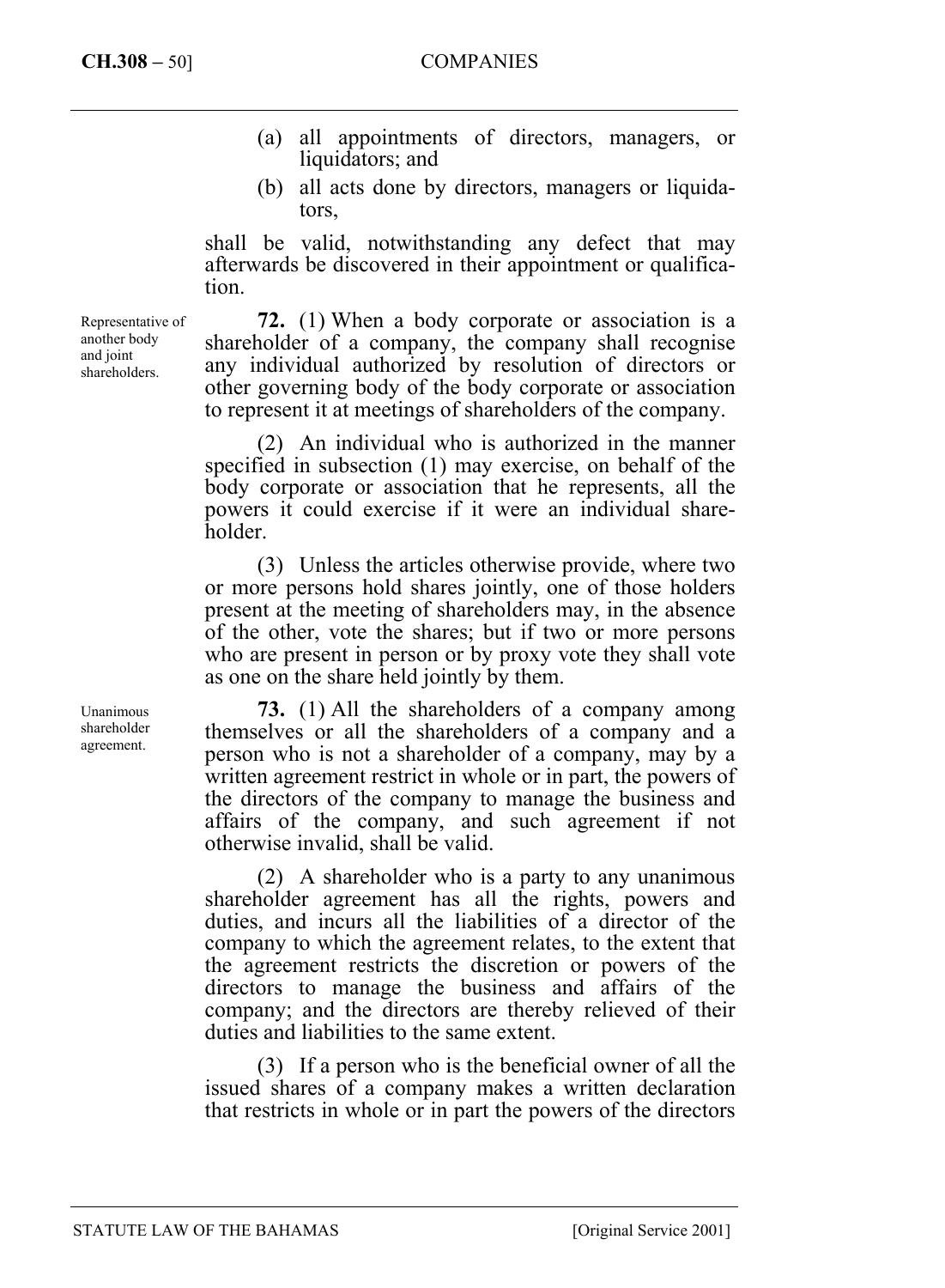(a) all appointments of directors, managers, or liquidators; and

(b) all acts done by directors, managers or liquidators,

shall be valid, notwithstanding any defect that may afterwards be discovered in their appointment or qualification.

Representative of another body and joint shareholders.

**72.** (1) When a body corporate or association is a shareholder of a company, the company shall recognise any individual authorized by resolution of directors or other governing body of the body corporate or association to represent it at meetings of shareholders of the company.

(2) An individual who is authorized in the manner specified in subsection (1) may exercise, on behalf of the body corporate or association that he represents, all the powers it could exercise if it were an individual shareholder.

(3) Unless the articles otherwise provide, where two or more persons hold shares jointly, one of those holders present at the meeting of shareholders may, in the absence of the other, vote the shares; but if two or more persons who are present in person or by proxy vote they shall vote as one on the share held jointly by them.

Unanimous shareholder agreement.

**73.** (1) All the shareholders of a company among themselves or all the shareholders of a company and a person who is not a shareholder of a company, may by a written agreement restrict in whole or in part, the powers of the directors of the company to manage the business and affairs of the company, and such agreement if not otherwise invalid, shall be valid.

(2) A shareholder who is a party to any unanimous shareholder agreement has all the rights, powers and duties, and incurs all the liabilities of a director of the company to which the agreement relates, to the extent that the agreement restricts the discretion or powers of the directors to manage the business and affairs of the company; and the directors are thereby relieved of their duties and liabilities to the same extent.

(3) If a person who is the beneficial owner of all the issued shares of a company makes a written declaration that restricts in whole or in part the powers of the directors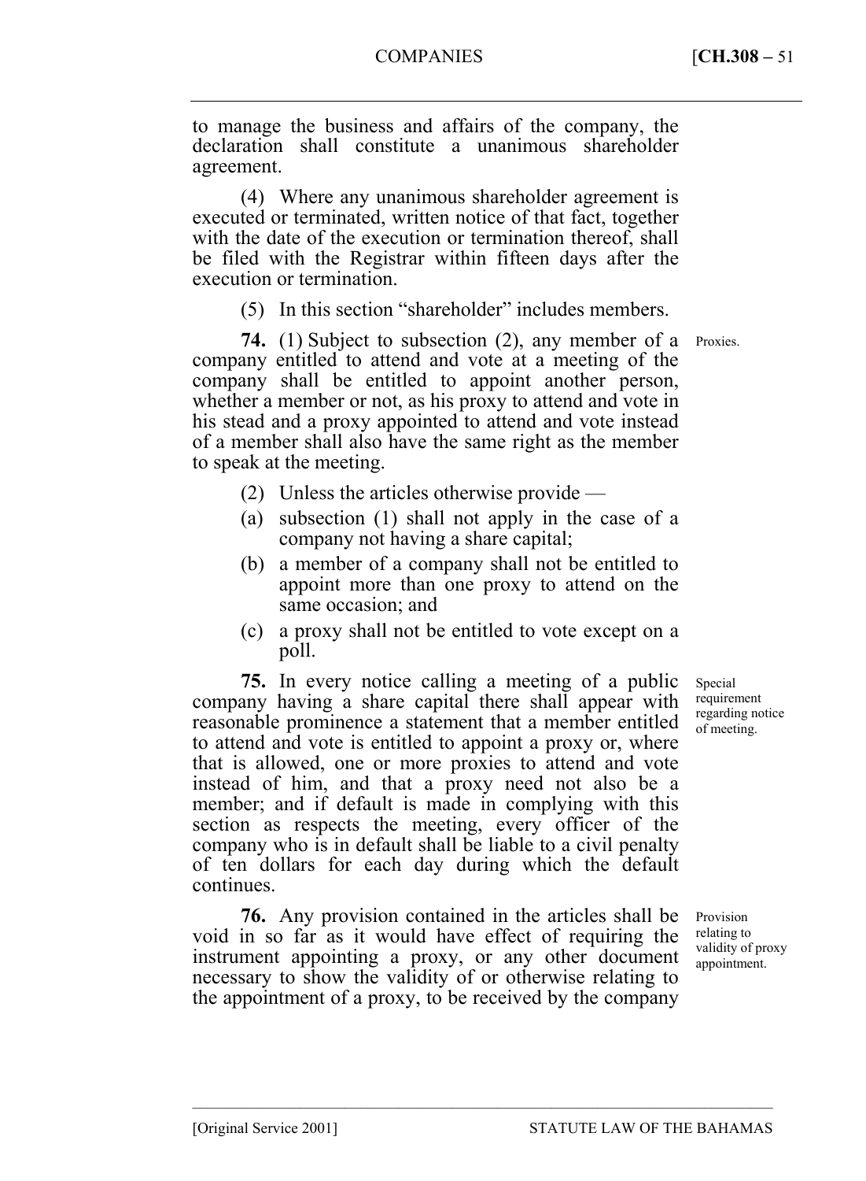to manage the business and affairs of the company, the declaration shall constitute a unanimous shareholder agreement.

(4) Where any unanimous shareholder agreement is executed or terminated, written notice of that fact, together with the date of the execution or termination thereof, shall be filed with the Registrar within fifteen days after the execution or termination.

(5) In this section "shareholder" includes members.

Proxies.

**74.** (1) Subject to subsection (2), any member of a company entitled to attend and vote at a meeting of the company shall be entitled to appoint another person, whether a member or not, as his proxy to attend and vote in his stead and a proxy appointed to attend and vote instead of a member shall also have the same right as the member to speak at the meeting.

(2) Unless the articles otherwise provide —

(a) subsection (1) shall not apply in the case of a company not having a share capital;

(b) a member of a company shall not be entitled to appoint more than one proxy to attend on the same occasion; and

(c) a proxy shall not be entitled to vote except on a poll.

Special requirement regarding notice of meeting.

**75.** In every notice calling a meeting of a public company having a share capital there shall appear with reasonable prominence a statement that a member entitled to attend and vote is entitled to appoint a proxy or, where that is allowed, one or more proxies to attend and vote instead of him, and that a proxy need not also be a member; and if default is made in complying with this section as respects the meeting, every officer of the company who is in default shall be liable to a civil penalty of ten dollars for each day during which the default continues.

Provision relating to validity of proxy appointment.

**76.** Any provision contained in the articles shall be void in so far as it would have effect of requiring the instrument appointing a proxy, or any other document necessary to show the validity of or otherwise relating to the appointment of a proxy, to be received by the company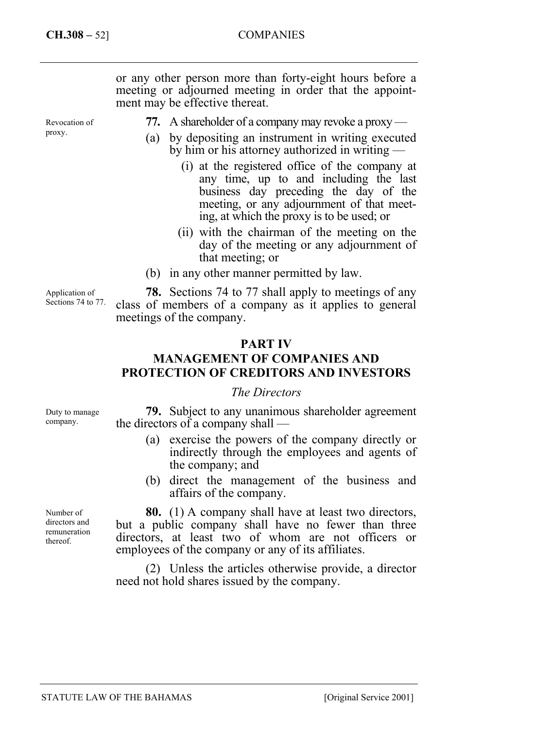or any other person more than forty-eight hours before a meeting or adjourned meeting in order that the appointment may be effective thereat.

Revocation of proxy.

**77.** A shareholder of a company may revoke a proxy —

(a) by depositing an instrument in writing executed by him or his attorney authorized in writing —

(i) at the registered office of the company at any time, up to and including the last business day preceding the day of the meeting, or any adjournment of that meeting, at which the proxy is to be used; or

(ii) with the chairman of the meeting on the day of the meeting or any adjournment of that meeting; or

(b) in any other manner permitted by law.

Application of Sections 74 to 77.

**78.** Sections 74 to 77 shall apply to meetings of any class of members of a company as it applies to general meetings of the company.

## PART IV
## MANAGEMENT OF COMPANIES AND PROTECTION OF CREDITORS AND INVESTORS

### *The Directors*

Duty to manage company.

**79.** Subject to any unanimous shareholder agreement the directors of a company shall —

(a) exercise the powers of the company directly or indirectly through the employees and agents of the company; and

(b) direct the management of the business and affairs of the company.

Number of directors and remuneration thereof.

**80.** (1) A company shall have at least two directors, but a public company shall have no fewer than three directors, at least two of whom are not officers or employees of the company or any of its affiliates.

(2) Unless the articles otherwise provide, a director need not hold shares issued by the company.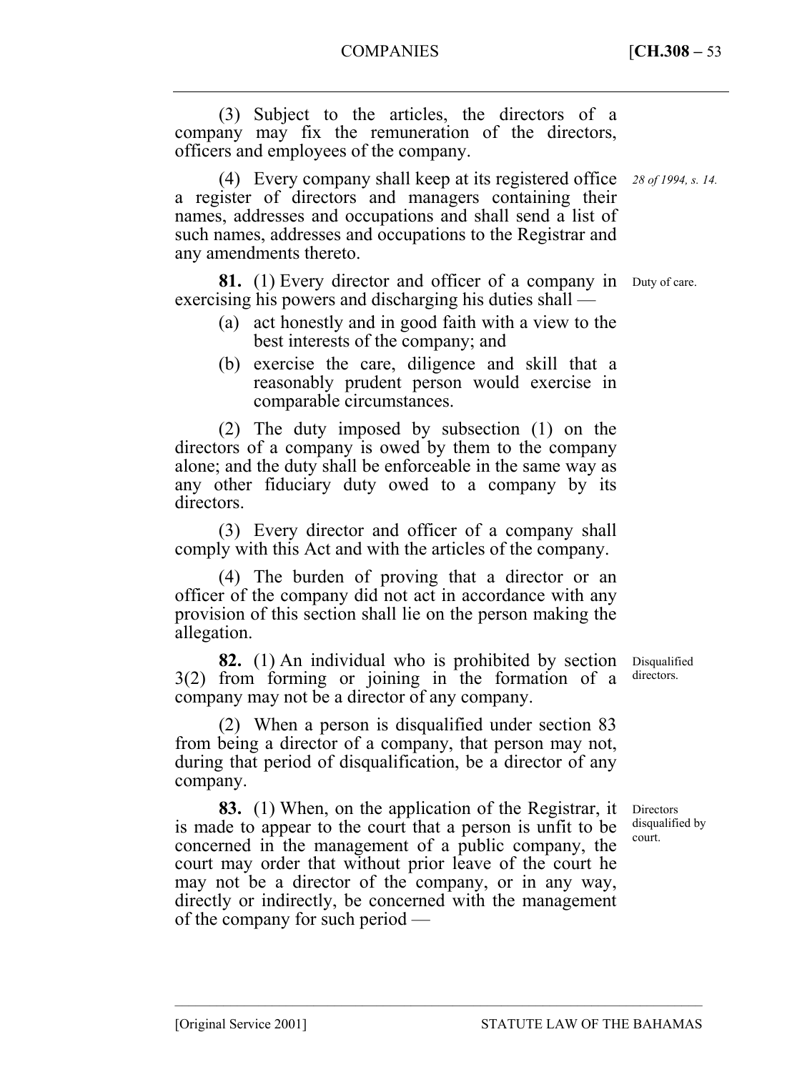(3) Subject to the articles, the directors of a company may fix the remuneration of the directors, officers and employees of the company.

(4) Every company shall keep at its registered office a register of directors and managers containing their names, addresses and occupations and shall send a list of such names, addresses and occupations to the Registrar and any amendments thereto. *28 of 1994, s. 14.*

Duty of care.

**81.** (1) Every director and officer of a company in exercising his powers and discharging his duties shall —

- (a) act honestly and in good faith with a view to the best interests of the company; and
- (b) exercise the care, diligence and skill that a reasonably prudent person would exercise in comparable circumstances.

(2) The duty imposed by subsection (1) on the directors of a company is owed by them to the company alone; and the duty shall be enforceable in the same way as any other fiduciary duty owed to a company by its directors.

(3) Every director and officer of a company shall comply with this Act and with the articles of the company.

(4) The burden of proving that a director or an officer of the company did not act in accordance with any provision of this section shall lie on the person making the allegation.

Disqualified directors.

**82.** (1) An individual who is prohibited by section 3(2) from forming or joining in the formation of a company may not be a director of any company.

(2) When a person is disqualified under section 83 from being a director of a company, that person may not, during that period of disqualification, be a director of any company.

Directors disqualified by court.

**83.** (1) When, on the application of the Registrar, it is made to appear to the court that a person is unfit to be concerned in the management of a public company, the court may order that without prior leave of the court he may not be a director of the company, or in any way, directly or indirectly, be concerned with the management of the company for such period —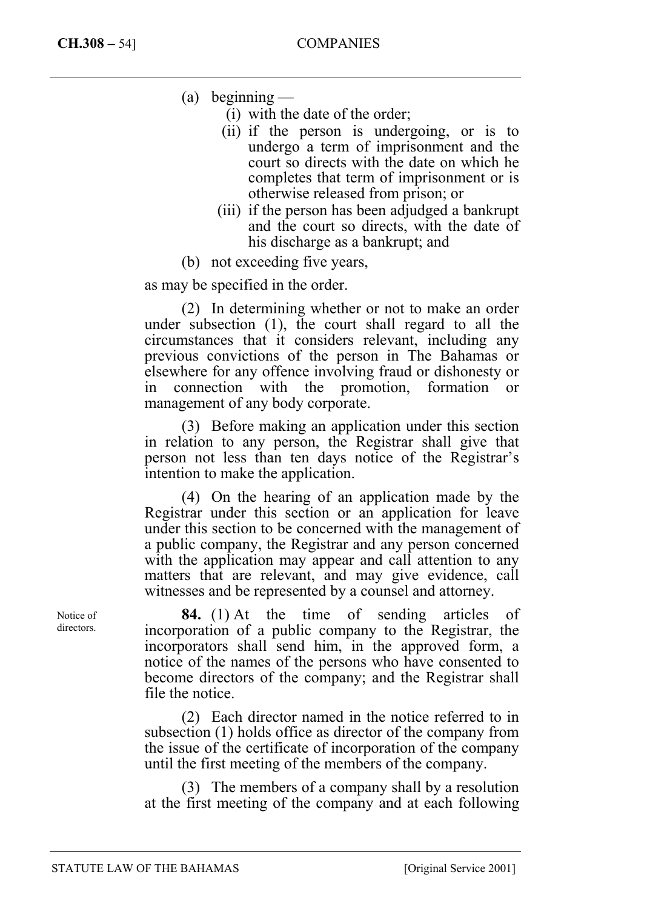(a) beginning —

   (i) with the date of the order;

   (ii) if the person is undergoing, or is to undergo a term of imprisonment and the court so directs with the date on which he completes that term of imprisonment or is otherwise released from prison; or

   (iii) if the person has been adjudged a bankrupt and the court so directs, with the date of his discharge as a bankrupt; and

(b) not exceeding five years,

as may be specified in the order.

(2) In determining whether or not to make an order under subsection (1), the court shall regard to all the circumstances that it considers relevant, including any previous convictions of the person in The Bahamas or elsewhere for any offence involving fraud or dishonesty or in connection with the promotion, formation or management of any body corporate.

(3) Before making an application under this section in relation to any person, the Registrar shall give that person not less than ten days notice of the Registrar's intention to make the application.

(4) On the hearing of an application made by the Registrar under this section or an application for leave under this section to be concerned with the management of a public company, the Registrar and any person concerned with the application may appear and call attention to any matters that are relevant, and may give evidence, call witnesses and be represented by a counsel and attorney.

Notice of directors.

**84.** (1) At the time of sending articles of incorporation of a public company to the Registrar, the incorporators shall send him, in the approved form, a notice of the names of the persons who have consented to become directors of the company; and the Registrar shall file the notice.

(2) Each director named in the notice referred to in subsection (1) holds office as director of the company from the issue of the certificate of incorporation of the company until the first meeting of the members of the company.

(3) The members of a company shall by a resolution at the first meeting of the company and at each following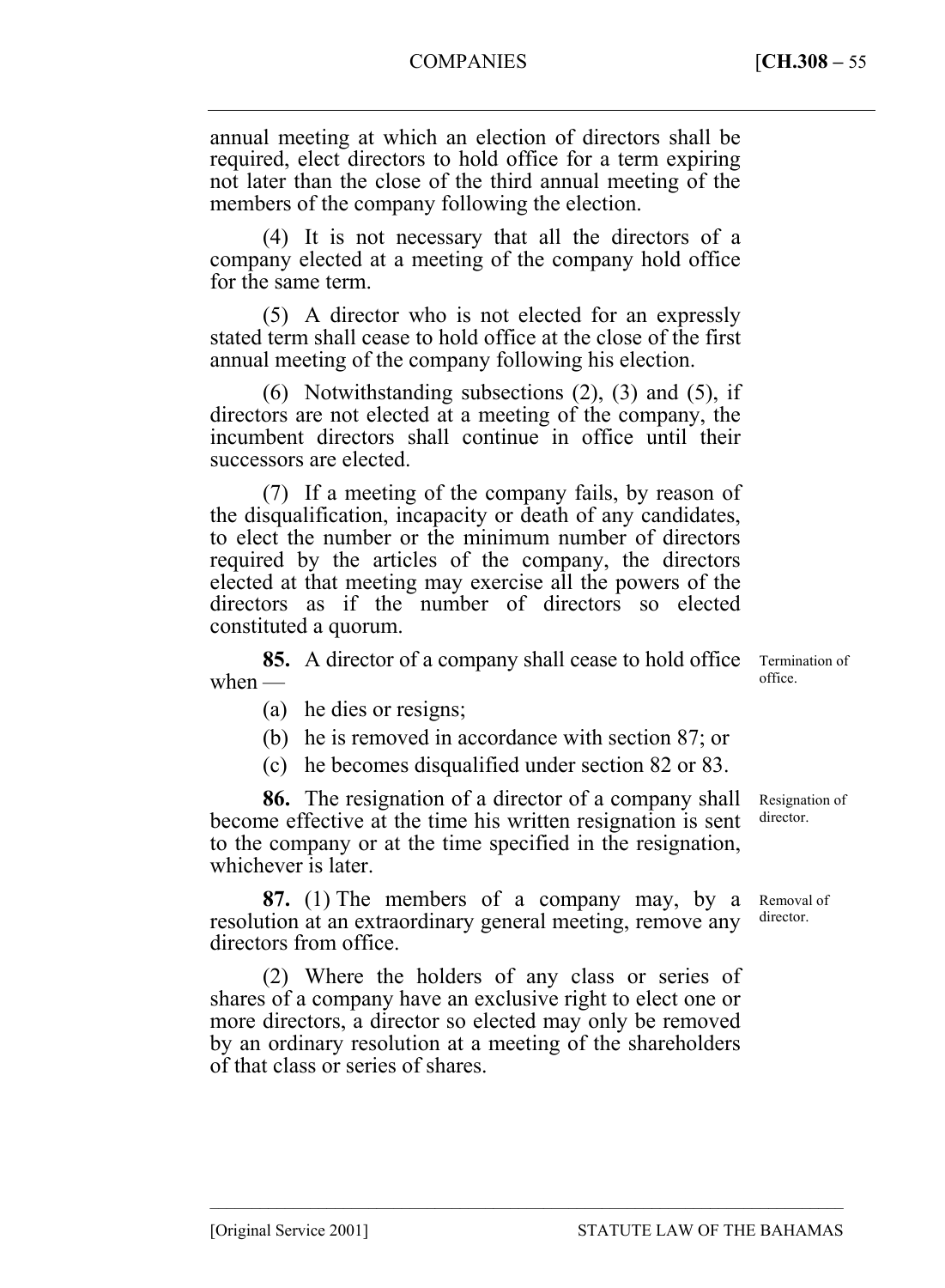annual meeting at which an election of directors shall be required, elect directors to hold office for a term expiring not later than the close of the third annual meeting of the members of the company following the election.

(4) It is not necessary that all the directors of a company elected at a meeting of the company hold office for the same term.

(5) A director who is not elected for an expressly stated term shall cease to hold office at the close of the first annual meeting of the company following his election.

(6) Notwithstanding subsections (2), (3) and (5), if directors are not elected at a meeting of the company, the incumbent directors shall continue in office until their successors are elected.

(7) If a meeting of the company fails, by reason of the disqualification, incapacity or death of any candidates, to elect the number or the minimum number of directors required by the articles of the company, the directors elected at that meeting may exercise all the powers of the directors as if the number of directors so elected constituted a quorum.

*Termination of office.*

**85.** A director of a company shall cease to hold office when —

(a) he dies or resigns;

(b) he is removed in accordance with section 87; or

(c) he becomes disqualified under section 82 or 83.

*Resignation of director.*

**86.** The resignation of a director of a company shall become effective at the time his written resignation is sent to the company or at the time specified in the resignation, whichever is later.

*Removal of director.*

**87.** (1) The members of a company may, by a resolution at an extraordinary general meeting, remove any directors from office.

(2) Where the holders of any class or series of shares of a company have an exclusive right to elect one or more directors, a director so elected may only be removed by an ordinary resolution at a meeting of the shareholders of that class or series of shares.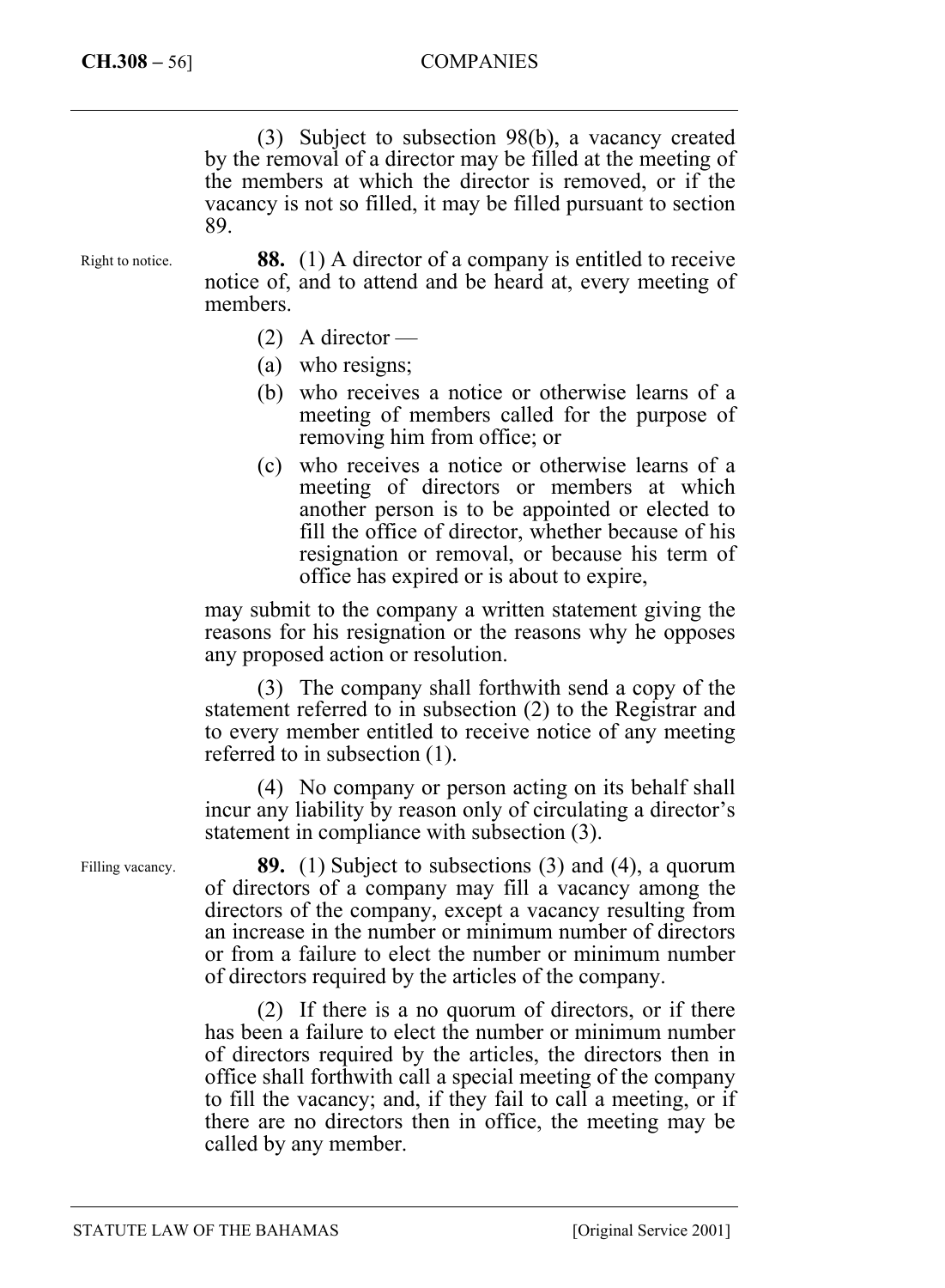(3) Subject to subsection 98(b), a vacancy created by the removal of a director may be filled at the meeting of the members at which the director is removed, or if the vacancy is not so filled, it may be filled pursuant to section 89.

Right to notice.

**88.** (1) A director of a company is entitled to receive notice of, and to attend and be heard at, every meeting of members.

(2) A director —

(a) who resigns;

(b) who receives a notice or otherwise learns of a meeting of members called for the purpose of removing him from office; or

(c) who receives a notice or otherwise learns of a meeting of directors or members at which another person is to be appointed or elected to fill the office of director, whether because of his resignation or removal, or because his term of office has expired or is about to expire,

may submit to the company a written statement giving the reasons for his resignation or the reasons why he opposes any proposed action or resolution.

(3) The company shall forthwith send a copy of the statement referred to in subsection (2) to the Registrar and to every member entitled to receive notice of any meeting referred to in subsection (1).

(4) No company or person acting on its behalf shall incur any liability by reason only of circulating a director's statement in compliance with subsection (3).

Filling vacancy.

**89.** (1) Subject to subsections (3) and (4), a quorum of directors of a company may fill a vacancy among the directors of the company, except a vacancy resulting from an increase in the number or minimum number of directors or from a failure to elect the number or minimum number of directors required by the articles of the company.

(2) If there is a no quorum of directors, or if there has been a failure to elect the number or minimum number of directors required by the articles, the directors then in office shall forthwith call a special meeting of the company to fill the vacancy; and, if they fail to call a meeting, or if there are no directors then in office, the meeting may be called by any member.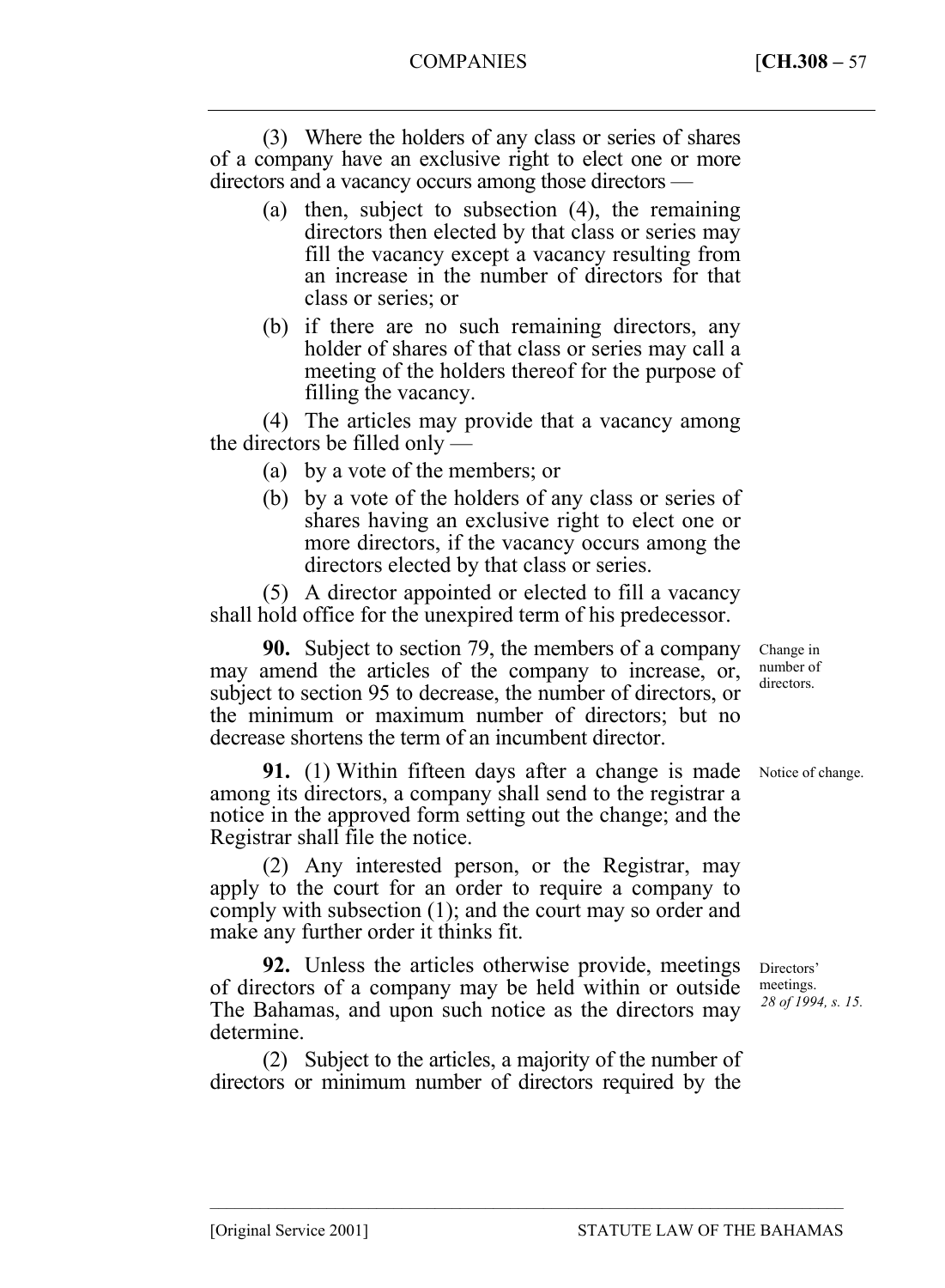(3) Where the holders of any class or series of shares of a company have an exclusive right to elect one or more directors and a vacancy occurs among those directors —

(a) then, subject to subsection (4), the remaining directors then elected by that class or series may fill the vacancy except a vacancy resulting from an increase in the number of directors for that class or series; or

(b) if there are no such remaining directors, any holder of shares of that class or series may call a meeting of the holders thereof for the purpose of filling the vacancy.

(4) The articles may provide that a vacancy among the directors be filled only —

(a) by a vote of the members; or

(b) by a vote of the holders of any class or series of shares having an exclusive right to elect one or more directors, if the vacancy occurs among the directors elected by that class or series.

(5) A director appointed or elected to fill a vacancy shall hold office for the unexpired term of his predecessor.

Change in number of directors.

**90.** Subject to section 79, the members of a company may amend the articles of the company to increase, or, subject to section 95 to decrease, the number of directors, or the minimum or maximum number of directors; but no decrease shortens the term of an incumbent director.

Notice of change.

**91.** (1) Within fifteen days after a change is made among its directors, a company shall send to the registrar a notice in the approved form setting out the change; and the Registrar shall file the notice.

(2) Any interested person, or the Registrar, may apply to the court for an order to require a company to comply with subsection (1); and the court may so order and make any further order it thinks fit.

Directors' meetings. *28 of 1994, s. 15.*

**92.** Unless the articles otherwise provide, meetings of directors of a company may be held within or outside The Bahamas, and upon such notice as the directors may determine.

(2) Subject to the articles, a majority of the number of directors or minimum number of directors required by the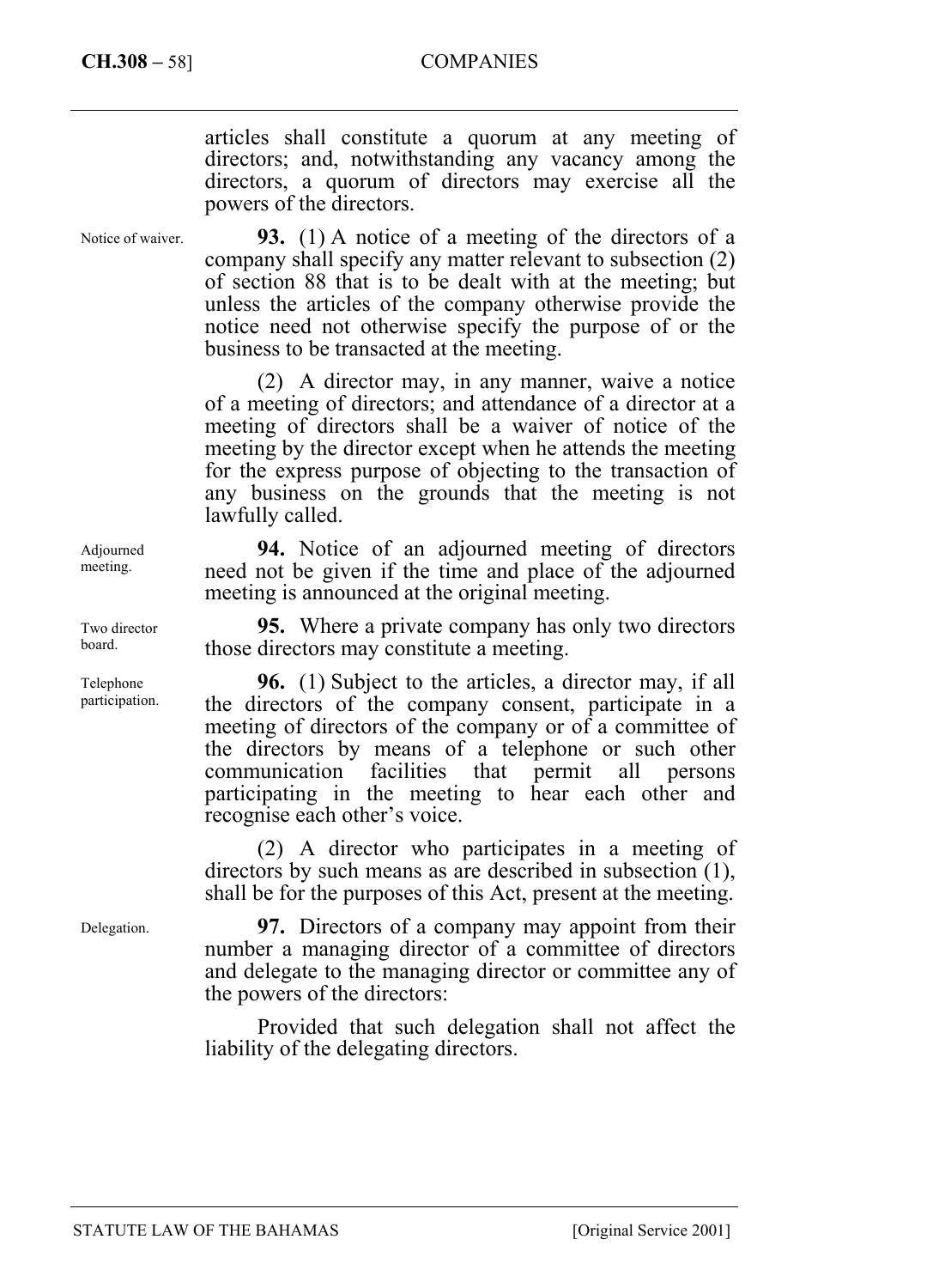articles shall constitute a quorum at any meeting of directors; and, notwithstanding any vacancy among the directors, a quorum of directors may exercise all the powers of the directors.

Notice of waiver.

**93.** (1) A notice of a meeting of the directors of a company shall specify any matter relevant to subsection (2) of section 88 that is to be dealt with at the meeting; but unless the articles of the company otherwise provide the notice need not otherwise specify the purpose of or the business to be transacted at the meeting.

(2) A director may, in any manner, waive a notice of a meeting of directors; and attendance of a director at a meeting of directors shall be a waiver of notice of the meeting by the director except when he attends the meeting for the express purpose of objecting to the transaction of any business on the grounds that the meeting is not lawfully called.

Adjourned meeting.

**94.** Notice of an adjourned meeting of directors need not be given if the time and place of the adjourned meeting is announced at the original meeting.

Two director board.

**95.** Where a private company has only two directors those directors may constitute a meeting.

Telephone participation.

**96.** (1) Subject to the articles, a director may, if all the directors of the company consent, participate in a meeting of directors of the company or of a committee of the directors by means of a telephone or such other communication facilities that permit all persons participating in the meeting to hear each other and recognise each other's voice.

(2) A director who participates in a meeting of directors by such means as are described in subsection (1), shall be for the purposes of this Act, present at the meeting.

Delegation.

**97.** Directors of a company may appoint from their number a managing director of a committee of directors and delegate to the managing director or committee any of the powers of the directors:

Provided that such delegation shall not affect the liability of the delegating directors.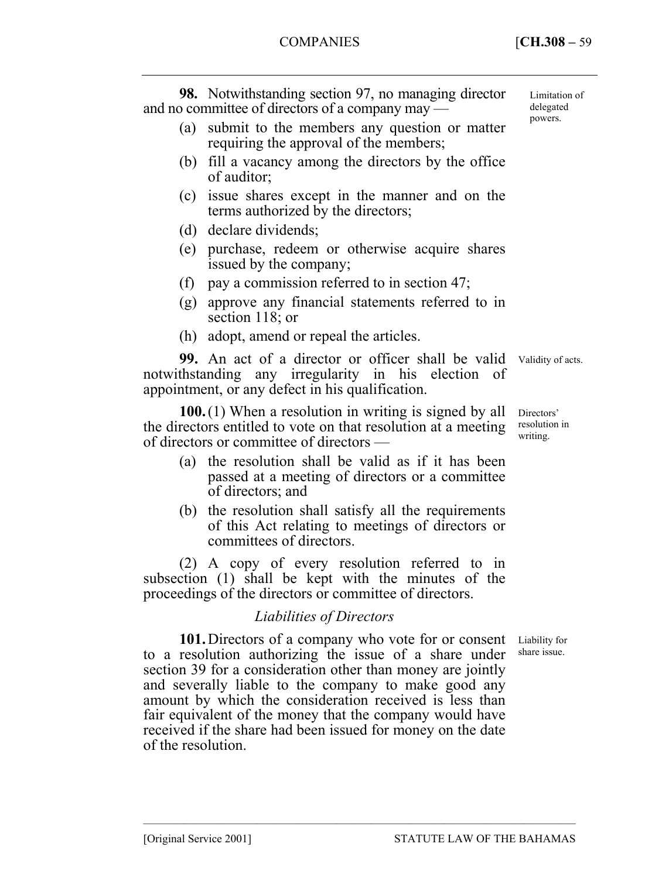**98.** Notwithstanding section 97, no managing director and no committee of directors of a company may —

Limitation of delegated powers.

(a) submit to the members any question or matter requiring the approval of the members;

(b) fill a vacancy among the directors by the office of auditor;

(c) issue shares except in the manner and on the terms authorized by the directors;

(d) declare dividends;

(e) purchase, redeem or otherwise acquire shares issued by the company;

(f) pay a commission referred to in section 47;

(g) approve any financial statements referred to in section 118; or

(h) adopt, amend or repeal the articles.

**99.** An act of a director or officer shall be valid notwithstanding any irregularity in his election of appointment, or any defect in his qualification.

Validity of acts.

**100.** (1) When a resolution in writing is signed by all the directors entitled to vote on that resolution at a meeting of directors or committee of directors —

Directors' resolution in writing.

(a) the resolution shall be valid as if it has been passed at a meeting of directors or a committee of directors; and

(b) the resolution shall satisfy all the requirements of this Act relating to meetings of directors or committees of directors.

(2) A copy of every resolution referred to in subsection (1) shall be kept with the minutes of the proceedings of the directors or committee of directors.

*Liabilities of Directors*

**101.** Directors of a company who vote for or consent to a resolution authorizing the issue of a share under section 39 for a consideration other than money are jointly and severally liable to the company to make good any amount by which the consideration received is less than fair equivalent of the money that the company would have received if the share had been issued for money on the date of the resolution.

Liability for share issue.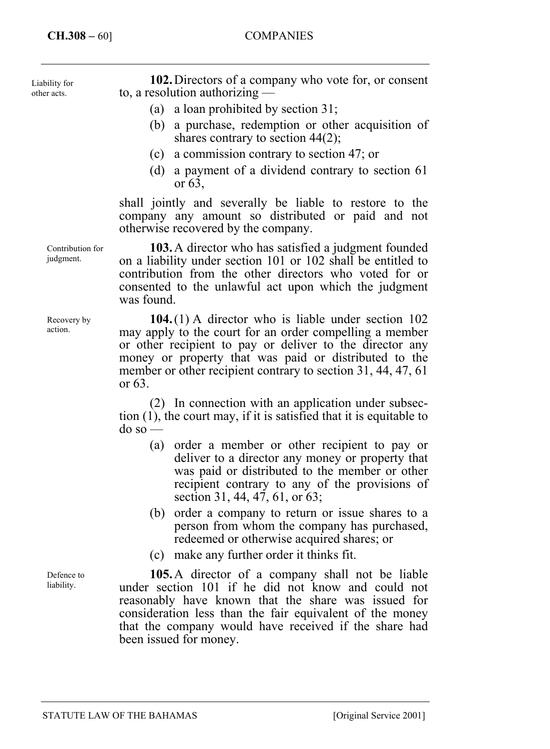Liability for other acts.

**102.** Directors of a company who vote for, or consent to, a resolution authorizing —

(a) a loan prohibited by section 31;

(b) a purchase, redemption or other acquisition of shares contrary to section 44(2);

(c) a commission contrary to section 47; or

(d) a payment of a dividend contrary to section 61 or 63,

shall jointly and severally be liable to restore to the company any amount so distributed or paid and not otherwise recovered by the company.

Contribution for judgment.

**103.** A director who has satisfied a judgment founded on a liability under section 101 or 102 shall be entitled to contribution from the other directors who voted for or consented to the unlawful act upon which the judgment was found.

Recovery by action.

**104.** (1) A director who is liable under section 102 may apply to the court for an order compelling a member or other recipient to pay or deliver to the director any money or property that was paid or distributed to the member or other recipient contrary to section 31, 44, 47, 61 or 63.

(2) In connection with an application under subsection (1), the court may, if it is satisfied that it is equitable to do so —

(a) order a member or other recipient to pay or deliver to a director any money or property that was paid or distributed to the member or other recipient contrary to any of the provisions of section 31, 44, 47, 61, or 63;

(b) order a company to return or issue shares to a person from whom the company has purchased, redeemed or otherwise acquired shares; or

(c) make any further order it thinks fit.

Defence to liability.

**105.** A director of a company shall not be liable under section 101 if he did not know and could not reasonably have known that the share was issued for consideration less than the fair equivalent of the money that the company would have received if the share had been issued for money.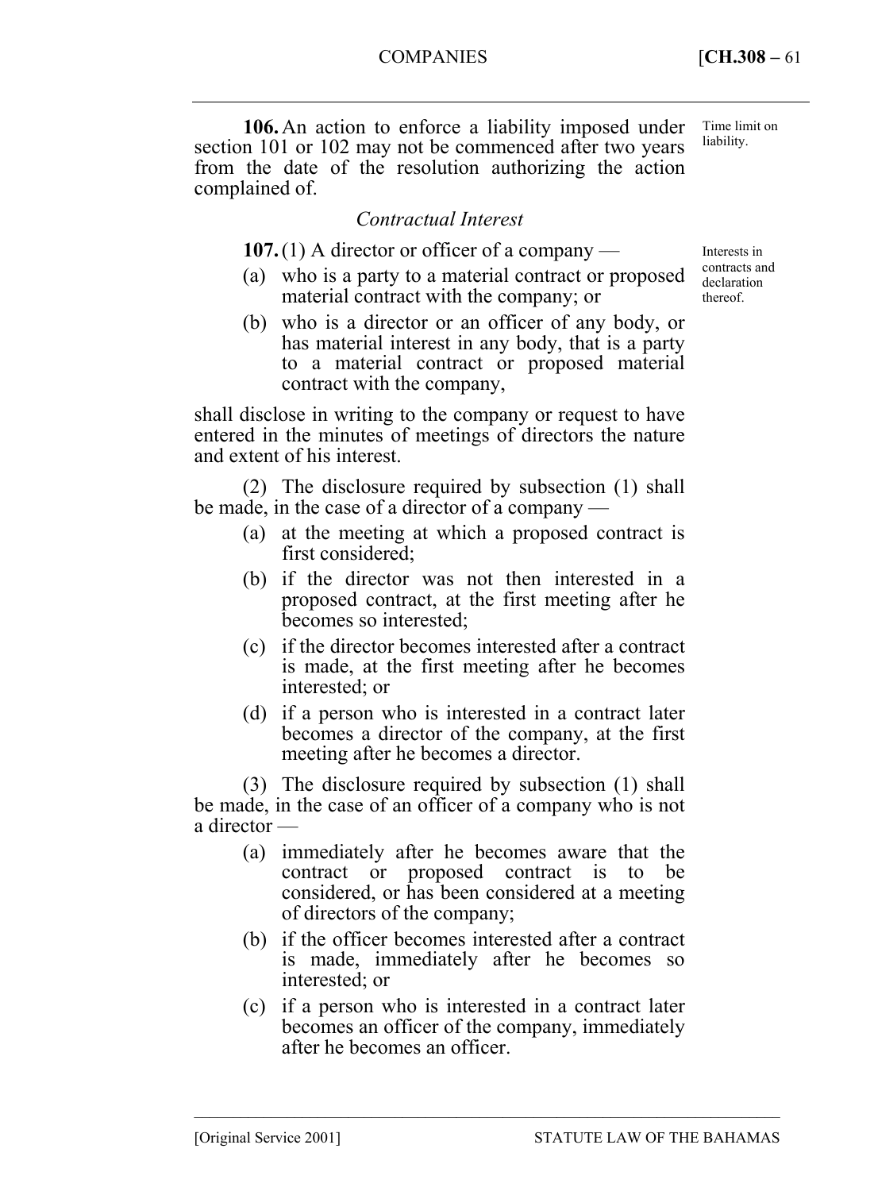**106.** An action to enforce a liability imposed under section 101 or 102 may not be commenced after two years from the date of the resolution authorizing the action complained of.

Time limit on liability.

*Contractual Interest*

Interests in contracts and declaration thereof.

**107.** (1) A director or officer of a company —

(a) who is a party to a material contract or proposed material contract with the company; or

(b) who is a director or an officer of any body, or has material interest in any body, that is a party to a material contract or proposed material contract with the company,

shall disclose in writing to the company or request to have entered in the minutes of meetings of directors the nature and extent of his interest.

(2) The disclosure required by subsection (1) shall be made, in the case of a director of a company —

(a) at the meeting at which a proposed contract is first considered;

(b) if the director was not then interested in a proposed contract, at the first meeting after he becomes so interested;

(c) if the director becomes interested after a contract is made, at the first meeting after he becomes interested; or

(d) if a person who is interested in a contract later becomes a director of the company, at the first meeting after he becomes a director.

(3) The disclosure required by subsection (1) shall be made, in the case of an officer of a company who is not a director —

(a) immediately after he becomes aware that the contract or proposed contract is to be considered, or has been considered at a meeting of directors of the company;

(b) if the officer becomes interested after a contract is made, immediately after he becomes so interested; or

(c) if a person who is interested in a contract later becomes an officer of the company, immediately after he becomes an officer.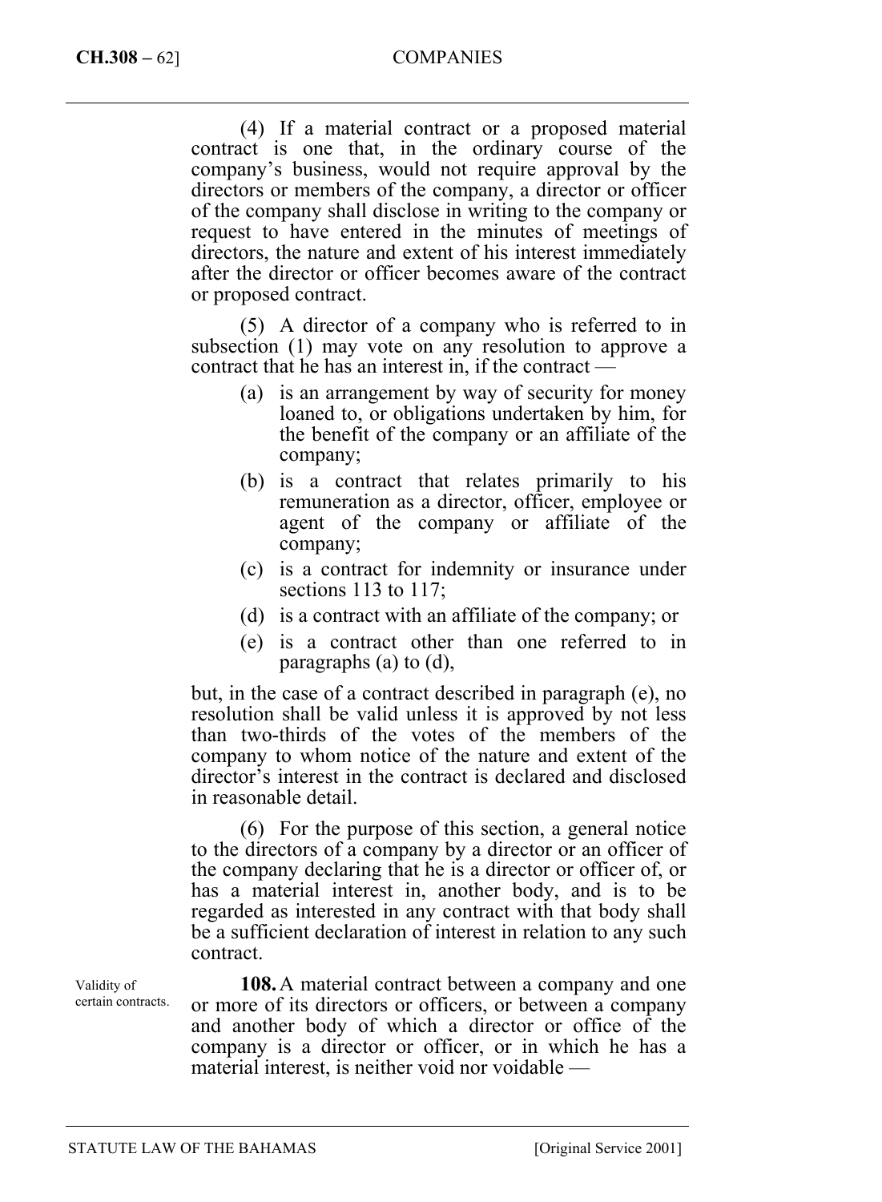(4) If a material contract or a proposed material contract is one that, in the ordinary course of the company's business, would not require approval by the directors or members of the company, a director or officer of the company shall disclose in writing to the company or request to have entered in the minutes of meetings of directors, the nature and extent of his interest immediately after the director or officer becomes aware of the contract or proposed contract.

(5) A director of a company who is referred to in subsection (1) may vote on any resolution to approve a contract that he has an interest in, if the contract —

- (a) is an arrangement by way of security for money loaned to, or obligations undertaken by him, for the benefit of the company or an affiliate of the company;
- (b) is a contract that relates primarily to his remuneration as a director, officer, employee or agent of the company or affiliate of the company;
- (c) is a contract for indemnity or insurance under sections 113 to 117;
- (d) is a contract with an affiliate of the company; or
- (e) is a contract other than one referred to in paragraphs (a) to (d),

but, in the case of a contract described in paragraph (e), no resolution shall be valid unless it is approved by not less than two-thirds of the votes of the members of the company to whom notice of the nature and extent of the director's interest in the contract is declared and disclosed in reasonable detail.

(6) For the purpose of this section, a general notice to the directors of a company by a director or an officer of the company declaring that he is a director or officer of, or has a material interest in, another body, and is to be regarded as interested in any contract with that body shall be a sufficient declaration of interest in relation to any such contract.

Validity of certain contracts.

**108.** A material contract between a company and one or more of its directors or officers, or between a company and another body of which a director or office of the company is a director or officer, or in which he has a material interest, is neither void nor voidable —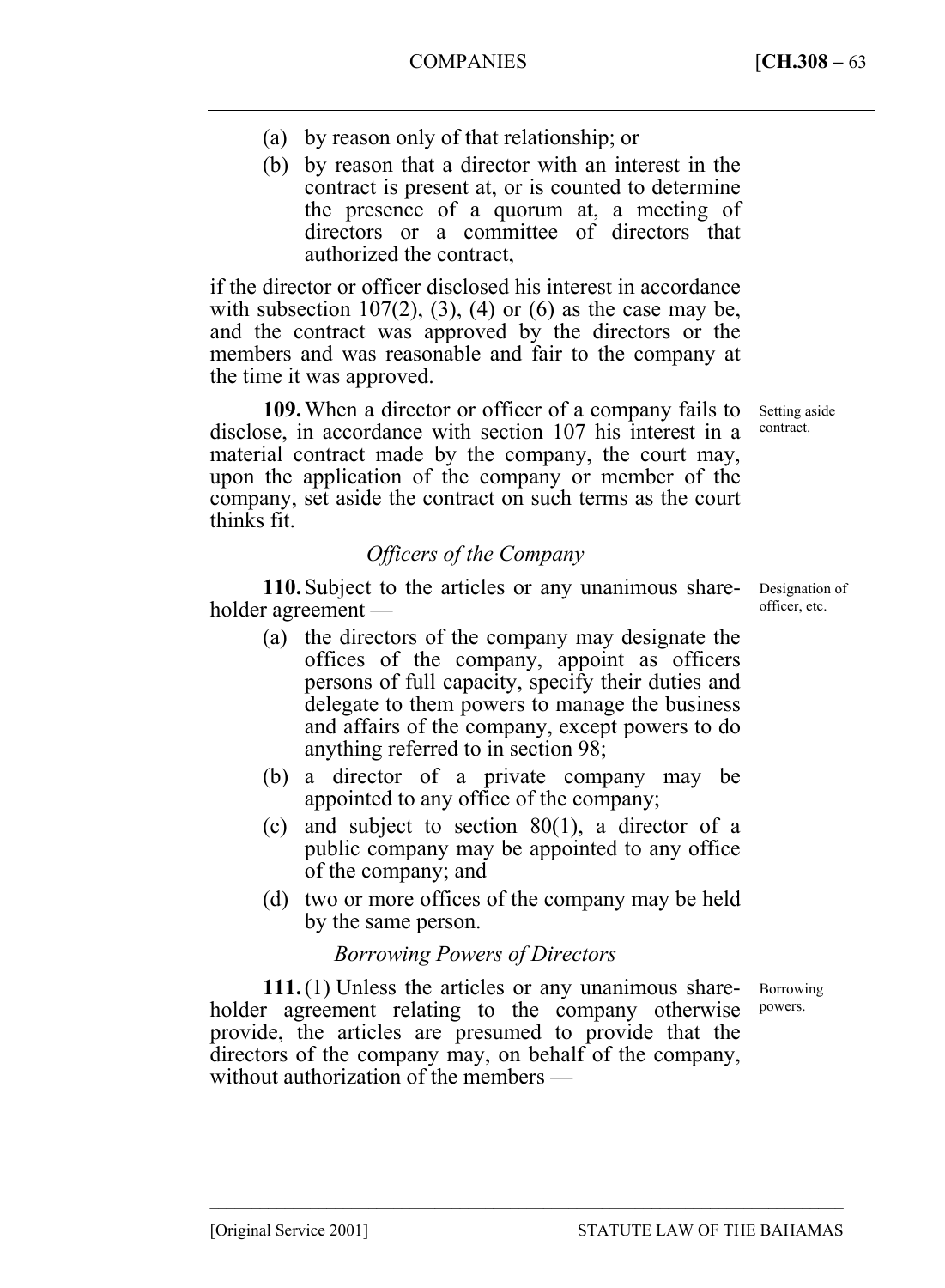(a) by reason only of that relationship; or

(b) by reason that a director with an interest in the contract is present at, or is counted to determine the presence of a quorum at, a meeting of directors or a committee of directors that authorized the contract,

if the director or officer disclosed his interest in accordance with subsection 107(2), (3), (4) or (6) as the case may be, and the contract was approved by the directors or the members and was reasonable and fair to the company at the time it was approved.

Setting aside contract.

**109.** When a director or officer of a company fails to disclose, in accordance with section 107 his interest in a material contract made by the company, the court may, upon the application of the company or member of the company, set aside the contract on such terms as the court thinks fit.

### *Officers of the Company*

Designation of officer, etc.

**110.** Subject to the articles or any unanimous shareholder agreement —

(a) the directors of the company may designate the offices of the company, appoint as officers persons of full capacity, specify their duties and delegate to them powers to manage the business and affairs of the company, except powers to do anything referred to in section 98;

(b) a director of a private company may be appointed to any office of the company;

(c) and subject to section 80(1), a director of a public company may be appointed to any office of the company; and

(d) two or more offices of the company may be held by the same person.

### *Borrowing Powers of Directors*

Borrowing powers.

**111.** (1) Unless the articles or any unanimous shareholder agreement relating to the company otherwise provide, the articles are presumed to provide that the directors of the company may, on behalf of the company, without authorization of the members —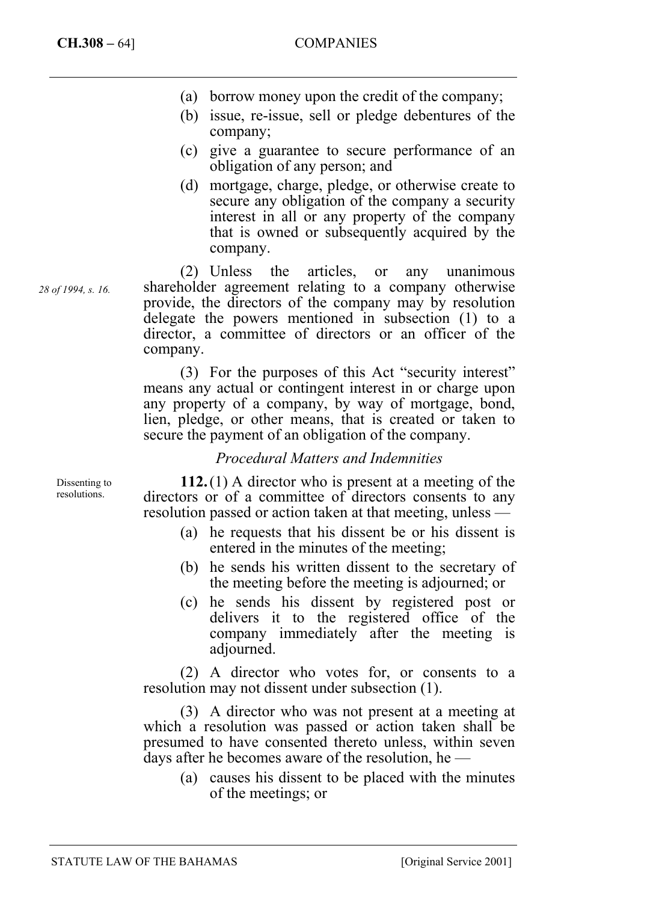(a) borrow money upon the credit of the company;

(b) issue, re-issue, sell or pledge debentures of the company;

(c) give a guarantee to secure performance of an obligation of any person; and

(d) mortgage, charge, pledge, or otherwise create to secure any obligation of the company a security interest in all or any property of the company that is owned or subsequently acquired by the company.

*28 of 1994, s. 16.*

(2) Unless the articles, or any unanimous shareholder agreement relating to a company otherwise provide, the directors of the company may by resolution delegate the powers mentioned in subsection (1) to a director, a committee of directors or an officer of the company.

(3) For the purposes of this Act "security interest" means any actual or contingent interest in or charge upon any property of a company, by way of mortgage, bond, lien, pledge, or other means, that is created or taken to secure the payment of an obligation of the company.

### *Procedural Matters and Indemnities*

Dissenting to resolutions.

**112.** (1) A director who is present at a meeting of the directors or of a committee of directors consents to any resolution passed or action taken at that meeting, unless —

(a) he requests that his dissent be or his dissent is entered in the minutes of the meeting;

(b) he sends his written dissent to the secretary of the meeting before the meeting is adjourned; or

(c) he sends his dissent by registered post or delivers it to the registered office of the company immediately after the meeting is adjourned.

(2) A director who votes for, or consents to a resolution may not dissent under subsection (1).

(3) A director who was not present at a meeting at which a resolution was passed or action taken shall be presumed to have consented thereto unless, within seven days after he becomes aware of the resolution, he —

(a) causes his dissent to be placed with the minutes of the meetings; or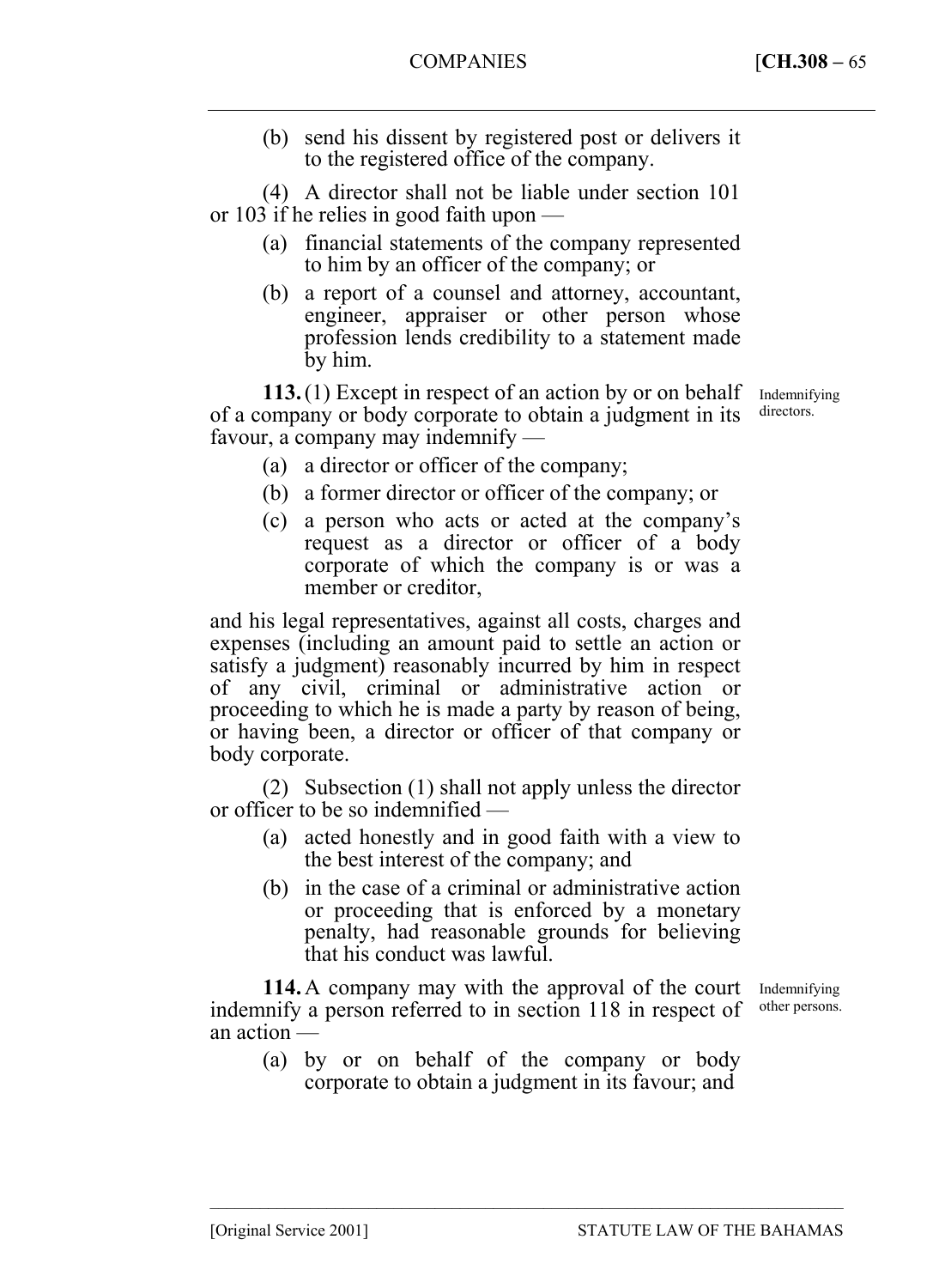(b) send his dissent by registered post or delivers it to the registered office of the company.

(4) A director shall not be liable under section 101 or 103 if he relies in good faith upon —

(a) financial statements of the company represented to him by an officer of the company; or

(b) a report of a counsel and attorney, accountant, engineer, appraiser or other person whose profession lends credibility to a statement made by him.

*Indemnifying directors.*

**113.** (1) Except in respect of an action by or on behalf of a company or body corporate to obtain a judgment in its favour, a company may indemnify —

(a) a director or officer of the company;

(b) a former director or officer of the company; or

(c) a person who acts or acted at the company's request as a director or officer of a body corporate of which the company is or was a member or creditor,

and his legal representatives, against all costs, charges and expenses (including an amount paid to settle an action or satisfy a judgment) reasonably incurred by him in respect of any civil, criminal or administrative action or proceeding to which he is made a party by reason of being, or having been, a director or officer of that company or body corporate.

(2) Subsection (1) shall not apply unless the director or officer to be so indemnified —

(a) acted honestly and in good faith with a view to the best interest of the company; and

(b) in the case of a criminal or administrative action or proceeding that is enforced by a monetary penalty, had reasonable grounds for believing that his conduct was lawful.

*Indemnifying other persons.*

**114.** A company may with the approval of the court indemnify a person referred to in section 118 in respect of an action —

(a) by or on behalf of the company or body corporate to obtain a judgment in its favour; and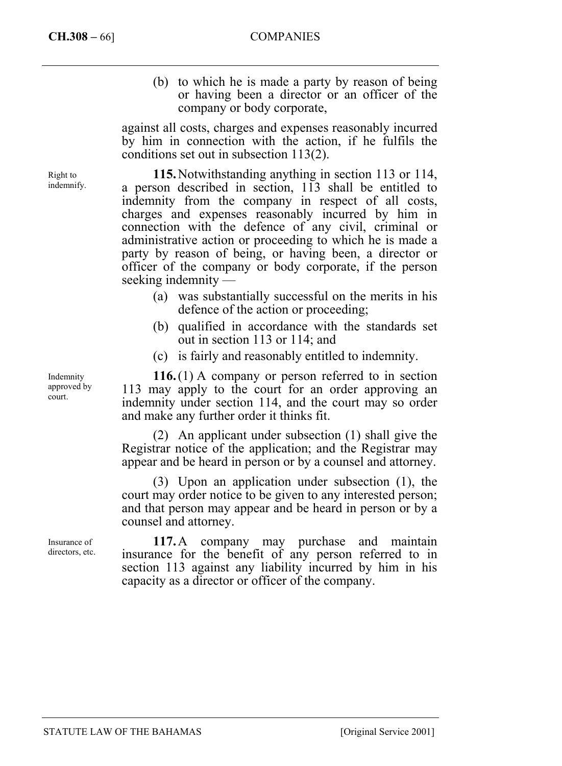(b) to which he is made a party by reason of being or having been a director or an officer of the company or body corporate,

against all costs, charges and expenses reasonably incurred by him in connection with the action, if he fulfils the conditions set out in subsection 113(2).

Right to indemnify.

**115.** Notwithstanding anything in section 113 or 114, a person described in section, 113 shall be entitled to indemnity from the company in respect of all costs, charges and expenses reasonably incurred by him in connection with the defence of any civil, criminal or administrative action or proceeding to which he is made a party by reason of being, or having been, a director or officer of the company or body corporate, if the person seeking indemnity —

(a) was substantially successful on the merits in his defence of the action or proceeding;

(b) qualified in accordance with the standards set out in section 113 or 114; and

(c) is fairly and reasonably entitled to indemnity.

Indemnity approved by court.

**116.** (1) A company or person referred to in section 113 may apply to the court for an order approving an indemnity under section 114, and the court may so order and make any further order it thinks fit.

(2) An applicant under subsection (1) shall give the Registrar notice of the application; and the Registrar may appear and be heard in person or by a counsel and attorney.

(3) Upon an application under subsection (1), the court may order notice to be given to any interested person; and that person may appear and be heard in person or by a counsel and attorney.

Insurance of directors, etc.

**117.** A company may purchase and maintain insurance for the benefit of any person referred to in section 113 against any liability incurred by him in his capacity as a director or officer of the company.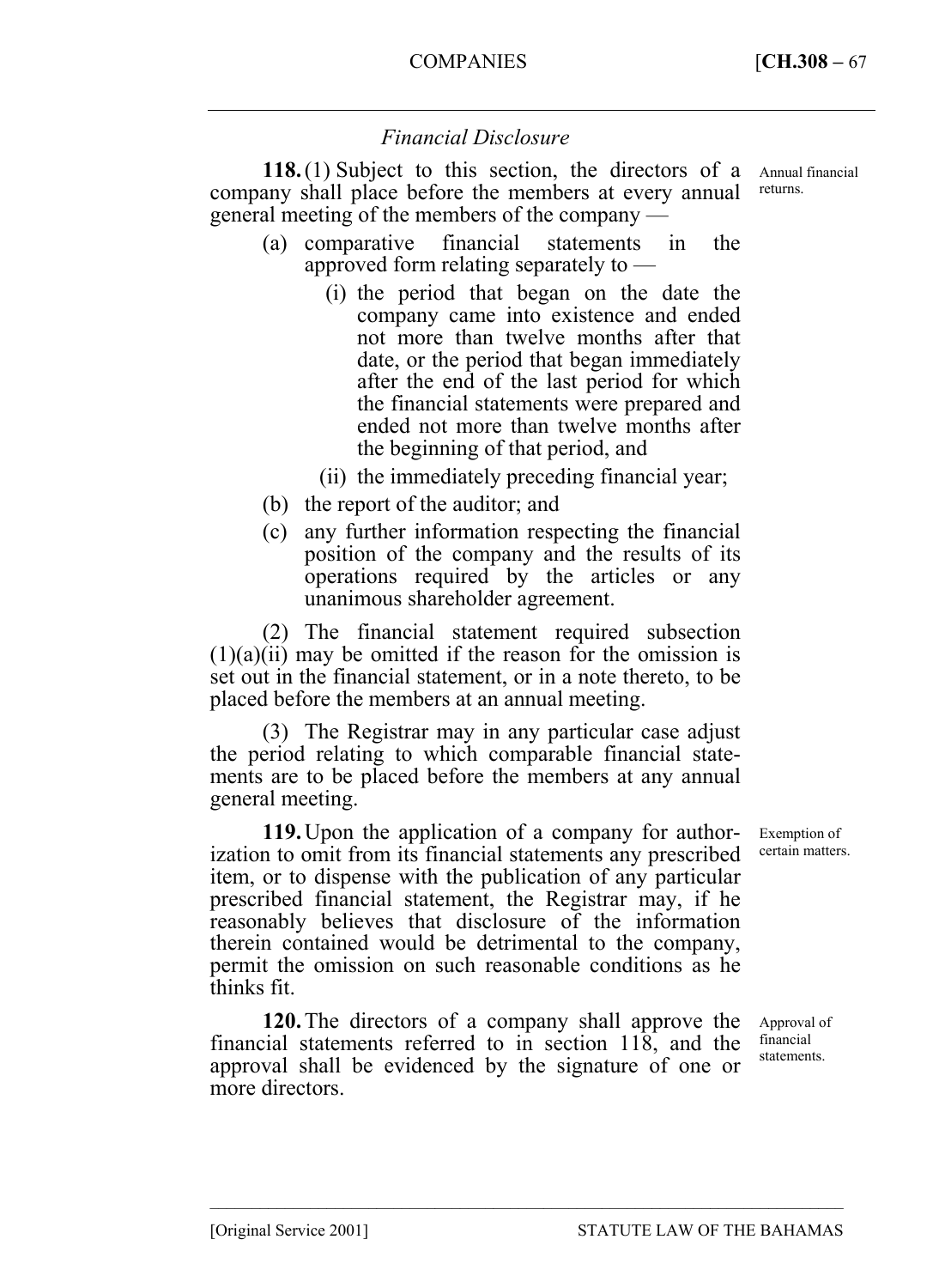### *Financial Disclosure*

Annual financial returns.

**118.** (1) Subject to this section, the directors of a company shall place before the members at every annual general meeting of the members of the company —

- (a) comparative financial statements in the approved form relating separately to —
  - (i) the period that began on the date the company came into existence and ended not more than twelve months after that date, or the period that began immediately after the end of the last period for which the financial statements were prepared and ended not more than twelve months after the beginning of that period, and
  - (ii) the immediately preceding financial year;
- (b) the report of the auditor; and
- (c) any further information respecting the financial position of the company and the results of its operations required by the articles or any unanimous shareholder agreement.

(2) The financial statement required subsection (1)(a)(ii) may be omitted if the reason for the omission is set out in the financial statement, or in a note thereto, to be placed before the members at an annual meeting.

(3) The Registrar may in any particular case adjust the period relating to which comparable financial statements are to be placed before the members at any annual general meeting.

Exemption of certain matters.

**119.** Upon the application of a company for authorization to omit from its financial statements any prescribed item, or to dispense with the publication of any particular prescribed financial statement, the Registrar may, if he reasonably believes that disclosure of the information therein contained would be detrimental to the company, permit the omission on such reasonable conditions as he thinks fit.

Approval of financial statements.

**120.** The directors of a company shall approve the financial statements referred to in section 118, and the approval shall be evidenced by the signature of one or more directors.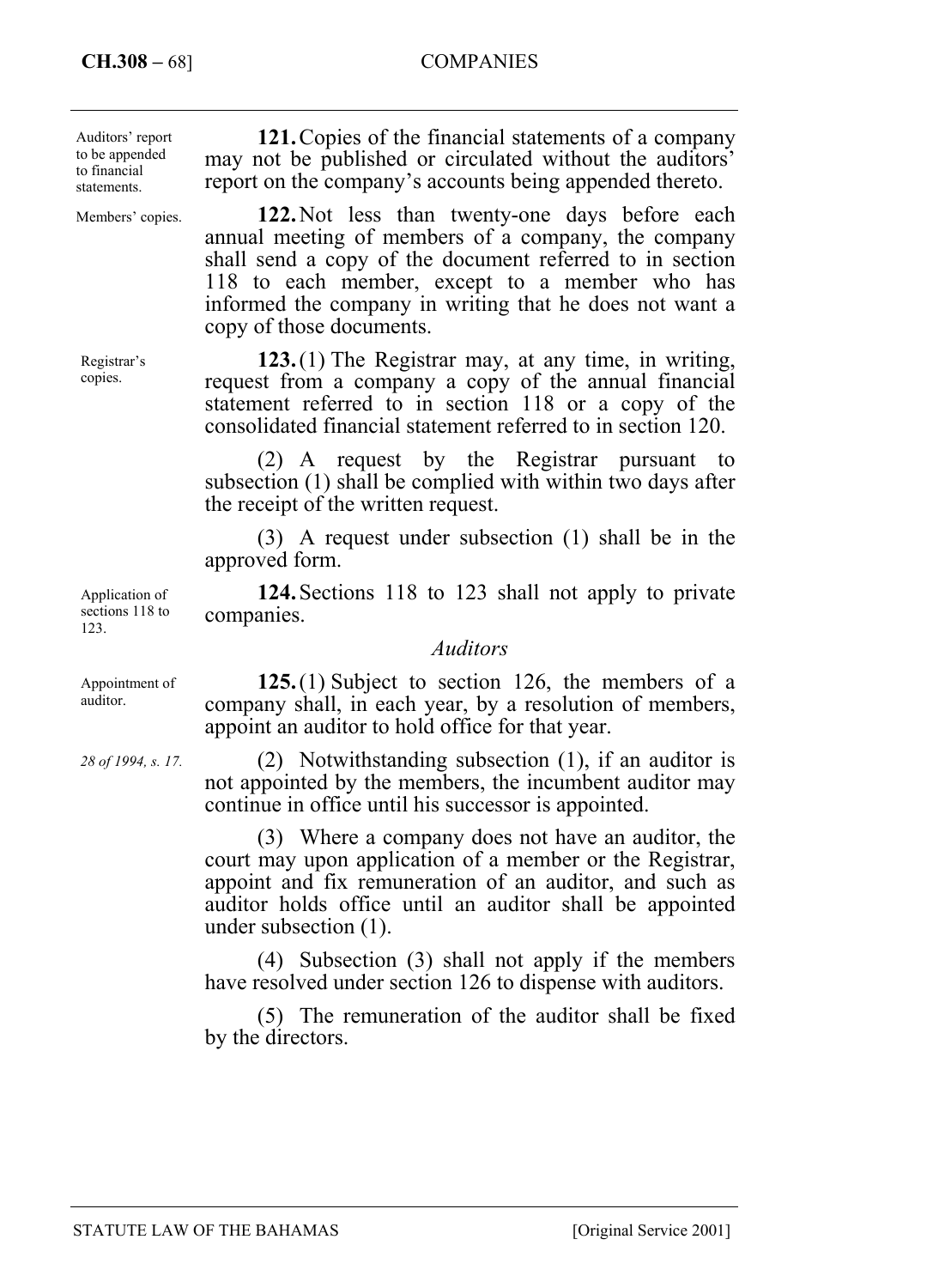Auditors' report to be appended to financial statements.

**121.** Copies of the financial statements of a company may not be published or circulated without the auditors' report on the company's accounts being appended thereto.

Members' copies.

**122.** Not less than twenty-one days before each annual meeting of members of a company, the company shall send a copy of the document referred to in section 118 to each member, except to a member who has informed the company in writing that he does not want a copy of those documents.

Registrar's copies.

**123.** (1) The Registrar may, at any time, in writing, request from a company a copy of the annual financial statement referred to in section 118 or a copy of the consolidated financial statement referred to in section 120.

(2) A request by the Registrar pursuant to subsection (1) shall be complied with within two days after the receipt of the written request.

(3) A request under subsection (1) shall be in the approved form.

Application of sections 118 to 123.

**124.** Sections 118 to 123 shall not apply to private companies.

### *Auditors*

Appointment of auditor.

**125.** (1) Subject to section 126, the members of a company shall, in each year, by a resolution of members, appoint an auditor to hold office for that year.

*28 of 1994, s. 17.*

(2) Notwithstanding subsection (1), if an auditor is not appointed by the members, the incumbent auditor may continue in office until his successor is appointed.

(3) Where a company does not have an auditor, the court may upon application of a member or the Registrar, appoint and fix remuneration of an auditor, and such as auditor holds office until an auditor shall be appointed under subsection (1).

(4) Subsection (3) shall not apply if the members have resolved under section 126 to dispense with auditors.

(5) The remuneration of the auditor shall be fixed by the directors.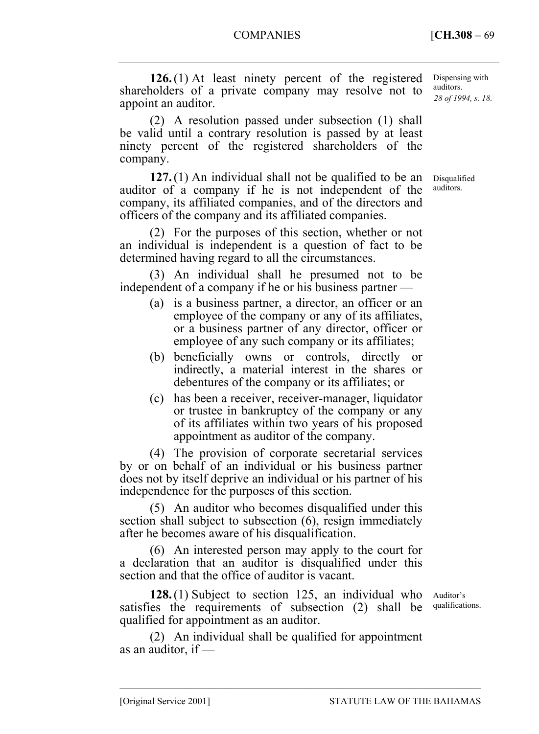**126.** (1) At least ninety percent of the registered shareholders of a private company may resolve not to appoint an auditor.

Dispensing with auditors. *28 of 1994, s. 18.*

(2) A resolution passed under subsection (1) shall be valid until a contrary resolution is passed by at least ninety percent of the registered shareholders of the company.

**127.** (1) An individual shall not be qualified to be an auditor of a company if he is not independent of the company, its affiliated companies, and of the directors and officers of the company and its affiliated companies.

Disqualified auditors.

(2) For the purposes of this section, whether or not an individual is independent is a question of fact to be determined having regard to all the circumstances.

(3) An individual shall he presumed not to be independent of a company if he or his business partner —

(a) is a business partner, a director, an officer or an employee of the company or any of its affiliates, or a business partner of any director, officer or employee of any such company or its affiliates;

(b) beneficially owns or controls, directly or indirectly, a material interest in the shares or debentures of the company or its affiliates; or

(c) has been a receiver, receiver-manager, liquidator or trustee in bankruptcy of the company or any of its affiliates within two years of his proposed appointment as auditor of the company.

(4) The provision of corporate secretarial services by or on behalf of an individual or his business partner does not by itself deprive an individual or his partner of his independence for the purposes of this section.

(5) An auditor who becomes disqualified under this section shall subject to subsection (6), resign immediately after he becomes aware of his disqualification.

(6) An interested person may apply to the court for a declaration that an auditor is disqualified under this section and that the office of auditor is vacant.

**128.** (1) Subject to section 125, an individual who satisfies the requirements of subsection (2) shall be qualified for appointment as an auditor.

Auditor's qualifications.

(2) An individual shall be qualified for appointment as an auditor, if —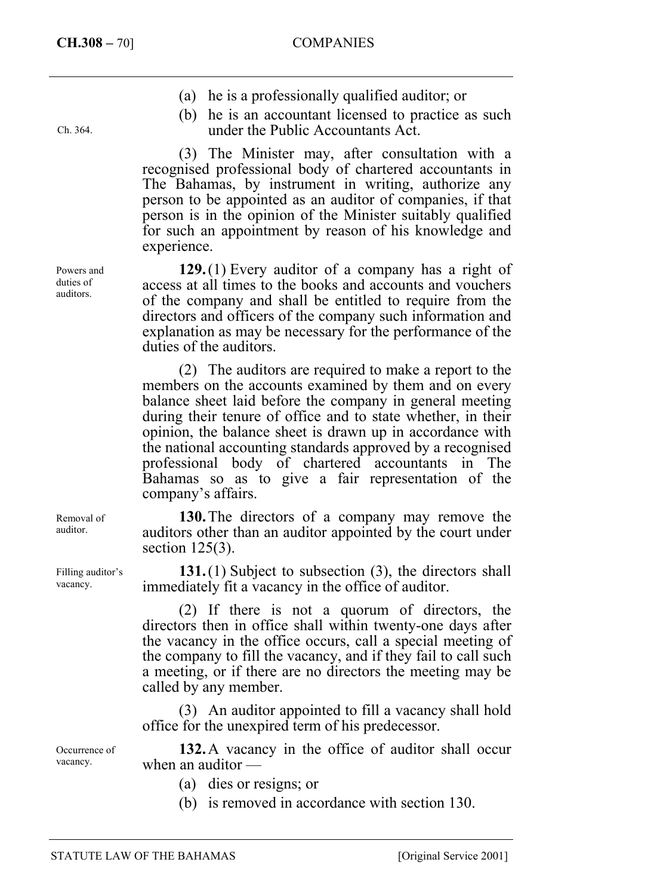(a) he is a professionally qualified auditor; or

(b) he is an accountant licensed to practice as such under the Public Accountants Act. Ch. 364.

(3) The Minister may, after consultation with a recognised professional body of chartered accountants in The Bahamas, by instrument in writing, authorize any person to be appointed as an auditor of companies, if that person is in the opinion of the Minister suitably qualified for such an appointment by reason of his knowledge and experience.

Powers and duties of auditors.

**129.** (1) Every auditor of a company has a right of access at all times to the books and accounts and vouchers of the company and shall be entitled to require from the directors and officers of the company such information and explanation as may be necessary for the performance of the duties of the auditors.

(2) The auditors are required to make a report to the members on the accounts examined by them and on every balance sheet laid before the company in general meeting during their tenure of office and to state whether, in their opinion, the balance sheet is drawn up in accordance with the national accounting standards approved by a recognised professional body of chartered accountants in The Bahamas so as to give a fair representation of the company's affairs.

Removal of auditor.

**130.** The directors of a company may remove the auditors other than an auditor appointed by the court under section 125(3).

Filling auditor's vacancy.

**131.** (1) Subject to subsection (3), the directors shall immediately fit a vacancy in the office of auditor.

(2) If there is not a quorum of directors, the directors then in office shall within twenty-one days after the vacancy in the office occurs, call a special meeting of the company to fill the vacancy, and if they fail to call such a meeting, or if there are no directors the meeting may be called by any member.

(3) An auditor appointed to fill a vacancy shall hold office for the unexpired term of his predecessor.

Occurrence of vacancy.

**132.** A vacancy in the office of auditor shall occur when an auditor —

(a) dies or resigns; or

(b) is removed in accordance with section 130.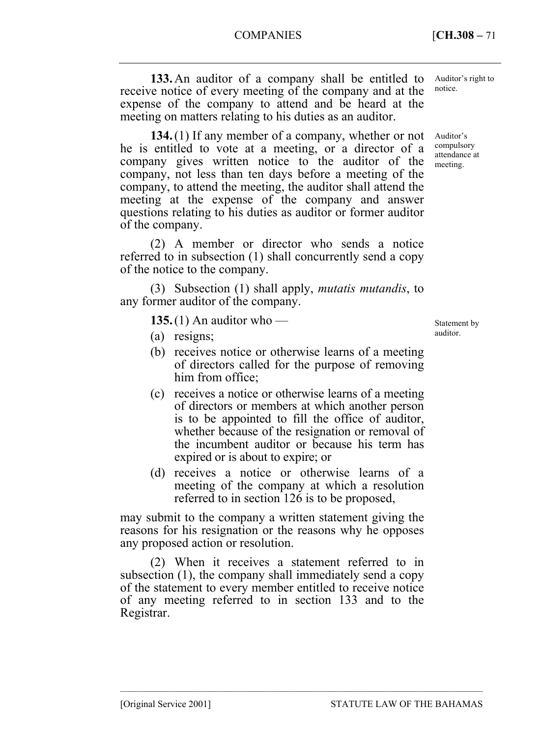**133.** An auditor of a company shall be entitled to receive notice of every meeting of the company and at the expense of the company to attend and be heard at the meeting on matters relating to his duties as an auditor.

Auditor's right to notice.

**134.** (1) If any member of a company, whether or not he is entitled to vote at a meeting, or a director of a company gives written notice to the auditor of the company, not less than ten days before a meeting of the company, to attend the meeting, the auditor shall attend the meeting at the expense of the company and answer questions relating to his duties as auditor or former auditor of the company.

Auditor's compulsory attendance at meeting.

(2) A member or director who sends a notice referred to in subsection (1) shall concurrently send a copy of the notice to the company.

(3) Subsection (1) shall apply, *mutatis mutandis*, to any former auditor of the company.

**135.** (1) An auditor who —

Statement by auditor.

(a) resigns;

(b) receives notice or otherwise learns of a meeting of directors called for the purpose of removing him from office;

(c) receives a notice or otherwise learns of a meeting of directors or members at which another person is to be appointed to fill the office of auditor, whether because of the resignation or removal of the incumbent auditor or because his term has expired or is about to expire; or

(d) receives a notice or otherwise learns of a meeting of the company at which a resolution referred to in section 126 is to be proposed,

may submit to the company a written statement giving the reasons for his resignation or the reasons why he opposes any proposed action or resolution.

(2) When it receives a statement referred to in subsection (1), the company shall immediately send a copy of the statement to every member entitled to receive notice of any meeting referred to in section 133 and to the Registrar.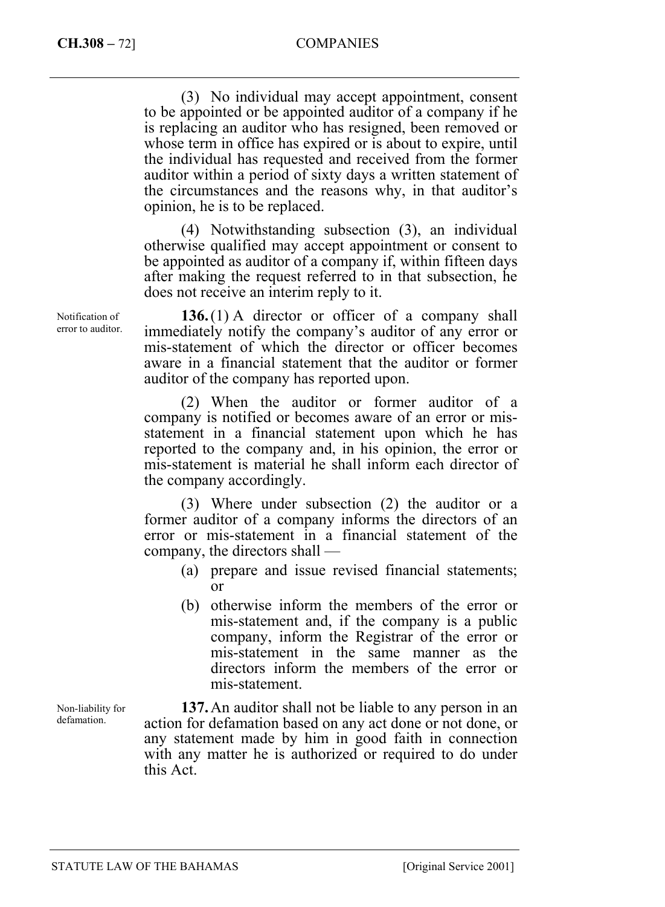(3) No individual may accept appointment, consent to be appointed or be appointed auditor of a company if he is replacing an auditor who has resigned, been removed or whose term in office has expired or is about to expire, until the individual has requested and received from the former auditor within a period of sixty days a written statement of the circumstances and the reasons why, in that auditor's opinion, he is to be replaced.

(4) Notwithstanding subsection (3), an individual otherwise qualified may accept appointment or consent to be appointed as auditor of a company if, within fifteen days after making the request referred to in that subsection, he does not receive an interim reply to it.

*Notification of error to auditor.*

**136.** (1) A director or officer of a company shall immediately notify the company's auditor of any error or mis-statement of which the director or officer becomes aware in a financial statement that the auditor or former auditor of the company has reported upon.

(2) When the auditor or former auditor of a company is notified or becomes aware of an error or mis-statement in a financial statement upon which he has reported to the company and, in his opinion, the error or mis-statement is material he shall inform each director of the company accordingly.

(3) Where under subsection (2) the auditor or a former auditor of a company informs the directors of an error or mis-statement in a financial statement of the company, the directors shall —

(a) prepare and issue revised financial statements; or

(b) otherwise inform the members of the error or mis-statement and, if the company is a public company, inform the Registrar of the error or mis-statement in the same manner as the directors inform the members of the error or mis-statement.

*Non-liability for defamation.*

**137.** An auditor shall not be liable to any person in an action for defamation based on any act done or not done, or any statement made by him in good faith in connection with any matter he is authorized or required to do under this Act.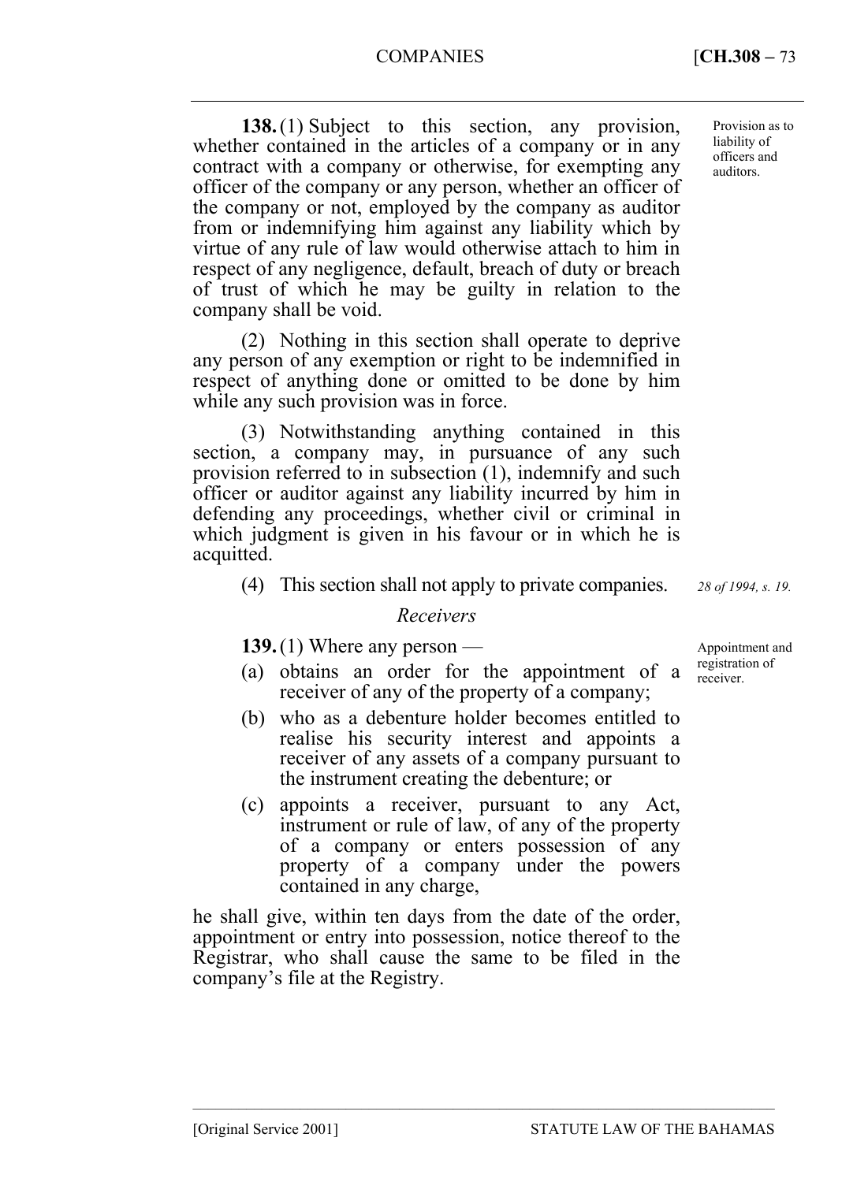**138.** (1) Subject to this section, any provision, whether contained in the articles of a company or in any contract with a company or otherwise, for exempting any officer of the company or any person, whether an officer of the company or not, employed by the company as auditor from or indemnifying him against any liability which by virtue of any rule of law would otherwise attach to him in respect of any negligence, default, breach of duty or breach of trust of which he may be guilty in relation to the company shall be void.

Provision as to liability of officers and auditors.

(2) Nothing in this section shall operate to deprive any person of any exemption or right to be indemnified in respect of anything done or omitted to be done by him while any such provision was in force.

(3) Notwithstanding anything contained in this section, a company may, in pursuance of any such provision referred to in subsection (1), indemnify and such officer or auditor against any liability incurred by him in defending any proceedings, whether civil or criminal in which judgment is given in his favour or in which he is acquitted.

(4) This section shall not apply to private companies.

*28 of 1994, s. 19.*

*Receivers*

**139.** (1) Where any person —

Appointment and registration of receiver.

(a) obtains an order for the appointment of a receiver of any of the property of a company;

(b) who as a debenture holder becomes entitled to realise his security interest and appoints a receiver of any assets of a company pursuant to the instrument creating the debenture; or

(c) appoints a receiver, pursuant to any Act, instrument or rule of law, of any of the property of a company or enters possession of any property of a company under the powers contained in any charge,

he shall give, within ten days from the date of the order, appointment or entry into possession, notice thereof to the Registrar, who shall cause the same to be filed in the company's file at the Registry.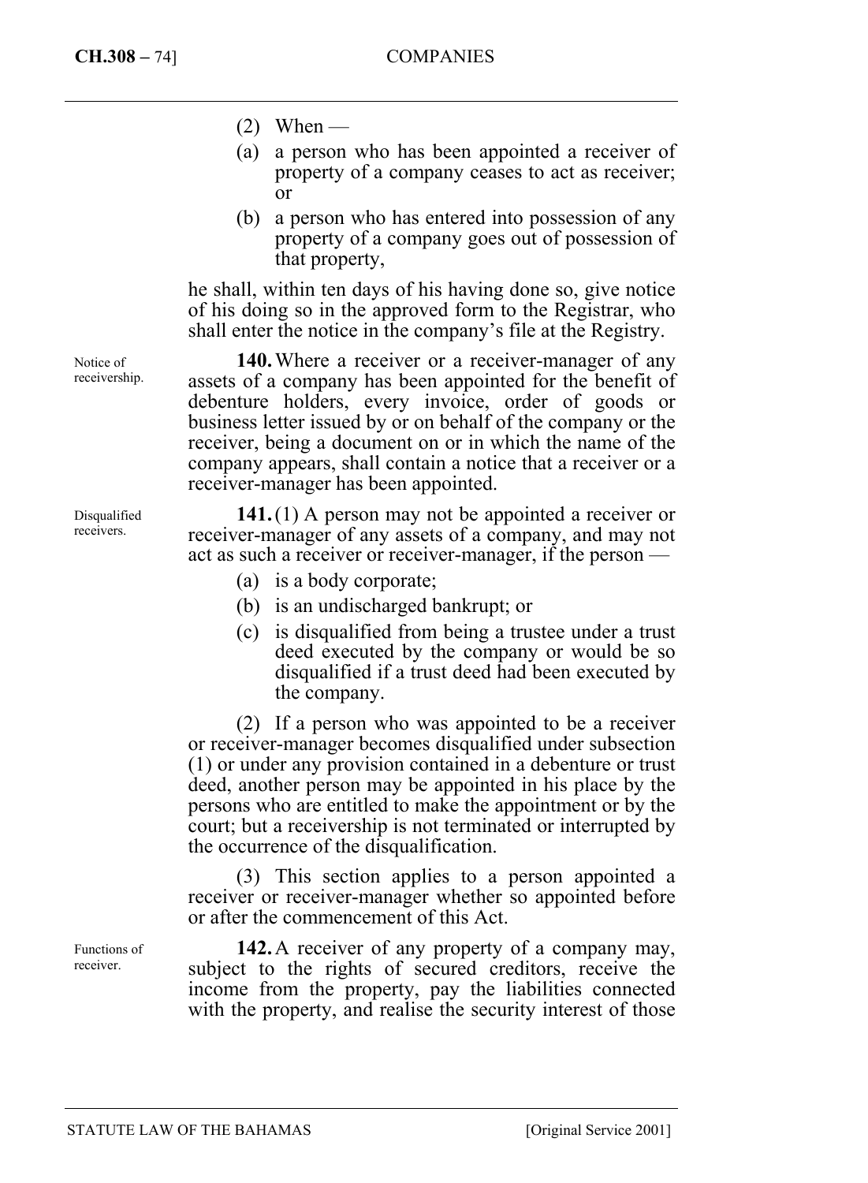(2) When —

(a) a person who has been appointed a receiver of property of a company ceases to act as receiver; or

(b) a person who has entered into possession of any property of a company goes out of possession of that property,

he shall, within ten days of his having done so, give notice of his doing so in the approved form to the Registrar, who shall enter the notice in the company's file at the Registry.

Notice of receivership.

**140.** Where a receiver or a receiver-manager of any assets of a company has been appointed for the benefit of debenture holders, every invoice, order of goods or business letter issued by or on behalf of the company or the receiver, being a document on or in which the name of the company appears, shall contain a notice that a receiver or a receiver-manager has been appointed.

Disqualified receivers.

**141.** (1) A person may not be appointed a receiver or receiver-manager of any assets of a company, and may not act as such a receiver or receiver-manager, if the person —

(a) is a body corporate;

(b) is an undischarged bankrupt; or

(c) is disqualified from being a trustee under a trust deed executed by the company or would be so disqualified if a trust deed had been executed by the company.

(2) If a person who was appointed to be a receiver or receiver-manager becomes disqualified under subsection (1) or under any provision contained in a debenture or trust deed, another person may be appointed in his place by the persons who are entitled to make the appointment or by the court; but a receivership is not terminated or interrupted by the occurrence of the disqualification.

(3) This section applies to a person appointed a receiver or receiver-manager whether so appointed before or after the commencement of this Act.

Functions of receiver.

**142.** A receiver of any property of a company may, subject to the rights of secured creditors, receive the income from the property, pay the liabilities connected with the property, and realise the security interest of those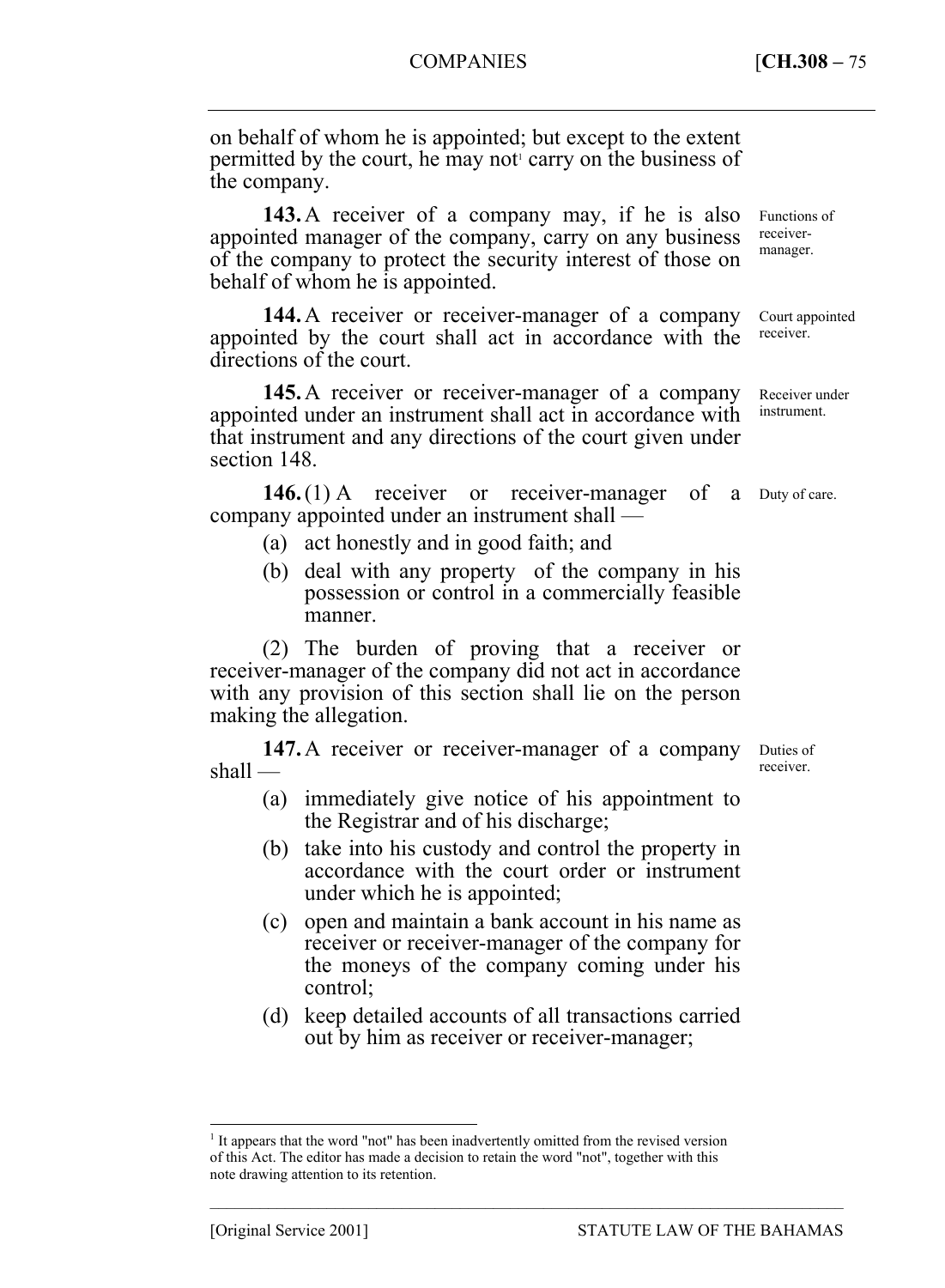on behalf of whom he is appointed; but except to the extent permitted by the court, he may not[1] carry on the business of the company.

Functions of receiver-manager.

**143.** A receiver of a company may, if he is also appointed manager of the company, carry on any business of the company to protect the security interest of those on behalf of whom he is appointed.

Court appointed receiver.

**144.** A receiver or receiver-manager of a company appointed by the court shall act in accordance with the directions of the court.

Receiver under instrument.

**145.** A receiver or receiver-manager of a company appointed under an instrument shall act in accordance with that instrument and any directions of the court given under section 148.

Duty of care.

**146.** (1) A receiver or receiver-manager of a company appointed under an instrument shall —

(a) act honestly and in good faith; and

(b) deal with any property of the company in his possession or control in a commercially feasible manner.

(2) The burden of proving that a receiver or receiver-manager of the company did not act in accordance with any provision of this section shall lie on the person making the allegation.

Duties of receiver.

**147.** A receiver or receiver-manager of a company shall —

(a) immediately give notice of his appointment to the Registrar and of his discharge;

(b) take into his custody and control the property in accordance with the court order or instrument under which he is appointed;

(c) open and maintain a bank account in his name as receiver or receiver-manager of the company for the moneys of the company coming under his control;

(d) keep detailed accounts of all transactions carried out by him as receiver or receiver-manager;

---

[1] It appears that the word "not" has been inadvertently omitted from the revised version of this Act. The editor has made a decision to retain the word "not", together with this note drawing attention to its retention.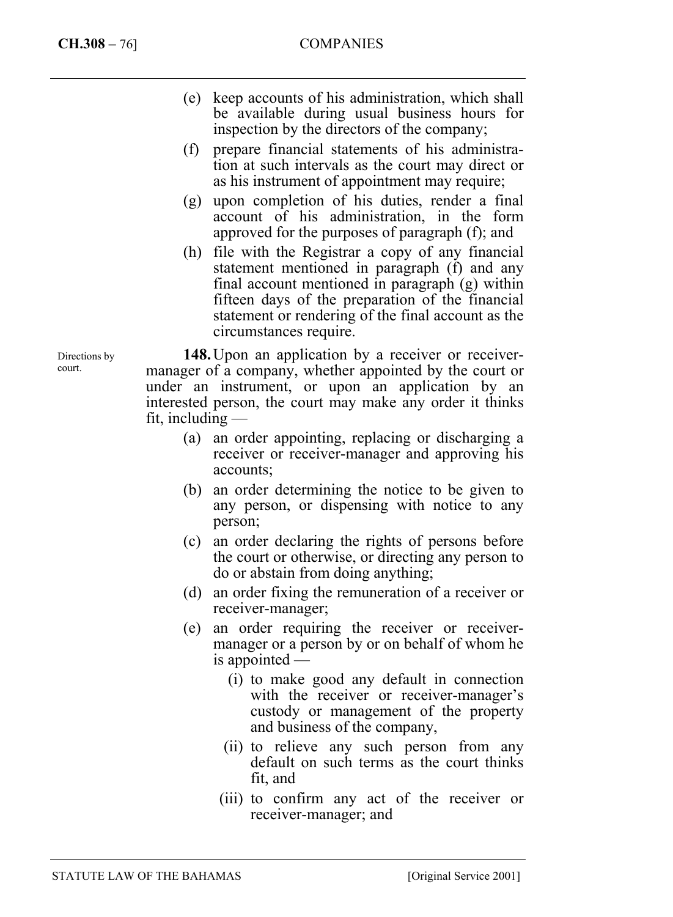(e) keep accounts of his administration, which shall be available during usual business hours for inspection by the directors of the company;

(f) prepare financial statements of his administration at such intervals as the court may direct or as his instrument of appointment may require;

(g) upon completion of his duties, render a final account of his administration, in the form approved for the purposes of paragraph (f); and

(h) file with the Registrar a copy of any financial statement mentioned in paragraph (f) and any final account mentioned in paragraph (g) within fifteen days of the preparation of the financial statement or rendering of the final account as the circumstances require.

Directions by court.

**148.** Upon an application by a receiver or receiver-manager of a company, whether appointed by the court or under an instrument, or upon an application by an interested person, the court may make any order it thinks fit, including —

(a) an order appointing, replacing or discharging a receiver or receiver-manager and approving his accounts;

(b) an order determining the notice to be given to any person, or dispensing with notice to any person;

(c) an order declaring the rights of persons before the court or otherwise, or directing any person to do or abstain from doing anything;

(d) an order fixing the remuneration of a receiver or receiver-manager;

(e) an order requiring the receiver or receiver-manager or a person by or on behalf of whom he is appointed —

(i) to make good any default in connection with the receiver or receiver-manager's custody or management of the property and business of the company,

(ii) to relieve any such person from any default on such terms as the court thinks fit, and

(iii) to confirm any act of the receiver or receiver-manager; and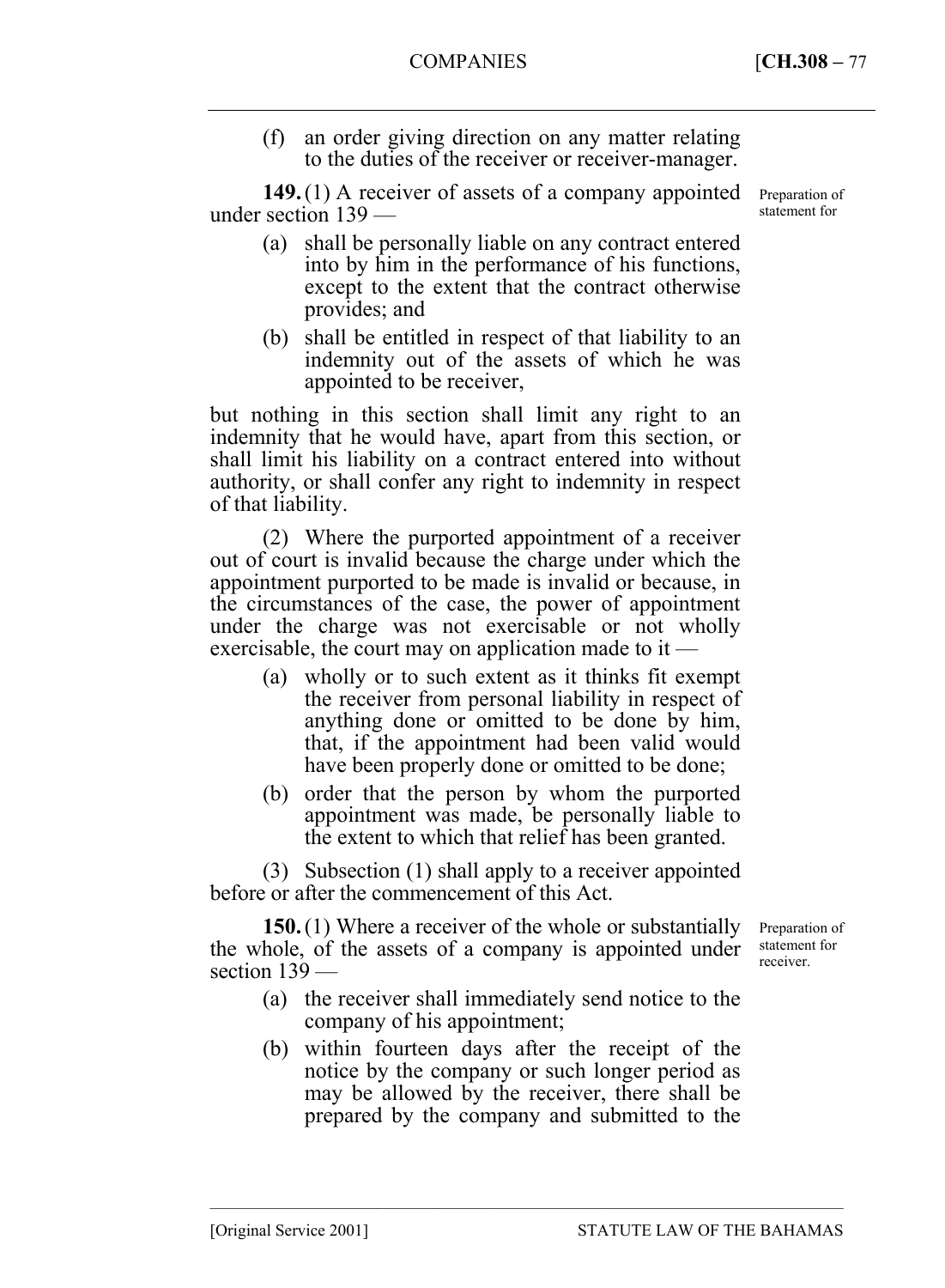(f) an order giving direction on any matter relating to the duties of the receiver or receiver-manager.

**149.** (1) A receiver of assets of a company appointed under section 139 —

Preparation of statement for

(a) shall be personally liable on any contract entered into by him in the performance of his functions, except to the extent that the contract otherwise provides; and

(b) shall be entitled in respect of that liability to an indemnity out of the assets of which he was appointed to be receiver,

but nothing in this section shall limit any right to an indemnity that he would have, apart from this section, or shall limit his liability on a contract entered into without authority, or shall confer any right to indemnity in respect of that liability.

(2) Where the purported appointment of a receiver out of court is invalid because the charge under which the appointment purported to be made is invalid or because, in the circumstances of the case, the power of appointment under the charge was not exercisable or not wholly exercisable, the court may on application made to it —

(a) wholly or to such extent as it thinks fit exempt the receiver from personal liability in respect of anything done or omitted to be done by him, that, if the appointment had been valid would have been properly done or omitted to be done;

(b) order that the person by whom the purported appointment was made, be personally liable to the extent to which that relief has been granted.

(3) Subsection (1) shall apply to a receiver appointed before or after the commencement of this Act.

**150.** (1) Where a receiver of the whole or substantially the whole, of the assets of a company is appointed under section 139 —

Preparation of statement for receiver.

(a) the receiver shall immediately send notice to the company of his appointment;

(b) within fourteen days after the receipt of the notice by the company or such longer period as may be allowed by the receiver, there shall be prepared by the company and submitted to the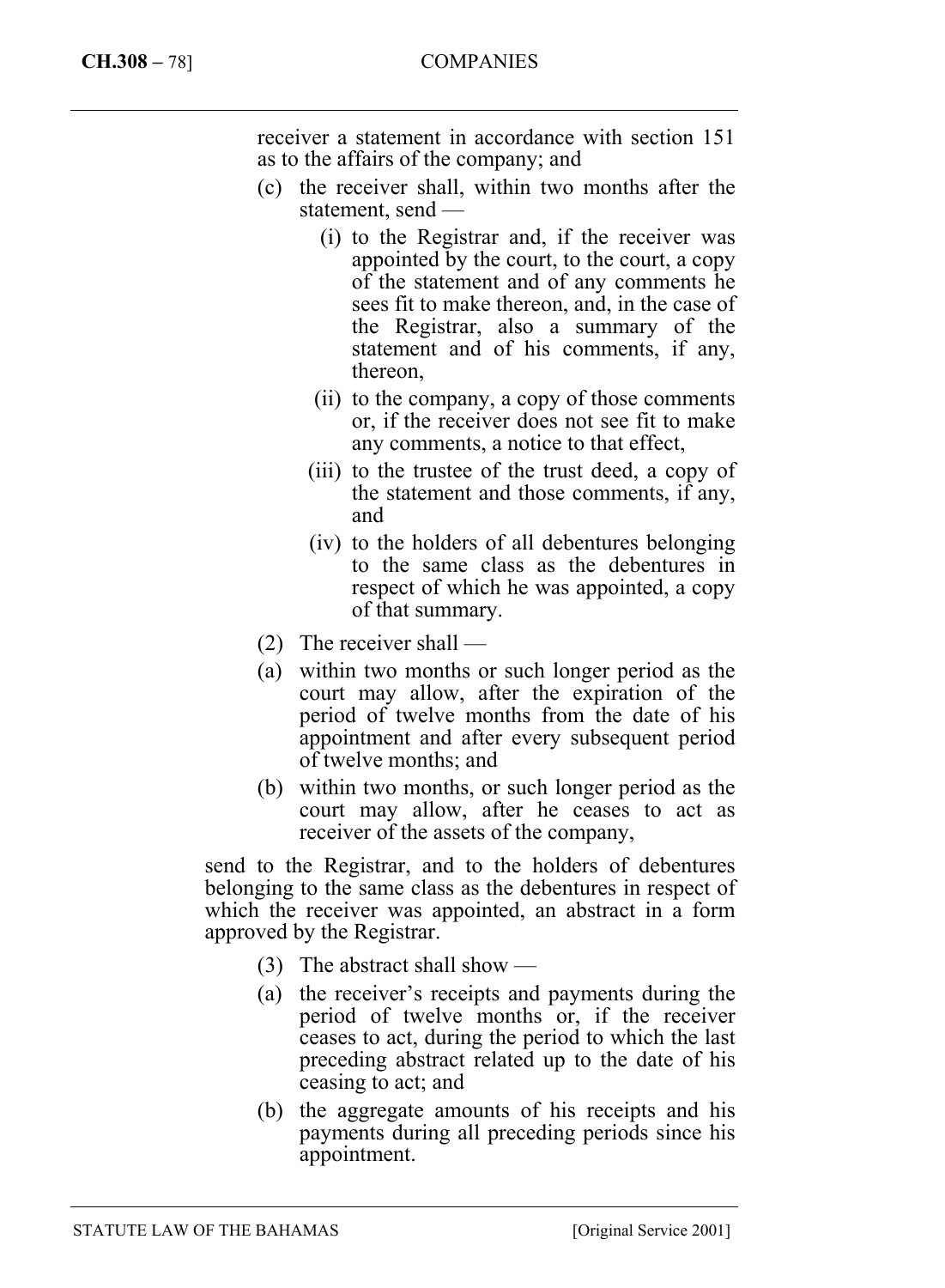receiver a statement in accordance with section 151 as to the affairs of the company; and

(c) the receiver shall, within two months after the statement, send —

  (i) to the Registrar and, if the receiver was appointed by the court, to the court, a copy of the statement and of any comments he sees fit to make thereon, and, in the case of the Registrar, also a summary of the statement and of his comments, if any, thereon,

  (ii) to the company, a copy of those comments or, if the receiver does not see fit to make any comments, a notice to that effect,

  (iii) to the trustee of the trust deed, a copy of the statement and those comments, if any, and

  (iv) to the holders of all debentures belonging to the same class as the debentures in respect of which he was appointed, a copy of that summary.

(2) The receiver shall —

(a) within two months or such longer period as the court may allow, after the expiration of the period of twelve months from the date of his appointment and after every subsequent period of twelve months; and

(b) within two months, or such longer period as the court may allow, after he ceases to act as receiver of the assets of the company,

send to the Registrar, and to the holders of debentures belonging to the same class as the debentures in respect of which the receiver was appointed, an abstract in a form approved by the Registrar.

(3) The abstract shall show —

(a) the receiver's receipts and payments during the period of twelve months or, if the receiver ceases to act, during the period to which the last preceding abstract related up to the date of his ceasing to act; and

(b) the aggregate amounts of his receipts and his payments during all preceding periods since his appointment.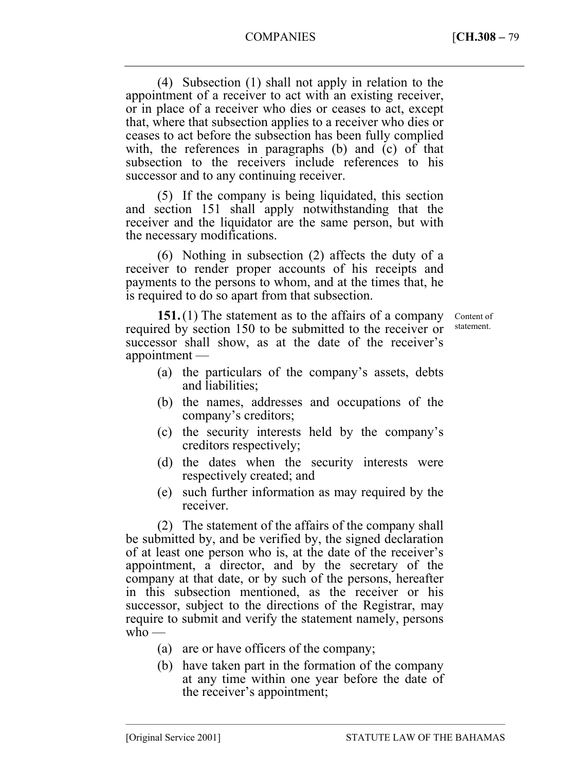(4) Subsection (1) shall not apply in relation to the appointment of a receiver to act with an existing receiver, or in place of a receiver who dies or ceases to act, except that, where that subsection applies to a receiver who dies or ceases to act before the subsection has been fully complied with, the references in paragraphs (b) and (c) of that subsection to the receivers include references to his successor and to any continuing receiver.

(5) If the company is being liquidated, this section and section 151 shall apply notwithstanding that the receiver and the liquidator are the same person, but with the necessary modifications.

(6) Nothing in subsection (2) affects the duty of a receiver to render proper accounts of his receipts and payments to the persons to whom, and at the times that, he is required to do so apart from that subsection.

Content of statement.

**151.** (1) The statement as to the affairs of a company required by section 150 to be submitted to the receiver or successor shall show, as at the date of the receiver's appointment —

- (a) the particulars of the company's assets, debts and liabilities;
- (b) the names, addresses and occupations of the company's creditors;
- (c) the security interests held by the company's creditors respectively;
- (d) the dates when the security interests were respectively created; and
- (e) such further information as may required by the receiver.

(2) The statement of the affairs of the company shall be submitted by, and be verified by, the signed declaration of at least one person who is, at the date of the receiver's appointment, a director, and by the secretary of the company at that date, or by such of the persons, hereafter in this subsection mentioned, as the receiver or his successor, subject to the directions of the Registrar, may require to submit and verify the statement namely, persons who —

- (a) are or have officers of the company;
- (b) have taken part in the formation of the company at any time within one year before the date of the receiver's appointment;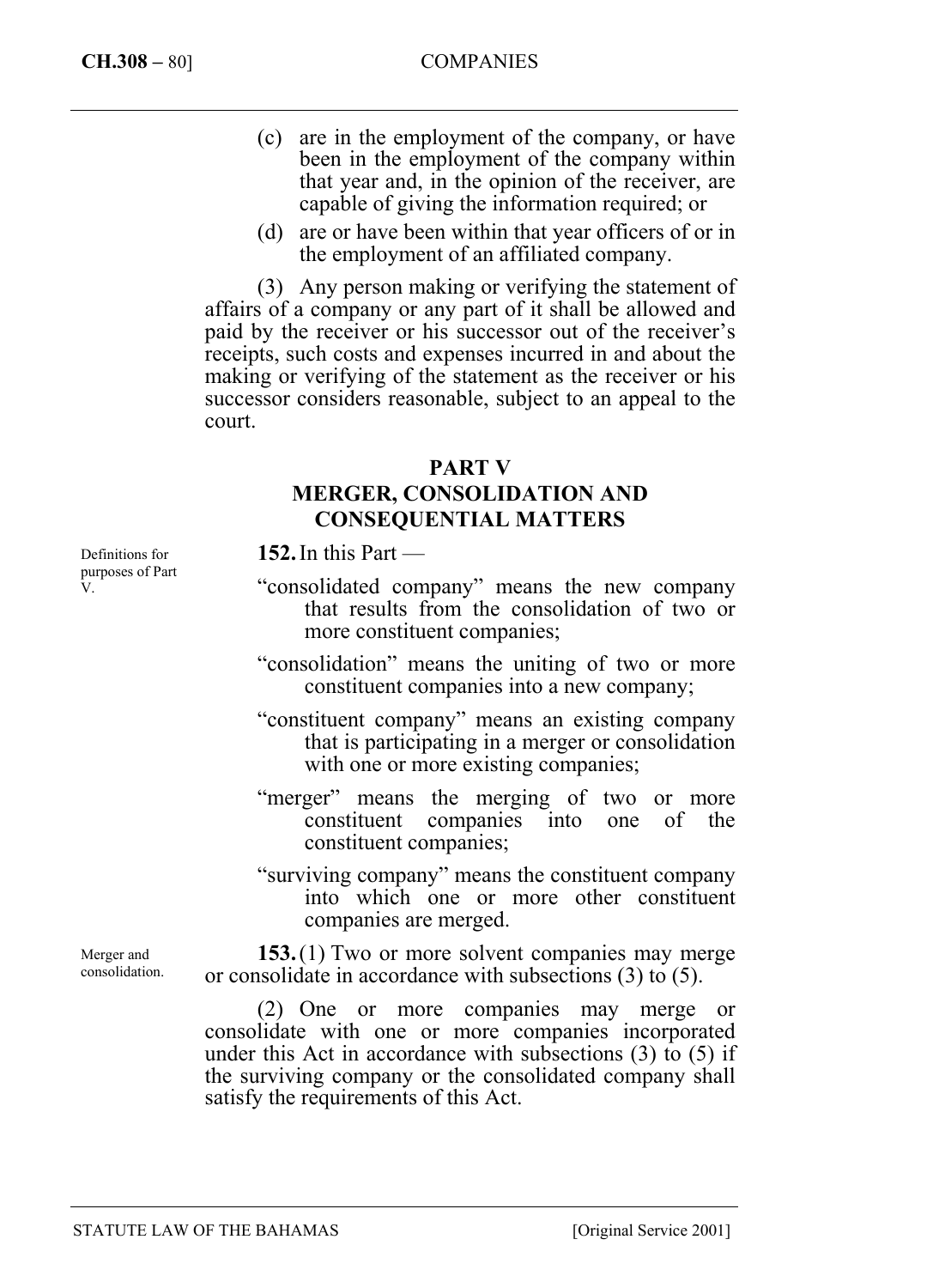(c) are in the employment of the company, or have been in the employment of the company within that year and, in the opinion of the receiver, are capable of giving the information required; or

(d) are or have been within that year officers of or in the employment of an affiliated company.

(3) Any person making or verifying the statement of affairs of a company or any part of it shall be allowed and paid by the receiver or his successor out of the receiver's receipts, such costs and expenses incurred in and about the making or verifying of the statement as the receiver or his successor considers reasonable, subject to an appeal to the court.

## PART V
## MERGER, CONSOLIDATION AND CONSEQUENTIAL MATTERS

Definitions for purposes of Part V.

**152.** In this Part —

"consolidated company" means the new company that results from the consolidation of two or more constituent companies;

"consolidation" means the uniting of two or more constituent companies into a new company;

"constituent company" means an existing company that is participating in a merger or consolidation with one or more existing companies;

"merger" means the merging of two or more constituent companies into one of the constituent companies;

"surviving company" means the constituent company into which one or more other constituent companies are merged.

Merger and consolidation.

**153.** (1) Two or more solvent companies may merge or consolidate in accordance with subsections (3) to (5).

(2) One or more companies may merge or consolidate with one or more companies incorporated under this Act in accordance with subsections (3) to (5) if the surviving company or the consolidated company shall satisfy the requirements of this Act.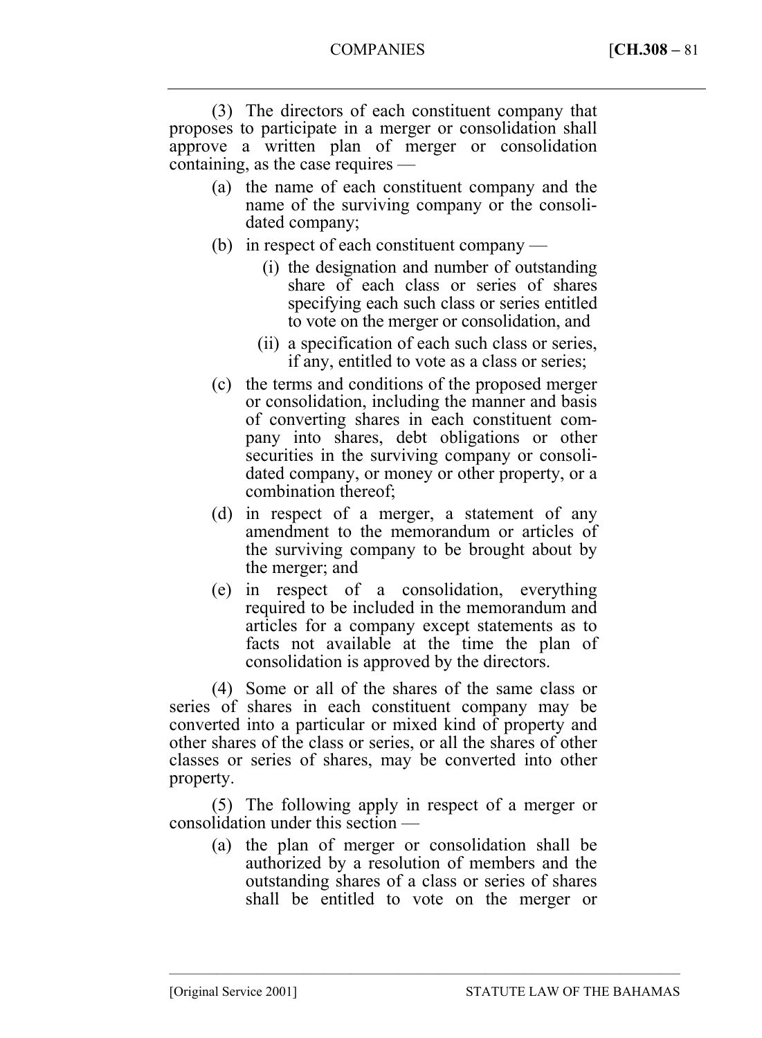(3) The directors of each constituent company that proposes to participate in a merger or consolidation shall approve a written plan of merger or consolidation containing, as the case requires —

(a) the name of each constituent company and the name of the surviving company or the consolidated company;

(b) in respect of each constituent company —

(i) the designation and number of outstanding share of each class or series of shares specifying each such class or series entitled to vote on the merger or consolidation, and

(ii) a specification of each such class or series, if any, entitled to vote as a class or series;

(c) the terms and conditions of the proposed merger or consolidation, including the manner and basis of converting shares in each constituent company into shares, debt obligations or other securities in the surviving company or consolidated company, or money or other property, or a combination thereof;

(d) in respect of a merger, a statement of any amendment to the memorandum or articles of the surviving company to be brought about by the merger; and

(e) in respect of a consolidation, everything required to be included in the memorandum and articles for a company except statements as to facts not available at the time the plan of consolidation is approved by the directors.

(4) Some or all of the shares of the same class or series of shares in each constituent company may be converted into a particular or mixed kind of property and other shares of the class or series, or all the shares of other classes or series of shares, may be converted into other property.

(5) The following apply in respect of a merger or consolidation under this section —

(a) the plan of merger or consolidation shall be authorized by a resolution of members and the outstanding shares of a class or series of shares shall be entitled to vote on the merger or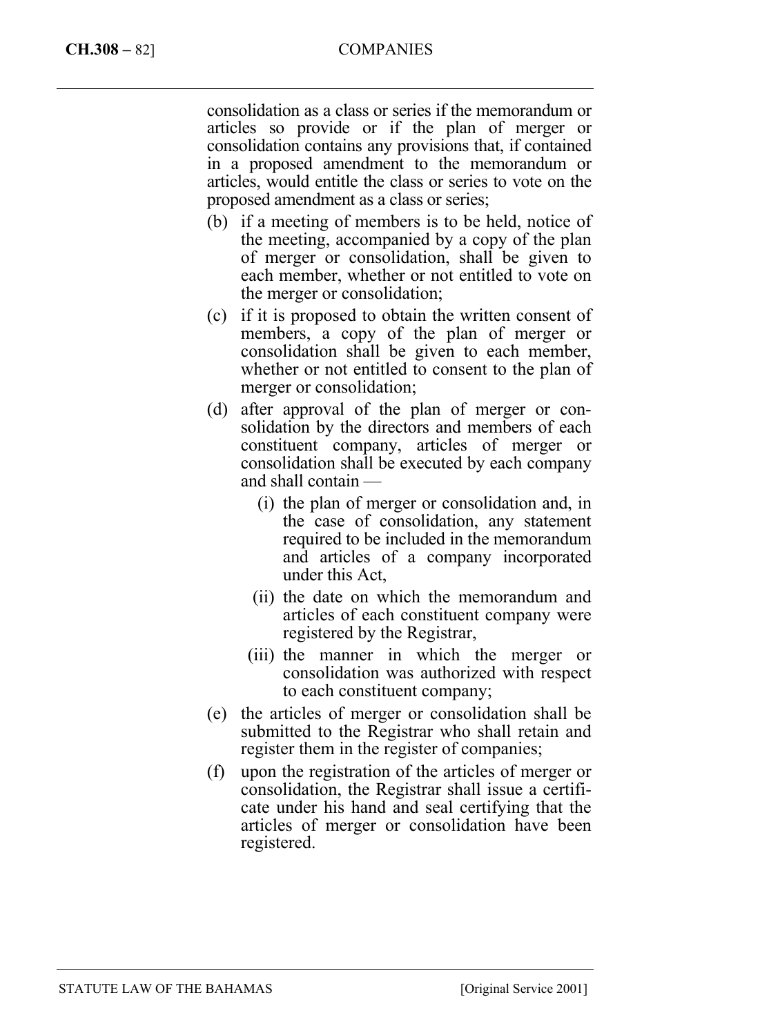consolidation as a class or series if the memorandum or articles so provide or if the plan of merger or consolidation contains any provisions that, if contained in a proposed amendment to the memorandum or articles, would entitle the class or series to vote on the proposed amendment as a class or series;

(b) if a meeting of members is to be held, notice of the meeting, accompanied by a copy of the plan of merger or consolidation, shall be given to each member, whether or not entitled to vote on the merger or consolidation;

(c) if it is proposed to obtain the written consent of members, a copy of the plan of merger or consolidation shall be given to each member, whether or not entitled to consent to the plan of merger or consolidation;

(d) after approval of the plan of merger or consolidation by the directors and members of each constituent company, articles of merger or consolidation shall be executed by each company and shall contain —

   (i) the plan of merger or consolidation and, in the case of consolidation, any statement required to be included in the memorandum and articles of a company incorporated under this Act,

   (ii) the date on which the memorandum and articles of each constituent company were registered by the Registrar,

   (iii) the manner in which the merger or consolidation was authorized with respect to each constituent company;

(e) the articles of merger or consolidation shall be submitted to the Registrar who shall retain and register them in the register of companies;

(f) upon the registration of the articles of merger or consolidation, the Registrar shall issue a certificate under his hand and seal certifying that the articles of merger or consolidation have been registered.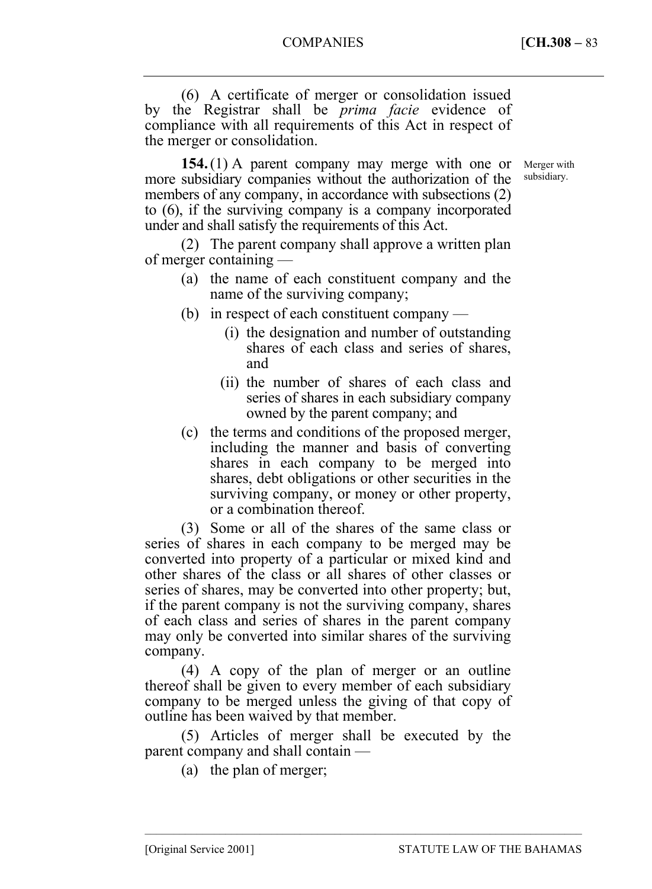(6) A certificate of merger or consolidation issued by the Registrar shall be *prima facie* evidence of compliance with all requirements of this Act in respect of the merger or consolidation.

Merger with subsidiary.

**154.** (1) A parent company may merge with one or more subsidiary companies without the authorization of the members of any company, in accordance with subsections (2) to (6), if the surviving company is a company incorporated under and shall satisfy the requirements of this Act.

(2) The parent company shall approve a written plan of merger containing —

(a) the name of each constituent company and the name of the surviving company;

(b) in respect of each constituent company —

(i) the designation and number of outstanding shares of each class and series of shares, and

(ii) the number of shares of each class and series of shares in each subsidiary company owned by the parent company; and

(c) the terms and conditions of the proposed merger, including the manner and basis of converting shares in each company to be merged into shares, debt obligations or other securities in the surviving company, or money or other property, or a combination thereof.

(3) Some or all of the shares of the same class or series of shares in each company to be merged may be converted into property of a particular or mixed kind and other shares of the class or all shares of other classes or series of shares, may be converted into other property; but, if the parent company is not the surviving company, shares of each class and series of shares in the parent company may only be converted into similar shares of the surviving company.

(4) A copy of the plan of merger or an outline thereof shall be given to every member of each subsidiary company to be merged unless the giving of that copy of outline has been waived by that member.

(5) Articles of merger shall be executed by the parent company and shall contain —

(a) the plan of merger;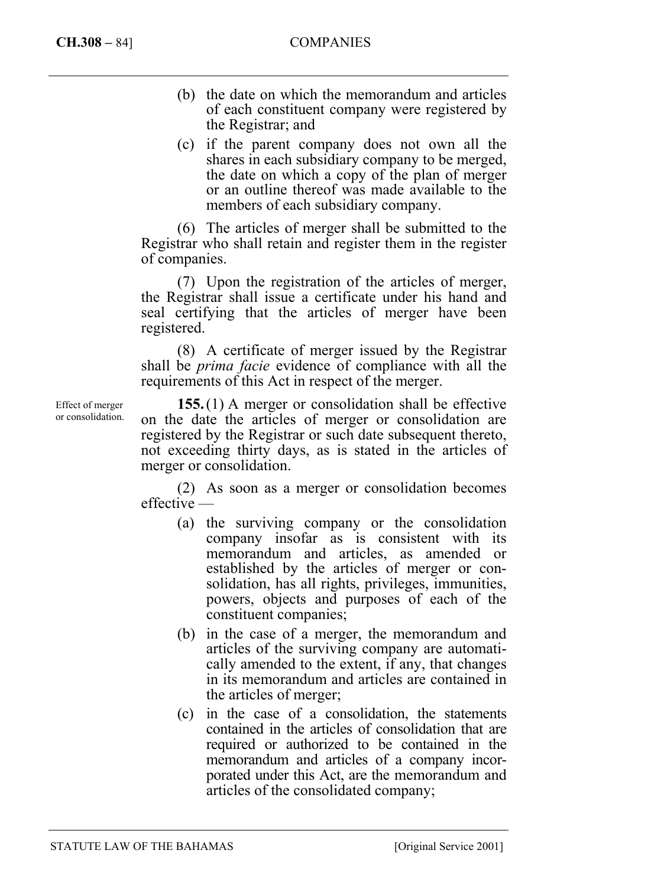(b) the date on which the memorandum and articles of each constituent company were registered by the Registrar; and

(c) if the parent company does not own all the shares in each subsidiary company to be merged, the date on which a copy of the plan of merger or an outline thereof was made available to the members of each subsidiary company.

(6) The articles of merger shall be submitted to the Registrar who shall retain and register them in the register of companies.

(7) Upon the registration of the articles of merger, the Registrar shall issue a certificate under his hand and seal certifying that the articles of merger have been registered.

(8) A certificate of merger issued by the Registrar shall be *prima facie* evidence of compliance with all the requirements of this Act in respect of the merger.

Effect of merger or consolidation.

**155.** (1) A merger or consolidation shall be effective on the date the articles of merger or consolidation are registered by the Registrar or such date subsequent thereto, not exceeding thirty days, as is stated in the articles of merger or consolidation.

(2) As soon as a merger or consolidation becomes effective —

(a) the surviving company or the consolidation company insofar as is consistent with its memorandum and articles, as amended or established by the articles of merger or consolidation, has all rights, privileges, immunities, powers, objects and purposes of each of the constituent companies;

(b) in the case of a merger, the memorandum and articles of the surviving company are automatically amended to the extent, if any, that changes in its memorandum and articles are contained in the articles of merger;

(c) in the case of a consolidation, the statements contained in the articles of consolidation that are required or authorized to be contained in the memorandum and articles of a company incorporated under this Act, are the memorandum and articles of the consolidated company;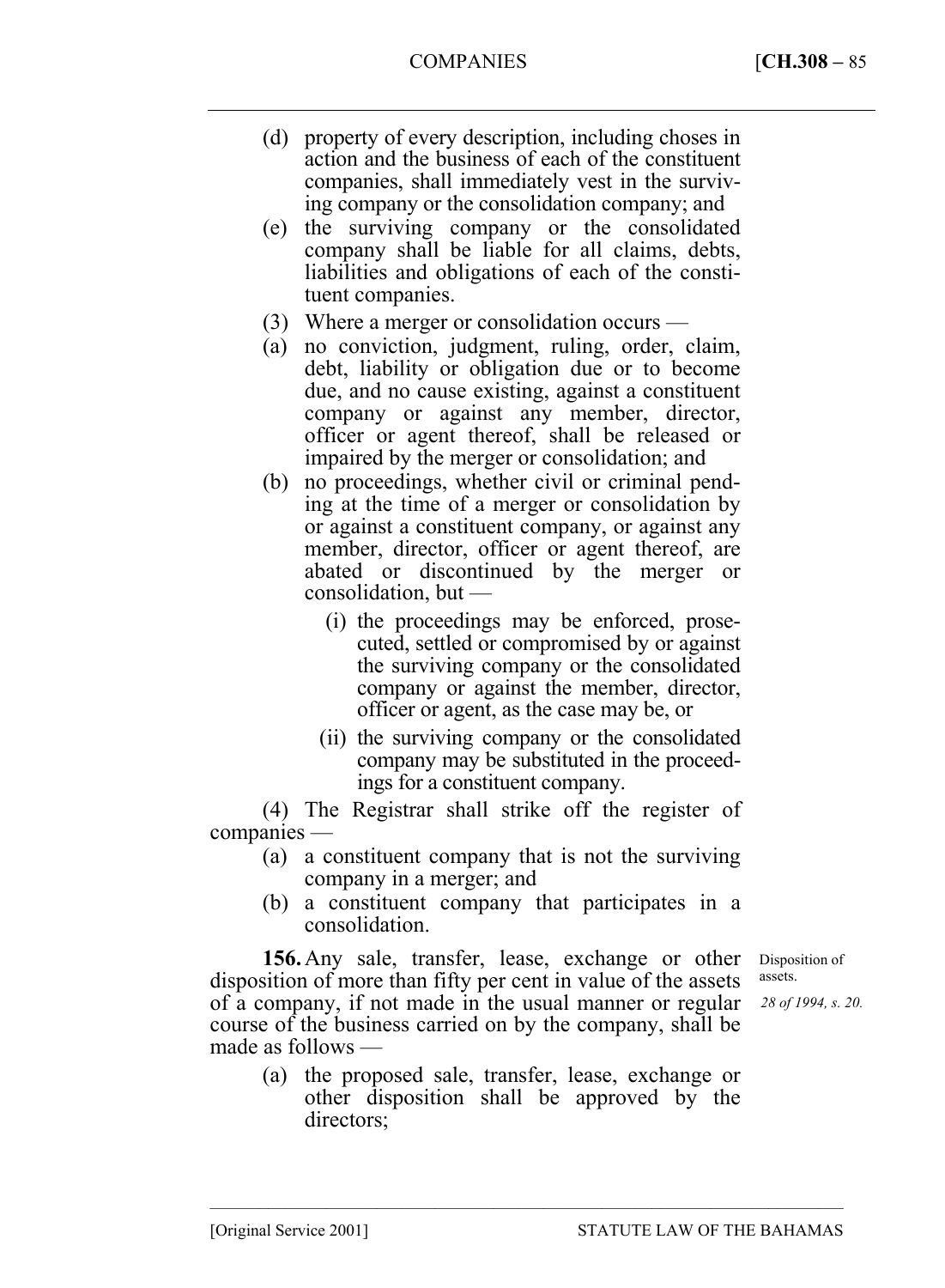(d) property of every description, including choses in action and the business of each of the constituent companies, shall immediately vest in the surviving company or the consolidation company; and

(e) the surviving company or the consolidated company shall be liable for all claims, debts, liabilities and obligations of each of the constituent companies.

(3) Where a merger or consolidation occurs —

(a) no conviction, judgment, ruling, order, claim, debt, liability or obligation due or to become due, and no cause existing, against a constituent company or against any member, director, officer or agent thereof, shall be released or impaired by the merger or consolidation; and

(b) no proceedings, whether civil or criminal pending at the time of a merger or consolidation by or against a constituent company, or against any member, director, officer or agent thereof, are abated or discontinued by the merger or consolidation, but —

(i) the proceedings may be enforced, prosecuted, settled or compromised by or against the surviving company or the consolidated company or against the member, director, officer or agent, as the case may be, or

(ii) the surviving company or the consolidated company may be substituted in the proceedings for a constituent company.

(4) The Registrar shall strike off the register of companies —

(a) a constituent company that is not the surviving company in a merger; and

(b) a constituent company that participates in a consolidation.

Disposition of assets.

*28 of 1994, s. 20.*

**156.** Any sale, transfer, lease, exchange or other disposition of more than fifty per cent in value of the assets of a company, if not made in the usual manner or regular course of the business carried on by the company, shall be made as follows —

(a) the proposed sale, transfer, lease, exchange or other disposition shall be approved by the directors;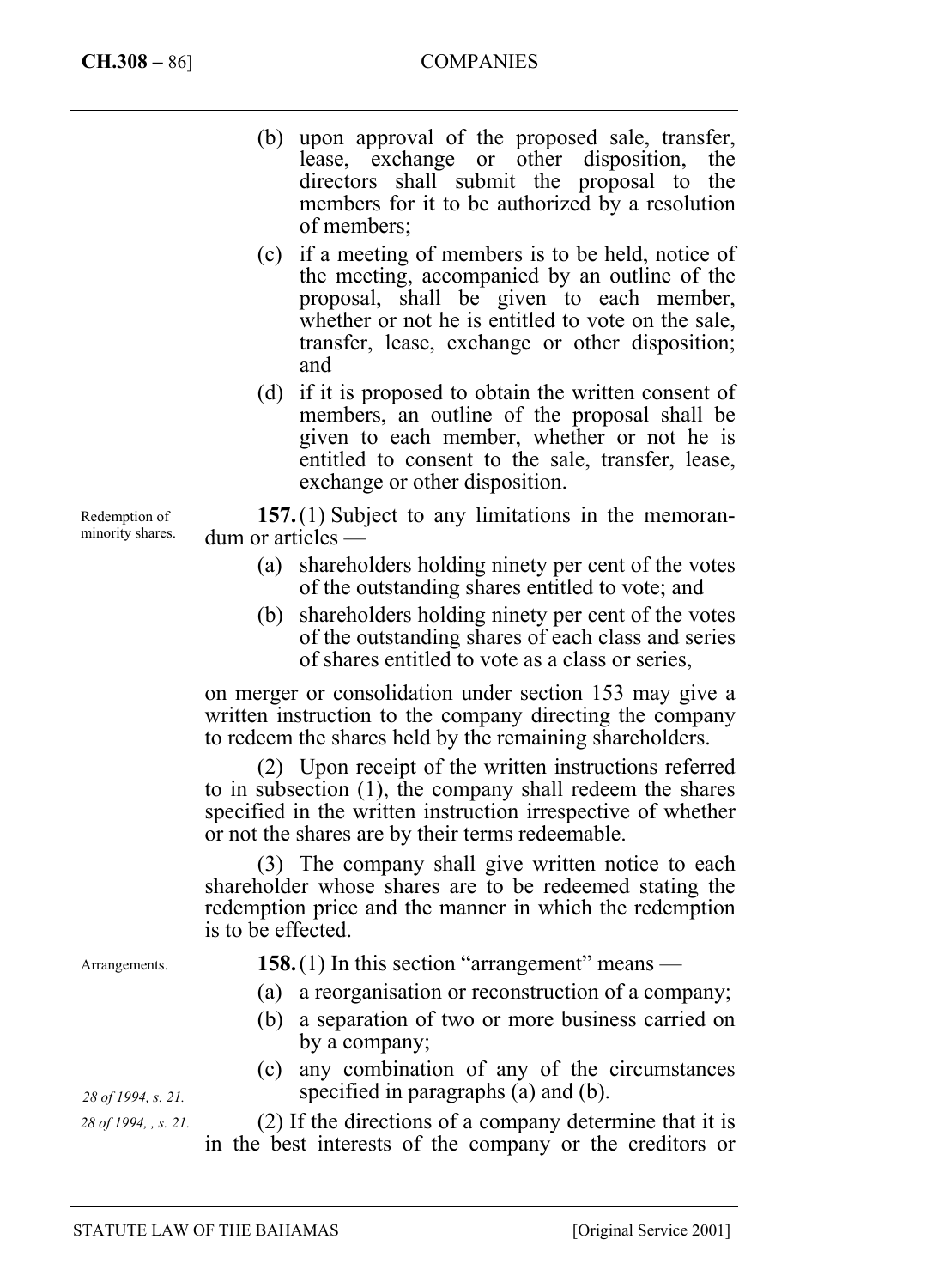(b) upon approval of the proposed sale, transfer, lease, exchange or other disposition, the directors shall submit the proposal to the members for it to be authorized by a resolution of members;

(c) if a meeting of members is to be held, notice of the meeting, accompanied by an outline of the proposal, shall be given to each member, whether or not he is entitled to vote on the sale, transfer, lease, exchange or other disposition; and

(d) if it is proposed to obtain the written consent of members, an outline of the proposal shall be given to each member, whether or not he is entitled to consent to the sale, transfer, lease, exchange or other disposition.

Redemption of minority shares.

**157.** (1) Subject to any limitations in the memorandum or articles —

(a) shareholders holding ninety per cent of the votes of the outstanding shares entitled to vote; and

(b) shareholders holding ninety per cent of the votes of the outstanding shares of each class and series of shares entitled to vote as a class or series,

on merger or consolidation under section 153 may give a written instruction to the company directing the company to redeem the shares held by the remaining shareholders.

(2) Upon receipt of the written instructions referred to in subsection (1), the company shall redeem the shares specified in the written instruction irrespective of whether or not the shares are by their terms redeemable.

(3) The company shall give written notice to each shareholder whose shares are to be redeemed stating the redemption price and the manner in which the redemption is to be effected.

Arrangements.

**158.** (1) In this section "arrangement" means —

(a) a reorganisation or reconstruction of a company;

(b) a separation of two or more business carried on by a company;

(c) any combination of any of the circumstances specified in paragraphs (a) and (b).

*28 of 1994, s. 21.*

*28 of 1994, , s. 21.*

(2) If the directions of a company determine that it is in the best interests of the company or the creditors or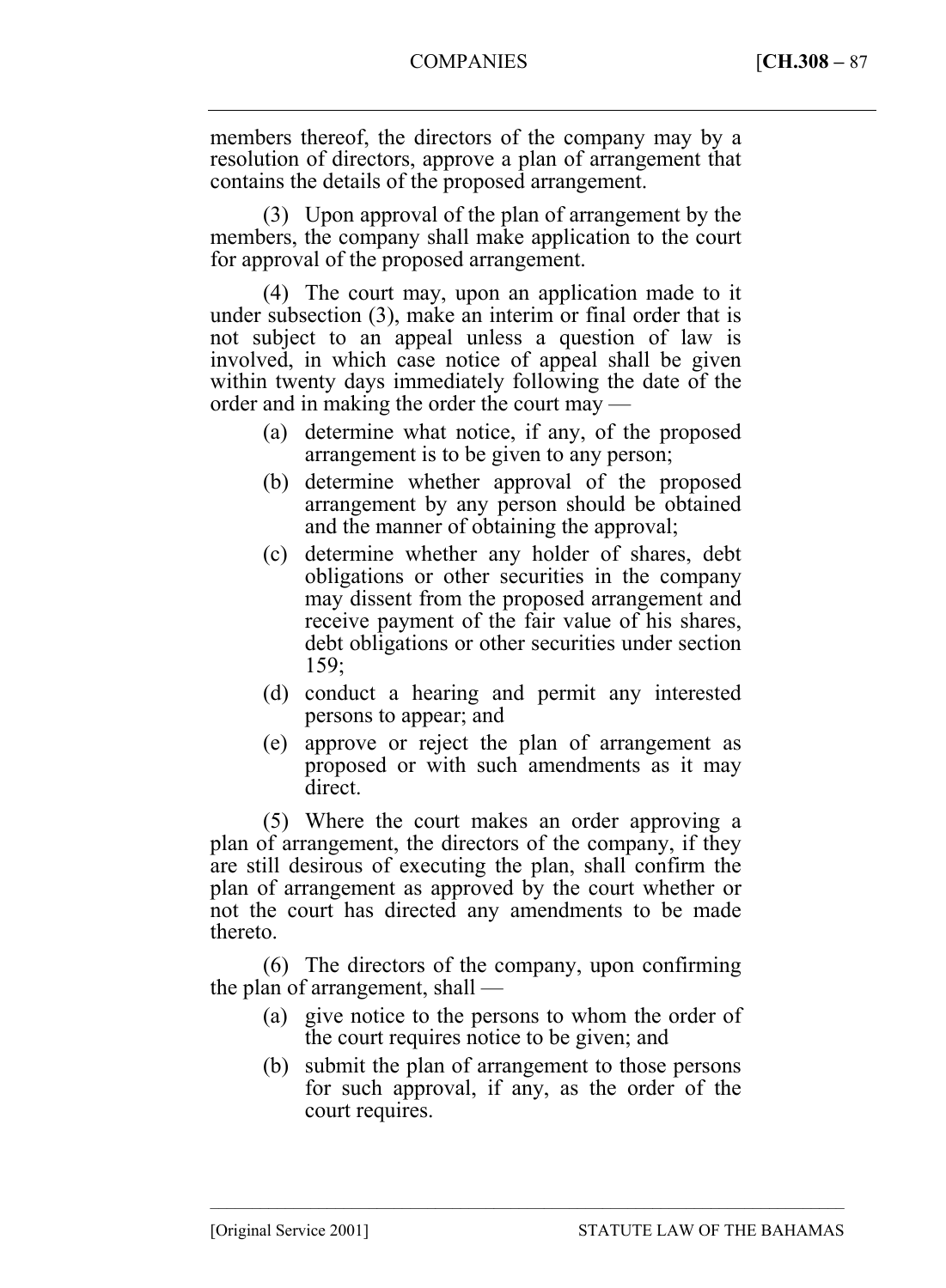members thereof, the directors of the company may by a resolution of directors, approve a plan of arrangement that contains the details of the proposed arrangement.

(3) Upon approval of the plan of arrangement by the members, the company shall make application to the court for approval of the proposed arrangement.

(4) The court may, upon an application made to it under subsection (3), make an interim or final order that is not subject to an appeal unless a question of law is involved, in which case notice of appeal shall be given within twenty days immediately following the date of the order and in making the order the court may —

(a) determine what notice, if any, of the proposed arrangement is to be given to any person;

(b) determine whether approval of the proposed arrangement by any person should be obtained and the manner of obtaining the approval;

(c) determine whether any holder of shares, debt obligations or other securities in the company may dissent from the proposed arrangement and receive payment of the fair value of his shares, debt obligations or other securities under section 159;

(d) conduct a hearing and permit any interested persons to appear; and

(e) approve or reject the plan of arrangement as proposed or with such amendments as it may direct.

(5) Where the court makes an order approving a plan of arrangement, the directors of the company, if they are still desirous of executing the plan, shall confirm the plan of arrangement as approved by the court whether or not the court has directed any amendments to be made thereto.

(6) The directors of the company, upon confirming the plan of arrangement, shall —

(a) give notice to the persons to whom the order of the court requires notice to be given; and

(b) submit the plan of arrangement to those persons for such approval, if any, as the order of the court requires.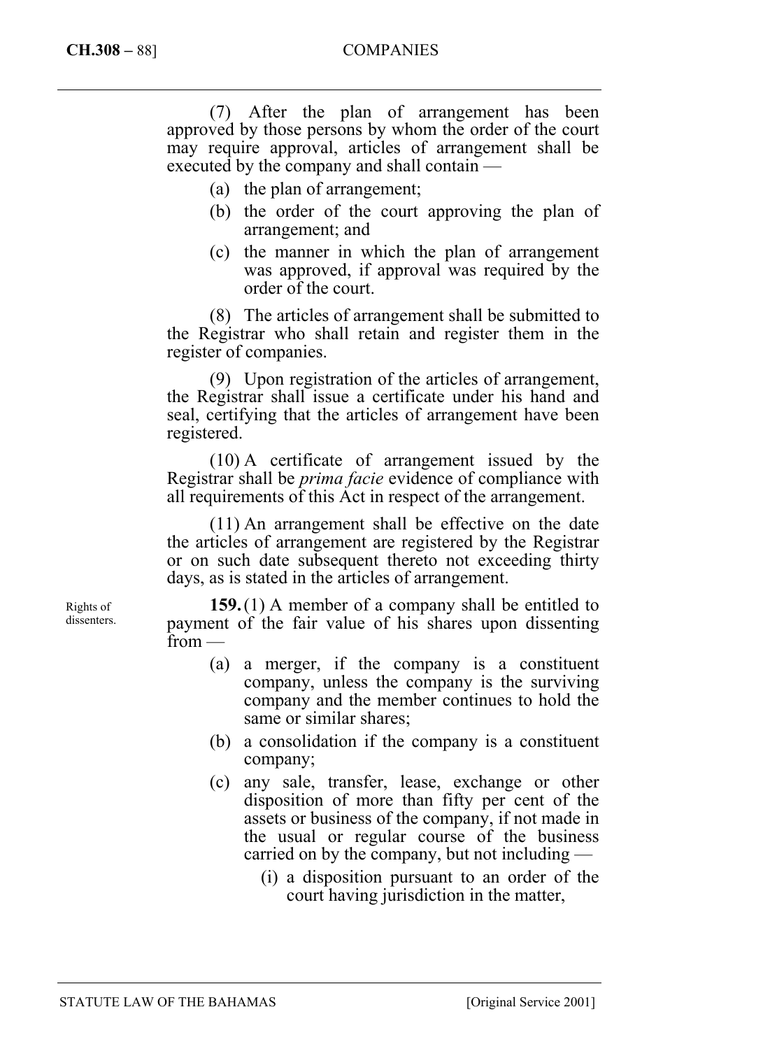(7) After the plan of arrangement has been approved by those persons by whom the order of the court may require approval, articles of arrangement shall be executed by the company and shall contain —

(a) the plan of arrangement;

(b) the order of the court approving the plan of arrangement; and

(c) the manner in which the plan of arrangement was approved, if approval was required by the order of the court.

(8) The articles of arrangement shall be submitted to the Registrar who shall retain and register them in the register of companies.

(9) Upon registration of the articles of arrangement, the Registrar shall issue a certificate under his hand and seal, certifying that the articles of arrangement have been registered.

(10) A certificate of arrangement issued by the Registrar shall be *prima facie* evidence of compliance with all requirements of this Act in respect of the arrangement.

(11) An arrangement shall be effective on the date the articles of arrangement are registered by the Registrar or on such date subsequent thereto not exceeding thirty days, as is stated in the articles of arrangement.

Rights of dissenters.

**159.** (1) A member of a company shall be entitled to payment of the fair value of his shares upon dissenting from —

(a) a merger, if the company is a constituent company, unless the company is the surviving company and the member continues to hold the same or similar shares;

(b) a consolidation if the company is a constituent company;

(c) any sale, transfer, lease, exchange or other disposition of more than fifty per cent of the assets or business of the company, if not made in the usual or regular course of the business carried on by the company, but not including —

(i) a disposition pursuant to an order of the court having jurisdiction in the matter,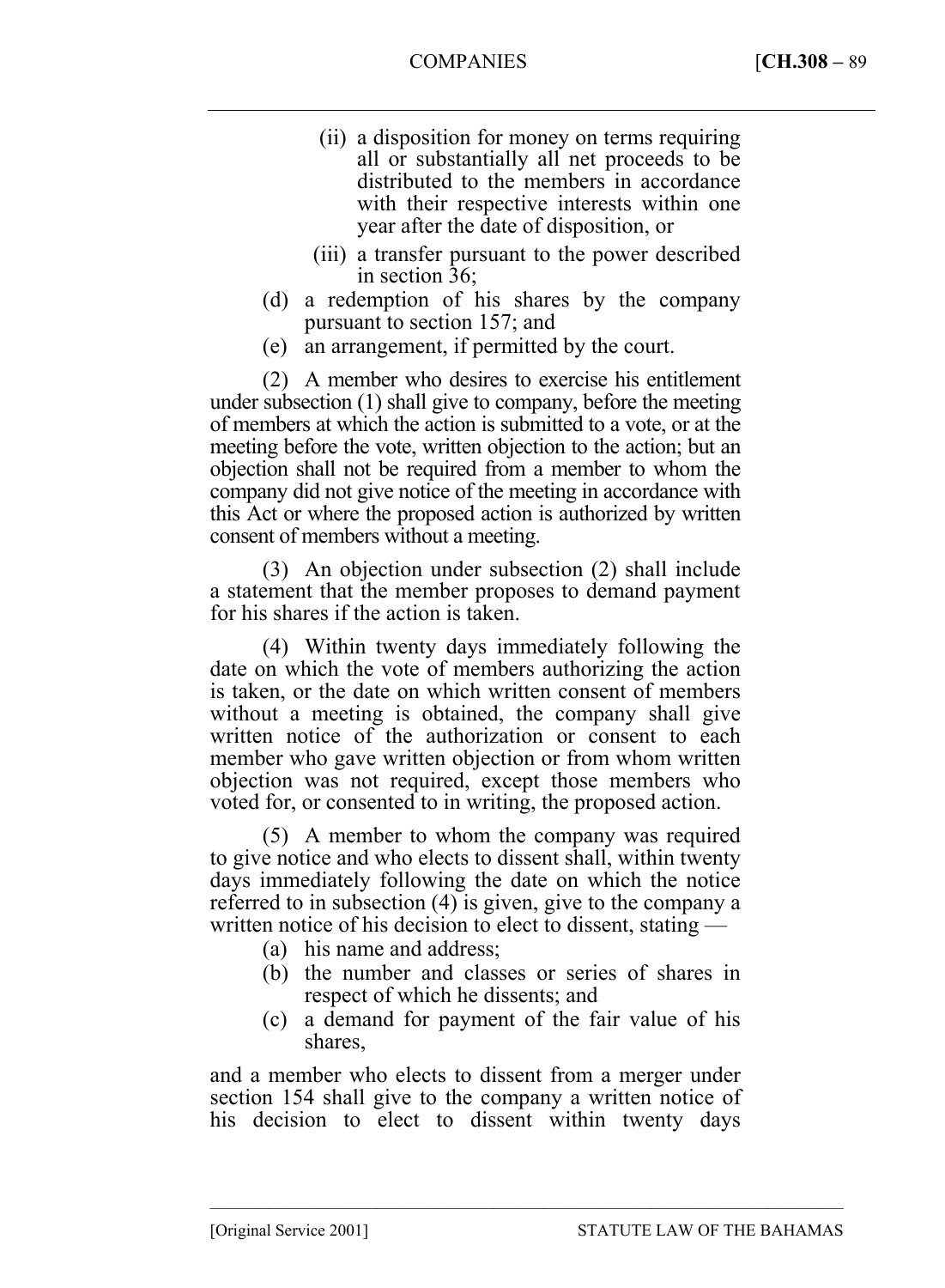(ii) a disposition for money on terms requiring all or substantially all net proceeds to be distributed to the members in accordance with their respective interests within one year after the date of disposition, or

(iii) a transfer pursuant to the power described in section 36;

(d) a redemption of his shares by the company pursuant to section 157; and

(e) an arrangement, if permitted by the court.

(2) A member who desires to exercise his entitlement under subsection (1) shall give to company, before the meeting of members at which the action is submitted to a vote, or at the meeting before the vote, written objection to the action; but an objection shall not be required from a member to whom the company did not give notice of the meeting in accordance with this Act or where the proposed action is authorized by written consent of members without a meeting.

(3) An objection under subsection (2) shall include a statement that the member proposes to demand payment for his shares if the action is taken.

(4) Within twenty days immediately following the date on which the vote of members authorizing the action is taken, or the date on which written consent of members without a meeting is obtained, the company shall give written notice of the authorization or consent to each member who gave written objection or from whom written objection was not required, except those members who voted for, or consented to in writing, the proposed action.

(5) A member to whom the company was required to give notice and who elects to dissent shall, within twenty days immediately following the date on which the notice referred to in subsection (4) is given, give to the company a written notice of his decision to elect to dissent, stating —

(a) his name and address;

(b) the number and classes or series of shares in respect of which he dissents; and

(c) a demand for payment of the fair value of his shares,

and a member who elects to dissent from a merger under section 154 shall give to the company a written notice of his decision to elect to dissent within twenty days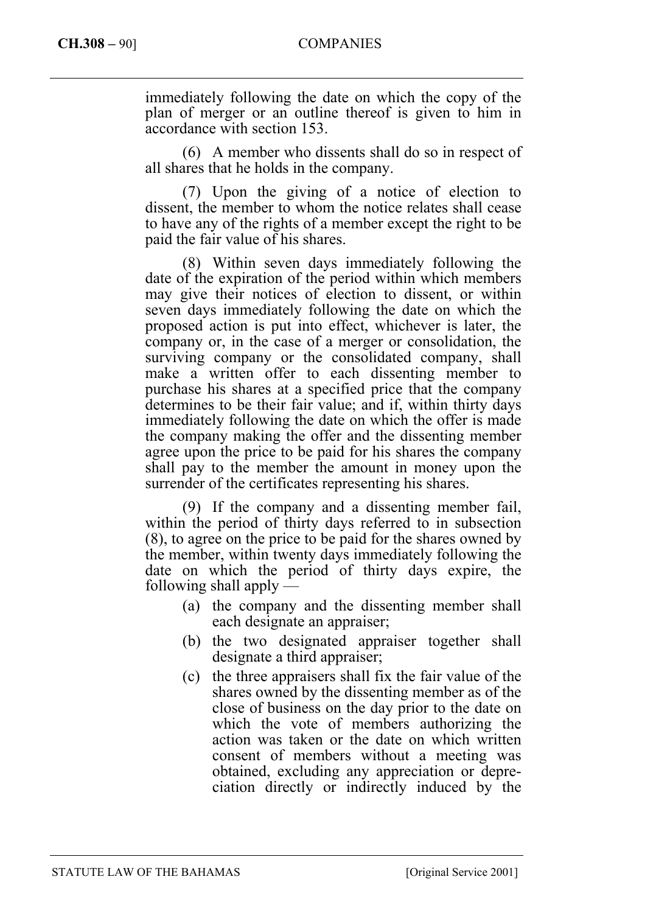immediately following the date on which the copy of the plan of merger or an outline thereof is given to him in accordance with section 153.

(6) A member who dissents shall do so in respect of all shares that he holds in the company.

(7) Upon the giving of a notice of election to dissent, the member to whom the notice relates shall cease to have any of the rights of a member except the right to be paid the fair value of his shares.

(8) Within seven days immediately following the date of the expiration of the period within which members may give their notices of election to dissent, or within seven days immediately following the date on which the proposed action is put into effect, whichever is later, the company or, in the case of a merger or consolidation, the surviving company or the consolidated company, shall make a written offer to each dissenting member to purchase his shares at a specified price that the company determines to be their fair value; and if, within thirty days immediately following the date on which the offer is made the company making the offer and the dissenting member agree upon the price to be paid for his shares the company shall pay to the member the amount in money upon the surrender of the certificates representing his shares.

(9) If the company and a dissenting member fail, within the period of thirty days referred to in subsection (8), to agree on the price to be paid for the shares owned by the member, within twenty days immediately following the date on which the period of thirty days expire, the following shall apply —

(a) the company and the dissenting member shall each designate an appraiser;

(b) the two designated appraiser together shall designate a third appraiser;

(c) the three appraisers shall fix the fair value of the shares owned by the dissenting member as of the close of business on the day prior to the date on which the vote of members authorizing the action was taken or the date on which written consent of members without a meeting was obtained, excluding any appreciation or depreciation directly or indirectly induced by the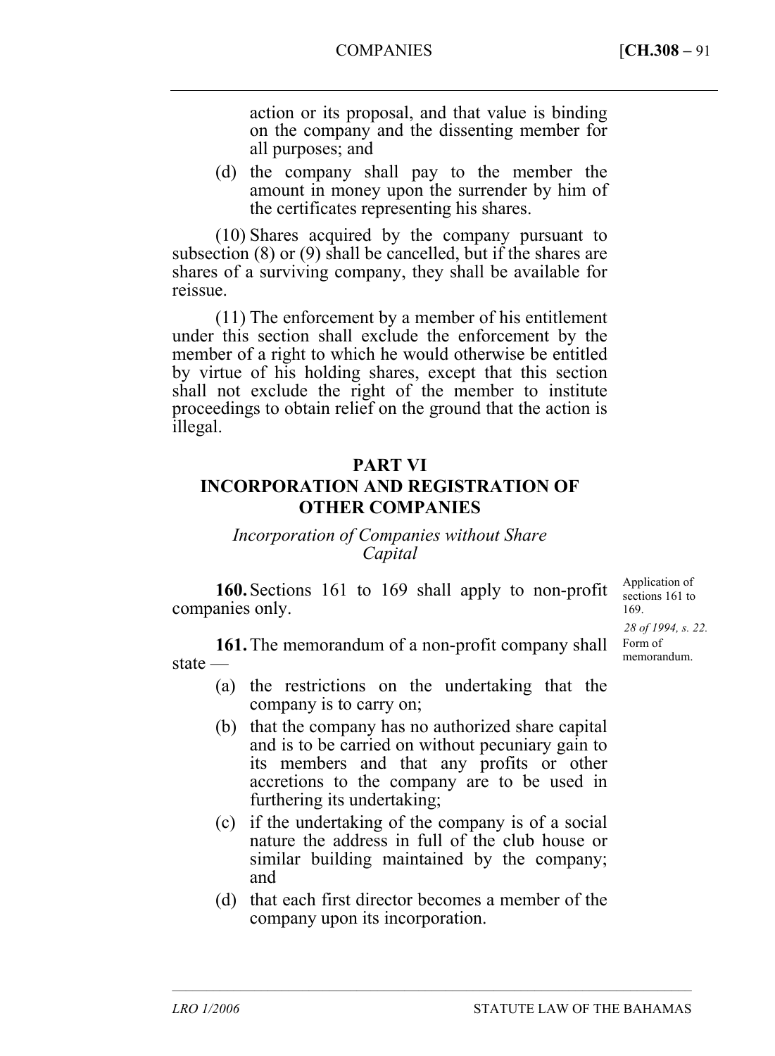action or its proposal, and that value is binding on the company and the dissenting member for all purposes; and

(d) the company shall pay to the member the amount in money upon the surrender by him of the certificates representing his shares.

(10) Shares acquired by the company pursuant to subsection (8) or (9) shall be cancelled, but if the shares are shares of a surviving company, they shall be available for reissue.

(11) The enforcement by a member of his entitlement under this section shall exclude the enforcement by the member of a right to which he would otherwise be entitled by virtue of his holding shares, except that this section shall not exclude the right of the member to institute proceedings to obtain relief on the ground that the action is illegal.

## PART VI
## INCORPORATION AND REGISTRATION OF OTHER COMPANIES

*Incorporation of Companies without Share Capital*

Application of sections 161 to 169.
*28 of 1994, s. 22.*

**160.** Sections 161 to 169 shall apply to non-profit companies only.

Form of memorandum.

**161.** The memorandum of a non-profit company shall state —

(a) the restrictions on the undertaking that the company is to carry on;

(b) that the company has no authorized share capital and is to be carried on without pecuniary gain to its members and that any profits or other accretions to the company are to be used in furthering its undertaking;

(c) if the undertaking of the company is of a social nature the address in full of the club house or similar building maintained by the company; and

(d) that each first director becomes a member of the company upon its incorporation.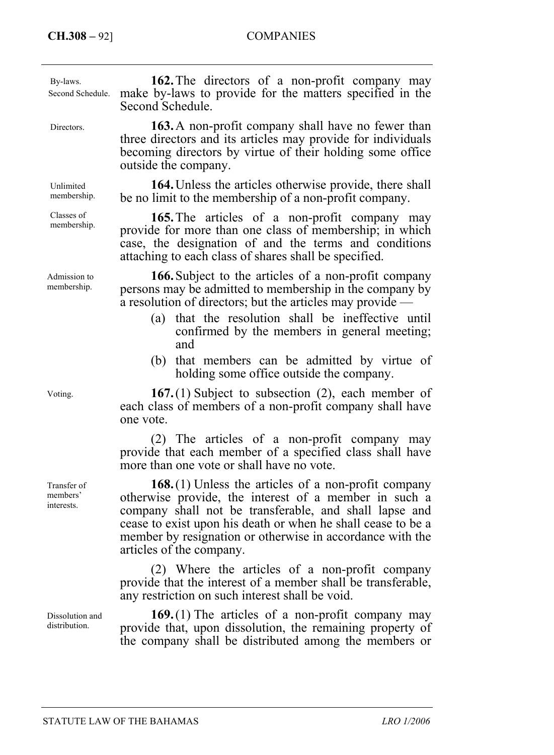By-laws. Second Schedule.

**162.** The directors of a non-profit company may make by-laws to provide for the matters specified in the Second Schedule.

Directors.

**163.** A non-profit company shall have no fewer than three directors and its articles may provide for individuals becoming directors by virtue of their holding some office outside the company.

Unlimited membership.

**164.** Unless the articles otherwise provide, there shall be no limit to the membership of a non-profit company.

Classes of membership.

**165.** The articles of a non-profit company may provide for more than one class of membership; in which case, the designation of and the terms and conditions attaching to each class of shares shall be specified.

Admission to membership.

**166.** Subject to the articles of a non-profit company persons may be admitted to membership in the company by a resolution of directors; but the articles may provide —

(a) that the resolution shall be ineffective until confirmed by the members in general meeting; and

(b) that members can be admitted by virtue of holding some office outside the company.

Voting.

**167.** (1) Subject to subsection (2), each member of each class of members of a non-profit company shall have one vote.

(2) The articles of a non-profit company may provide that each member of a specified class shall have more than one vote or shall have no vote.

Transfer of members' interests.

**168.** (1) Unless the articles of a non-profit company otherwise provide, the interest of a member in such a company shall not be transferable, and shall lapse and cease to exist upon his death or when he shall cease to be a member by resignation or otherwise in accordance with the articles of the company.

(2) Where the articles of a non-profit company provide that the interest of a member shall be transferable, any restriction on such interest shall be void.

Dissolution and distribution.

**169.** (1) The articles of a non-profit company may provide that, upon dissolution, the remaining property of the company shall be distributed among the members or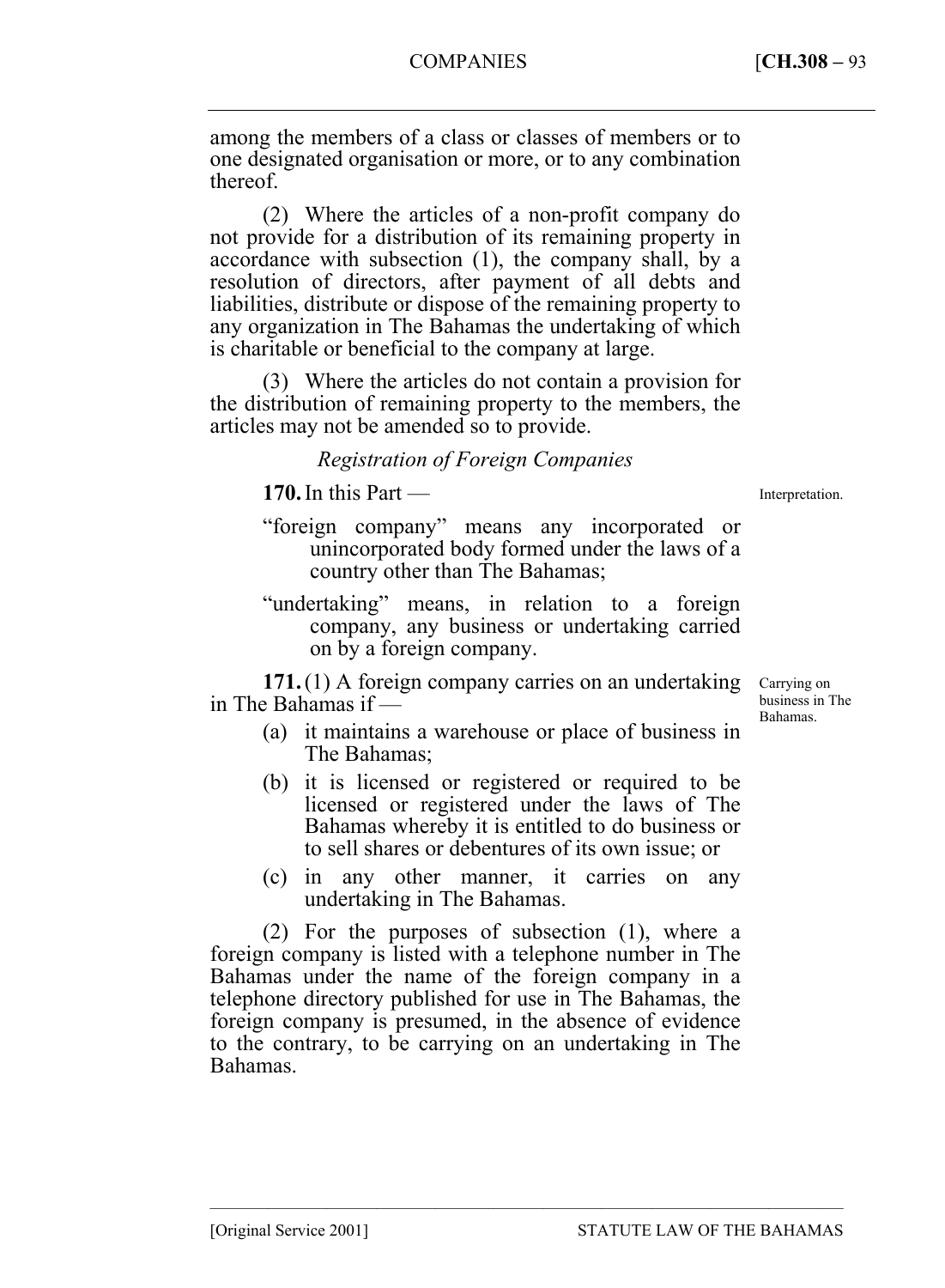among the members of a class or classes of members or to one designated organisation or more, or to any combination thereof.

(2) Where the articles of a non-profit company do not provide for a distribution of its remaining property in accordance with subsection (1), the company shall, by a resolution of directors, after payment of all debts and liabilities, distribute or dispose of the remaining property to any organization in The Bahamas the undertaking of which is charitable or beneficial to the company at large.

(3) Where the articles do not contain a provision for the distribution of remaining property to the members, the articles may not be amended so to provide.

*Registration of Foreign Companies*

Interpretation.

**170.** In this Part —

"foreign company" means any incorporated or unincorporated body formed under the laws of a country other than The Bahamas;

"undertaking" means, in relation to a foreign company, any business or undertaking carried on by a foreign company.

Carrying on business in The Bahamas.

**171.** (1) A foreign company carries on an undertaking in The Bahamas if —

(a) it maintains a warehouse or place of business in The Bahamas;

(b) it is licensed or registered or required to be licensed or registered under the laws of The Bahamas whereby it is entitled to do business or to sell shares or debentures of its own issue; or

(c) in any other manner, it carries on any undertaking in The Bahamas.

(2) For the purposes of subsection (1), where a foreign company is listed with a telephone number in The Bahamas under the name of the foreign company in a telephone directory published for use in The Bahamas, the foreign company is presumed, in the absence of evidence to the contrary, to be carrying on an undertaking in The Bahamas.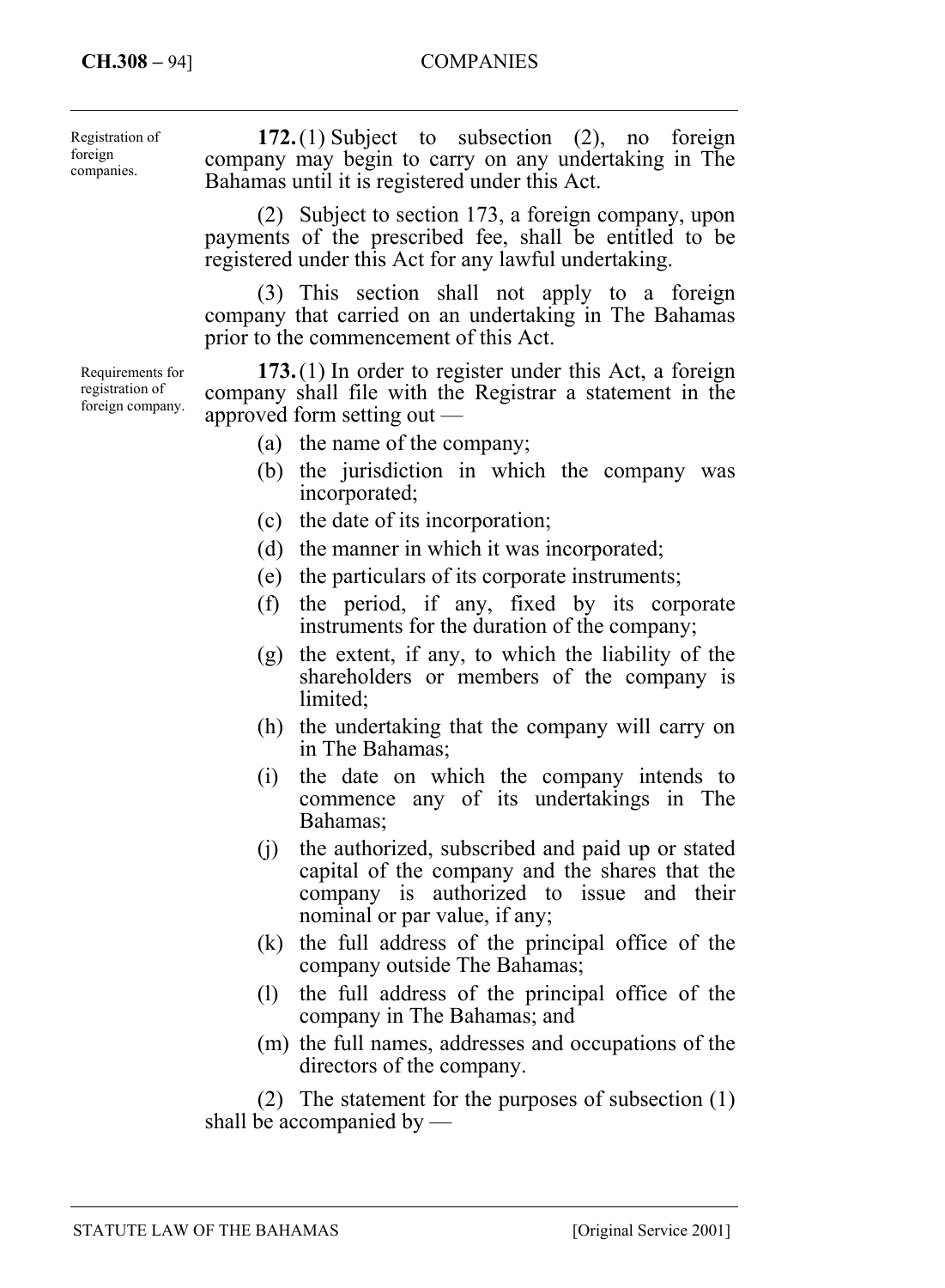Registration of foreign companies.

**172.** (1) Subject to subsection (2), no foreign company may begin to carry on any undertaking in The Bahamas until it is registered under this Act.

(2) Subject to section 173, a foreign company, upon payments of the prescribed fee, shall be entitled to be registered under this Act for any lawful undertaking.

(3) This section shall not apply to a foreign company that carried on an undertaking in The Bahamas prior to the commencement of this Act.

Requirements for registration of foreign company.

**173.** (1) In order to register under this Act, a foreign company shall file with the Registrar a statement in the approved form setting out —

(a) the name of the company;

(b) the jurisdiction in which the company was incorporated;

(c) the date of its incorporation;

(d) the manner in which it was incorporated;

(e) the particulars of its corporate instruments;

(f) the period, if any, fixed by its corporate instruments for the duration of the company;

(g) the extent, if any, to which the liability of the shareholders or members of the company is limited;

(h) the undertaking that the company will carry on in The Bahamas;

(i) the date on which the company intends to commence any of its undertakings in The Bahamas;

(j) the authorized, subscribed and paid up or stated capital of the company and the shares that the company is authorized to issue and their nominal or par value, if any;

(k) the full address of the principal office of the company outside The Bahamas;

(l) the full address of the principal office of the company in The Bahamas; and

(m) the full names, addresses and occupations of the directors of the company.

(2) The statement for the purposes of subsection (1) shall be accompanied by —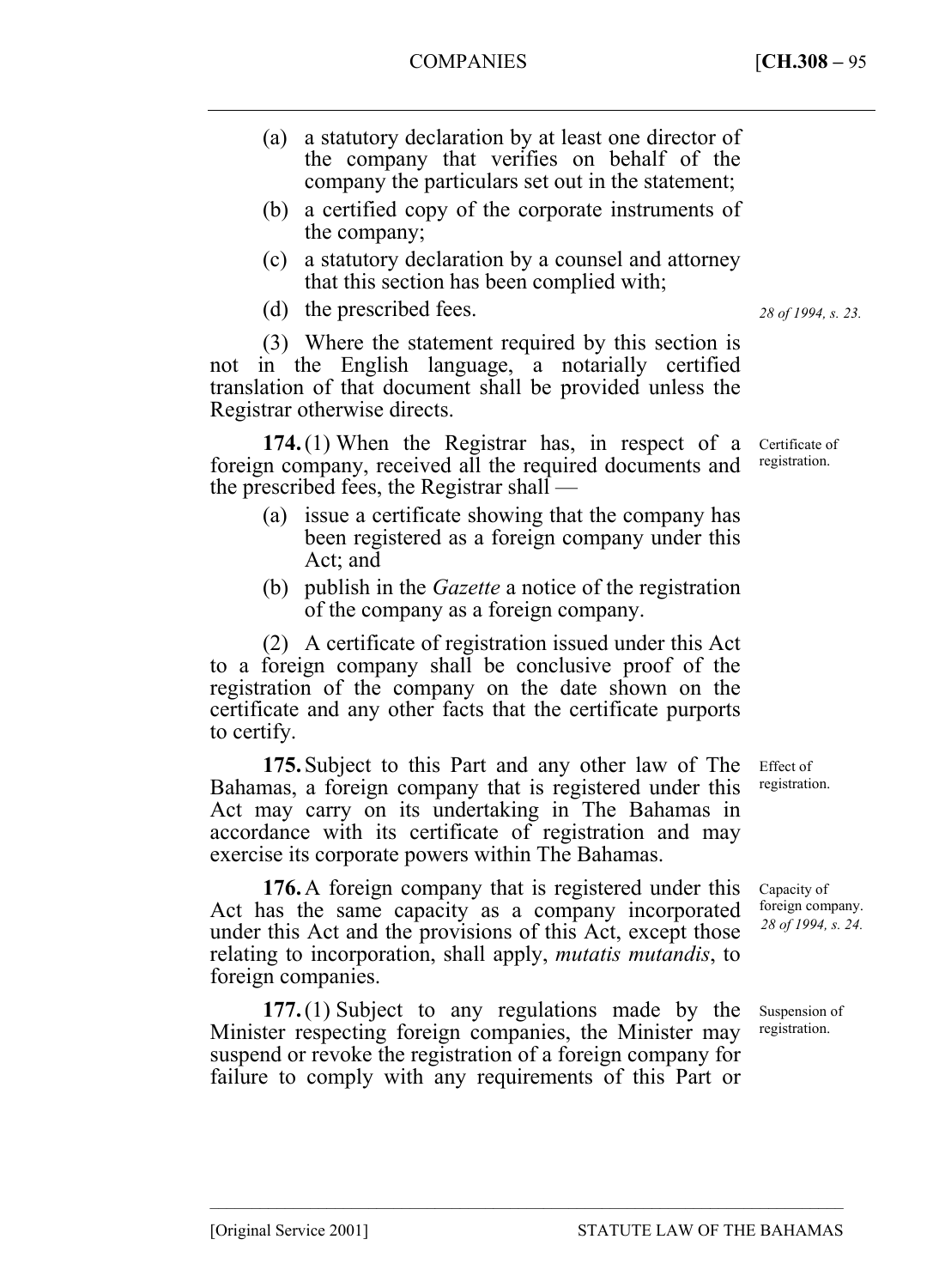(a) a statutory declaration by at least one director of the company that verifies on behalf of the company the particulars set out in the statement;

(b) a certified copy of the corporate instruments of the company;

(c) a statutory declaration by a counsel and attorney that this section has been complied with;

(d) the prescribed fees.

*28 of 1994, s. 23.*

(3) Where the statement required by this section is not in the English language, a notarially certified translation of that document shall be provided unless the Registrar otherwise directs.

Certificate of registration.

**174.** (1) When the Registrar has, in respect of a foreign company, received all the required documents and the prescribed fees, the Registrar shall —

(a) issue a certificate showing that the company has been registered as a foreign company under this Act; and

(b) publish in the *Gazette* a notice of the registration of the company as a foreign company.

(2) A certificate of registration issued under this Act to a foreign company shall be conclusive proof of the registration of the company on the date shown on the certificate and any other facts that the certificate purports to certify.

Effect of registration.

**175.** Subject to this Part and any other law of The Bahamas, a foreign company that is registered under this Act may carry on its undertaking in The Bahamas in accordance with its certificate of registration and may exercise its corporate powers within The Bahamas.

Capacity of foreign company. *28 of 1994, s. 24.*

**176.** A foreign company that is registered under this Act has the same capacity as a company incorporated under this Act and the provisions of this Act, except those relating to incorporation, shall apply, *mutatis mutandis*, to foreign companies.

Suspension of registration.

**177.** (1) Subject to any regulations made by the Minister respecting foreign companies, the Minister may suspend or revoke the registration of a foreign company for failure to comply with any requirements of this Part or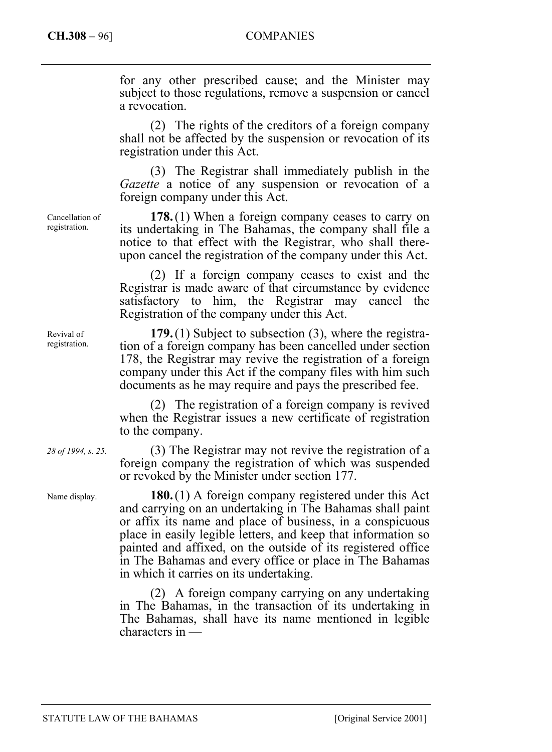for any other prescribed cause; and the Minister may subject to those regulations, remove a suspension or cancel a revocation.

(2) The rights of the creditors of a foreign company shall not be affected by the suspension or revocation of its registration under this Act.

(3) The Registrar shall immediately publish in the *Gazette* a notice of any suspension or revocation of a foreign company under this Act.

Cancellation of registration.

**178.** (1) When a foreign company ceases to carry on its undertaking in The Bahamas, the company shall file a notice to that effect with the Registrar, who shall thereupon cancel the registration of the company under this Act.

(2) If a foreign company ceases to exist and the Registrar is made aware of that circumstance by evidence satisfactory to him, the Registrar may cancel the Registration of the company under this Act.

Revival of registration.

**179.** (1) Subject to subsection (3), where the registration of a foreign company has been cancelled under section 178, the Registrar may revive the registration of a foreign company under this Act if the company files with him such documents as he may require and pays the prescribed fee.

(2) The registration of a foreign company is revived when the Registrar issues a new certificate of registration to the company.

*28 of 1994, s. 25.*

(3) The Registrar may not revive the registration of a foreign company the registration of which was suspended or revoked by the Minister under section 177.

Name display.

**180.** (1) A foreign company registered under this Act and carrying on an undertaking in The Bahamas shall paint or affix its name and place of business, in a conspicuous place in easily legible letters, and keep that information so painted and affixed, on the outside of its registered office in The Bahamas and every office or place in The Bahamas in which it carries on its undertaking.

(2) A foreign company carrying on any undertaking in The Bahamas, in the transaction of its undertaking in The Bahamas, shall have its name mentioned in legible characters in —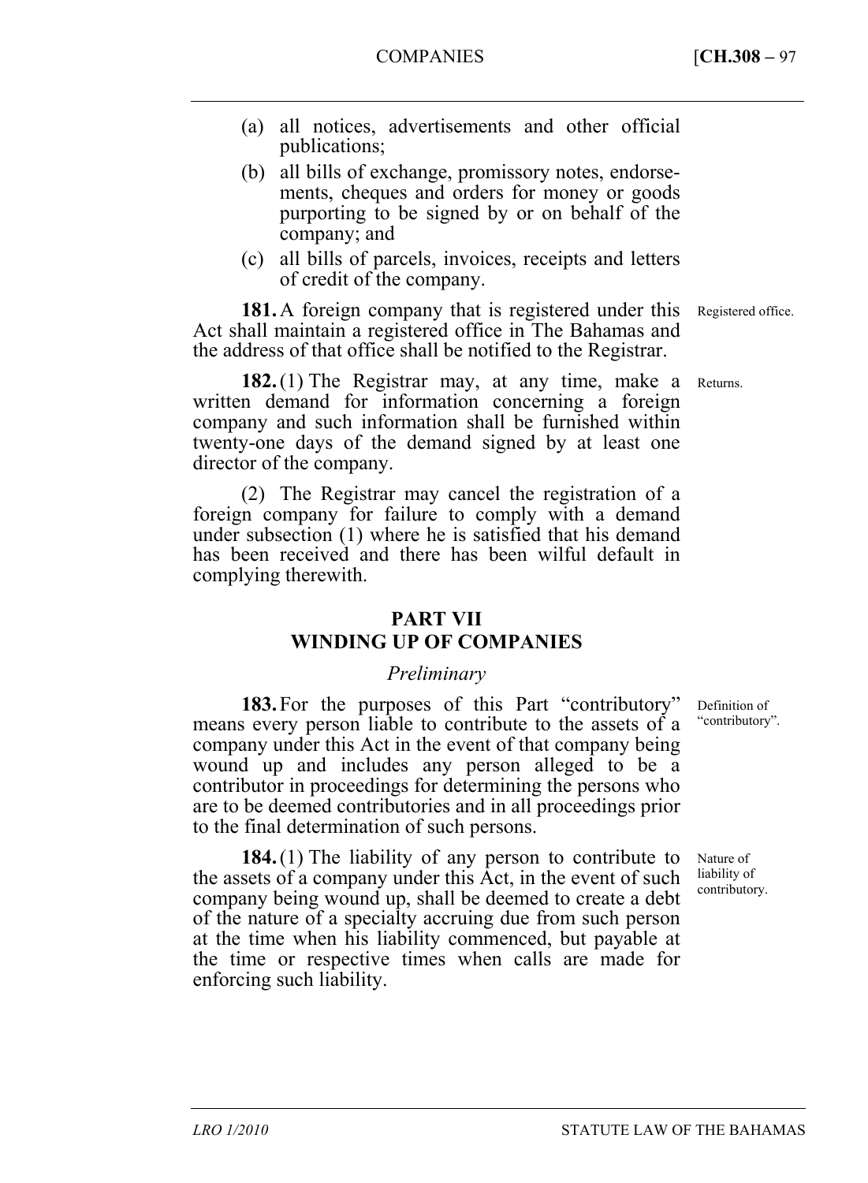(a) all notices, advertisements and other official publications;

(b) all bills of exchange, promissory notes, endorsements, cheques and orders for money or goods purporting to be signed by or on behalf of the company; and

(c) all bills of parcels, invoices, receipts and letters of credit of the company.

Registered office.

**181.** A foreign company that is registered under this Act shall maintain a registered office in The Bahamas and the address of that office shall be notified to the Registrar.

Returns.

**182.** (1) The Registrar may, at any time, make a written demand for information concerning a foreign company and such information shall be furnished within twenty-one days of the demand signed by at least one director of the company.

(2) The Registrar may cancel the registration of a foreign company for failure to comply with a demand under subsection (1) where he is satisfied that his demand has been received and there has been wilful default in complying therewith.

## PART VII
## WINDING UP OF COMPANIES

### *Preliminary*

Definition of "contributory".

**183.** For the purposes of this Part "contributory" means every person liable to contribute to the assets of a company under this Act in the event of that company being wound up and includes any person alleged to be a contributor in proceedings for determining the persons who are to be deemed contributories and in all proceedings prior to the final determination of such persons.

Nature of liability of contributory.

**184.** (1) The liability of any person to contribute to the assets of a company under this Act, in the event of such company being wound up, shall be deemed to create a debt of the nature of a specialty accruing due from such person at the time when his liability commenced, but payable at the time or respective times when calls are made for enforcing such liability.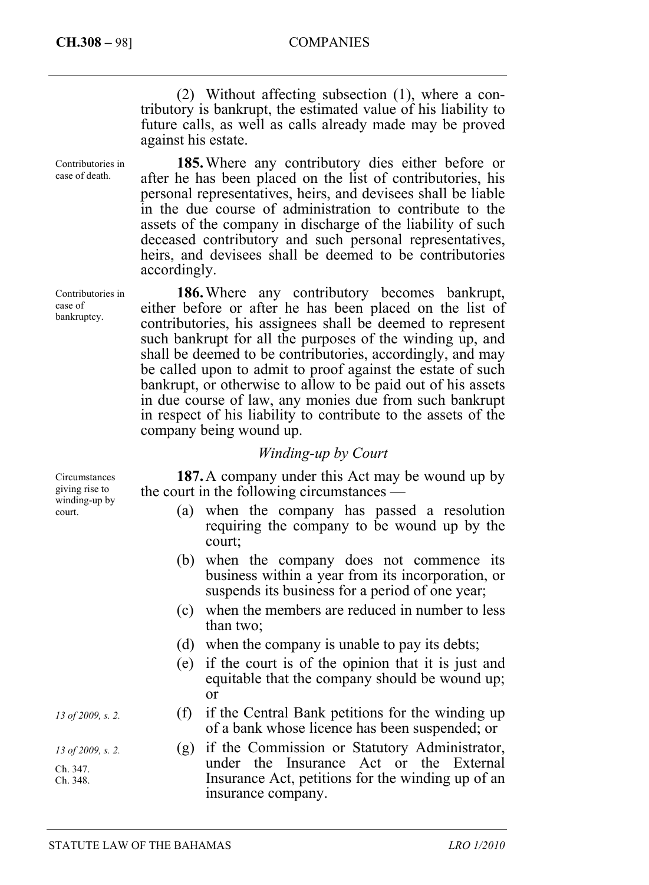(2) Without affecting subsection (1), where a contributory is bankrupt, the estimated value of his liability to future calls, as well as calls already made may be proved against his estate.

Contributories in case of death.

**185.** Where any contributory dies either before or after he has been placed on the list of contributories, his personal representatives, heirs, and devisees shall be liable in the due course of administration to contribute to the assets of the company in discharge of the liability of such deceased contributory and such personal representatives, heirs, and devisees shall be deemed to be contributories accordingly.

Contributories in case of bankruptcy.

**186.** Where any contributory becomes bankrupt, either before or after he has been placed on the list of contributories, his assignees shall be deemed to represent such bankrupt for all the purposes of the winding up, and shall be deemed to be contributories, accordingly, and may be called upon to admit to proof against the estate of such bankrupt, or otherwise to allow to be paid out of his assets in due course of law, any monies due from such bankrupt in respect of his liability to contribute to the assets of the company being wound up.

### *Winding-up by Court*

Circumstances giving rise to winding-up by court.

**187.** A company under this Act may be wound up by the court in the following circumstances —

(a) when the company has passed a resolution requiring the company to be wound up by the court;

(b) when the company does not commence its business within a year from its incorporation, or suspends its business for a period of one year;

(c) when the members are reduced in number to less than two;

(d) when the company is unable to pay its debts;

(e) if the court is of the opinion that it is just and equitable that the company should be wound up; or

*13 of 2009, s. 2.*

(f) if the Central Bank petitions for the winding up of a bank whose licence has been suspended; or

*13 of 2009, s. 2.*
Ch. 347.
Ch. 348.

(g) if the Commission or Statutory Administrator, under the Insurance Act or the External Insurance Act, petitions for the winding up of an insurance company.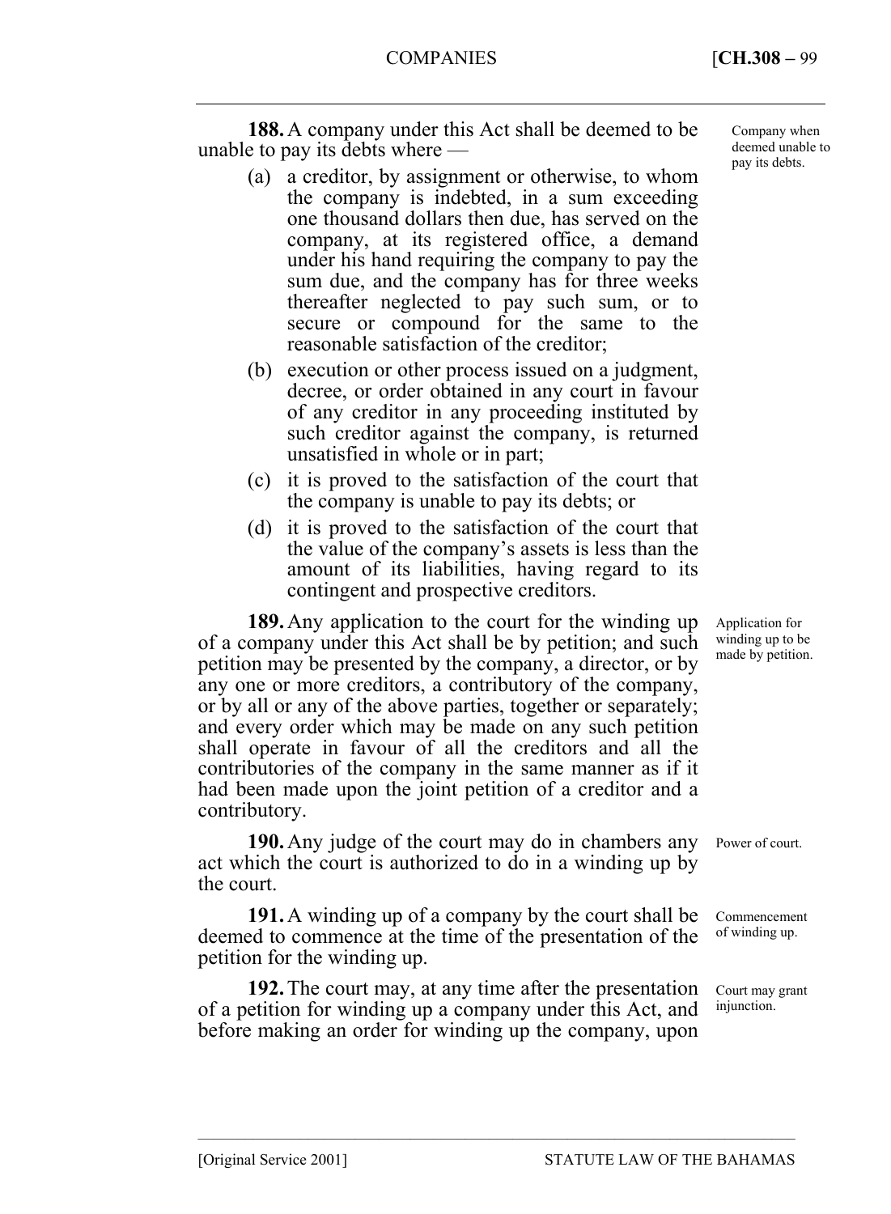**188.** A company under this Act shall be deemed to be unable to pay its debts where —

Company when deemed unable to pay its debts.

(a) a creditor, by assignment or otherwise, to whom the company is indebted, in a sum exceeding one thousand dollars then due, has served on the company, at its registered office, a demand under his hand requiring the company to pay the sum due, and the company has for three weeks thereafter neglected to pay such sum, or to secure or compound for the same to the reasonable satisfaction of the creditor;

(b) execution or other process issued on a judgment, decree, or order obtained in any court in favour of any creditor in any proceeding instituted by such creditor against the company, is returned unsatisfied in whole or in part;

(c) it is proved to the satisfaction of the court that the company is unable to pay its debts; or

(d) it is proved to the satisfaction of the court that the value of the company's assets is less than the amount of its liabilities, having regard to its contingent and prospective creditors.

**189.** Any application to the court for the winding up of a company under this Act shall be by petition; and such petition may be presented by the company, a director, or by any one or more creditors, a contributory of the company, or by all or any of the above parties, together or separately; and every order which may be made on any such petition shall operate in favour of all the creditors and all the contributories of the company in the same manner as if it had been made upon the joint petition of a creditor and a contributory.

Application for winding up to be made by petition.

**190.** Any judge of the court may do in chambers any act which the court is authorized to do in a winding up by the court.

Power of court.

**191.** A winding up of a company by the court shall be deemed to commence at the time of the presentation of the petition for the winding up.

Commencement of winding up.

**192.** The court may, at any time after the presentation of a petition for winding up a company under this Act, and before making an order for winding up the company, upon

Court may grant injunction.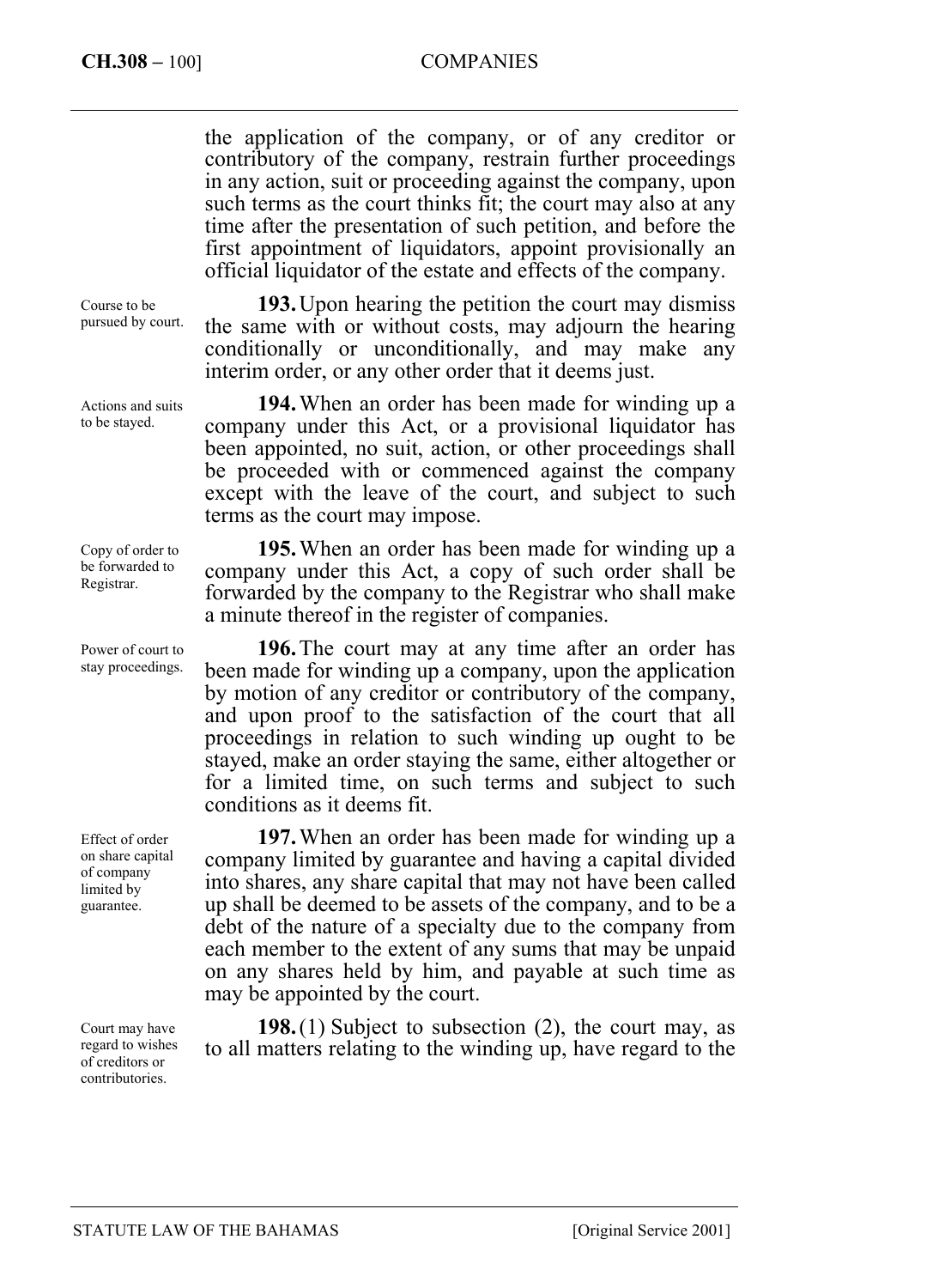the application of the company, or of any creditor or contributory of the company, restrain further proceedings in any action, suit or proceeding against the company, upon such terms as the court thinks fit; the court may also at any time after the presentation of such petition, and before the first appointment of liquidators, appoint provisionally an official liquidator of the estate and effects of the company.

Course to be pursued by court.

**193.** Upon hearing the petition the court may dismiss the same with or without costs, may adjourn the hearing conditionally or unconditionally, and may make any interim order, or any other order that it deems just.

Actions and suits to be stayed.

**194.** When an order has been made for winding up a company under this Act, or a provisional liquidator has been appointed, no suit, action, or other proceedings shall be proceeded with or commenced against the company except with the leave of the court, and subject to such terms as the court may impose.

Copy of order to be forwarded to Registrar.

**195.** When an order has been made for winding up a company under this Act, a copy of such order shall be forwarded by the company to the Registrar who shall make a minute thereof in the register of companies.

Power of court to stay proceedings.

**196.** The court may at any time after an order has been made for winding up a company, upon the application by motion of any creditor or contributory of the company, and upon proof to the satisfaction of the court that all proceedings in relation to such winding up ought to be stayed, make an order staying the same, either altogether or for a limited time, on such terms and subject to such conditions as it deems fit.

Effect of order on share capital of company limited by guarantee.

**197.** When an order has been made for winding up a company limited by guarantee and having a capital divided into shares, any share capital that may not have been called up shall be deemed to be assets of the company, and to be a debt of the nature of a specialty due to the company from each member to the extent of any sums that may be unpaid on any shares held by him, and payable at such time as may be appointed by the court.

Court may have regard to wishes of creditors or contributories.

**198.** (1) Subject to subsection (2), the court may, as to all matters relating to the winding up, have regard to the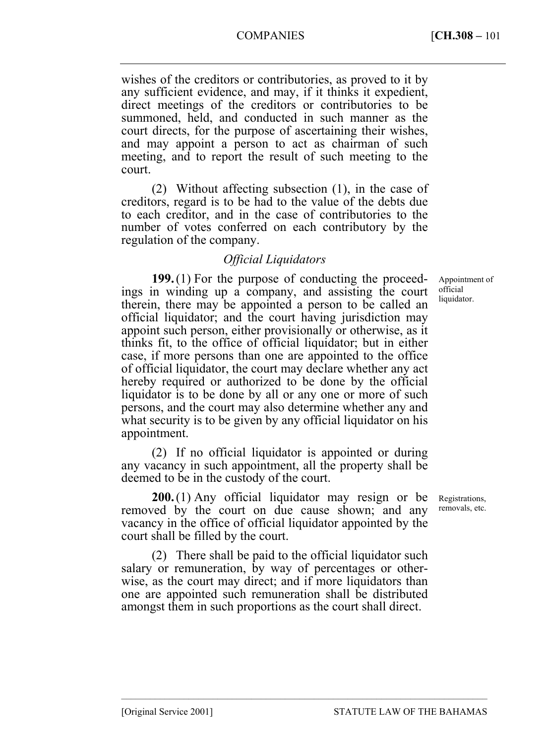wishes of the creditors or contributories, as proved to it by any sufficient evidence, and may, if it thinks it expedient, direct meetings of the creditors or contributories to be summoned, held, and conducted in such manner as the court directs, for the purpose of ascertaining their wishes, and may appoint a person to act as chairman of such meeting, and to report the result of such meeting to the court.

(2) Without affecting subsection (1), in the case of creditors, regard is to be had to the value of the debts due to each creditor, and in the case of contributories to the number of votes conferred on each contributory by the regulation of the company.

### *Official Liquidators*

Appointment of official liquidator.

**199.** (1) For the purpose of conducting the proceedings in winding up a company, and assisting the court therein, there may be appointed a person to be called an official liquidator; and the court having jurisdiction may appoint such person, either provisionally or otherwise, as it thinks fit, to the office of official liquidator; but in either case, if more persons than one are appointed to the office of official liquidator, the court may declare whether any act hereby required or authorized to be done by the official liquidator is to be done by all or any one or more of such persons, and the court may also determine whether any and what security is to be given by any official liquidator on his appointment.

(2) If no official liquidator is appointed or during any vacancy in such appointment, all the property shall be deemed to be in the custody of the court.

Registrations, removals, etc.

**200.** (1) Any official liquidator may resign or be removed by the court on due cause shown; and any vacancy in the office of official liquidator appointed by the court shall be filled by the court.

(2) There shall be paid to the official liquidator such salary or remuneration, by way of percentages or otherwise, as the court may direct; and if more liquidators than one are appointed such remuneration shall be distributed amongst them in such proportions as the court shall direct.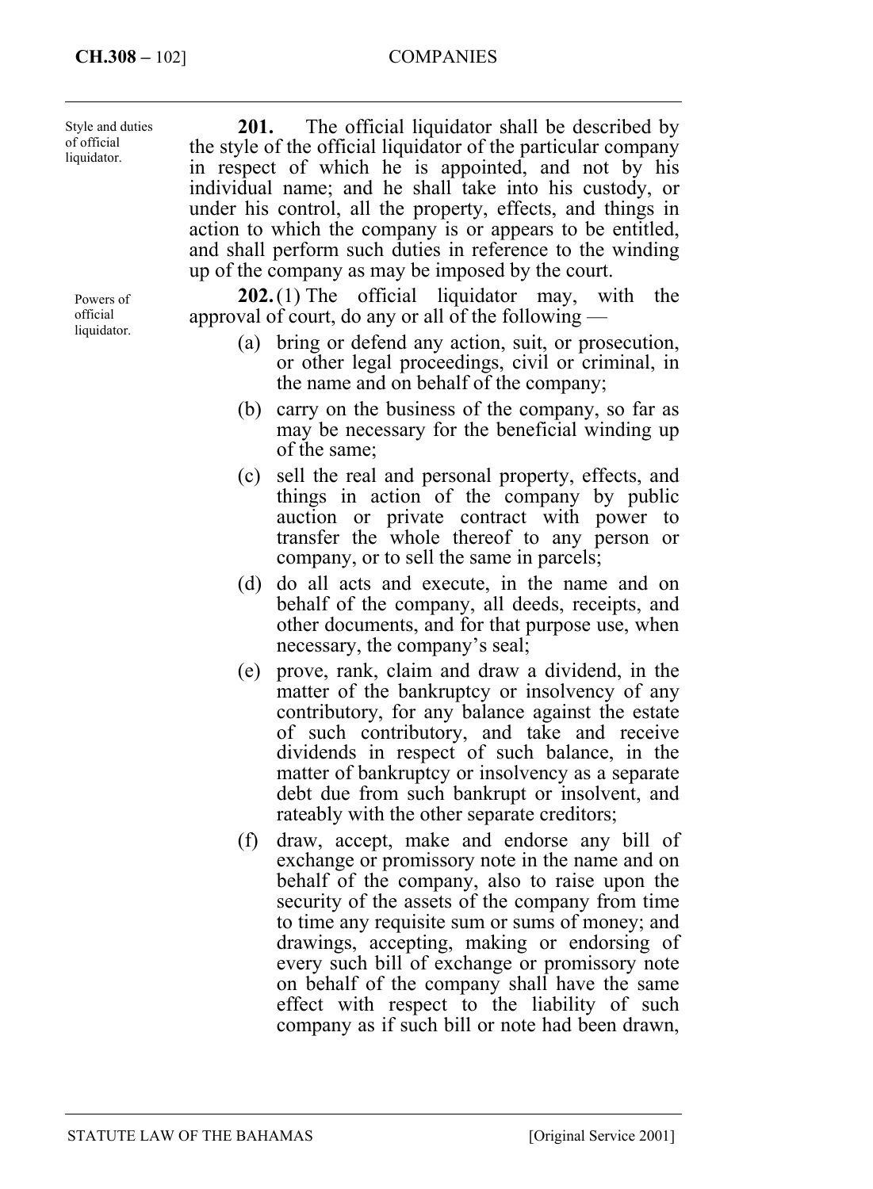Style and duties of official liquidator.

**201.** The official liquidator shall be described by the style of the official liquidator of the particular company in respect of which he is appointed, and not by his individual name; and he shall take into his custody, or under his control, all the property, effects, and things in action to which the company is or appears to be entitled, and shall perform such duties in reference to the winding up of the company as may be imposed by the court.

Powers of official liquidator.

**202.** (1) The official liquidator may, with the approval of court, do any or all of the following —

(a) bring or defend any action, suit, or prosecution, or other legal proceedings, civil or criminal, in the name and on behalf of the company;

(b) carry on the business of the company, so far as may be necessary for the beneficial winding up of the same;

(c) sell the real and personal property, effects, and things in action of the company by public auction or private contract with power to transfer the whole thereof to any person or company, or to sell the same in parcels;

(d) do all acts and execute, in the name and on behalf of the company, all deeds, receipts, and other documents, and for that purpose use, when necessary, the company's seal;

(e) prove, rank, claim and draw a dividend, in the matter of the bankruptcy or insolvency of any contributory, for any balance against the estate of such contributory, and take and receive dividends in respect of such balance, in the matter of bankruptcy or insolvency as a separate debt due from such bankrupt or insolvent, and rateably with the other separate creditors;

(f) draw, accept, make and endorse any bill of exchange or promissory note in the name and on behalf of the company, also to raise upon the security of the assets of the company from time to time any requisite sum or sums of money; and drawings, accepting, making or endorsing of every such bill of exchange or promissory note on behalf of the company shall have the same effect with respect to the liability of such company as if such bill or note had been drawn,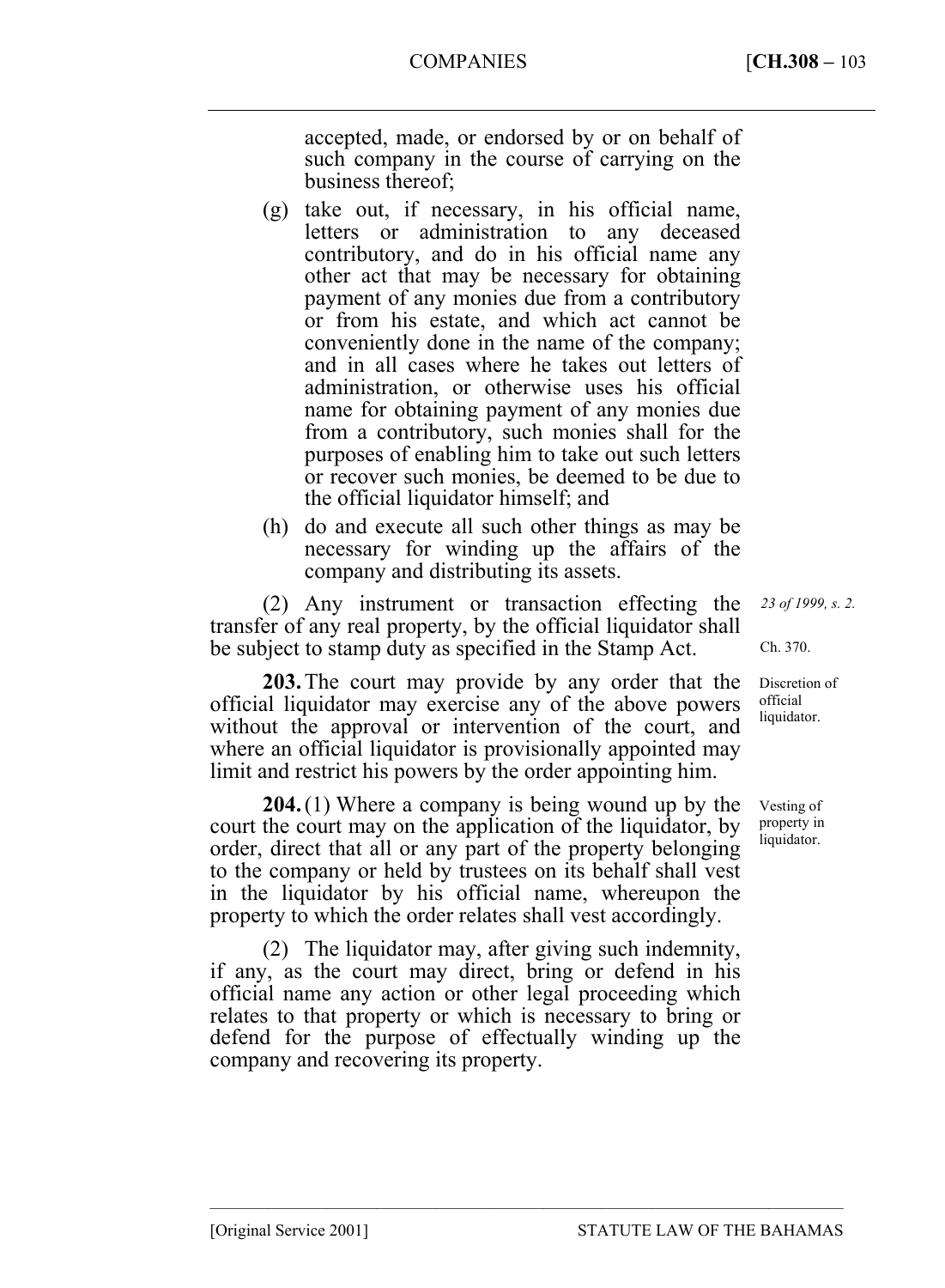accepted, made, or endorsed by or on behalf of such company in the course of carrying on the business thereof;

(g) take out, if necessary, in his official name, letters or administration to any deceased contributory, and do in his official name any other act that may be necessary for obtaining payment of any monies due from a contributory or from his estate, and which act cannot be conveniently done in the name of the company; and in all cases where he takes out letters of administration, or otherwise uses his official name for obtaining payment of any monies due from a contributory, such monies shall for the purposes of enabling him to take out such letters or recover such monies, be deemed to be due to the official liquidator himself; and

(h) do and execute all such other things as may be necessary for winding up the affairs of the company and distributing its assets.

(2) Any instrument or transaction effecting the transfer of any real property, by the official liquidator shall be subject to stamp duty as specified in the Stamp Act.

*23 of 1999, s. 2.*

Ch. 370.

Discretion of official liquidator.

**203.** The court may provide by any order that the official liquidator may exercise any of the above powers without the approval or intervention of the court, and where an official liquidator is provisionally appointed may limit and restrict his powers by the order appointing him.

Vesting of property in liquidator.

**204.** (1) Where a company is being wound up by the court the court may on the application of the liquidator, by order, direct that all or any part of the property belonging to the company or held by trustees on its behalf shall vest in the liquidator by his official name, whereupon the property to which the order relates shall vest accordingly.

(2) The liquidator may, after giving such indemnity, if any, as the court may direct, bring or defend in his official name any action or other legal proceeding which relates to that property or which is necessary to bring or defend for the purpose of effectually winding up the company and recovering its property.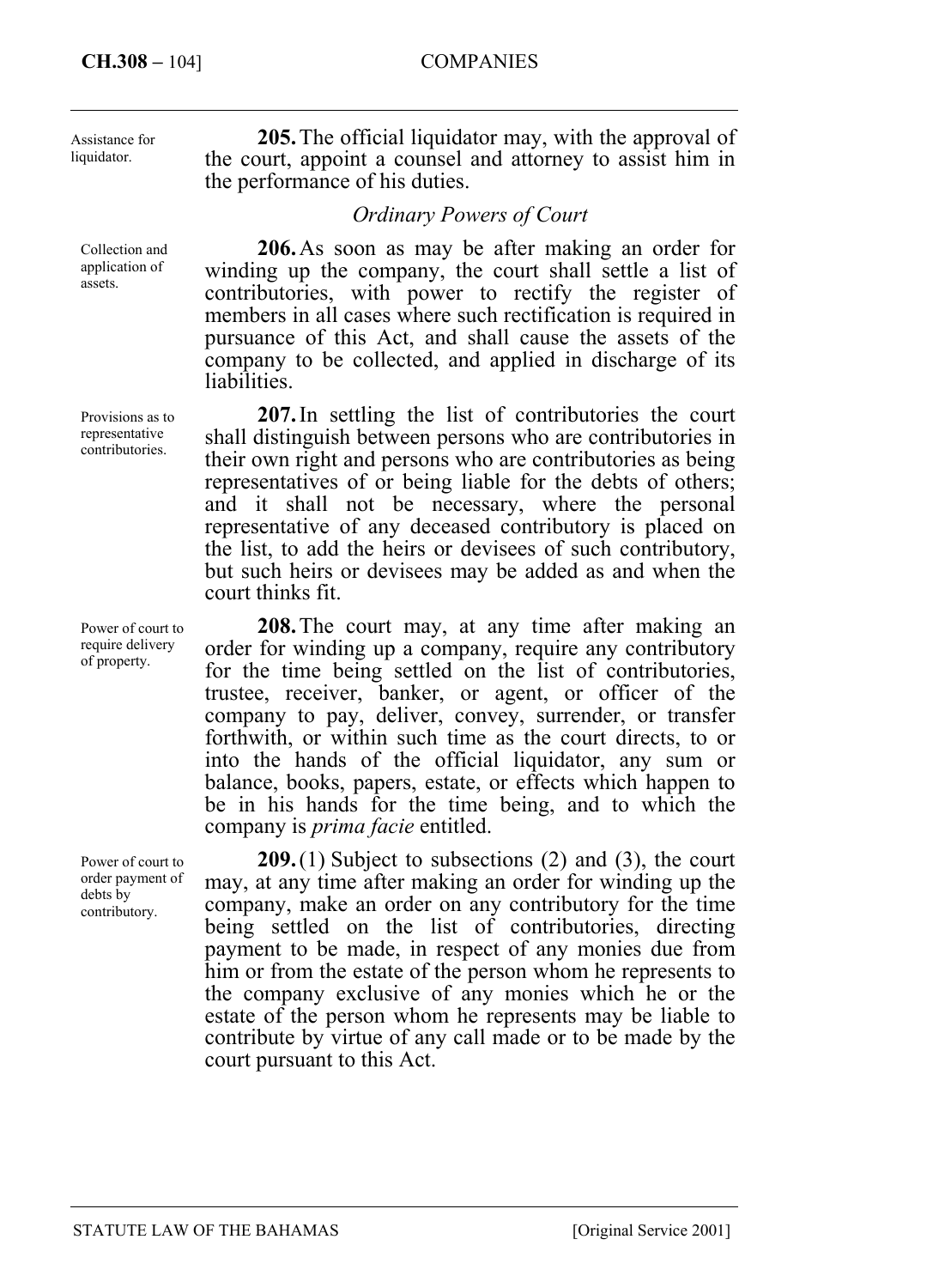Assistance for liquidator.

**205.** The official liquidator may, with the approval of the court, appoint a counsel and attorney to assist him in the performance of his duties.

### *Ordinary Powers of Court*

Collection and application of assets.

**206.** As soon as may be after making an order for winding up the company, the court shall settle a list of contributories, with power to rectify the register of members in all cases where such rectification is required in pursuance of this Act, and shall cause the assets of the company to be collected, and applied in discharge of its liabilities.

Provisions as to representative contributories.

**207.** In settling the list of contributories the court shall distinguish between persons who are contributories in their own right and persons who are contributories as being representatives of or being liable for the debts of others; and it shall not be necessary, where the personal representative of any deceased contributory is placed on the list, to add the heirs or devisees of such contributory, but such heirs or devisees may be added as and when the court thinks fit.

Power of court to require delivery of property.

**208.** The court may, at any time after making an order for winding up a company, require any contributory for the time being settled on the list of contributories, trustee, receiver, banker, or agent, or officer of the company to pay, deliver, convey, surrender, or transfer forthwith, or within such time as the court directs, to or into the hands of the official liquidator, any sum or balance, books, papers, estate, or effects which happen to be in his hands for the time being, and to which the company is *prima facie* entitled.

Power of court to order payment of debts by contributory.

**209.** (1) Subject to subsections (2) and (3), the court may, at any time after making an order for winding up the company, make an order on any contributory for the time being settled on the list of contributories, directing payment to be made, in respect of any monies due from him or from the estate of the person whom he represents to the company exclusive of any monies which he or the estate of the person whom he represents may be liable to contribute by virtue of any call made or to be made by the court pursuant to this Act.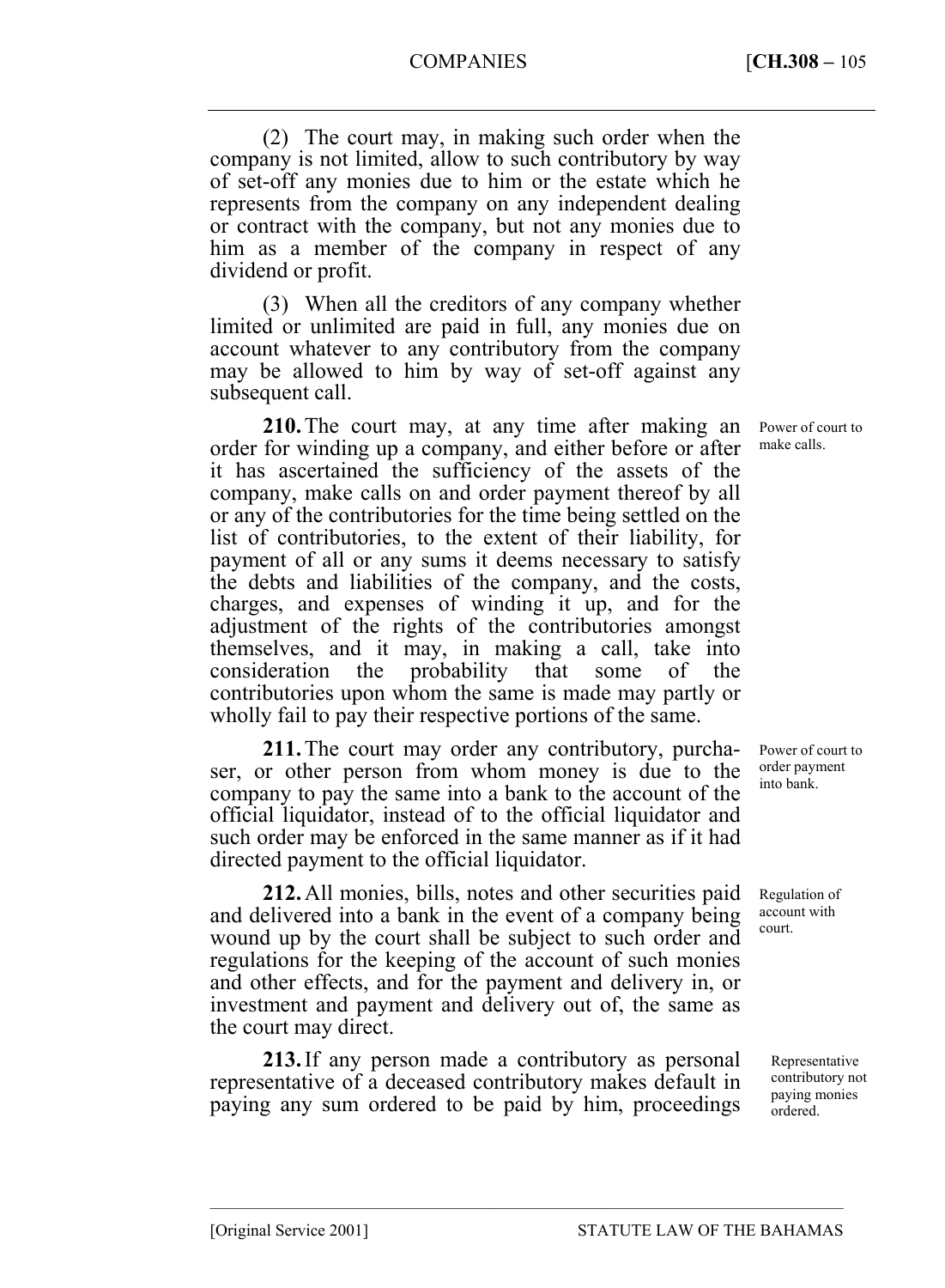(2) The court may, in making such order when the company is not limited, allow to such contributory by way of set-off any monies due to him or the estate which he represents from the company on any independent dealing or contract with the company, but not any monies due to him as a member of the company in respect of any dividend or profit.

(3) When all the creditors of any company whether limited or unlimited are paid in full, any monies due on account whatever to any contributory from the company may be allowed to him by way of set-off against any subsequent call.

*Power of court to make calls.*

**210.** The court may, at any time after making an order for winding up a company, and either before or after it has ascertained the sufficiency of the assets of the company, make calls on and order payment thereof by all or any of the contributories for the time being settled on the list of contributories, to the extent of their liability, for payment of all or any sums it deems necessary to satisfy the debts and liabilities of the company, and the costs, charges, and expenses of winding it up, and for the adjustment of the rights of the contributories amongst themselves, and it may, in making a call, take into consideration the probability that some of the contributories upon whom the same is made may partly or wholly fail to pay their respective portions of the same.

*Power of court to order payment into bank.*

**211.** The court may order any contributory, purchaser, or other person from whom money is due to the company to pay the same into a bank to the account of the official liquidator, instead of to the official liquidator and such order may be enforced in the same manner as if it had directed payment to the official liquidator.

*Regulation of account with court.*

**212.** All monies, bills, notes and other securities paid and delivered into a bank in the event of a company being wound up by the court shall be subject to such order and regulations for the keeping of the account of such monies and other effects, and for the payment and delivery in, or investment and payment and delivery out of, the same as the court may direct.

*Representative contributory not paying monies ordered.*

**213.** If any person made a contributory as personal representative of a deceased contributory makes default in paying any sum ordered to be paid by him, proceedings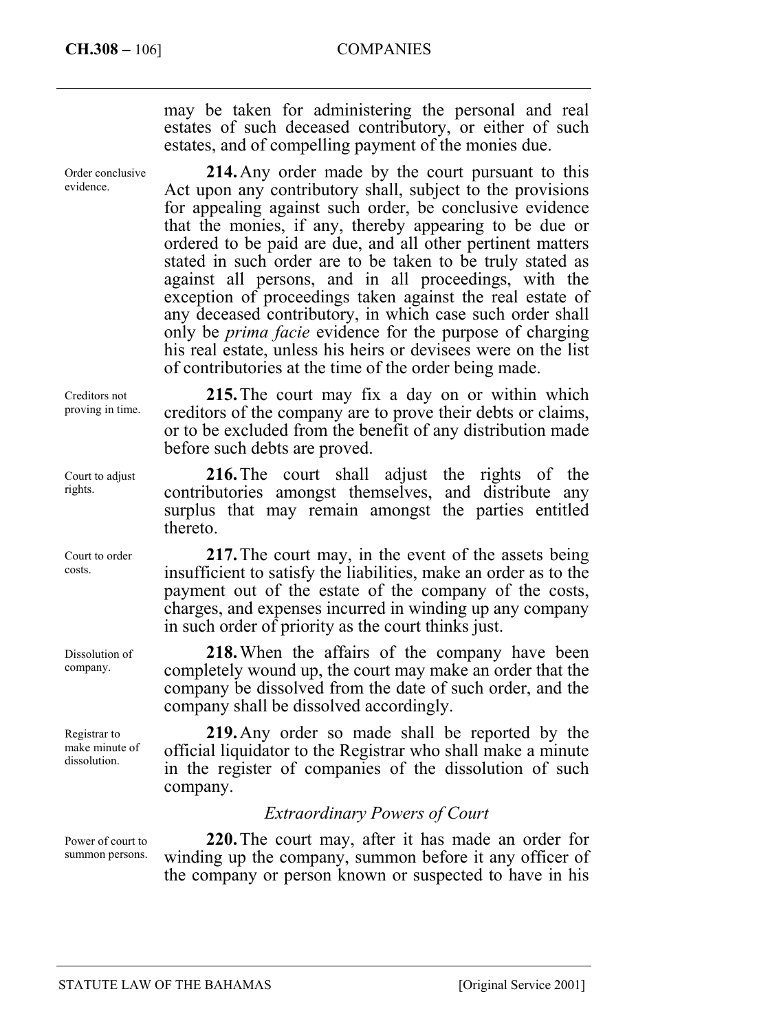may be taken for administering the personal and real estates of such deceased contributory, or either of such estates, and of compelling payment of the monies due.

Order conclusive evidence.

**214.** Any order made by the court pursuant to this Act upon any contributory shall, subject to the provisions for appealing against such order, be conclusive evidence that the monies, if any, thereby appearing to be due or ordered to be paid are due, and all other pertinent matters stated in such order are to be taken to be truly stated as against all persons, and in all proceedings, with the exception of proceedings taken against the real estate of any deceased contributory, in which case such order shall only be *prima facie* evidence for the purpose of charging his real estate, unless his heirs or devisees were on the list of contributories at the time of the order being made.

Creditors not proving in time.

**215.** The court may fix a day on or within which creditors of the company are to prove their debts or claims, or to be excluded from the benefit of any distribution made before such debts are proved.

Court to adjust rights.

**216.** The court shall adjust the rights of the contributories amongst themselves, and distribute any surplus that may remain amongst the parties entitled thereto.

Court to order costs.

**217.** The court may, in the event of the assets being insufficient to satisfy the liabilities, make an order as to the payment out of the estate of the company of the costs, charges, and expenses incurred in winding up any company in such order of priority as the court thinks just.

Dissolution of company.

**218.** When the affairs of the company have been completely wound up, the court may make an order that the company be dissolved from the date of such order, and the company shall be dissolved accordingly.

Registrar to make minute of dissolution.

**219.** Any order so made shall be reported by the official liquidator to the Registrar who shall make a minute in the register of companies of the dissolution of such company.

### *Extraordinary Powers of Court*

Power of court to summon persons.

**220.** The court may, after it has made an order for winding up the company, summon before it any officer of the company or person known or suspected to have in his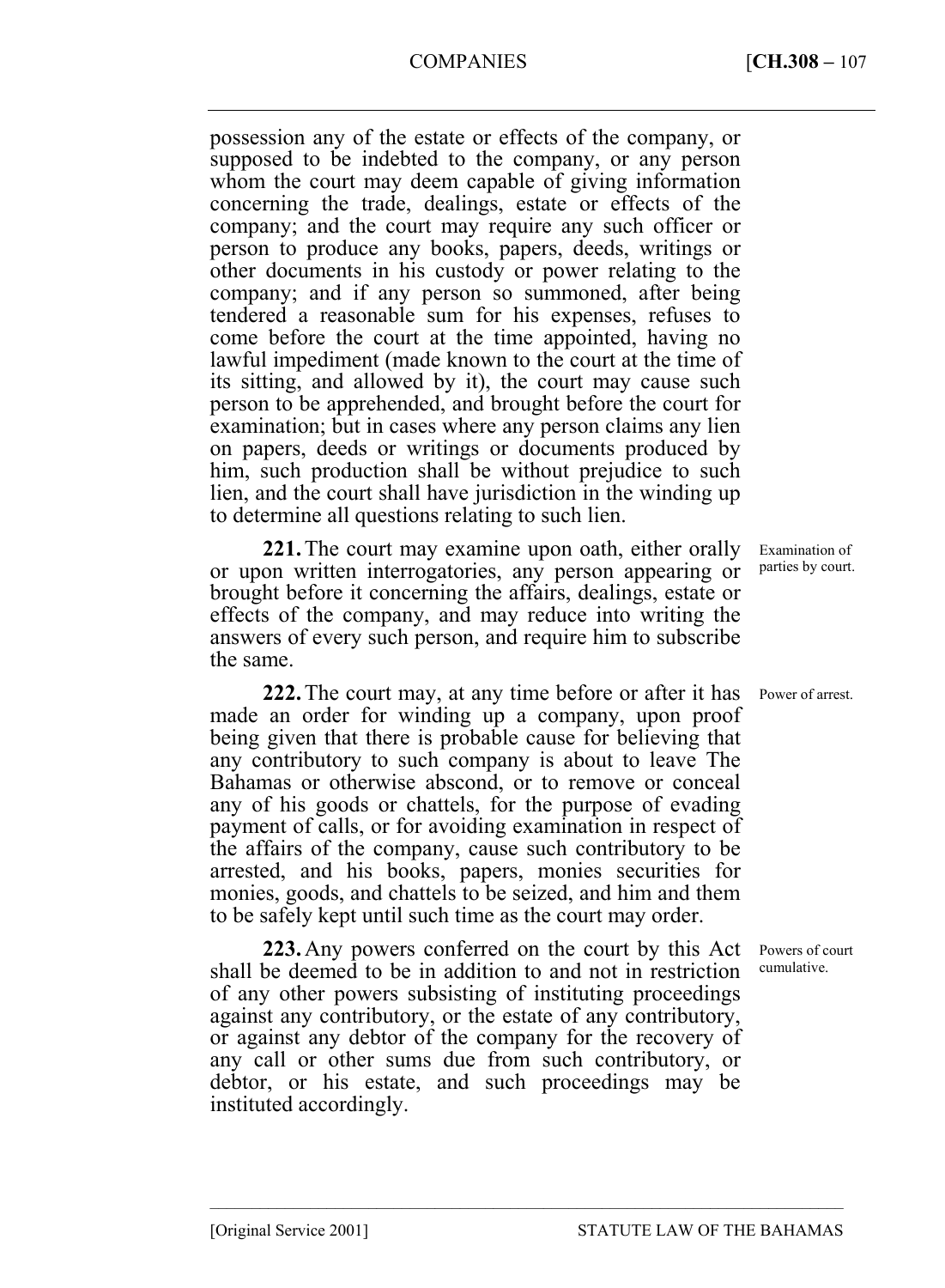possession any of the estate or effects of the company, or supposed to be indebted to the company, or any person whom the court may deem capable of giving information concerning the trade, dealings, estate or effects of the company; and the court may require any such officer or person to produce any books, papers, deeds, writings or other documents in his custody or power relating to the company; and if any person so summoned, after being tendered a reasonable sum for his expenses, refuses to come before the court at the time appointed, having no lawful impediment (made known to the court at the time of its sitting, and allowed by it), the court may cause such person to be apprehended, and brought before the court for examination; but in cases where any person claims any lien on papers, deeds or writings or documents produced by him, such production shall be without prejudice to such lien, and the court shall have jurisdiction in the winding up to determine all questions relating to such lien.

*Examination of parties by court.*

**221.** The court may examine upon oath, either orally or upon written interrogatories, any person appearing or brought before it concerning the affairs, dealings, estate or effects of the company, and may reduce into writing the answers of every such person, and require him to subscribe the same.

*Power of arrest.*

**222.** The court may, at any time before or after it has made an order for winding up a company, upon proof being given that there is probable cause for believing that any contributory to such company is about to leave The Bahamas or otherwise abscond, or to remove or conceal any of his goods or chattels, for the purpose of evading payment of calls, or for avoiding examination in respect of the affairs of the company, cause such contributory to be arrested, and his books, papers, monies securities for monies, goods, and chattels to be seized, and him and them to be safely kept until such time as the court may order.

*Powers of court cumulative.*

**223.** Any powers conferred on the court by this Act shall be deemed to be in addition to and not in restriction of any other powers subsisting of instituting proceedings against any contributory, or the estate of any contributory, or against any debtor of the company for the recovery of any call or other sums due from such contributory, or debtor, or his estate, and such proceedings may be instituted accordingly.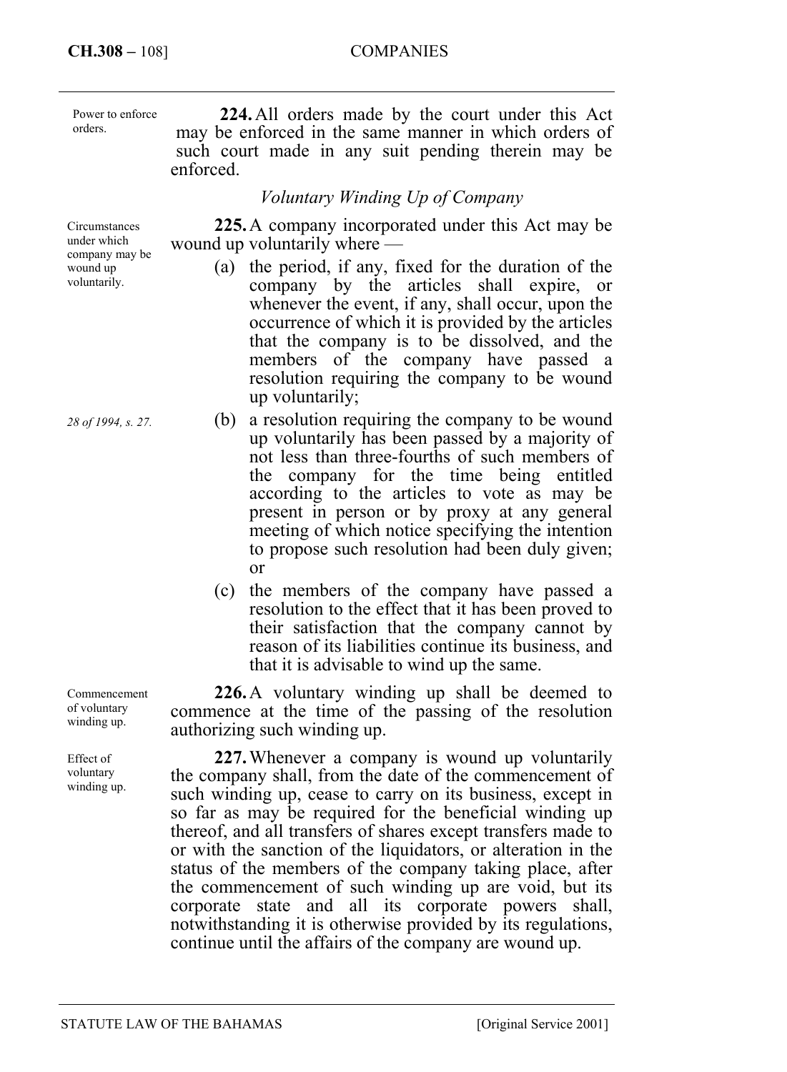Power to enforce orders.

**224.** All orders made by the court under this Act may be enforced in the same manner in which orders of such court made in any suit pending therein may be enforced.

*Voluntary Winding Up of Company*

Circumstances under which company may be wound up voluntarily.

**225.** A company incorporated under this Act may be wound up voluntarily where —

(a) the period, if any, fixed for the duration of the company by the articles shall expire, or whenever the event, if any, shall occur, upon the occurrence of which it is provided by the articles that the company is to be dissolved, and the members of the company have passed a resolution requiring the company to be wound up voluntarily;

*28 of 1994, s. 27.*

(b) a resolution requiring the company to be wound up voluntarily has been passed by a majority of not less than three-fourths of such members of the company for the time being entitled according to the articles to vote as may be present in person or by proxy at any general meeting of which notice specifying the intention to propose such resolution had been duly given; or

(c) the members of the company have passed a resolution to the effect that it has been proved to their satisfaction that the company cannot by reason of its liabilities continue its business, and that it is advisable to wind up the same.

Commencement of voluntary winding up.

**226.** A voluntary winding up shall be deemed to commence at the time of the passing of the resolution authorizing such winding up.

Effect of voluntary winding up.

**227.** Whenever a company is wound up voluntarily the company shall, from the date of the commencement of such winding up, cease to carry on its business, except in so far as may be required for the beneficial winding up thereof, and all transfers of shares except transfers made to or with the sanction of the liquidators, or alteration in the status of the members of the company taking place, after the commencement of such winding up are void, but its corporate state and all its corporate powers shall, notwithstanding it is otherwise provided by its regulations, continue until the affairs of the company are wound up.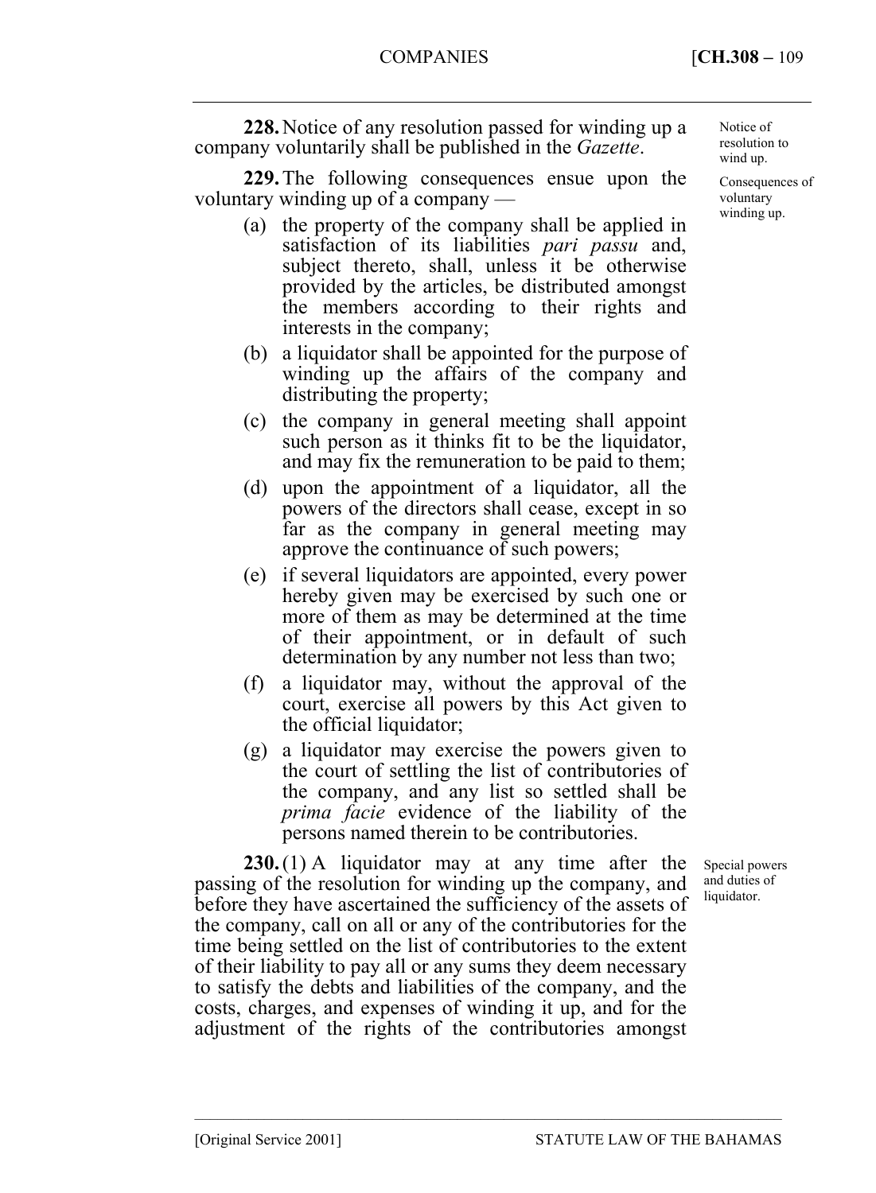**228.** Notice of any resolution passed for winding up a company voluntarily shall be published in the *Gazette*.

Notice of resolution to wind up.

**229.** The following consequences ensue upon the voluntary winding up of a company —

Consequences of voluntary winding up.

(a) the property of the company shall be applied in satisfaction of its liabilities *pari passu* and, subject thereto, shall, unless it be otherwise provided by the articles, be distributed amongst the members according to their rights and interests in the company;

(b) a liquidator shall be appointed for the purpose of winding up the affairs of the company and distributing the property;

(c) the company in general meeting shall appoint such person as it thinks fit to be the liquidator, and may fix the remuneration to be paid to them;

(d) upon the appointment of a liquidator, all the powers of the directors shall cease, except in so far as the company in general meeting may approve the continuance of such powers;

(e) if several liquidators are appointed, every power hereby given may be exercised by such one or more of them as may be determined at the time of their appointment, or in default of such determination by any number not less than two;

(f) a liquidator may, without the approval of the court, exercise all powers by this Act given to the official liquidator;

(g) a liquidator may exercise the powers given to the court of settling the list of contributories of the company, and any list so settled shall be *prima facie* evidence of the liability of the persons named therein to be contributories.

**230.** (1) A liquidator may at any time after the passing of the resolution for winding up the company, and before they have ascertained the sufficiency of the assets of the company, call on all or any of the contributories for the time being settled on the list of contributories to the extent of their liability to pay all or any sums they deem necessary to satisfy the debts and liabilities of the company, and the costs, charges, and expenses of winding it up, and for the adjustment of the rights of the contributories amongst

Special powers and duties of liquidator.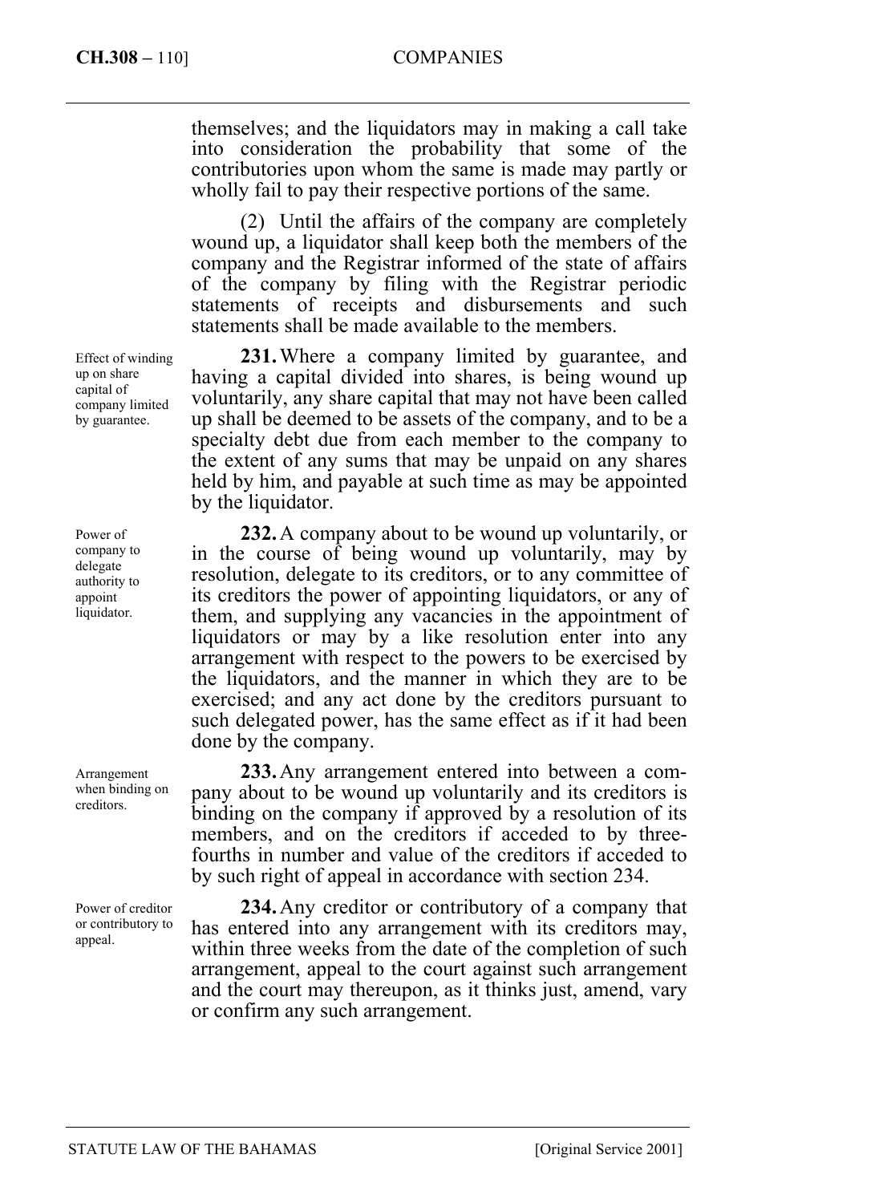themselves; and the liquidators may in making a call take into consideration the probability that some of the contributories upon whom the same is made may partly or wholly fail to pay their respective portions of the same.

(2) Until the affairs of the company are completely wound up, a liquidator shall keep both the members of the company and the Registrar informed of the state of affairs of the company by filing with the Registrar periodic statements of receipts and disbursements and such statements shall be made available to the members.

*Effect of winding up on share capital of company limited by guarantee.*

**231.** Where a company limited by guarantee, and having a capital divided into shares, is being wound up voluntarily, any share capital that may not have been called up shall be deemed to be assets of the company, and to be a specialty debt due from each member to the company to the extent of any sums that may be unpaid on any shares held by him, and payable at such time as may be appointed by the liquidator.

*Power of company to delegate authority to appoint liquidator.*

**232.** A company about to be wound up voluntarily, or in the course of being wound up voluntarily, may by resolution, delegate to its creditors, or to any committee of its creditors the power of appointing liquidators, or any of them, and supplying any vacancies in the appointment of liquidators or may by a like resolution enter into any arrangement with respect to the powers to be exercised by the liquidators, and the manner in which they are to be exercised; and any act done by the creditors pursuant to such delegated power, has the same effect as if it had been done by the company.

*Arrangement when binding on creditors.*

**233.** Any arrangement entered into between a company about to be wound up voluntarily and its creditors is binding on the company if approved by a resolution of its members, and on the creditors if acceded to by three-fourths in number and value of the creditors if acceded to by such right of appeal in accordance with section 234.

*Power of creditor or contributory to appeal.*

**234.** Any creditor or contributory of a company that has entered into any arrangement with its creditors may, within three weeks from the date of the completion of such arrangement, appeal to the court against such arrangement and the court may thereupon, as it thinks just, amend, vary or confirm any such arrangement.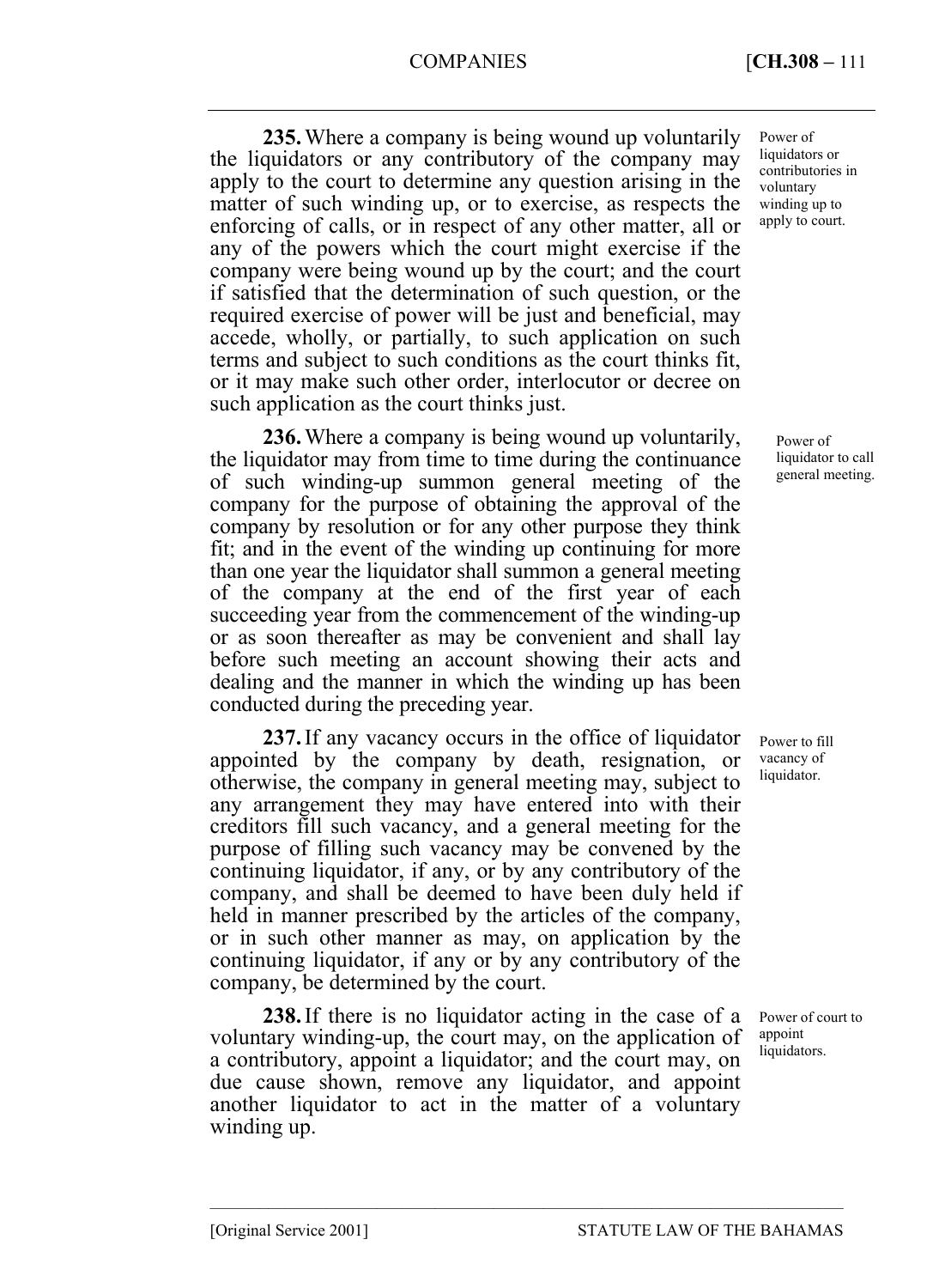**235.** Where a company is being wound up voluntarily the liquidators or any contributory of the company may apply to the court to determine any question arising in the matter of such winding up, or to exercise, as respects the enforcing of calls, or in respect of any other matter, all or any of the powers which the court might exercise if the company were being wound up by the court; and the court if satisfied that the determination of such question, or the required exercise of power will be just and beneficial, may accede, wholly, or partially, to such application on such terms and subject to such conditions as the court thinks fit, or it may make such other order, interlocutor or decree on such application as the court thinks just.

Power of liquidators or contributories in voluntary winding up to apply to court.

**236.** Where a company is being wound up voluntarily, the liquidator may from time to time during the continuance of such winding-up summon general meeting of the company for the purpose of obtaining the approval of the company by resolution or for any other purpose they think fit; and in the event of the winding up continuing for more than one year the liquidator shall summon a general meeting of the company at the end of the first year of each succeeding year from the commencement of the winding-up or as soon thereafter as may be convenient and shall lay before such meeting an account showing their acts and dealing and the manner in which the winding up has been conducted during the preceding year.

Power of liquidator to call general meeting.

**237.** If any vacancy occurs in the office of liquidator appointed by the company by death, resignation, or otherwise, the company in general meeting may, subject to any arrangement they may have entered into with their creditors fill such vacancy, and a general meeting for the purpose of filling such vacancy may be convened by the continuing liquidator, if any, or by any contributory of the company, and shall be deemed to have been duly held if held in manner prescribed by the articles of the company, or in such other manner as may, on application by the continuing liquidator, if any or by any contributory of the company, be determined by the court.

Power to fill vacancy of liquidator.

**238.** If there is no liquidator acting in the case of a voluntary winding-up, the court may, on the application of a contributory, appoint a liquidator; and the court may, on due cause shown, remove any liquidator, and appoint another liquidator to act in the matter of a voluntary winding up.

Power of court to appoint liquidators.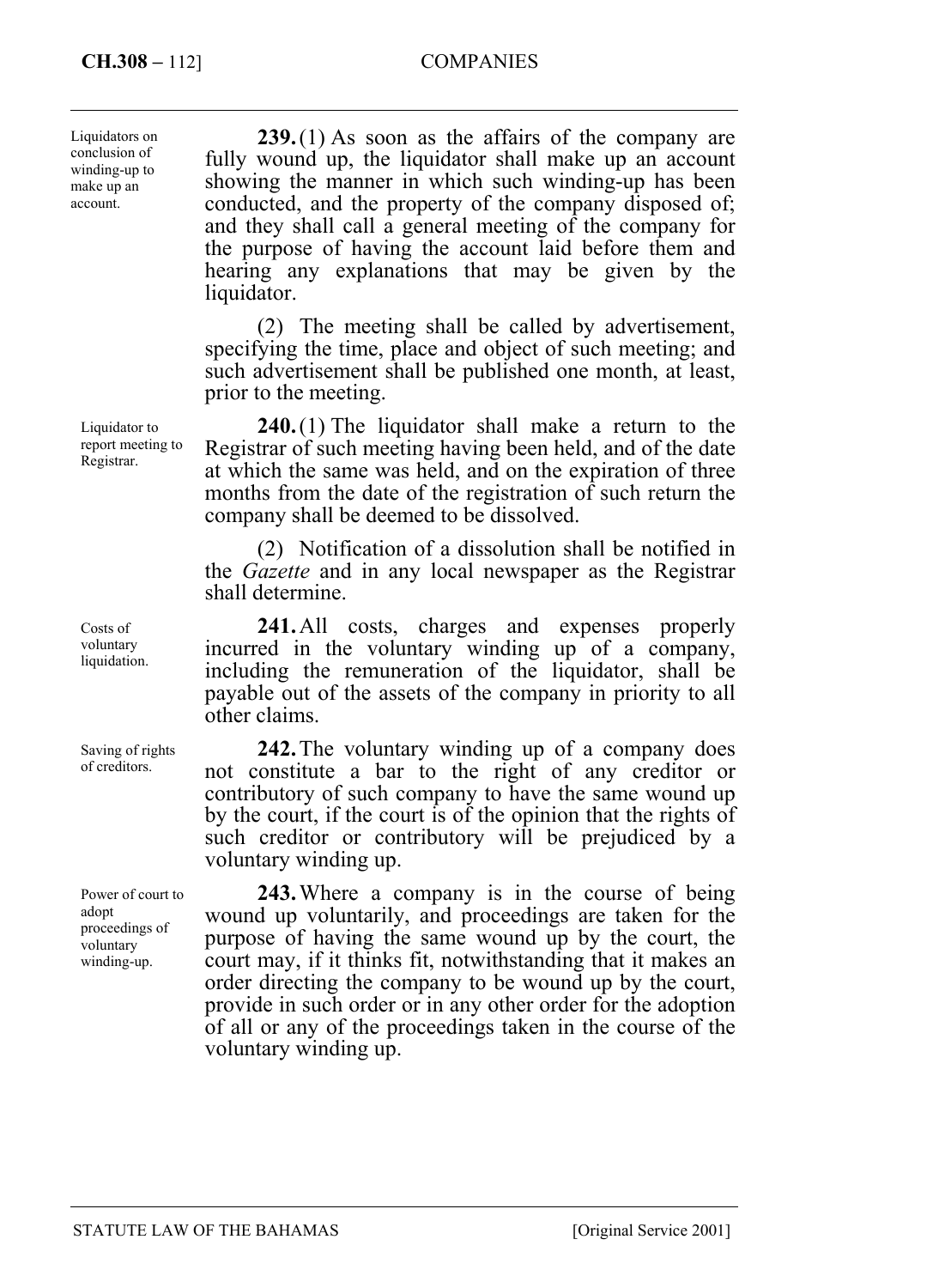*Liquidators on conclusion of winding-up to make up an account.*

**239.** (1) As soon as the affairs of the company are fully wound up, the liquidator shall make up an account showing the manner in which such winding-up has been conducted, and the property of the company disposed of; and they shall call a general meeting of the company for the purpose of having the account laid before them and hearing any explanations that may be given by the liquidator.

(2) The meeting shall be called by advertisement, specifying the time, place and object of such meeting; and such advertisement shall be published one month, at least, prior to the meeting.

*Liquidator to report meeting to Registrar.*

**240.** (1) The liquidator shall make a return to the Registrar of such meeting having been held, and of the date at which the same was held, and on the expiration of three months from the date of the registration of such return the company shall be deemed to be dissolved.

(2) Notification of a dissolution shall be notified in the *Gazette* and in any local newspaper as the Registrar shall determine.

*Costs of voluntary liquidation.*

**241.** All costs, charges and expenses properly incurred in the voluntary winding up of a company, including the remuneration of the liquidator, shall be payable out of the assets of the company in priority to all other claims.

*Saving of rights of creditors.*

**242.** The voluntary winding up of a company does not constitute a bar to the right of any creditor or contributory of such company to have the same wound up by the court, if the court is of the opinion that the rights of such creditor or contributory will be prejudiced by a voluntary winding up.

*Power of court to adopt proceedings of voluntary winding-up.*

**243.** Where a company is in the course of being wound up voluntarily, and proceedings are taken for the purpose of having the same wound up by the court, the court may, if it thinks fit, notwithstanding that it makes an order directing the company to be wound up by the court, provide in such order or in any other order for the adoption of all or any of the proceedings taken in the course of the voluntary winding up.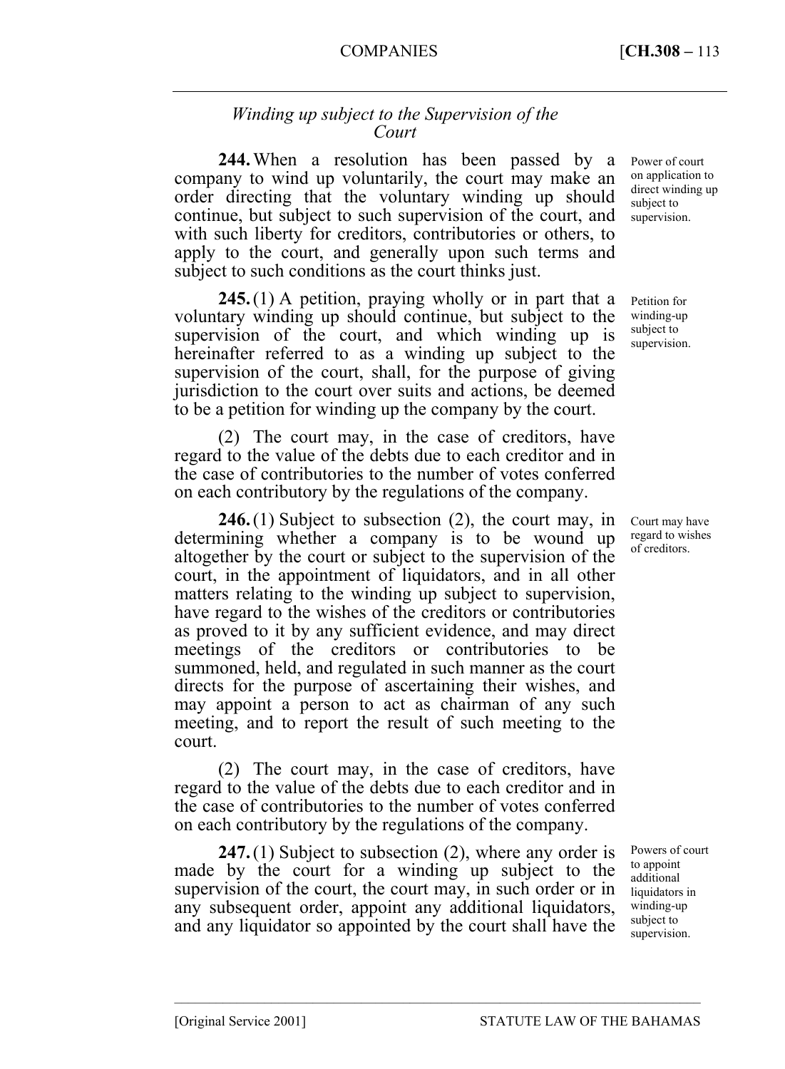### *Winding up subject to the Supervision of the Court*

**244.** When a resolution has been passed by a company to wind up voluntarily, the court may make an order directing that the voluntary winding up should continue, but subject to such supervision of the court, and with such liberty for creditors, contributories or others, to apply to the court, and generally upon such terms and subject to such conditions as the court thinks just.

Power of court on application to direct winding up subject to supervision.

**245.** (1) A petition, praying wholly or in part that a voluntary winding up should continue, but subject to the supervision of the court, and which winding up is hereinafter referred to as a winding up subject to the supervision of the court, shall, for the purpose of giving jurisdiction to the court over suits and actions, be deemed to be a petition for winding up the company by the court.

Petition for winding-up subject to supervision.

(2) The court may, in the case of creditors, have regard to the value of the debts due to each creditor and in the case of contributories to the number of votes conferred on each contributory by the regulations of the company.

**246.** (1) Subject to subsection (2), the court may, in determining whether a company is to be wound up altogether by the court or subject to the supervision of the court, in the appointment of liquidators, and in all other matters relating to the winding up subject to supervision, have regard to the wishes of the creditors or contributories as proved to it by any sufficient evidence, and may direct meetings of the creditors or contributories to be summoned, held, and regulated in such manner as the court directs for the purpose of ascertaining their wishes, and may appoint a person to act as chairman of any such meeting, and to report the result of such meeting to the court.

Court may have regard to wishes of creditors.

(2) The court may, in the case of creditors, have regard to the value of the debts due to each creditor and in the case of contributories to the number of votes conferred on each contributory by the regulations of the company.

**247.** (1) Subject to subsection (2), where any order is made by the court for a winding up subject to the supervision of the court, the court may, in such order or in any subsequent order, appoint any additional liquidators, and any liquidator so appointed by the court shall have the

Powers of court to appoint additional liquidators in winding-up subject to supervision.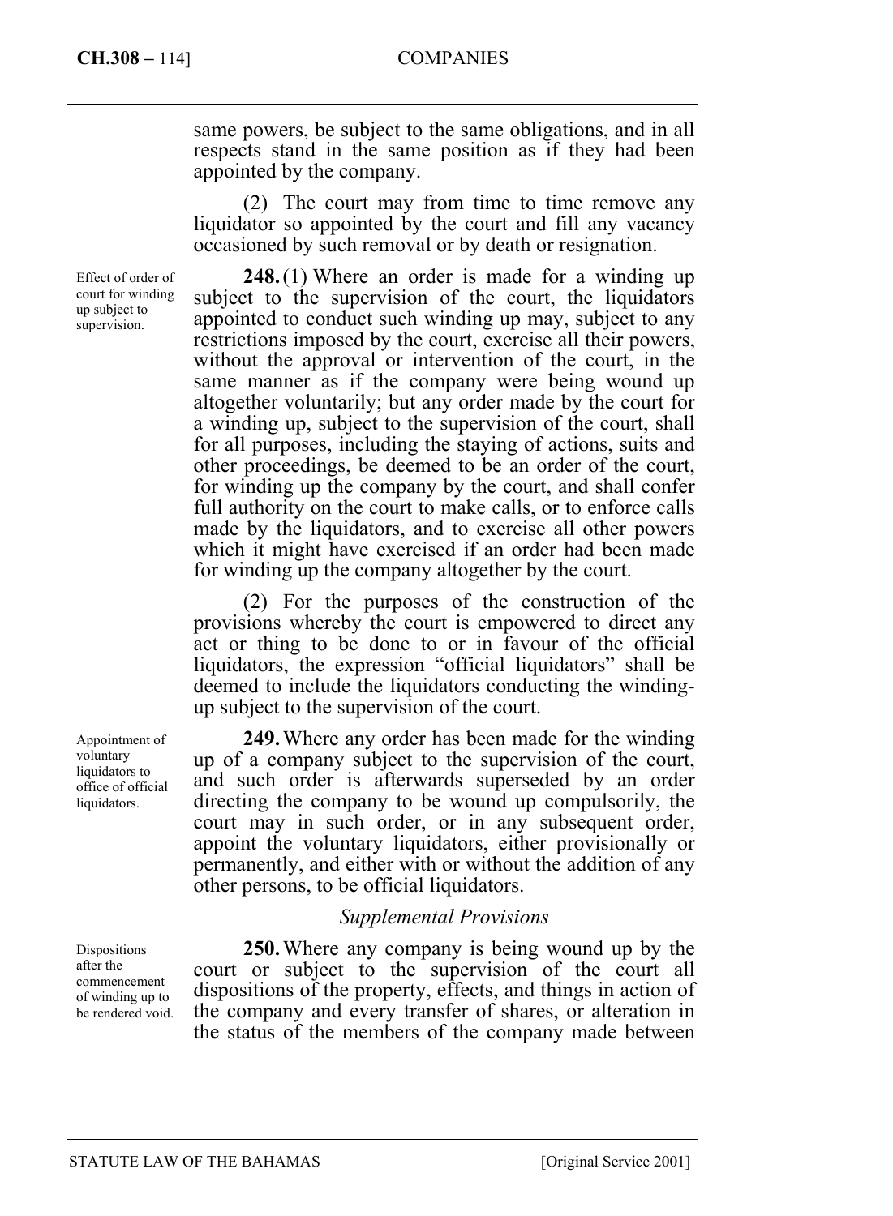same powers, be subject to the same obligations, and in all respects stand in the same position as if they had been appointed by the company.

(2) The court may from time to time remove any liquidator so appointed by the court and fill any vacancy occasioned by such removal or by death or resignation.

Effect of order of court for winding up subject to supervision.

**248.** (1) Where an order is made for a winding up subject to the supervision of the court, the liquidators appointed to conduct such winding up may, subject to any restrictions imposed by the court, exercise all their powers, without the approval or intervention of the court, in the same manner as if the company were being wound up altogether voluntarily; but any order made by the court for a winding up, subject to the supervision of the court, shall for all purposes, including the staying of actions, suits and other proceedings, be deemed to be an order of the court, for winding up the company by the court, and shall confer full authority on the court to make calls, or to enforce calls made by the liquidators, and to exercise all other powers which it might have exercised if an order had been made for winding up the company altogether by the court.

(2) For the purposes of the construction of the provisions whereby the court is empowered to direct any act or thing to be done to or in favour of the official liquidators, the expression "official liquidators" shall be deemed to include the liquidators conducting the winding-up subject to the supervision of the court.

Appointment of voluntary liquidators to office of official liquidators.

**249.** Where any order has been made for the winding up of a company subject to the supervision of the court, and such order is afterwards superseded by an order directing the company to be wound up compulsorily, the court may in such order, or in any subsequent order, appoint the voluntary liquidators, either provisionally or permanently, and either with or without the addition of any other persons, to be official liquidators.

### *Supplemental Provisions*

Dispositions after the commencement of winding up to be rendered void.

**250.** Where any company is being wound up by the court or subject to the supervision of the court all dispositions of the property, effects, and things in action of the company and every transfer of shares, or alteration in the status of the members of the company made between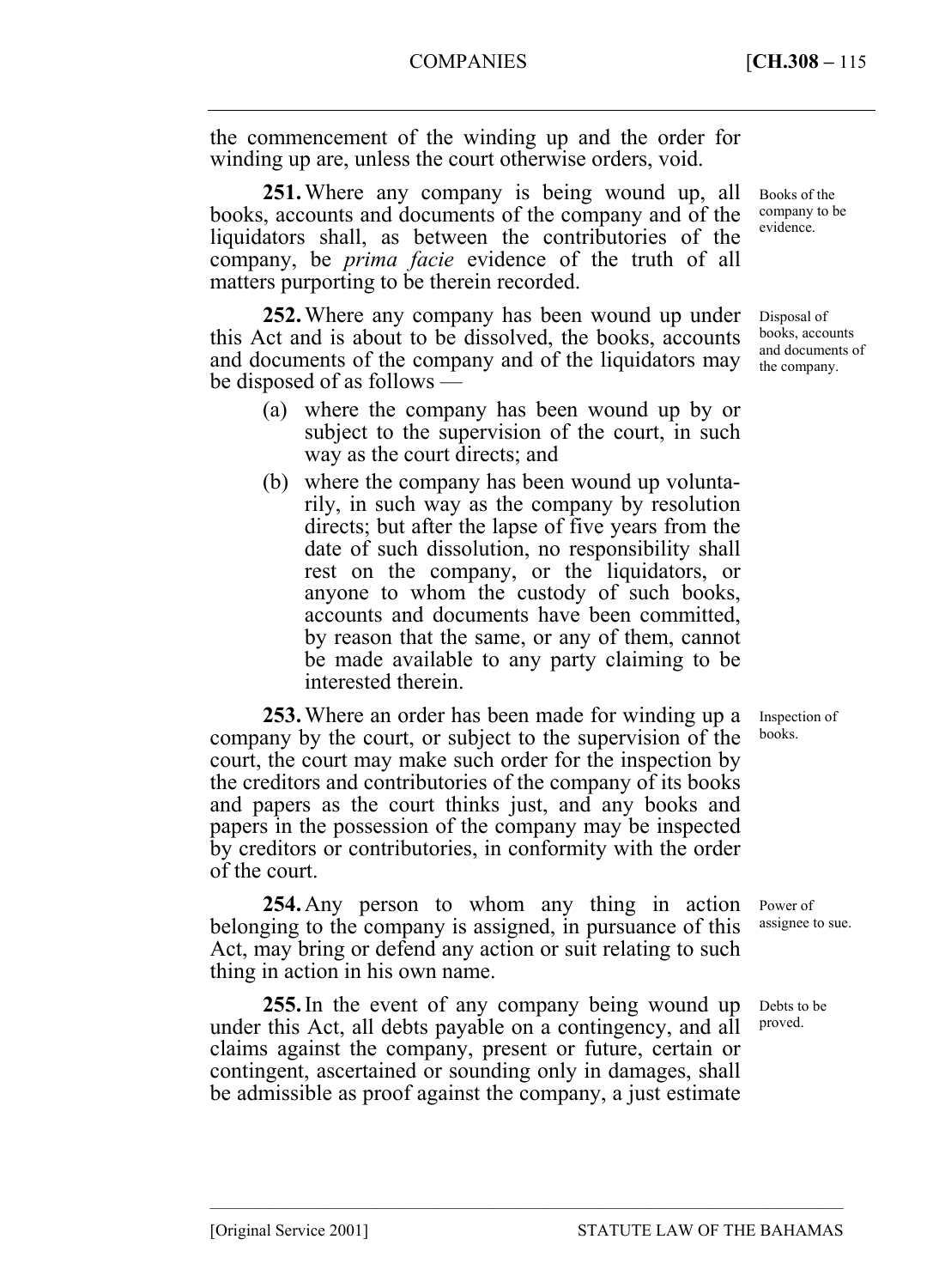the commencement of the winding up and the order for winding up are, unless the court otherwise orders, void.

Books of the company to be evidence.

**251.** Where any company is being wound up, all books, accounts and documents of the company and of the liquidators shall, as between the contributories of the company, be *prima facie* evidence of the truth of all matters purporting to be therein recorded.

Disposal of books, accounts and documents of the company.

**252.** Where any company has been wound up under this Act and is about to be dissolved, the books, accounts and documents of the company and of the liquidators may be disposed of as follows —

(a) where the company has been wound up by or subject to the supervision of the court, in such way as the court directs; and

(b) where the company has been wound up voluntarily, in such way as the company by resolution directs; but after the lapse of five years from the date of such dissolution, no responsibility shall rest on the company, or the liquidators, or anyone to whom the custody of such books, accounts and documents have been committed, by reason that the same, or any of them, cannot be made available to any party claiming to be interested therein.

Inspection of books.

**253.** Where an order has been made for winding up a company by the court, or subject to the supervision of the court, the court may make such order for the inspection by the creditors and contributories of the company of its books and papers as the court thinks just, and any books and papers in the possession of the company may be inspected by creditors or contributories, in conformity with the order of the court.

Power of assignee to sue.

**254.** Any person to whom any thing in action belonging to the company is assigned, in pursuance of this Act, may bring or defend any action or suit relating to such thing in action in his own name.

Debts to be proved.

**255.** In the event of any company being wound up under this Act, all debts payable on a contingency, and all claims against the company, present or future, certain or contingent, ascertained or sounding only in damages, shall be admissible as proof against the company, a just estimate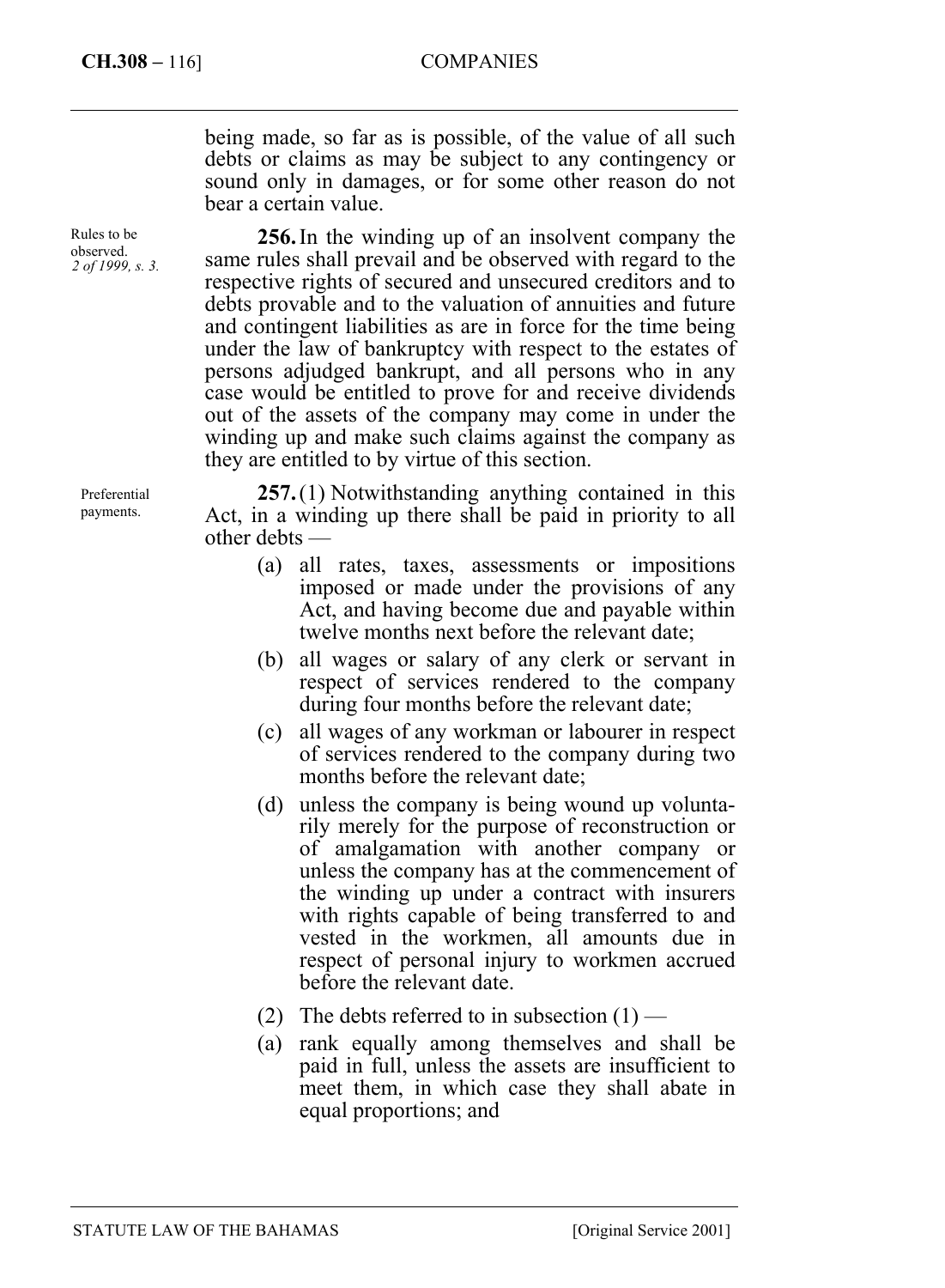being made, so far as is possible, of the value of all such debts or claims as may be subject to any contingency or sound only in damages, or for some other reason do not bear a certain value.

Rules to be observed. *2 of 1999, s. 3.*

**256.** In the winding up of an insolvent company the same rules shall prevail and be observed with regard to the respective rights of secured and unsecured creditors and to debts provable and to the valuation of annuities and future and contingent liabilities as are in force for the time being under the law of bankruptcy with respect to the estates of persons adjudged bankrupt, and all persons who in any case would be entitled to prove for and receive dividends out of the assets of the company may come in under the winding up and make such claims against the company as they are entitled to by virtue of this section.

Preferential payments.

**257.** (1) Notwithstanding anything contained in this Act, in a winding up there shall be paid in priority to all other debts —

(a) all rates, taxes, assessments or impositions imposed or made under the provisions of any Act, and having become due and payable within twelve months next before the relevant date;

(b) all wages or salary of any clerk or servant in respect of services rendered to the company during four months before the relevant date;

(c) all wages of any workman or labourer in respect of services rendered to the company during two months before the relevant date;

(d) unless the company is being wound up voluntarily merely for the purpose of reconstruction or of amalgamation with another company or unless the company has at the commencement of the winding up under a contract with insurers with rights capable of being transferred to and vested in the workmen, all amounts due in respect of personal injury to workmen accrued before the relevant date.

(2) The debts referred to in subsection (1) —

(a) rank equally among themselves and shall be paid in full, unless the assets are insufficient to meet them, in which case they shall abate in equal proportions; and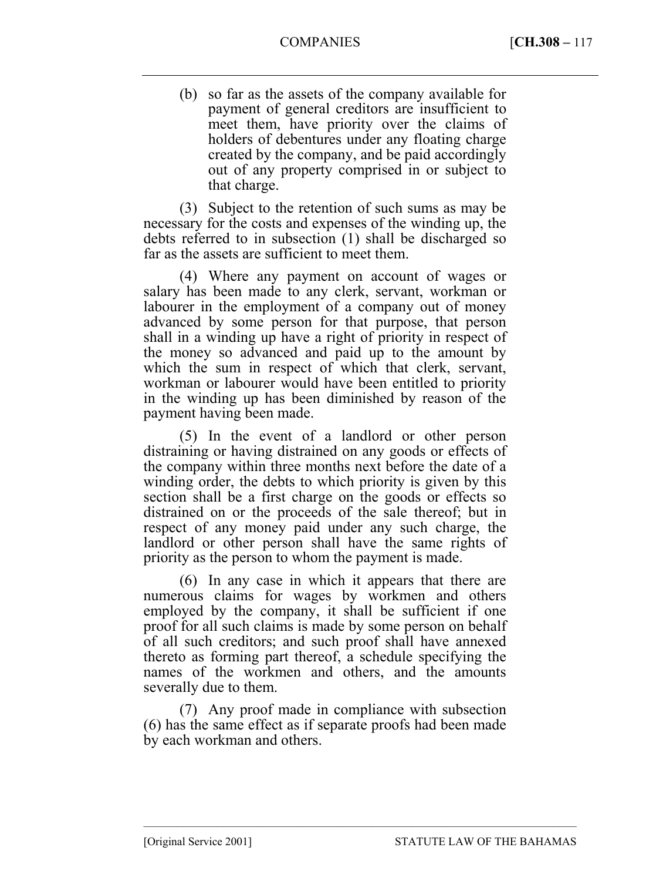(b) so far as the assets of the company available for payment of general creditors are insufficient to meet them, have priority over the claims of holders of debentures under any floating charge created by the company, and be paid accordingly out of any property comprised in or subject to that charge.

(3) Subject to the retention of such sums as may be necessary for the costs and expenses of the winding up, the debts referred to in subsection (1) shall be discharged so far as the assets are sufficient to meet them.

(4) Where any payment on account of wages or salary has been made to any clerk, servant, workman or labourer in the employment of a company out of money advanced by some person for that purpose, that person shall in a winding up have a right of priority in respect of the money so advanced and paid up to the amount by which the sum in respect of which that clerk, servant, workman or labourer would have been entitled to priority in the winding up has been diminished by reason of the payment having been made.

(5) In the event of a landlord or other person distraining or having distrained on any goods or effects of the company within three months next before the date of a winding order, the debts to which priority is given by this section shall be a first charge on the goods or effects so distrained on or the proceeds of the sale thereof; but in respect of any money paid under any such charge, the landlord or other person shall have the same rights of priority as the person to whom the payment is made.

(6) In any case in which it appears that there are numerous claims for wages by workmen and others employed by the company, it shall be sufficient if one proof for all such claims is made by some person on behalf of all such creditors; and such proof shall have annexed thereto as forming part thereof, a schedule specifying the names of the workmen and others, and the amounts severally due to them.

(7) Any proof made in compliance with subsection (6) has the same effect as if separate proofs had been made by each workman and others.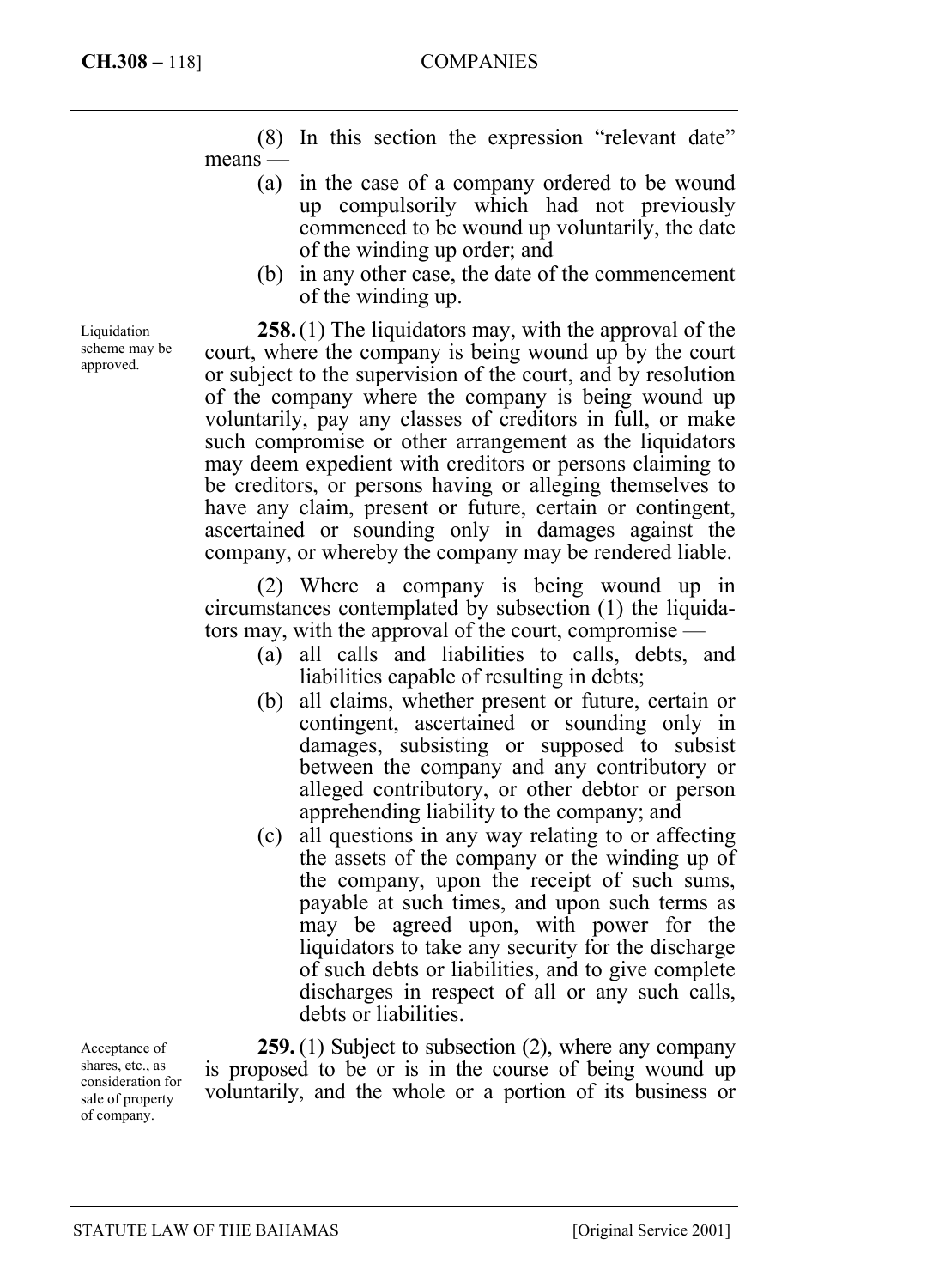(8) In this section the expression "relevant date" means —

(a) in the case of a company ordered to be wound up compulsorily which had not previously commenced to be wound up voluntarily, the date of the winding up order; and
(b) in any other case, the date of the commencement of the winding up.

Liquidation scheme may be approved.

**258.** (1) The liquidators may, with the approval of the court, where the company is being wound up by the court or subject to the supervision of the court, and by resolution of the company where the company is being wound up voluntarily, pay any classes of creditors in full, or make such compromise or other arrangement as the liquidators may deem expedient with creditors or persons claiming to be creditors, or persons having or alleging themselves to have any claim, present or future, certain or contingent, ascertained or sounding only in damages against the company, or whereby the company may be rendered liable.

(2) Where a company is being wound up in circumstances contemplated by subsection (1) the liquidators may, with the approval of the court, compromise —

(a) all calls and liabilities to calls, debts, and liabilities capable of resulting in debts;
(b) all claims, whether present or future, certain or contingent, ascertained or sounding only in damages, subsisting or supposed to subsist between the company and any contributory or alleged contributory, or other debtor or person apprehending liability to the company; and
(c) all questions in any way relating to or affecting the assets of the company or the winding up of the company, upon the receipt of such sums, payable at such times, and upon such terms as may be agreed upon, with power for the liquidators to take any security for the discharge of such debts or liabilities, and to give complete discharges in respect of all or any such calls, debts or liabilities.

Acceptance of shares, etc., as consideration for sale of property of company.

**259.** (1) Subject to subsection (2), where any company is proposed to be or is in the course of being wound up voluntarily, and the whole or a portion of its business or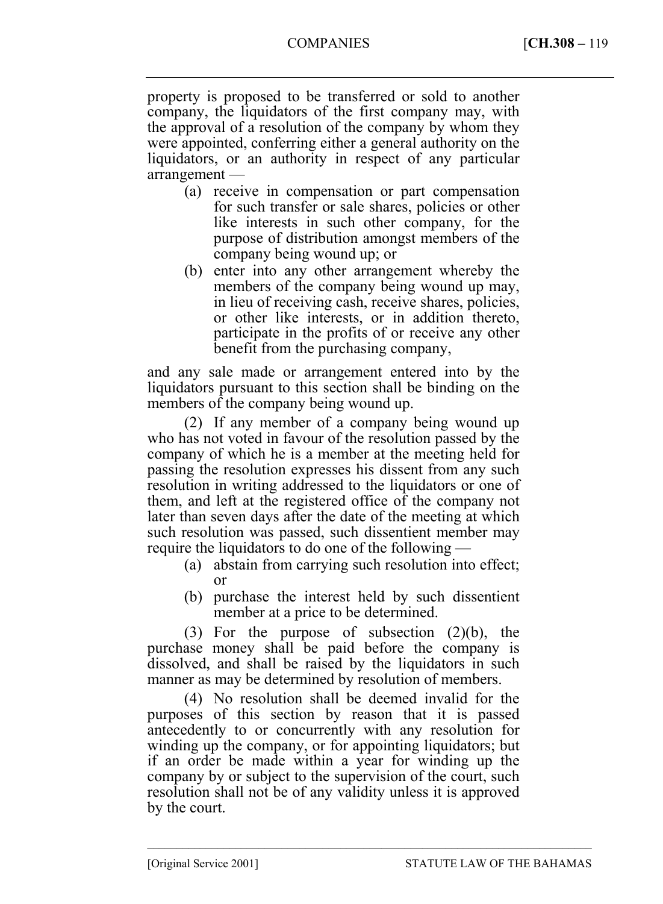property is proposed to be transferred or sold to another company, the liquidators of the first company may, with the approval of a resolution of the company by whom they were appointed, conferring either a general authority on the liquidators, or an authority in respect of any particular arrangement —

(a) receive in compensation or part compensation for such transfer or sale shares, policies or other like interests in such other company, for the purpose of distribution amongst members of the company being wound up; or

(b) enter into any other arrangement whereby the members of the company being wound up may, in lieu of receiving cash, receive shares, policies, or other like interests, or in addition thereto, participate in the profits of or receive any other benefit from the purchasing company,

and any sale made or arrangement entered into by the liquidators pursuant to this section shall be binding on the members of the company being wound up.

(2) If any member of a company being wound up who has not voted in favour of the resolution passed by the company of which he is a member at the meeting held for passing the resolution expresses his dissent from any such resolution in writing addressed to the liquidators or one of them, and left at the registered office of the company not later than seven days after the date of the meeting at which such resolution was passed, such dissentient member may require the liquidators to do one of the following —

(a) abstain from carrying such resolution into effect; or

(b) purchase the interest held by such dissentient member at a price to be determined.

(3) For the purpose of subsection (2)(b), the purchase money shall be paid before the company is dissolved, and shall be raised by the liquidators in such manner as may be determined by resolution of members.

(4) No resolution shall be deemed invalid for the purposes of this section by reason that it is passed antecedently to or concurrently with any resolution for winding up the company, or for appointing liquidators; but if an order be made within a year for winding up the company by or subject to the supervision of the court, such resolution shall not be of any validity unless it is approved by the court.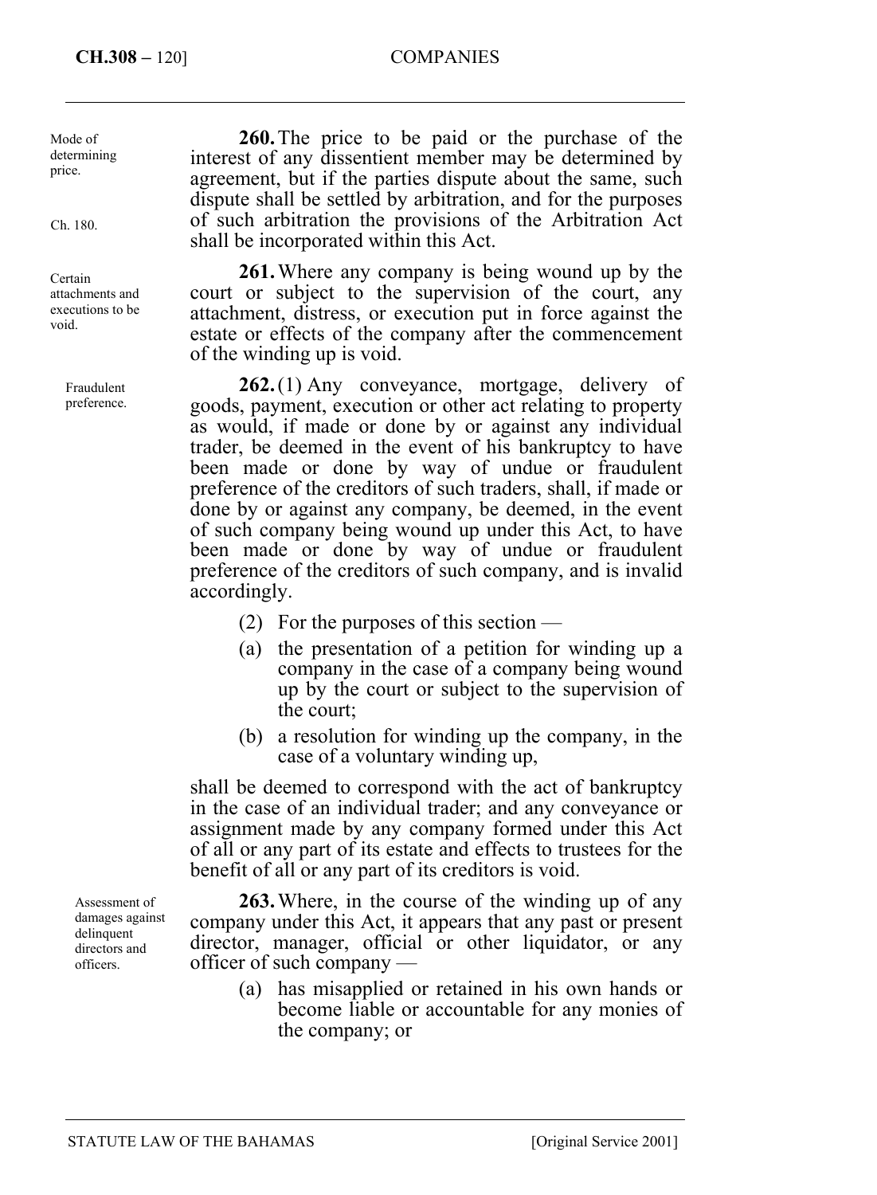Mode of determining price.

**260.** The price to be paid or the purchase of the interest of any dissentient member may be determined by agreement, but if the parties dispute about the same, such dispute shall be settled by arbitration, and for the purposes of such arbitration the provisions of the Arbitration Act shall be incorporated within this Act.

Ch. 180.

Certain attachments and executions to be void.

**261.** Where any company is being wound up by the court or subject to the supervision of the court, any attachment, distress, or execution put in force against the estate or effects of the company after the commencement of the winding up is void.

Fraudulent preference.

**262.** (1) Any conveyance, mortgage, delivery of goods, payment, execution or other act relating to property as would, if made or done by or against any individual trader, be deemed in the event of his bankruptcy to have been made or done by way of undue or fraudulent preference of the creditors of such traders, shall, if made or done by or against any company, be deemed, in the event of such company being wound up under this Act, to have been made or done by way of undue or fraudulent preference of the creditors of such company, and is invalid accordingly.

(2) For the purposes of this section —

(a) the presentation of a petition for winding up a company in the case of a company being wound up by the court or subject to the supervision of the court;

(b) a resolution for winding up the company, in the case of a voluntary winding up,

shall be deemed to correspond with the act of bankruptcy in the case of an individual trader; and any conveyance or assignment made by any company formed under this Act of all or any part of its estate and effects to trustees for the benefit of all or any part of its creditors is void.

Assessment of damages against delinquent directors and officers.

**263.** Where, in the course of the winding up of any company under this Act, it appears that any past or present director, manager, official or other liquidator, or any officer of such company —

(a) has misapplied or retained in his own hands or become liable or accountable for any monies of the company; or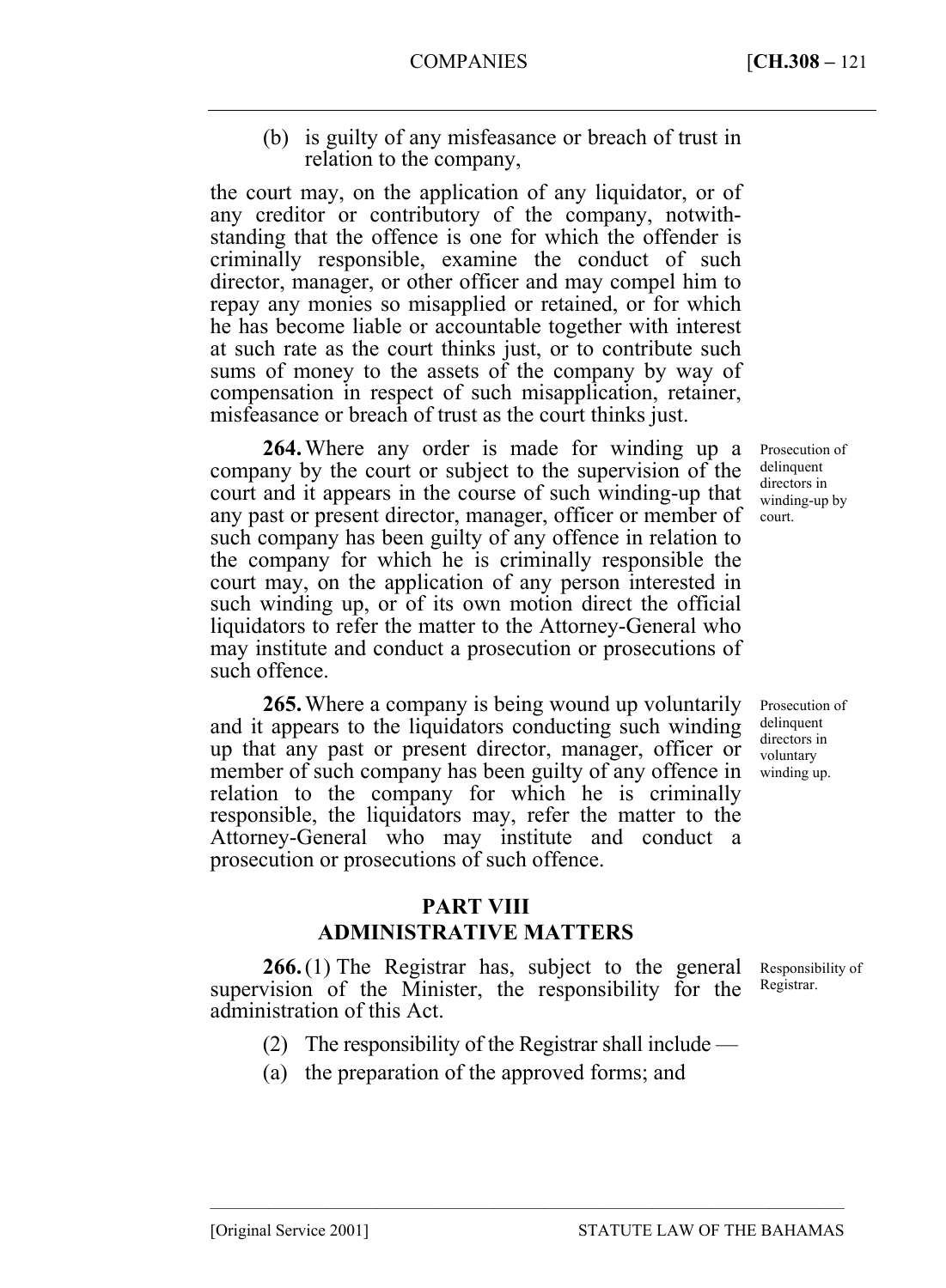(b) is guilty of any misfeasance or breach of trust in relation to the company,

the court may, on the application of any liquidator, or of any creditor or contributory of the company, notwithstanding that the offence is one for which the offender is criminally responsible, examine the conduct of such director, manager, or other officer and may compel him to repay any monies so misapplied or retained, or for which he has become liable or accountable together with interest at such rate as the court thinks just, or to contribute such sums of money to the assets of the company by way of compensation in respect of such misapplication, retainer, misfeasance or breach of trust as the court thinks just.

Prosecution of delinquent directors in winding-up by court.

**264.** Where any order is made for winding up a company by the court or subject to the supervision of the court and it appears in the course of such winding-up that any past or present director, manager, officer or member of such company has been guilty of any offence in relation to the company for which he is criminally responsible the court may, on the application of any person interested in such winding up, or of its own motion direct the official liquidators to refer the matter to the Attorney-General who may institute and conduct a prosecution or prosecutions of such offence.

Prosecution of delinquent directors in voluntary winding up.

**265.** Where a company is being wound up voluntarily and it appears to the liquidators conducting such winding up that any past or present director, manager, officer or member of such company has been guilty of any offence in relation to the company for which he is criminally responsible, the liquidators may, refer the matter to the Attorney-General who may institute and conduct a prosecution or prosecutions of such offence.

## PART VIII
## ADMINISTRATIVE MATTERS

Responsibility of Registrar.

**266.** (1) The Registrar has, subject to the general supervision of the Minister, the responsibility for the administration of this Act.

(2) The responsibility of the Registrar shall include —

(a) the preparation of the approved forms; and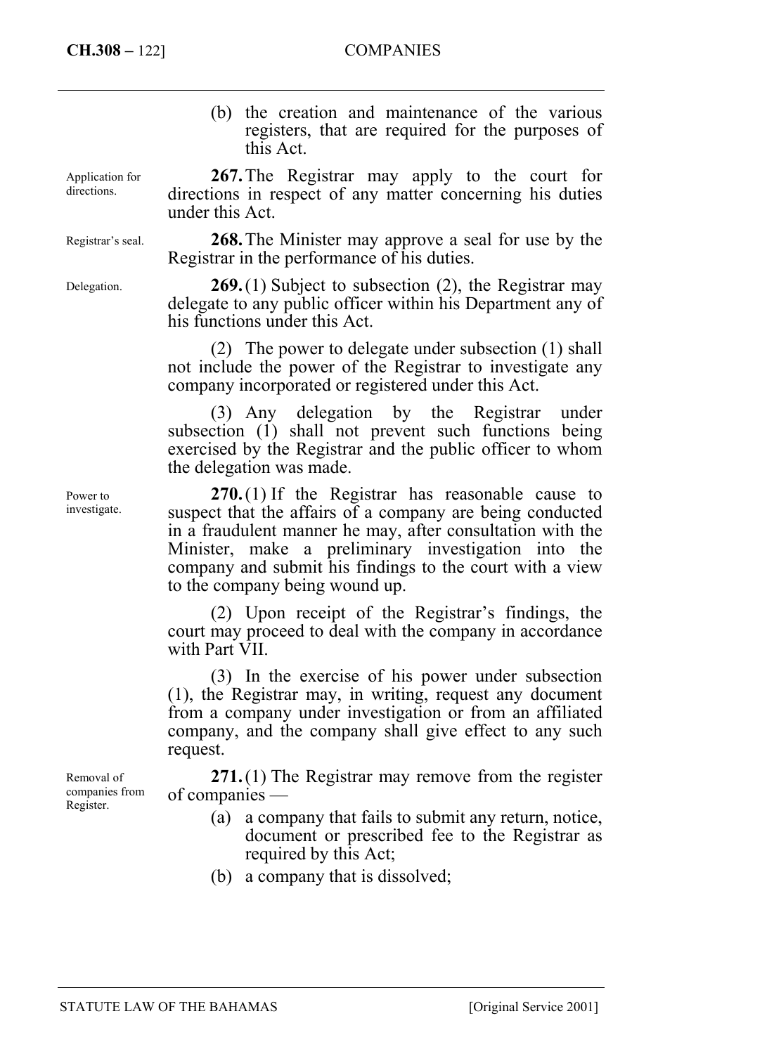(b) the creation and maintenance of the various registers, that are required for the purposes of this Act.

Application for directions.

**267.** The Registrar may apply to the court for directions in respect of any matter concerning his duties under this Act.

Registrar's seal.

**268.** The Minister may approve a seal for use by the Registrar in the performance of his duties.

Delegation.

**269.** (1) Subject to subsection (2), the Registrar may delegate to any public officer within his Department any of his functions under this Act.

(2) The power to delegate under subsection (1) shall not include the power of the Registrar to investigate any company incorporated or registered under this Act.

(3) Any delegation by the Registrar under subsection (1) shall not prevent such functions being exercised by the Registrar and the public officer to whom the delegation was made.

Power to investigate.

**270.** (1) If the Registrar has reasonable cause to suspect that the affairs of a company are being conducted in a fraudulent manner he may, after consultation with the Minister, make a preliminary investigation into the company and submit his findings to the court with a view to the company being wound up.

(2) Upon receipt of the Registrar's findings, the court may proceed to deal with the company in accordance with Part VII.

(3) In the exercise of his power under subsection (1), the Registrar may, in writing, request any document from a company under investigation or from an affiliated company, and the company shall give effect to any such request.

Removal of companies from Register.

**271.** (1) The Registrar may remove from the register of companies —

(a) a company that fails to submit any return, notice, document or prescribed fee to the Registrar as required by this Act;

(b) a company that is dissolved;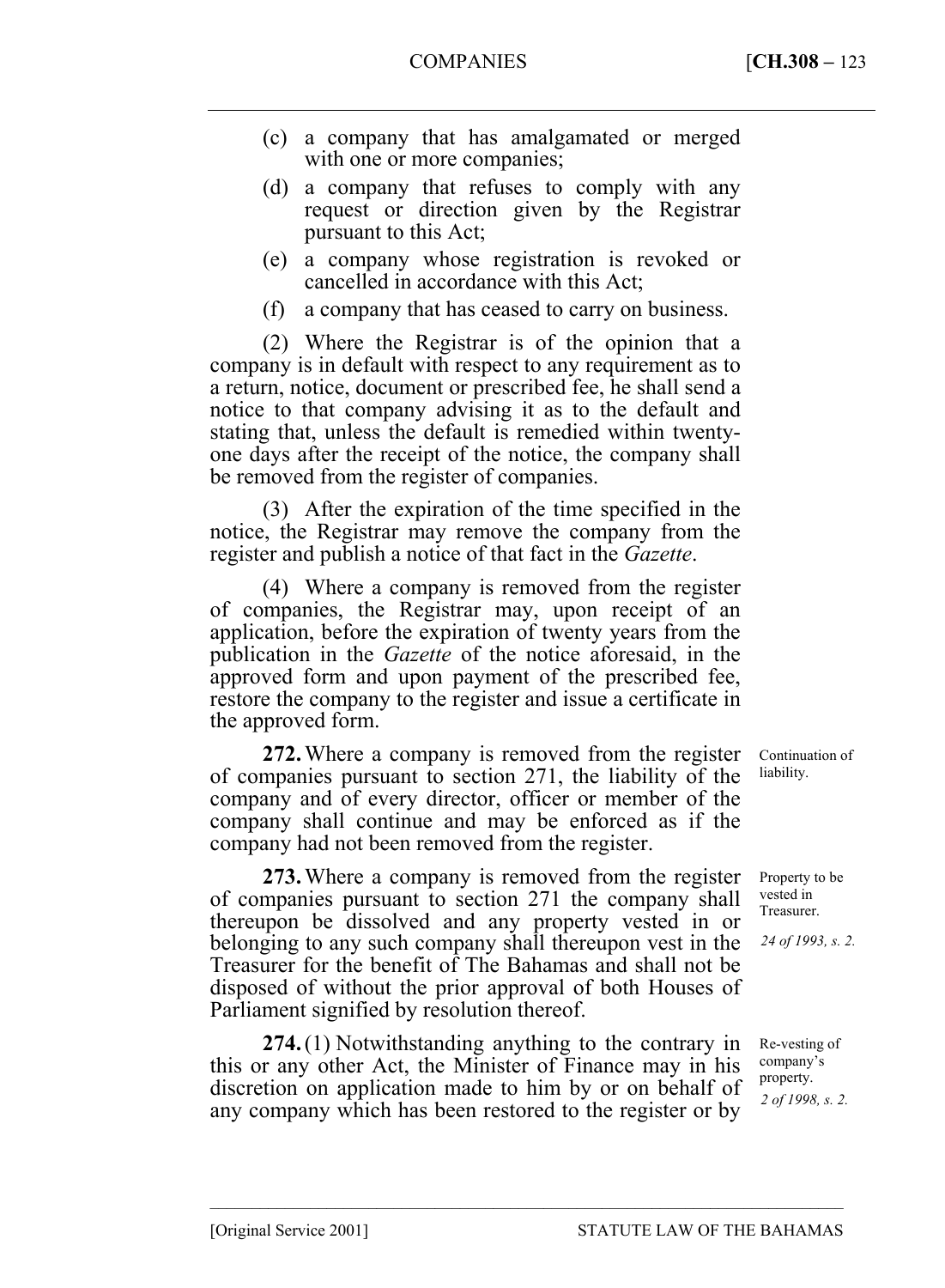(c) a company that has amalgamated or merged with one or more companies;

(d) a company that refuses to comply with any request or direction given by the Registrar pursuant to this Act;

(e) a company whose registration is revoked or cancelled in accordance with this Act;

(f) a company that has ceased to carry on business.

(2) Where the Registrar is of the opinion that a company is in default with respect to any requirement as to a return, notice, document or prescribed fee, he shall send a notice to that company advising it as to the default and stating that, unless the default is remedied within twenty-one days after the receipt of the notice, the company shall be removed from the register of companies.

(3) After the expiration of the time specified in the notice, the Registrar may remove the company from the register and publish a notice of that fact in the *Gazette*.

(4) Where a company is removed from the register of companies, the Registrar may, upon receipt of an application, before the expiration of twenty years from the publication in the *Gazette* of the notice aforesaid, in the approved form and upon payment of the prescribed fee, restore the company to the register and issue a certificate in the approved form.

Continuation of liability.

**272.** Where a company is removed from the register of companies pursuant to section 271, the liability of the company and of every director, officer or member of the company shall continue and may be enforced as if the company had not been removed from the register.

Property to be vested in Treasurer.

*24 of 1993, s. 2.*

**273.** Where a company is removed from the register of companies pursuant to section 271 the company shall thereupon be dissolved and any property vested in or belonging to any such company shall thereupon vest in the Treasurer for the benefit of The Bahamas and shall not be disposed of without the prior approval of both Houses of Parliament signified by resolution thereof.

Re-vesting of company's property.

*2 of 1998, s. 2.*

**274.** (1) Notwithstanding anything to the contrary in this or any other Act, the Minister of Finance may in his discretion on application made to him by or on behalf of any company which has been restored to the register or by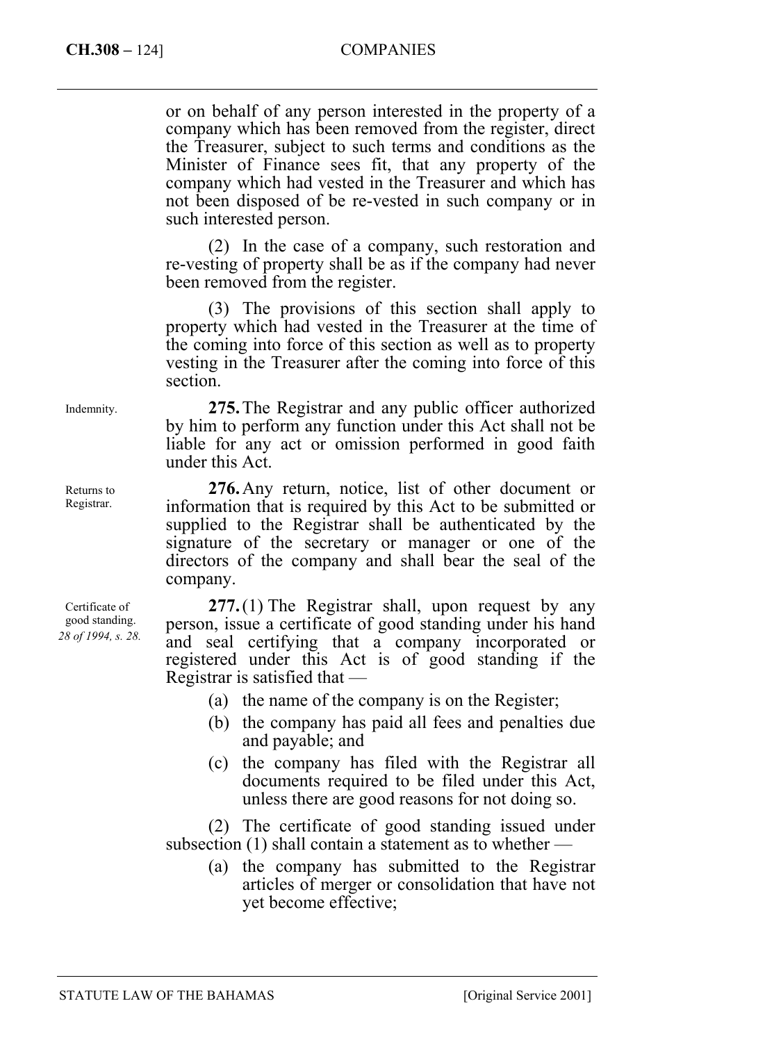or on behalf of any person interested in the property of a company which has been removed from the register, direct the Treasurer, subject to such terms and conditions as the Minister of Finance sees fit, that any property of the company which had vested in the Treasurer and which has not been disposed of be re-vested in such company or in such interested person.

(2) In the case of a company, such restoration and re-vesting of property shall be as if the company had never been removed from the register.

(3) The provisions of this section shall apply to property which had vested in the Treasurer at the time of the coming into force of this section as well as to property vesting in the Treasurer after the coming into force of this section.

Indemnity.

**275.** The Registrar and any public officer authorized by him to perform any function under this Act shall not be liable for any act or omission performed in good faith under this Act.

Returns to Registrar.

**276.** Any return, notice, list of other document or information that is required by this Act to be submitted or supplied to the Registrar shall be authenticated by the signature of the secretary or manager or one of the directors of the company and shall bear the seal of the company.

Certificate of good standing.
*28 of 1994, s. 28.*

**277.** (1) The Registrar shall, upon request by any person, issue a certificate of good standing under his hand and seal certifying that a company incorporated or registered under this Act is of good standing if the Registrar is satisfied that —

(a) the name of the company is on the Register;

(b) the company has paid all fees and penalties due and payable; and

(c) the company has filed with the Registrar all documents required to be filed under this Act, unless there are good reasons for not doing so.

(2) The certificate of good standing issued under subsection (1) shall contain a statement as to whether —

(a) the company has submitted to the Registrar articles of merger or consolidation that have not yet become effective;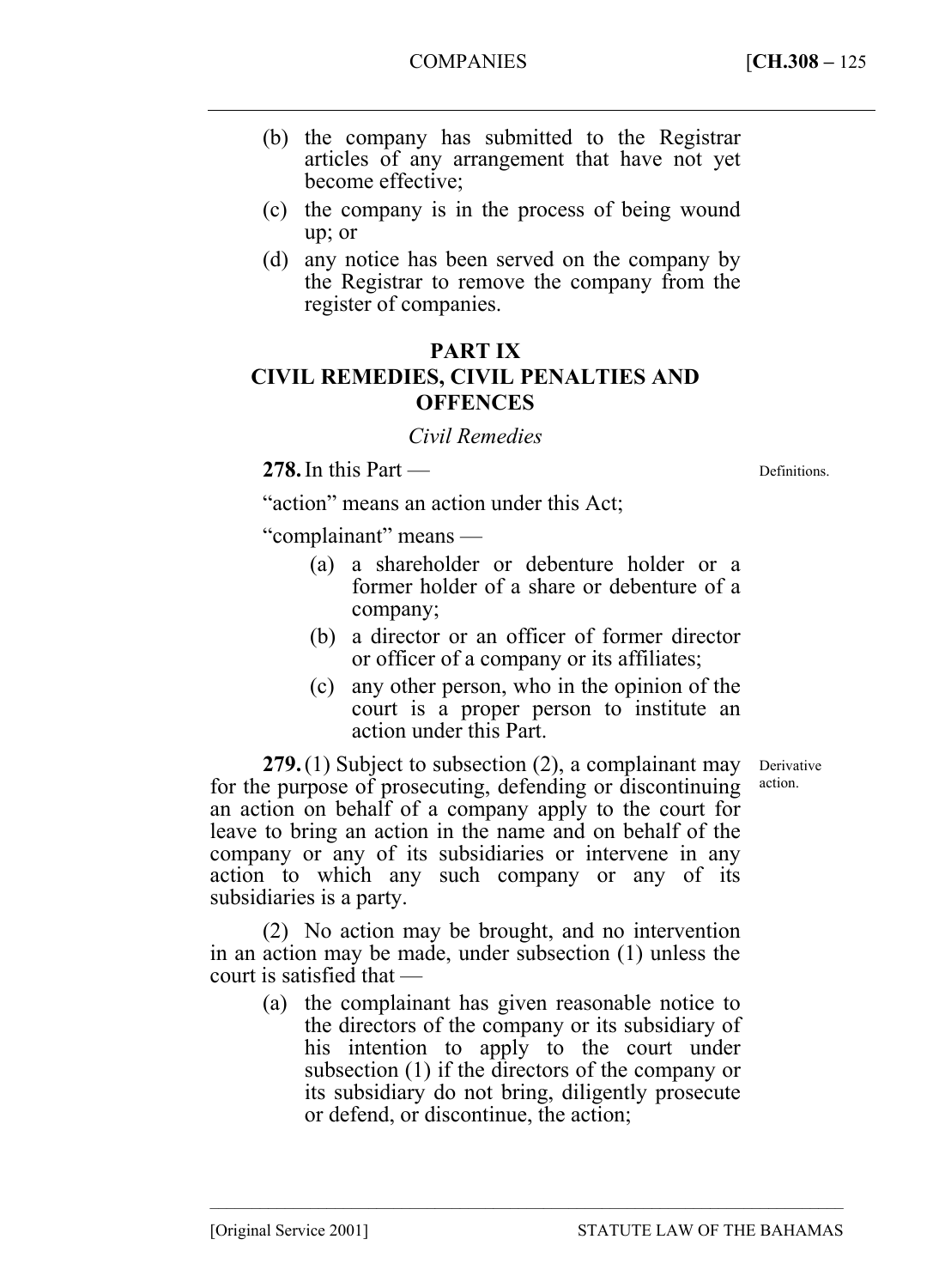(b) the company has submitted to the Registrar articles of any arrangement that have not yet become effective;

(c) the company is in the process of being wound up; or

(d) any notice has been served on the company by the Registrar to remove the company from the register of companies.

## PART IX
## CIVIL REMEDIES, CIVIL PENALTIES AND OFFENCES

*Civil Remedies*

Definitions.

**278.** In this Part —

"action" means an action under this Act;

"complainant" means —

(a) a shareholder or debenture holder or a former holder of a share or debenture of a company;

(b) a director or an officer of former director or officer of a company or its affiliates;

(c) any other person, who in the opinion of the court is a proper person to institute an action under this Part.

Derivative action.

**279.** (1) Subject to subsection (2), a complainant may for the purpose of prosecuting, defending or discontinuing an action on behalf of a company apply to the court for leave to bring an action in the name and on behalf of the company or any of its subsidiaries or intervene in any action to which any such company or any of its subsidiaries is a party.

(2) No action may be brought, and no intervention in an action may be made, under subsection (1) unless the court is satisfied that —

(a) the complainant has given reasonable notice to the directors of the company or its subsidiary of his intention to apply to the court under subsection (1) if the directors of the company or its subsidiary do not bring, diligently prosecute or defend, or discontinue, the action;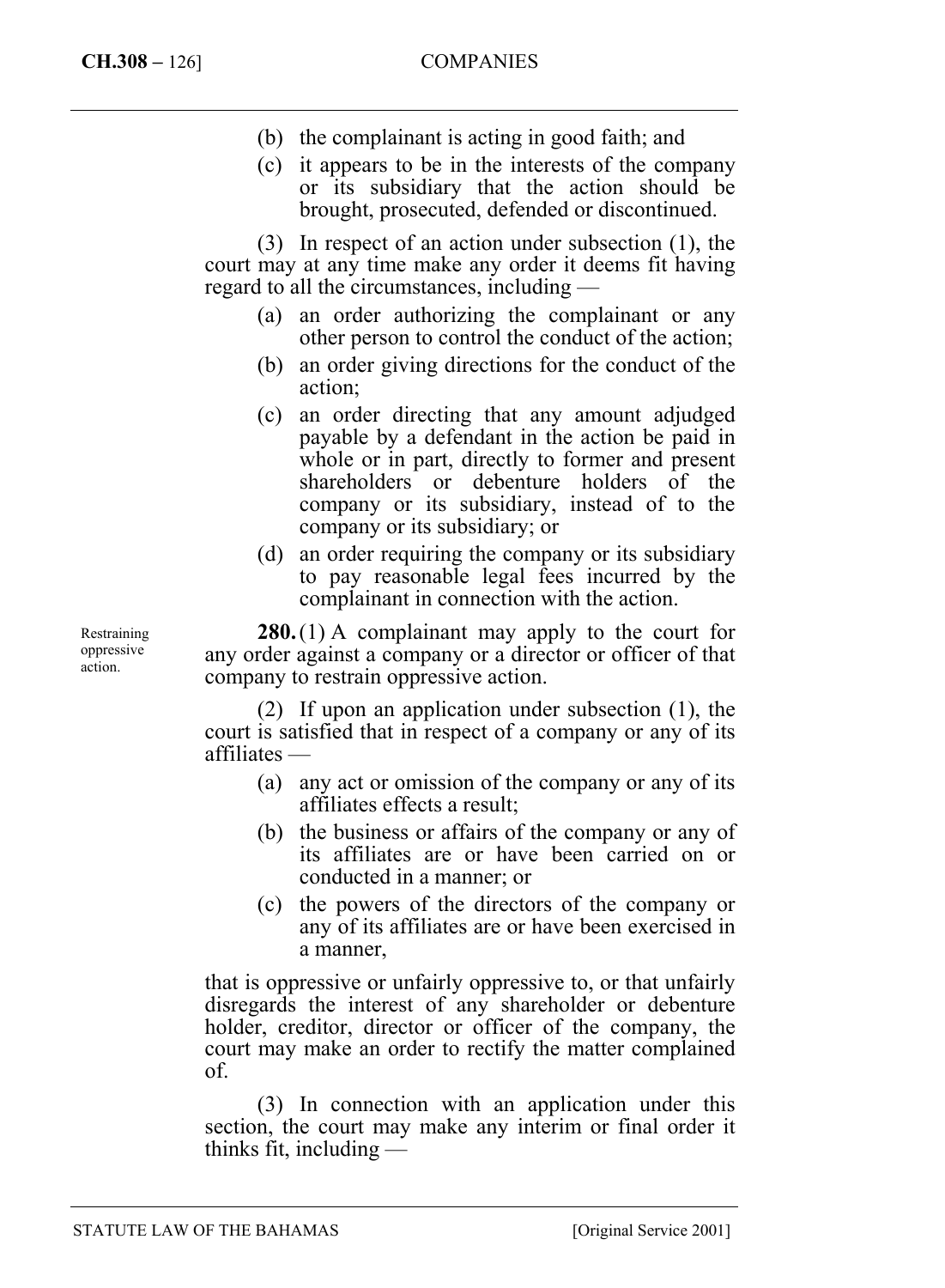(b) the complainant is acting in good faith; and

(c) it appears to be in the interests of the company or its subsidiary that the action should be brought, prosecuted, defended or discontinued.

(3) In respect of an action under subsection (1), the court may at any time make any order it deems fit having regard to all the circumstances, including —

(a) an order authorizing the complainant or any other person to control the conduct of the action;

(b) an order giving directions for the conduct of the action;

(c) an order directing that any amount adjudged payable by a defendant in the action be paid in whole or in part, directly to former and present shareholders or debenture holders of the company or its subsidiary, instead of to the company or its subsidiary; or

(d) an order requiring the company or its subsidiary to pay reasonable legal fees incurred by the complainant in connection with the action.

Restraining oppressive action.

**280.** (1) A complainant may apply to the court for any order against a company or a director or officer of that company to restrain oppressive action.

(2) If upon an application under subsection (1), the court is satisfied that in respect of a company or any of its affiliates —

(a) any act or omission of the company or any of its affiliates effects a result;

(b) the business or affairs of the company or any of its affiliates are or have been carried on or conducted in a manner; or

(c) the powers of the directors of the company or any of its affiliates are or have been exercised in a manner,

that is oppressive or unfairly oppressive to, or that unfairly disregards the interest of any shareholder or debenture holder, creditor, director or officer of the company, the court may make an order to rectify the matter complained of.

(3) In connection with an application under this section, the court may make any interim or final order it thinks fit, including —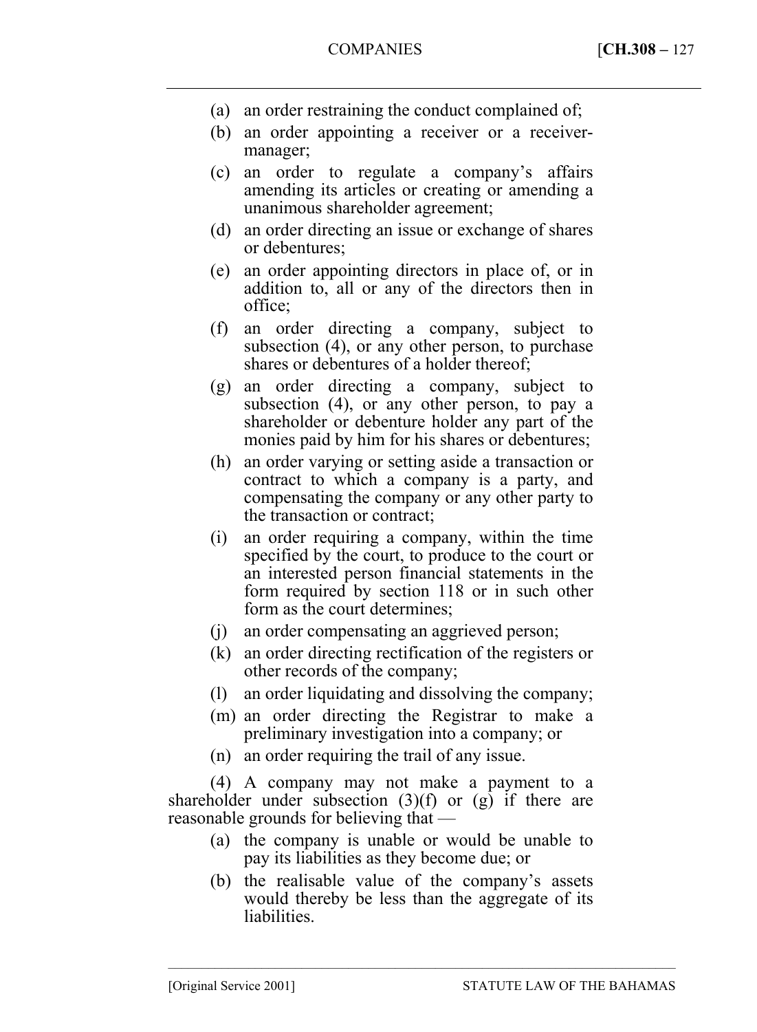(a) an order restraining the conduct complained of;

(b) an order appointing a receiver or a receiver-manager;

(c) an order to regulate a company's affairs amending its articles or creating or amending a unanimous shareholder agreement;

(d) an order directing an issue or exchange of shares or debentures;

(e) an order appointing directors in place of, or in addition to, all or any of the directors then in office;

(f) an order directing a company, subject to subsection (4), or any other person, to purchase shares or debentures of a holder thereof;

(g) an order directing a company, subject to subsection (4), or any other person, to pay a shareholder or debenture holder any part of the monies paid by him for his shares or debentures;

(h) an order varying or setting aside a transaction or contract to which a company is a party, and compensating the company or any other party to the transaction or contract;

(i) an order requiring a company, within the time specified by the court, to produce to the court or an interested person financial statements in the form required by section 118 or in such other form as the court determines;

(j) an order compensating an aggrieved person;

(k) an order directing rectification of the registers or other records of the company;

(l) an order liquidating and dissolving the company;

(m) an order directing the Registrar to make a preliminary investigation into a company; or

(n) an order requiring the trail of any issue.

(4) A company may not make a payment to a shareholder under subsection (3)(f) or (g) if there are reasonable grounds for believing that —

(a) the company is unable or would be unable to pay its liabilities as they become due; or

(b) the realisable value of the company's assets would thereby be less than the aggregate of its liabilities.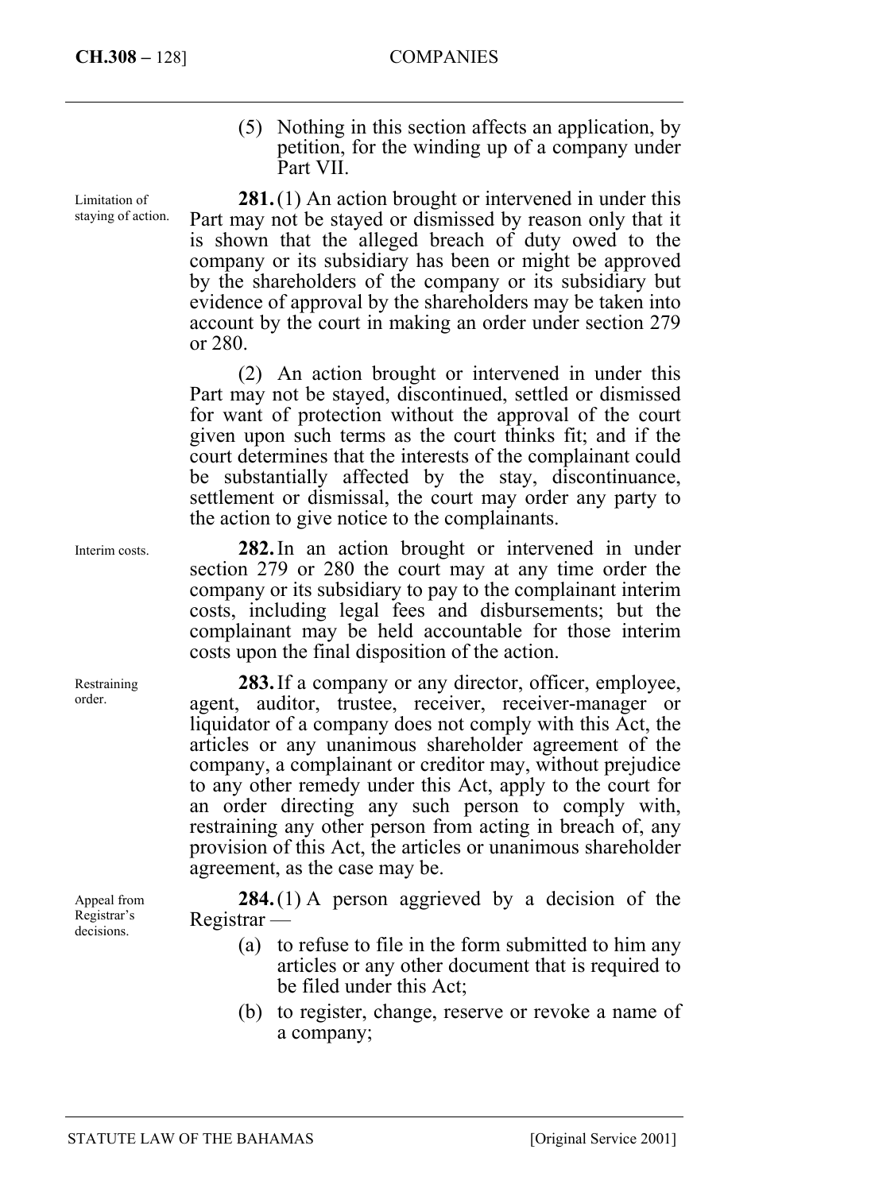(5) Nothing in this section affects an application, by petition, for the winding up of a company under Part VII.

Limitation of staying of action.

**281.** (1) An action brought or intervened in under this Part may not be stayed or dismissed by reason only that it is shown that the alleged breach of duty owed to the company or its subsidiary has been or might be approved by the shareholders of the company or its subsidiary but evidence of approval by the shareholders may be taken into account by the court in making an order under section 279 or 280.

(2) An action brought or intervened in under this Part may not be stayed, discontinued, settled or dismissed for want of protection without the approval of the court given upon such terms as the court thinks fit; and if the court determines that the interests of the complainant could be substantially affected by the stay, discontinuance, settlement or dismissal, the court may order any party to the action to give notice to the complainants.

Interim costs.

**282.** In an action brought or intervened in under section 279 or 280 the court may at any time order the company or its subsidiary to pay to the complainant interim costs, including legal fees and disbursements; but the complainant may be held accountable for those interim costs upon the final disposition of the action.

Restraining order.

**283.** If a company or any director, officer, employee, agent, auditor, trustee, receiver, receiver-manager or liquidator of a company does not comply with this Act, the articles or any unanimous shareholder agreement of the company, a complainant or creditor may, without prejudice to any other remedy under this Act, apply to the court for an order directing any such person to comply with, restraining any other person from acting in breach of, any provision of this Act, the articles or unanimous shareholder agreement, as the case may be.

Appeal from Registrar's decisions.

**284.** (1) A person aggrieved by a decision of the Registrar —

(a) to refuse to file in the form submitted to him any articles or any other document that is required to be filed under this Act;

(b) to register, change, reserve or revoke a name of a company;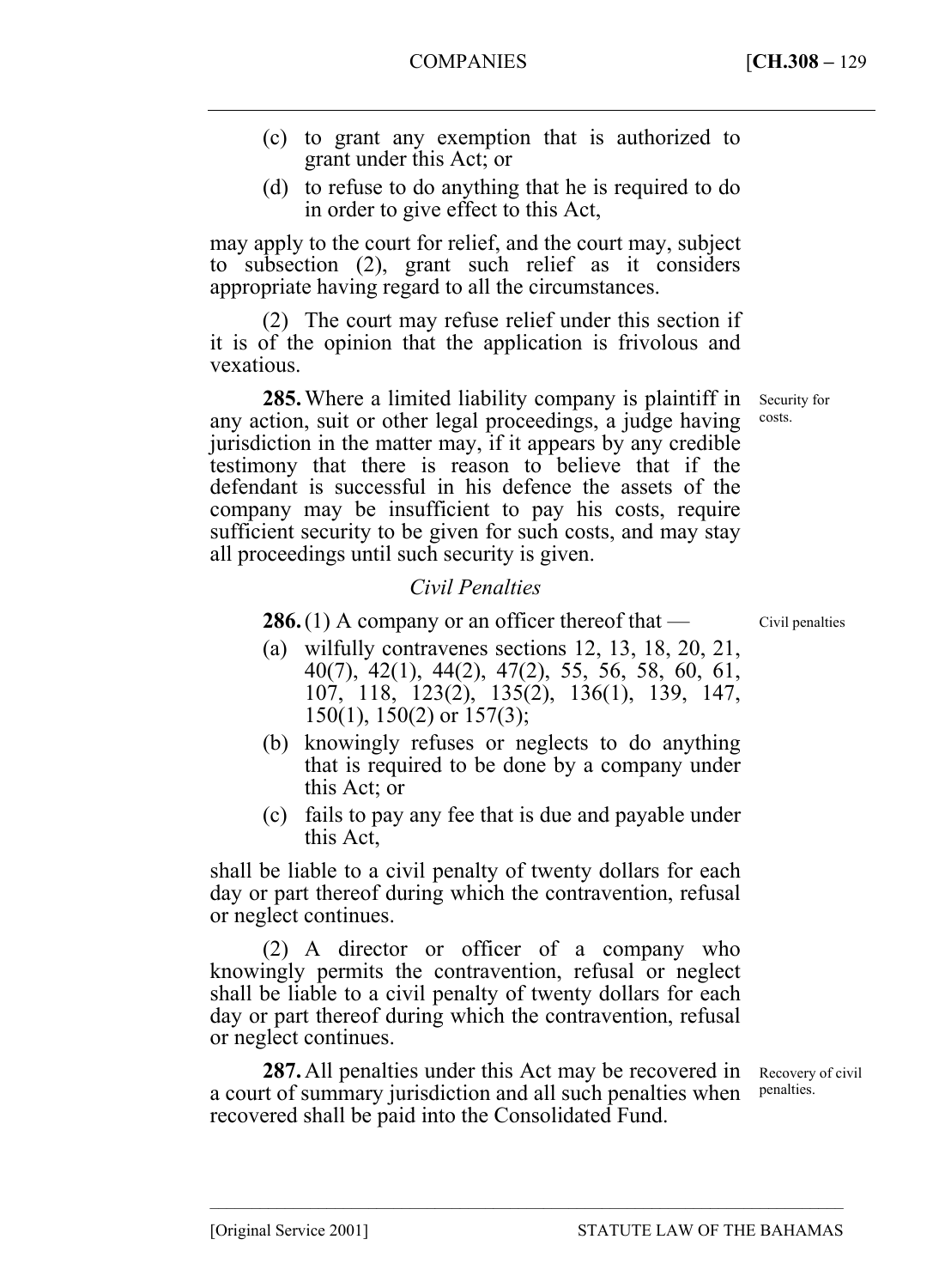(c) to grant any exemption that is authorized to grant under this Act; or

(d) to refuse to do anything that he is required to do in order to give effect to this Act,

may apply to the court for relief, and the court may, subject to subsection (2), grant such relief as it considers appropriate having regard to all the circumstances.

(2) The court may refuse relief under this section if it is of the opinion that the application is frivolous and vexatious.

Security for costs.

**285.** Where a limited liability company is plaintiff in any action, suit or other legal proceedings, a judge having jurisdiction in the matter may, if it appears by any credible testimony that there is reason to believe that if the defendant is successful in his defence the assets of the company may be insufficient to pay his costs, require sufficient security to be given for such costs, and may stay all proceedings until such security is given.

### *Civil Penalties*

Civil penalties

**286.** (1) A company or an officer thereof that —

(a) wilfully contravenes sections 12, 13, 18, 20, 21, 40(7), 42(1), 44(2), 47(2), 55, 56, 58, 60, 61, 107, 118, 123(2), 135(2), 136(1), 139, 147, 150(1), 150(2) or 157(3);

(b) knowingly refuses or neglects to do anything that is required to be done by a company under this Act; or

(c) fails to pay any fee that is due and payable under this Act,

shall be liable to a civil penalty of twenty dollars for each day or part thereof during which the contravention, refusal or neglect continues.

(2) A director or officer of a company who knowingly permits the contravention, refusal or neglect shall be liable to a civil penalty of twenty dollars for each day or part thereof during which the contravention, refusal or neglect continues.

Recovery of civil penalties.

**287.** All penalties under this Act may be recovered in a court of summary jurisdiction and all such penalties when recovered shall be paid into the Consolidated Fund.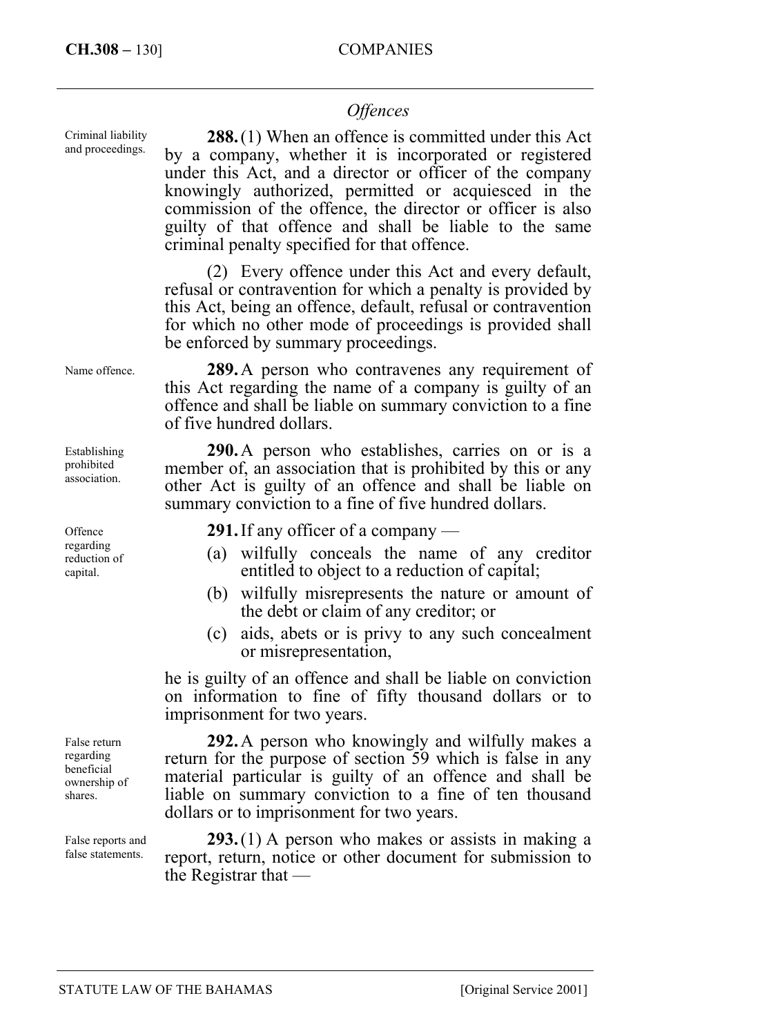## *Offences*

Criminal liability and proceedings.

**288.** (1) When an offence is committed under this Act by a company, whether it is incorporated or registered under this Act, and a director or officer of the company knowingly authorized, permitted or acquiesced in the commission of the offence, the director or officer is also guilty of that offence and shall be liable to the same criminal penalty specified for that offence.

(2) Every offence under this Act and every default, refusal or contravention for which a penalty is provided by this Act, being an offence, default, refusal or contravention for which no other mode of proceedings is provided shall be enforced by summary proceedings.

Name offence.

**289.** A person who contravenes any requirement of this Act regarding the name of a company is guilty of an offence and shall be liable on summary conviction to a fine of five hundred dollars.

Establishing prohibited association.

**290.** A person who establishes, carries on or is a member of, an association that is prohibited by this or any other Act is guilty of an offence and shall be liable on summary conviction to a fine of five hundred dollars.

Offence regarding reduction of capital.

**291.** If any officer of a company —

(a) wilfully conceals the name of any creditor entitled to object to a reduction of capital;

(b) wilfully misrepresents the nature or amount of the debt or claim of any creditor; or

(c) aids, abets or is privy to any such concealment or misrepresentation,

he is guilty of an offence and shall be liable on conviction on information to fine of fifty thousand dollars or to imprisonment for two years.

False return regarding beneficial ownership of shares.

**292.** A person who knowingly and wilfully makes a return for the purpose of section 59 which is false in any material particular is guilty of an offence and shall be liable on summary conviction to a fine of ten thousand dollars or to imprisonment for two years.

False reports and false statements.

**293.** (1) A person who makes or assists in making a report, return, notice or other document for submission to the Registrar that —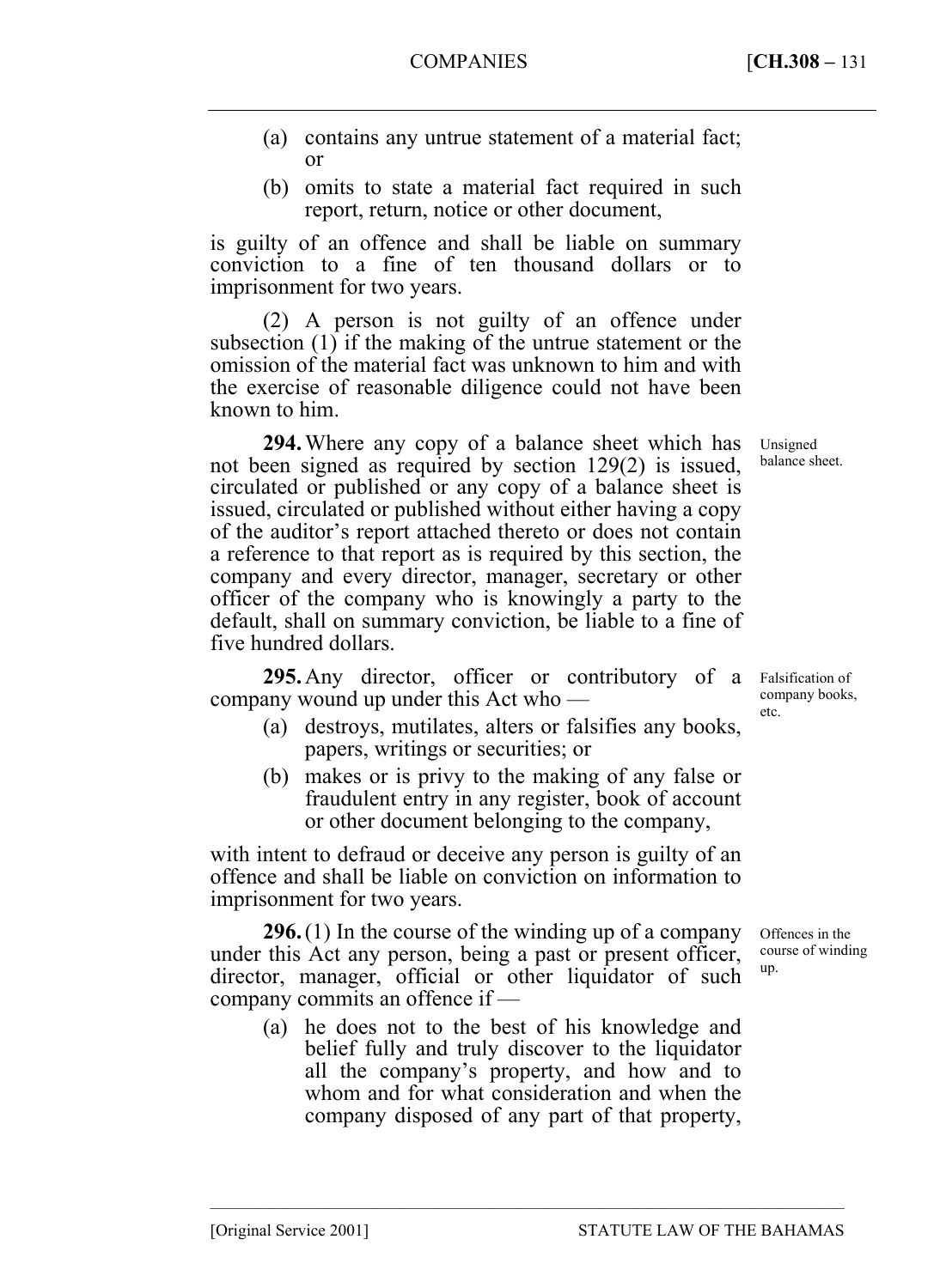(a) contains any untrue statement of a material fact; or

(b) omits to state a material fact required in such report, return, notice or other document,

is guilty of an offence and shall be liable on summary conviction to a fine of ten thousand dollars or to imprisonment for two years.

(2) A person is not guilty of an offence under subsection (1) if the making of the untrue statement or the omission of the material fact was unknown to him and with the exercise of reasonable diligence could not have been known to him.

Unsigned balance sheet.

**294.** Where any copy of a balance sheet which has not been signed as required by section 129(2) is issued, circulated or published or any copy of a balance sheet is issued, circulated or published without either having a copy of the auditor's report attached thereto or does not contain a reference to that report as is required by this section, the company and every director, manager, secretary or other officer of the company who is knowingly a party to the default, shall on summary conviction, be liable to a fine of five hundred dollars.

Falsification of company books, etc.

**295.** Any director, officer or contributory of a company wound up under this Act who —

(a) destroys, mutilates, alters or falsifies any books, papers, writings or securities; or

(b) makes or is privy to the making of any false or fraudulent entry in any register, book of account or other document belonging to the company,

with intent to defraud or deceive any person is guilty of an offence and shall be liable on conviction on information to imprisonment for two years.

Offences in the course of winding up.

**296.** (1) In the course of the winding up of a company under this Act any person, being a past or present officer, director, manager, official or other liquidator of such company commits an offence if —

(a) he does not to the best of his knowledge and belief fully and truly discover to the liquidator all the company's property, and how and to whom and for what consideration and when the company disposed of any part of that property,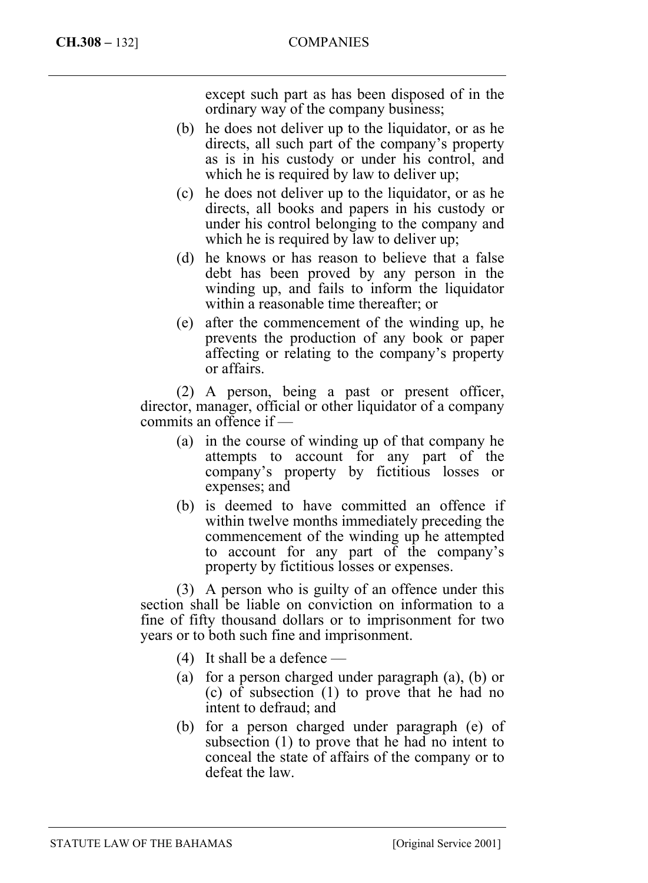except such part as has been disposed of in the ordinary way of the company business;

(b) he does not deliver up to the liquidator, or as he directs, all such part of the company's property as is in his custody or under his control, and which he is required by law to deliver up;

(c) he does not deliver up to the liquidator, or as he directs, all books and papers in his custody or under his control belonging to the company and which he is required by law to deliver up;

(d) he knows or has reason to believe that a false debt has been proved by any person in the winding up, and fails to inform the liquidator within a reasonable time thereafter; or

(e) after the commencement of the winding up, he prevents the production of any book or paper affecting or relating to the company's property or affairs.

(2) A person, being a past or present officer, director, manager, official or other liquidator of a company commits an offence if —

(a) in the course of winding up of that company he attempts to account for any part of the company's property by fictitious losses or expenses; and

(b) is deemed to have committed an offence if within twelve months immediately preceding the commencement of the winding up he attempted to account for any part of the company's property by fictitious losses or expenses.

(3) A person who is guilty of an offence under this section shall be liable on conviction on information to a fine of fifty thousand dollars or to imprisonment for two years or to both such fine and imprisonment.

(4) It shall be a defence —

(a) for a person charged under paragraph (a), (b) or (c) of subsection (1) to prove that he had no intent to defraud; and

(b) for a person charged under paragraph (e) of subsection (1) to prove that he had no intent to conceal the state of affairs of the company or to defeat the law.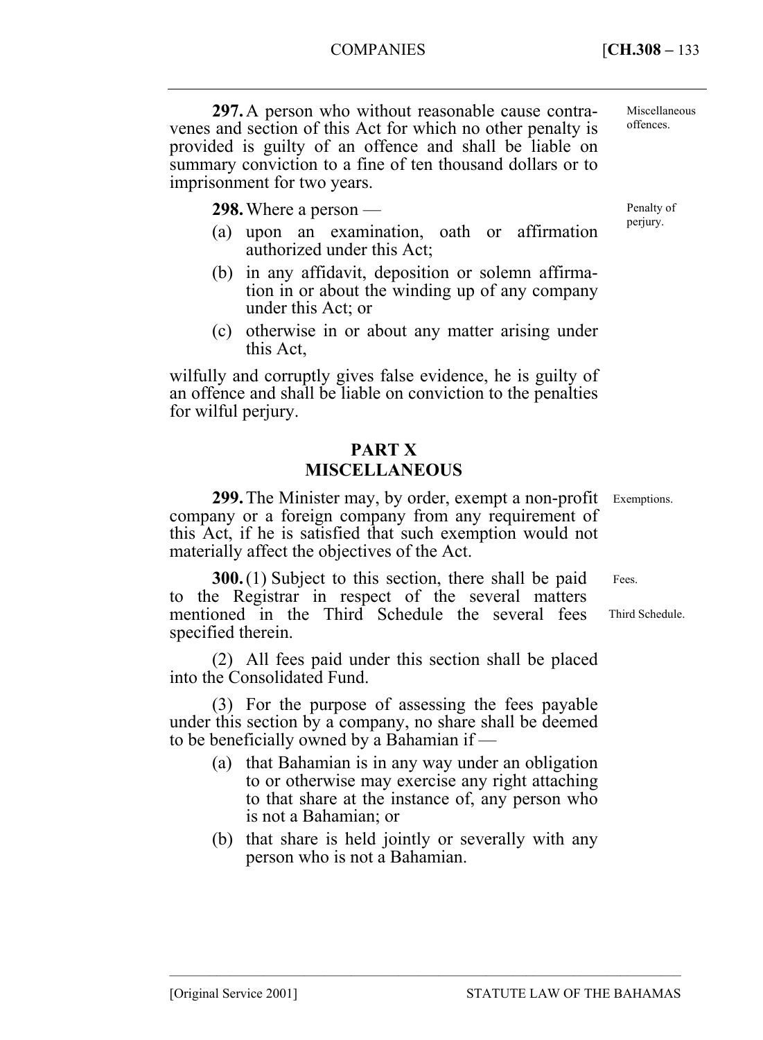**297.** A person who without reasonable cause contravenes and section of this Act for which no other penalty is provided is guilty of an offence and shall be liable on summary conviction to a fine of ten thousand dollars or to imprisonment for two years.

Miscellaneous offences.

**298.** Where a person —

Penalty of perjury.

(a) upon an examination, oath or affirmation authorized under this Act;

(b) in any affidavit, deposition or solemn affirmation in or about the winding up of any company under this Act; or

(c) otherwise in or about any matter arising under this Act,

wilfully and corruptly gives false evidence, he is guilty of an offence and shall be liable on conviction to the penalties for wilful perjury.

## PART X
## MISCELLANEOUS

**299.** The Minister may, by order, exempt a non-profit company or a foreign company from any requirement of this Act, if he is satisfied that such exemption would not materially affect the objectives of the Act.

Exemptions.

**300.** (1) Subject to this section, there shall be paid to the Registrar in respect of the several matters mentioned in the Third Schedule the several fees specified therein.

Fees.

Third Schedule.

(2) All fees paid under this section shall be placed into the Consolidated Fund.

(3) For the purpose of assessing the fees payable under this section by a company, no share shall be deemed to be beneficially owned by a Bahamian if —

(a) that Bahamian is in any way under an obligation to or otherwise may exercise any right attaching to that share at the instance of, any person who is not a Bahamian; or

(b) that share is held jointly or severally with any person who is not a Bahamian.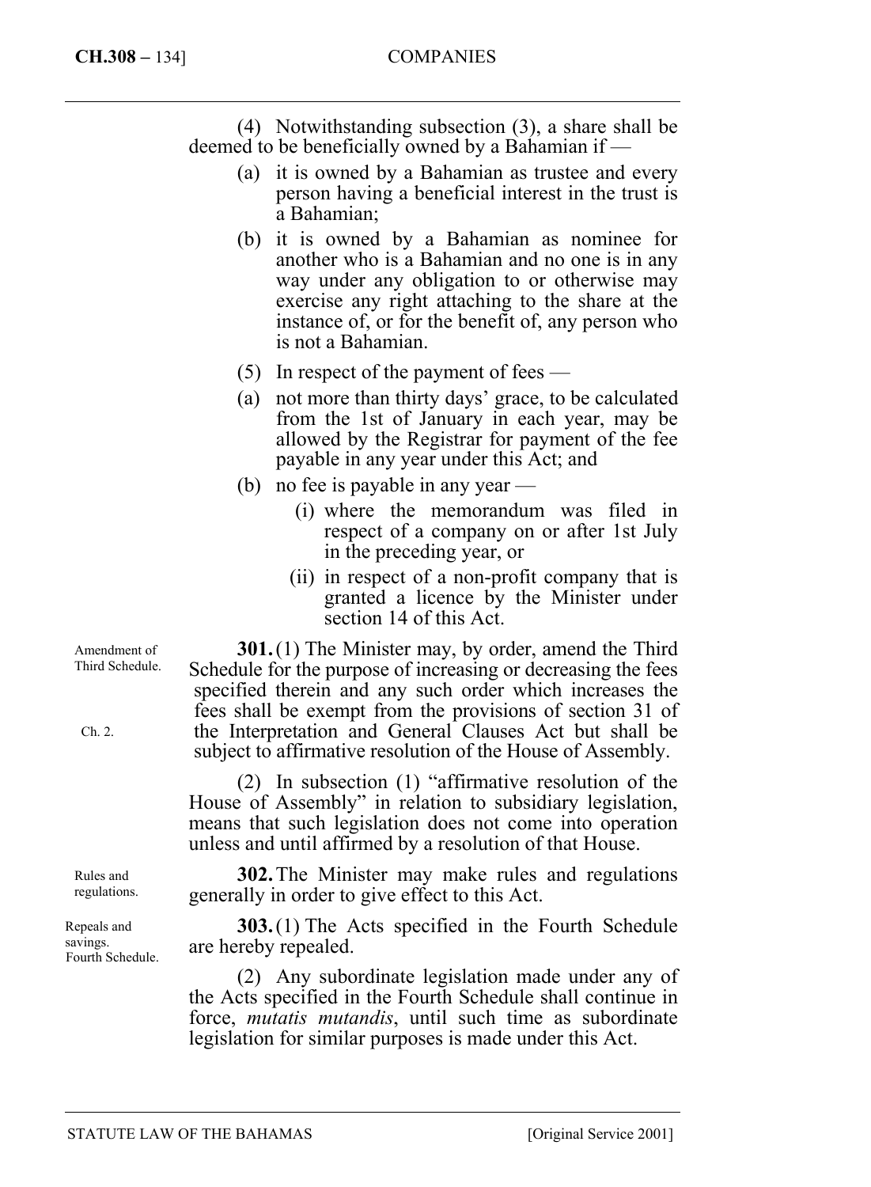(4) Notwithstanding subsection (3), a share shall be deemed to be beneficially owned by a Bahamian if —

(a) it is owned by a Bahamian as trustee and every person having a beneficial interest in the trust is a Bahamian;

(b) it is owned by a Bahamian as nominee for another who is a Bahamian and no one is in any way under any obligation to or otherwise may exercise any right attaching to the share at the instance of, or for the benefit of, any person who is not a Bahamian.

(5) In respect of the payment of fees —

(a) not more than thirty days' grace, to be calculated from the 1st of January in each year, may be allowed by the Registrar for payment of the fee payable in any year under this Act; and

(b) no fee is payable in any year —

(i) where the memorandum was filed in respect of a company on or after 1st July in the preceding year, or

(ii) in respect of a non-profit company that is granted a licence by the Minister under section 14 of this Act.

Amendment of Third Schedule.

**301.** (1) The Minister may, by order, amend the Third Schedule for the purpose of increasing or decreasing the fees specified therein and any such order which increases the fees shall be exempt from the provisions of section 31 of the Interpretation and General Clauses Act but shall be subject to affirmative resolution of the House of Assembly.

Ch. 2.

(2) In subsection (1) "affirmative resolution of the House of Assembly" in relation to subsidiary legislation, means that such legislation does not come into operation unless and until affirmed by a resolution of that House.

Rules and regulations.

**302.** The Minister may make rules and regulations generally in order to give effect to this Act.

Repeals and savings. Fourth Schedule.

**303.** (1) The Acts specified in the Fourth Schedule are hereby repealed.

(2) Any subordinate legislation made under any of the Acts specified in the Fourth Schedule shall continue in force, *mutatis mutandis*, until such time as subordinate legislation for similar purposes is made under this Act.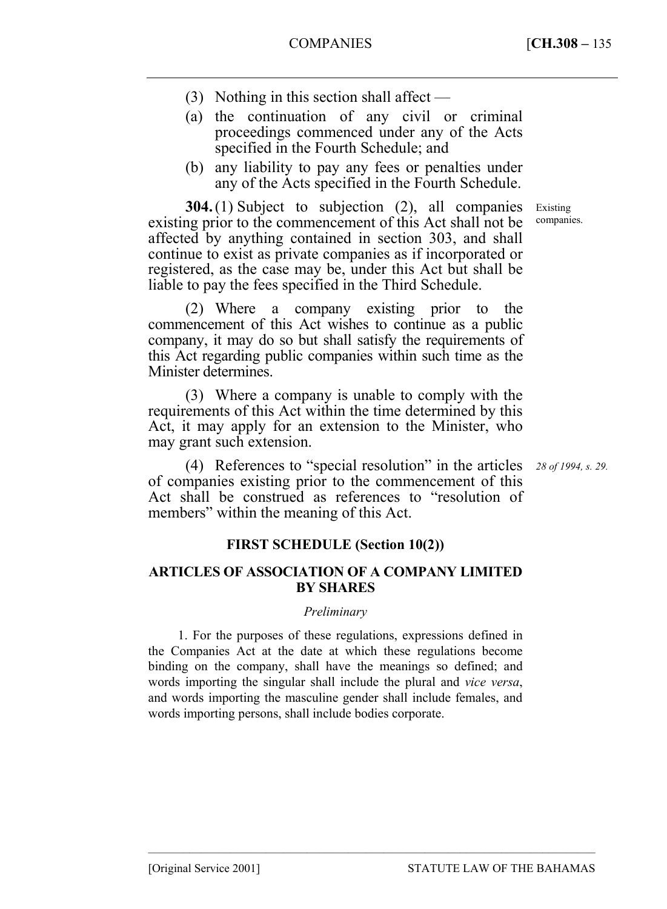(3) Nothing in this section shall affect —

(a) the continuation of any civil or criminal proceedings commenced under any of the Acts specified in the Fourth Schedule; and

(b) any liability to pay any fees or penalties under any of the Acts specified in the Fourth Schedule.

Existing companies.

**304.** (1) Subject to subjection (2), all companies existing prior to the commencement of this Act shall not be affected by anything contained in section 303, and shall continue to exist as private companies as if incorporated or registered, as the case may be, under this Act but shall be liable to pay the fees specified in the Third Schedule.

(2) Where a company existing prior to the commencement of this Act wishes to continue as a public company, it may do so but shall satisfy the requirements of this Act regarding public companies within such time as the Minister determines.

(3) Where a company is unable to comply with the requirements of this Act within the time determined by this Act, it may apply for an extension to the Minister, who may grant such extension.

*28 of 1994, s. 29.*

(4) References to "special resolution" in the articles of companies existing prior to the commencement of this Act shall be construed as references to "resolution of members" within the meaning of this Act.

## FIRST SCHEDULE (Section 10(2))

## ARTICLES OF ASSOCIATION OF A COMPANY LIMITED BY SHARES

*Preliminary*

1. For the purposes of these regulations, expressions defined in the Companies Act at the date at which these regulations become binding on the company, shall have the meanings so defined; and words importing the singular shall include the plural and *vice versa*, and words importing the masculine gender shall include females, and words importing persons, shall include bodies corporate.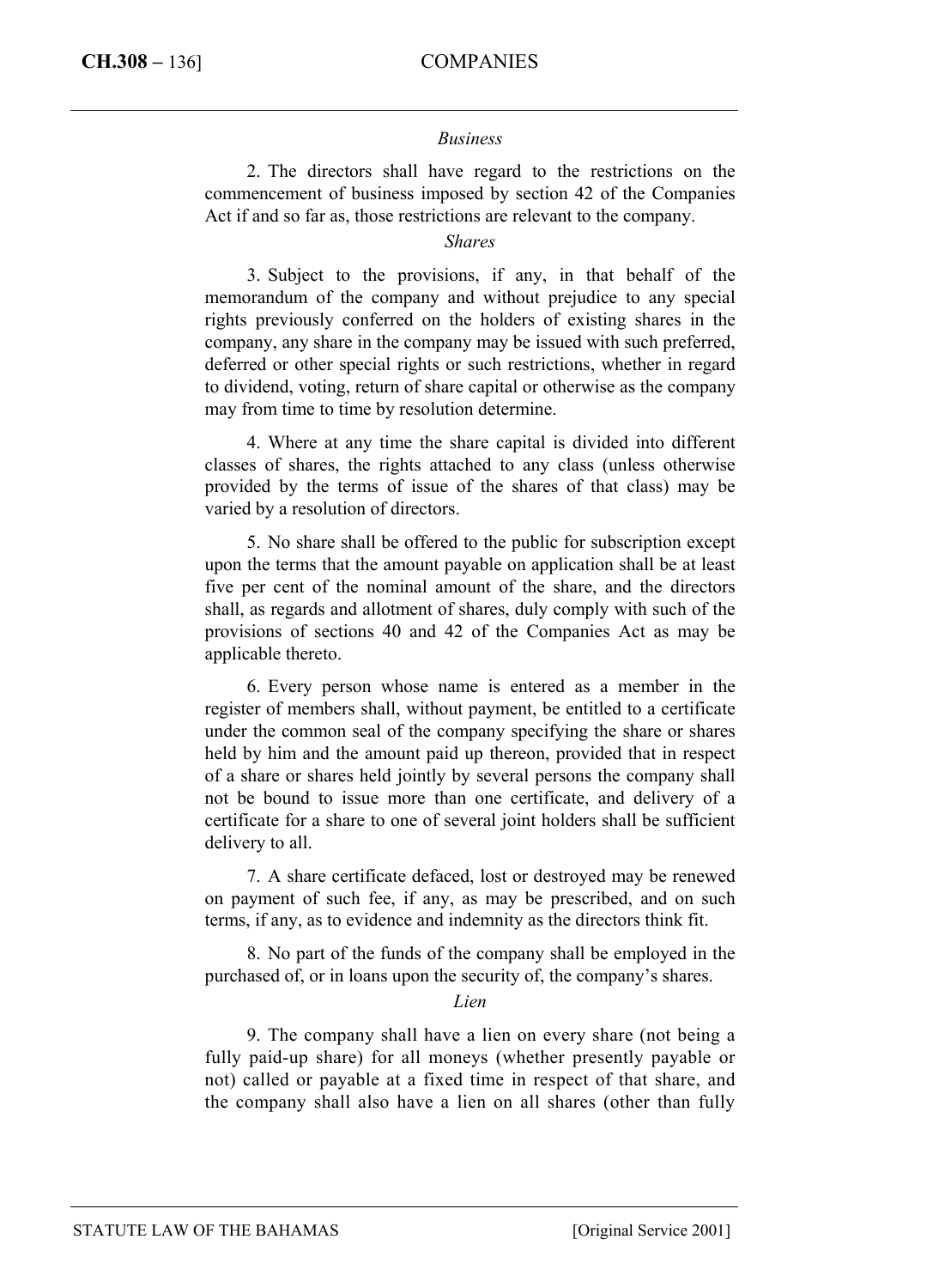*Business*

2. The directors shall have regard to the restrictions on the commencement of business imposed by section 42 of the Companies Act if and so far as, those restrictions are relevant to the company.

*Shares*

3. Subject to the provisions, if any, in that behalf of the memorandum of the company and without prejudice to any special rights previously conferred on the holders of existing shares in the company, any share in the company may be issued with such preferred, deferred or other special rights or such restrictions, whether in regard to dividend, voting, return of share capital or otherwise as the company may from time to time by resolution determine.

4. Where at any time the share capital is divided into different classes of shares, the rights attached to any class (unless otherwise provided by the terms of issue of the shares of that class) may be varied by a resolution of directors.

5. No share shall be offered to the public for subscription except upon the terms that the amount payable on application shall be at least five per cent of the nominal amount of the share, and the directors shall, as regards and allotment of shares, duly comply with such of the provisions of sections 40 and 42 of the Companies Act as may be applicable thereto.

6. Every person whose name is entered as a member in the register of members shall, without payment, be entitled to a certificate under the common seal of the company specifying the share or shares held by him and the amount paid up thereon, provided that in respect of a share or shares held jointly by several persons the company shall not be bound to issue more than one certificate, and delivery of a certificate for a share to one of several joint holders shall be sufficient delivery to all.

7. A share certificate defaced, lost or destroyed may be renewed on payment of such fee, if any, as may be prescribed, and on such terms, if any, as to evidence and indemnity as the directors think fit.

8. No part of the funds of the company shall be employed in the purchased of, or in loans upon the security of, the company's shares.

*Lien*

9. The company shall have a lien on every share (not being a fully paid-up share) for all moneys (whether presently payable or not) called or payable at a fixed time in respect of that share, and the company shall also have a lien on all shares (other than fully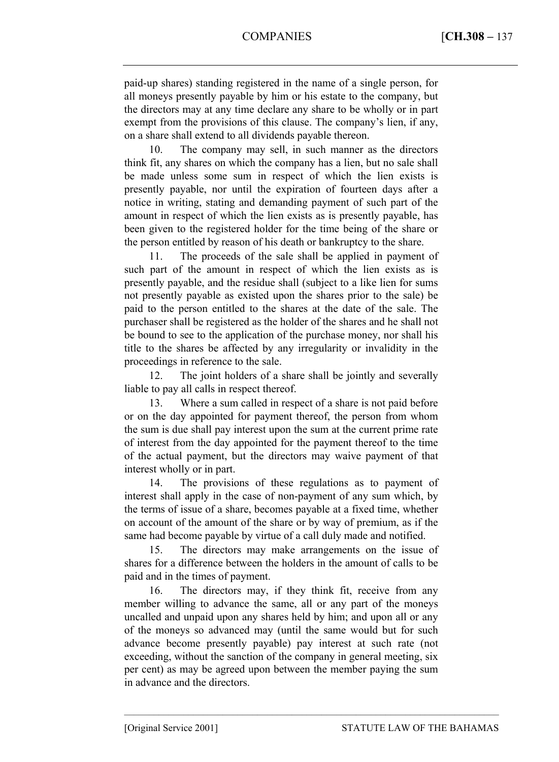paid-up shares) standing registered in the name of a single person, for all moneys presently payable by him or his estate to the company, but the directors may at any time declare any share to be wholly or in part exempt from the provisions of this clause. The company's lien, if any, on a share shall extend to all dividends payable thereon.

10. The company may sell, in such manner as the directors think fit, any shares on which the company has a lien, but no sale shall be made unless some sum in respect of which the lien exists is presently payable, nor until the expiration of fourteen days after a notice in writing, stating and demanding payment of such part of the amount in respect of which the lien exists as is presently payable, has been given to the registered holder for the time being of the share or the person entitled by reason of his death or bankruptcy to the share.

11. The proceeds of the sale shall be applied in payment of such part of the amount in respect of which the lien exists as is presently payable, and the residue shall (subject to a like lien for sums not presently payable as existed upon the shares prior to the sale) be paid to the person entitled to the shares at the date of the sale. The purchaser shall be registered as the holder of the shares and he shall not be bound to see to the application of the purchase money, nor shall his title to the shares be affected by any irregularity or invalidity in the proceedings in reference to the sale.

12. The joint holders of a share shall be jointly and severally liable to pay all calls in respect thereof.

13. Where a sum called in respect of a share is not paid before or on the day appointed for payment thereof, the person from whom the sum is due shall pay interest upon the sum at the current prime rate of interest from the day appointed for the payment thereof to the time of the actual payment, but the directors may waive payment of that interest wholly or in part.

14. The provisions of these regulations as to payment of interest shall apply in the case of non-payment of any sum which, by the terms of issue of a share, becomes payable at a fixed time, whether on account of the amount of the share or by way of premium, as if the same had become payable by virtue of a call duly made and notified.

15. The directors may make arrangements on the issue of shares for a difference between the holders in the amount of calls to be paid and in the times of payment.

16. The directors may, if they think fit, receive from any member willing to advance the same, all or any part of the moneys uncalled and unpaid upon any shares held by him; and upon all or any of the moneys so advanced may (until the same would but for such advance become presently payable) pay interest at such rate (not exceeding, without the sanction of the company in general meeting, six per cent) as may be agreed upon between the member paying the sum in advance and the directors.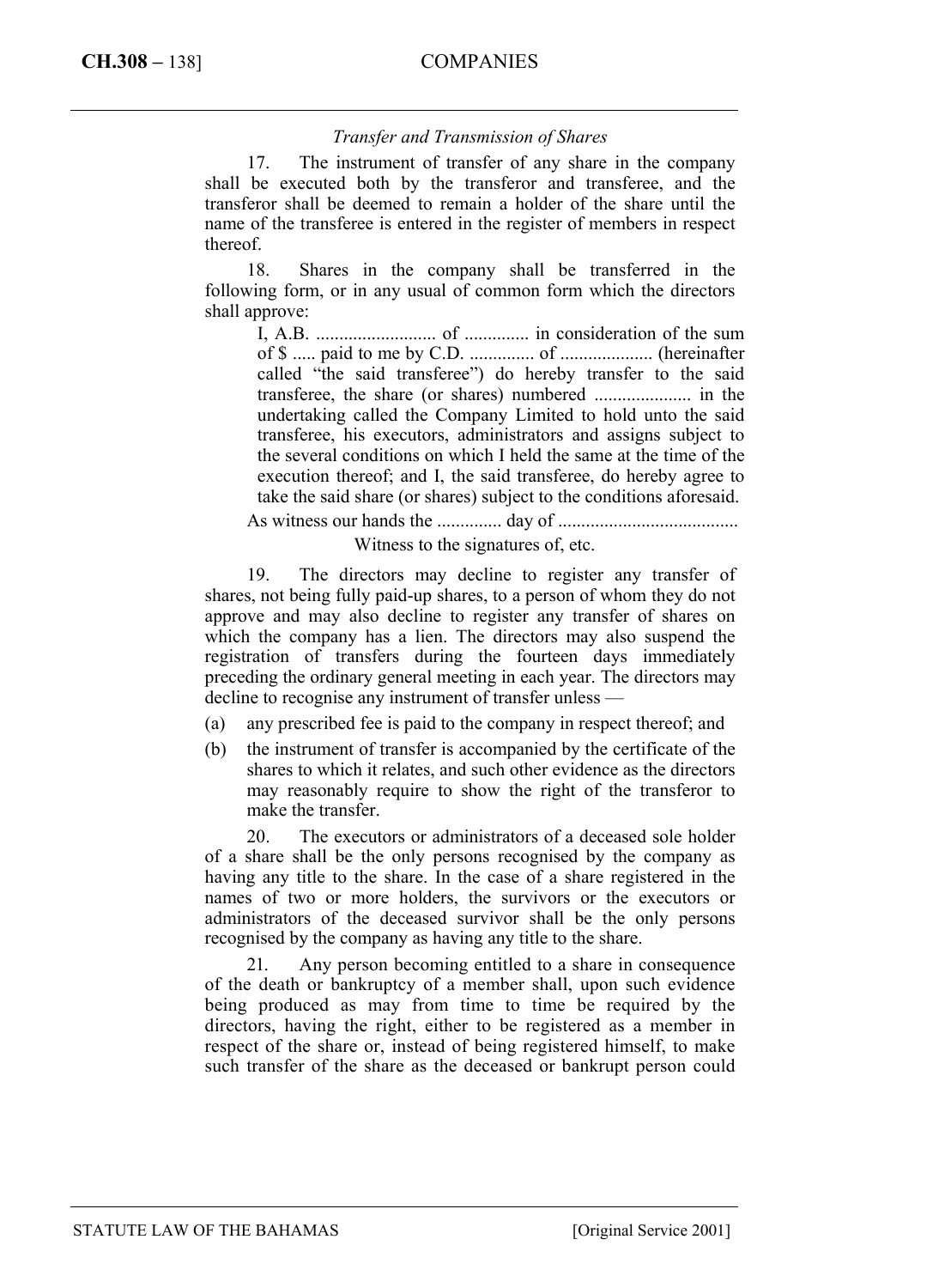*Transfer and Transmission of Shares*

17. The instrument of transfer of any share in the company shall be executed both by the transferor and transferee, and the transferor shall be deemed to remain a holder of the share until the name of the transferee is entered in the register of members in respect thereof.

18. Shares in the company shall be transferred in the following form, or in any usual of common form which the directors shall approve:

> I, A.B. .......................... of .............. in consideration of the sum of $ ..... paid to me by C.D. .............. of .................... (hereinafter called "the said transferee") do hereby transfer to the said transferee, the share (or shares) numbered ..................... in the undertaking called the Company Limited to hold unto the said transferee, his executors, administrators and assigns subject to the several conditions on which I held the same at the time of the execution thereof; and I, the said transferee, do hereby agree to take the said share (or shares) subject to the conditions aforesaid.
>
> As witness our hands the .............. day of .......................................
>
> Witness to the signatures of, etc.

19. The directors may decline to register any transfer of shares, not being fully paid-up shares, to a person of whom they do not approve and may also decline to register any transfer of shares on which the company has a lien. The directors may also suspend the registration of transfers during the fourteen days immediately preceding the ordinary general meeting in each year. The directors may decline to recognise any instrument of transfer unless —

(a) any prescribed fee is paid to the company in respect thereof; and

(b) the instrument of transfer is accompanied by the certificate of the shares to which it relates, and such other evidence as the directors may reasonably require to show the right of the transferor to make the transfer.

20. The executors or administrators of a deceased sole holder of a share shall be the only persons recognised by the company as having any title to the share. In the case of a share registered in the names of two or more holders, the survivors or the executors or administrators of the deceased survivor shall be the only persons recognised by the company as having any title to the share.

21. Any person becoming entitled to a share in consequence of the death or bankruptcy of a member shall, upon such evidence being produced as may from time to time be required by the directors, having the right, either to be registered as a member in respect of the share or, instead of being registered himself, to make such transfer of the share as the deceased or bankrupt person could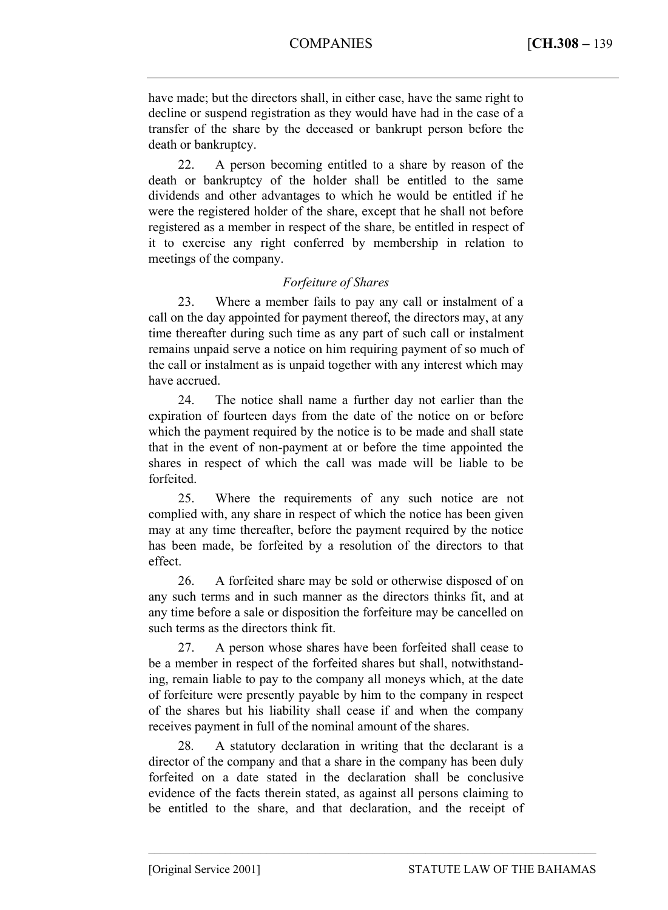have made; but the directors shall, in either case, have the same right to decline or suspend registration as they would have had in the case of a transfer of the share by the deceased or bankrupt person before the death or bankruptcy.

22. A person becoming entitled to a share by reason of the death or bankruptcy of the holder shall be entitled to the same dividends and other advantages to which he would be entitled if he were the registered holder of the share, except that he shall not before registered as a member in respect of the share, be entitled in respect of it to exercise any right conferred by membership in relation to meetings of the company.

*Forfeiture of Shares*

23. Where a member fails to pay any call or instalment of a call on the day appointed for payment thereof, the directors may, at any time thereafter during such time as any part of such call or instalment remains unpaid serve a notice on him requiring payment of so much of the call or instalment as is unpaid together with any interest which may have accrued.

24. The notice shall name a further day not earlier than the expiration of fourteen days from the date of the notice on or before which the payment required by the notice is to be made and shall state that in the event of non-payment at or before the time appointed the shares in respect of which the call was made will be liable to be forfeited.

25. Where the requirements of any such notice are not complied with, any share in respect of which the notice has been given may at any time thereafter, before the payment required by the notice has been made, be forfeited by a resolution of the directors to that effect.

26. A forfeited share may be sold or otherwise disposed of on any such terms and in such manner as the directors thinks fit, and at any time before a sale or disposition the forfeiture may be cancelled on such terms as the directors think fit.

27. A person whose shares have been forfeited shall cease to be a member in respect of the forfeited shares but shall, notwithstanding, remain liable to pay to the company all moneys which, at the date of forfeiture were presently payable by him to the company in respect of the shares but his liability shall cease if and when the company receives payment in full of the nominal amount of the shares.

28. A statutory declaration in writing that the declarant is a director of the company and that a share in the company has been duly forfeited on a date stated in the declaration shall be conclusive evidence of the facts therein stated, as against all persons claiming to be entitled to the share, and that declaration, and the receipt of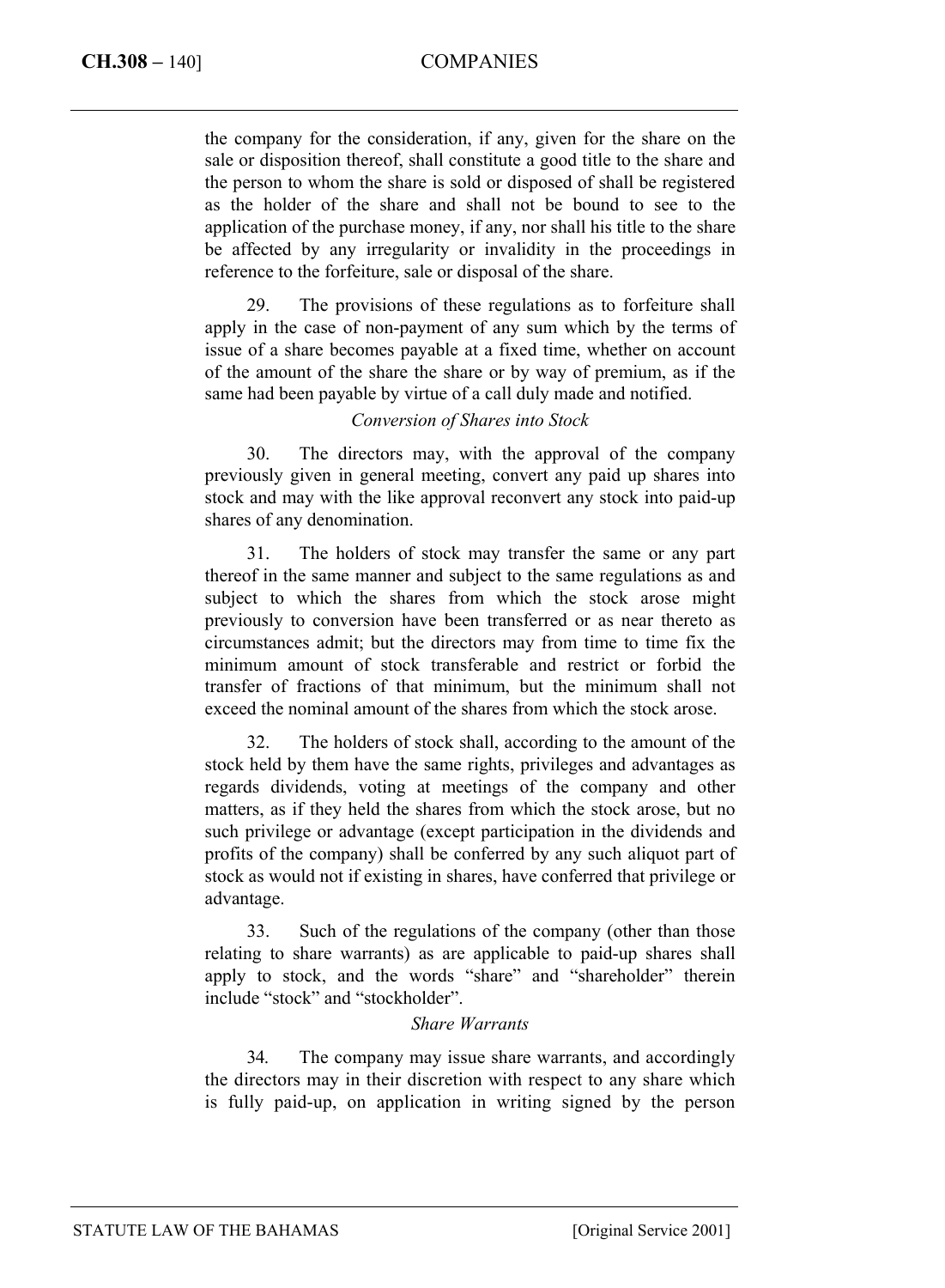the company for the consideration, if any, given for the share on the sale or disposition thereof, shall constitute a good title to the share and the person to whom the share is sold or disposed of shall be registered as the holder of the share and shall not be bound to see to the application of the purchase money, if any, nor shall his title to the share be affected by any irregularity or invalidity in the proceedings in reference to the forfeiture, sale or disposal of the share.

29. The provisions of these regulations as to forfeiture shall apply in the case of non-payment of any sum which by the terms of issue of a share becomes payable at a fixed time, whether on account of the amount of the share the share or by way of premium, as if the same had been payable by virtue of a call duly made and notified.

*Conversion of Shares into Stock*

30. The directors may, with the approval of the company previously given in general meeting, convert any paid up shares into stock and may with the like approval reconvert any stock into paid-up shares of any denomination.

31. The holders of stock may transfer the same or any part thereof in the same manner and subject to the same regulations as and subject to which the shares from which the stock arose might previously to conversion have been transferred or as near thereto as circumstances admit; but the directors may from time to time fix the minimum amount of stock transferable and restrict or forbid the transfer of fractions of that minimum, but the minimum shall not exceed the nominal amount of the shares from which the stock arose.

32. The holders of stock shall, according to the amount of the stock held by them have the same rights, privileges and advantages as regards dividends, voting at meetings of the company and other matters, as if they held the shares from which the stock arose, but no such privilege or advantage (except participation in the dividends and profits of the company) shall be conferred by any such aliquot part of stock as would not if existing in shares, have conferred that privilege or advantage.

33. Such of the regulations of the company (other than those relating to share warrants) as are applicable to paid-up shares shall apply to stock, and the words "share" and "shareholder" therein include "stock" and "stockholder".

*Share Warrants*

34. The company may issue share warrants, and accordingly the directors may in their discretion with respect to any share which is fully paid-up, on application in writing signed by the person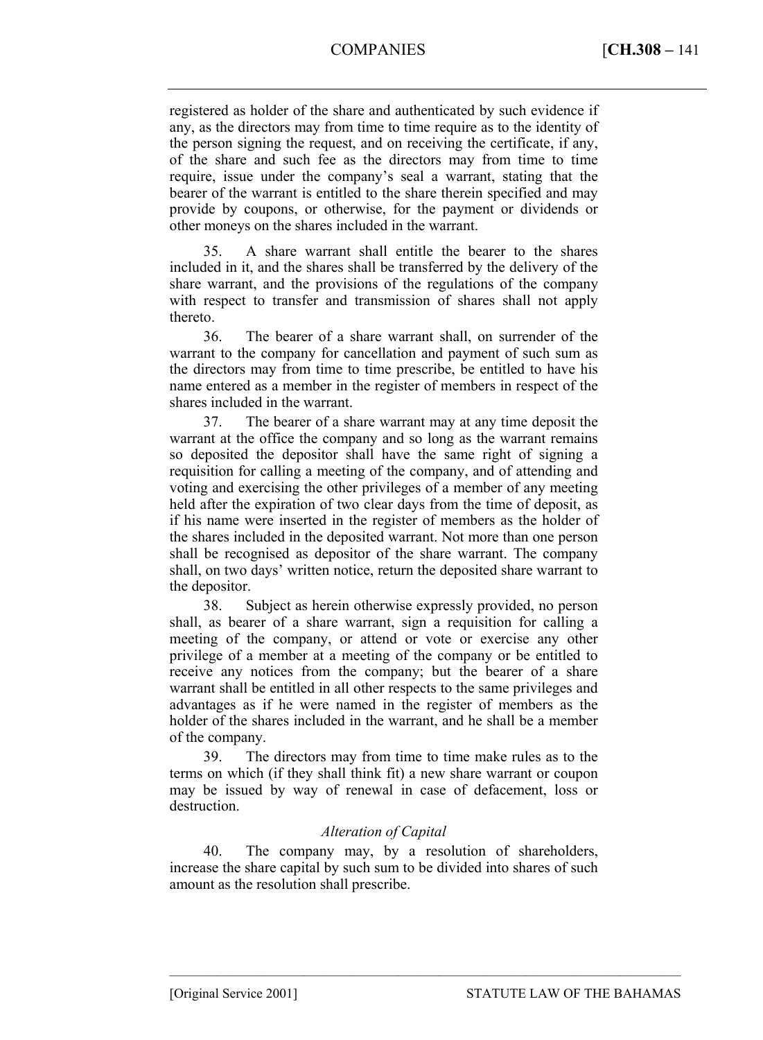registered as holder of the share and authenticated by such evidence if any, as the directors may from time to time require as to the identity of the person signing the request, and on receiving the certificate, if any, of the share and such fee as the directors may from time to time require, issue under the company's seal a warrant, stating that the bearer of the warrant is entitled to the share therein specified and may provide by coupons, or otherwise, for the payment or dividends or other moneys on the shares included in the warrant.

35. A share warrant shall entitle the bearer to the shares included in it, and the shares shall be transferred by the delivery of the share warrant, and the provisions of the regulations of the company with respect to transfer and transmission of shares shall not apply thereto.

36. The bearer of a share warrant shall, on surrender of the warrant to the company for cancellation and payment of such sum as the directors may from time to time prescribe, be entitled to have his name entered as a member in the register of members in respect of the shares included in the warrant.

37. The bearer of a share warrant may at any time deposit the warrant at the office the company and so long as the warrant remains so deposited the depositor shall have the same right of signing a requisition for calling a meeting of the company, and of attending and voting and exercising the other privileges of a member of any meeting held after the expiration of two clear days from the time of deposit, as if his name were inserted in the register of members as the holder of the shares included in the deposited warrant. Not more than one person shall be recognised as depositor of the share warrant. The company shall, on two days' written notice, return the deposited share warrant to the depositor.

38. Subject as herein otherwise expressly provided, no person shall, as bearer of a share warrant, sign a requisition for calling a meeting of the company, or attend or vote or exercise any other privilege of a member at a meeting of the company or be entitled to receive any notices from the company; but the bearer of a share warrant shall be entitled in all other respects to the same privileges and advantages as if he were named in the register of members as the holder of the shares included in the warrant, and he shall be a member of the company.

39. The directors may from time to time make rules as to the terms on which (if they shall think fit) a new share warrant or coupon may be issued by way of renewal in case of defacement, loss or destruction.

*Alteration of Capital*

40. The company may, by a resolution of shareholders, increase the share capital by such sum to be divided into shares of such amount as the resolution shall prescribe.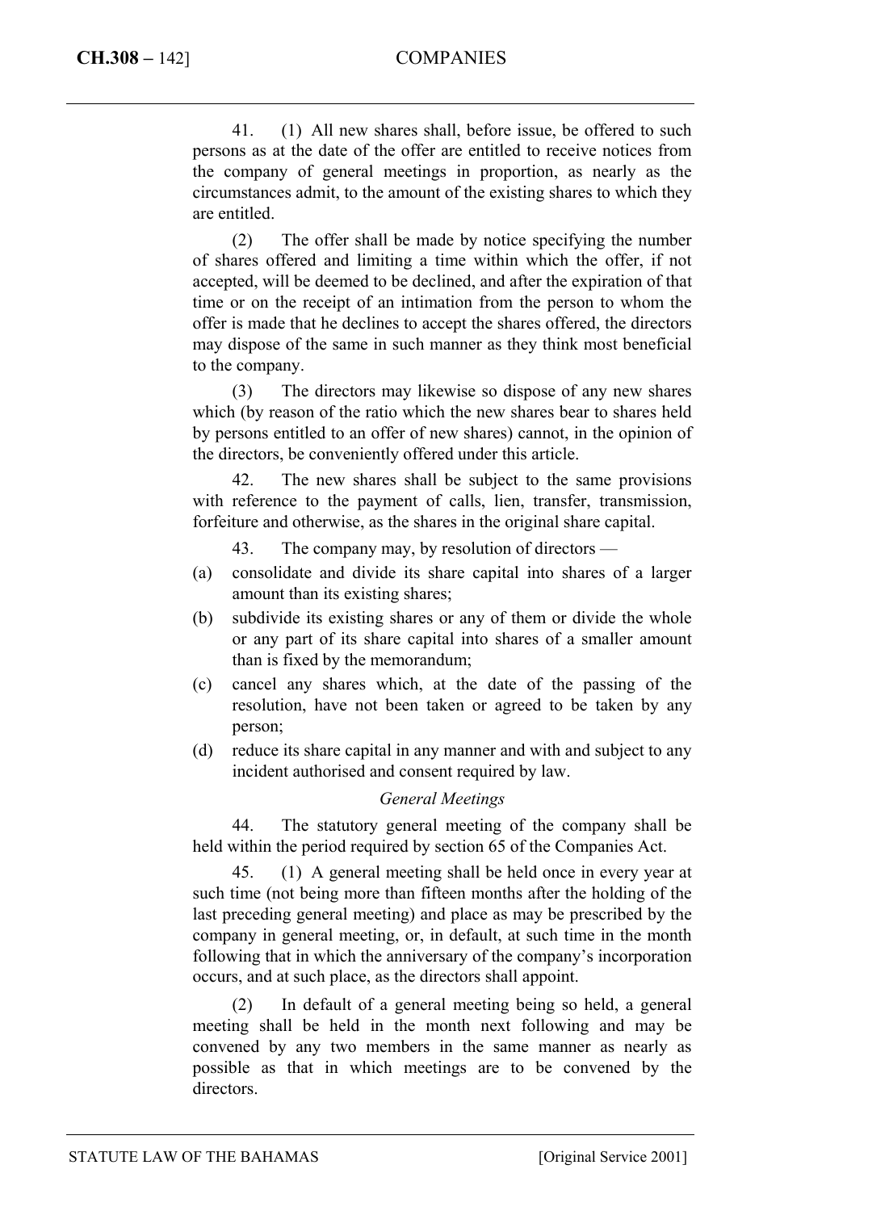41. (1) All new shares shall, before issue, be offered to such persons as at the date of the offer are entitled to receive notices from the company of general meetings in proportion, as nearly as the circumstances admit, to the amount of the existing shares to which they are entitled.

(2) The offer shall be made by notice specifying the number of shares offered and limiting a time within which the offer, if not accepted, will be deemed to be declined, and after the expiration of that time or on the receipt of an intimation from the person to whom the offer is made that he declines to accept the shares offered, the directors may dispose of the same in such manner as they think most beneficial to the company.

(3) The directors may likewise so dispose of any new shares which (by reason of the ratio which the new shares bear to shares held by persons entitled to an offer of new shares) cannot, in the opinion of the directors, be conveniently offered under this article.

42. The new shares shall be subject to the same provisions with reference to the payment of calls, lien, transfer, transmission, forfeiture and otherwise, as the shares in the original share capital.

43. The company may, by resolution of directors —

(a) consolidate and divide its share capital into shares of a larger amount than its existing shares;

(b) subdivide its existing shares or any of them or divide the whole or any part of its share capital into shares of a smaller amount than is fixed by the memorandum;

(c) cancel any shares which, at the date of the passing of the resolution, have not been taken or agreed to be taken by any person;

(d) reduce its share capital in any manner and with and subject to any incident authorised and consent required by law.

*General Meetings*

44. The statutory general meeting of the company shall be held within the period required by section 65 of the Companies Act.

45. (1) A general meeting shall be held once in every year at such time (not being more than fifteen months after the holding of the last preceding general meeting) and place as may be prescribed by the company in general meeting, or, in default, at such time in the month following that in which the anniversary of the company's incorporation occurs, and at such place, as the directors shall appoint.

(2) In default of a general meeting being so held, a general meeting shall be held in the month next following and may be convened by any two members in the same manner as nearly as possible as that in which meetings are to be convened by the directors.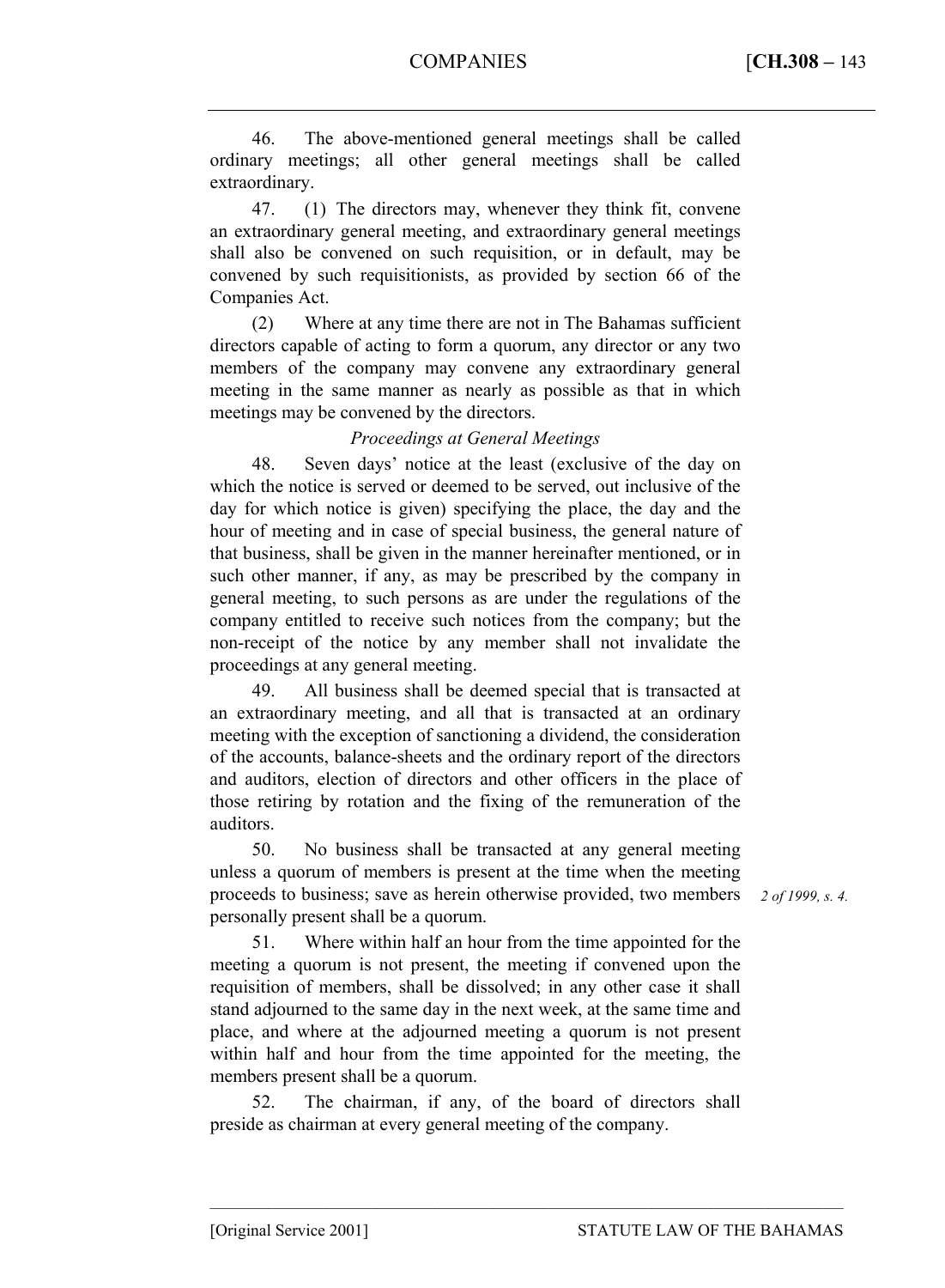46. The above-mentioned general meetings shall be called ordinary meetings; all other general meetings shall be called extraordinary.

47. (1) The directors may, whenever they think fit, convene an extraordinary general meeting, and extraordinary general meetings shall also be convened on such requisition, or in default, may be convened by such requisitionists, as provided by section 66 of the Companies Act.

(2) Where at any time there are not in The Bahamas sufficient directors capable of acting to form a quorum, any director or any two members of the company may convene any extraordinary general meeting in the same manner as nearly as possible as that in which meetings may be convened by the directors.

*Proceedings at General Meetings*

48. Seven days' notice at the least (exclusive of the day on which the notice is served or deemed to be served, out inclusive of the day for which notice is given) specifying the place, the day and the hour of meeting and in case of special business, the general nature of that business, shall be given in the manner hereinafter mentioned, or in such other manner, if any, as may be prescribed by the company in general meeting, to such persons as are under the regulations of the company entitled to receive such notices from the company; but the non-receipt of the notice by any member shall not invalidate the proceedings at any general meeting.

49. All business shall be deemed special that is transacted at an extraordinary meeting, and all that is transacted at an ordinary meeting with the exception of sanctioning a dividend, the consideration of the accounts, balance-sheets and the ordinary report of the directors and auditors, election of directors and other officers in the place of those retiring by rotation and the fixing of the remuneration of the auditors.

50. No business shall be transacted at any general meeting unless a quorum of members is present at the time when the meeting proceeds to business; save as herein otherwise provided, two members personally present shall be a quorum.

*2 of 1999, s. 4.*

51. Where within half an hour from the time appointed for the meeting a quorum is not present, the meeting if convened upon the requisition of members, shall be dissolved; in any other case it shall stand adjourned to the same day in the next week, at the same time and place, and where at the adjourned meeting a quorum is not present within half and hour from the time appointed for the meeting, the members present shall be a quorum.

52. The chairman, if any, of the board of directors shall preside as chairman at every general meeting of the company.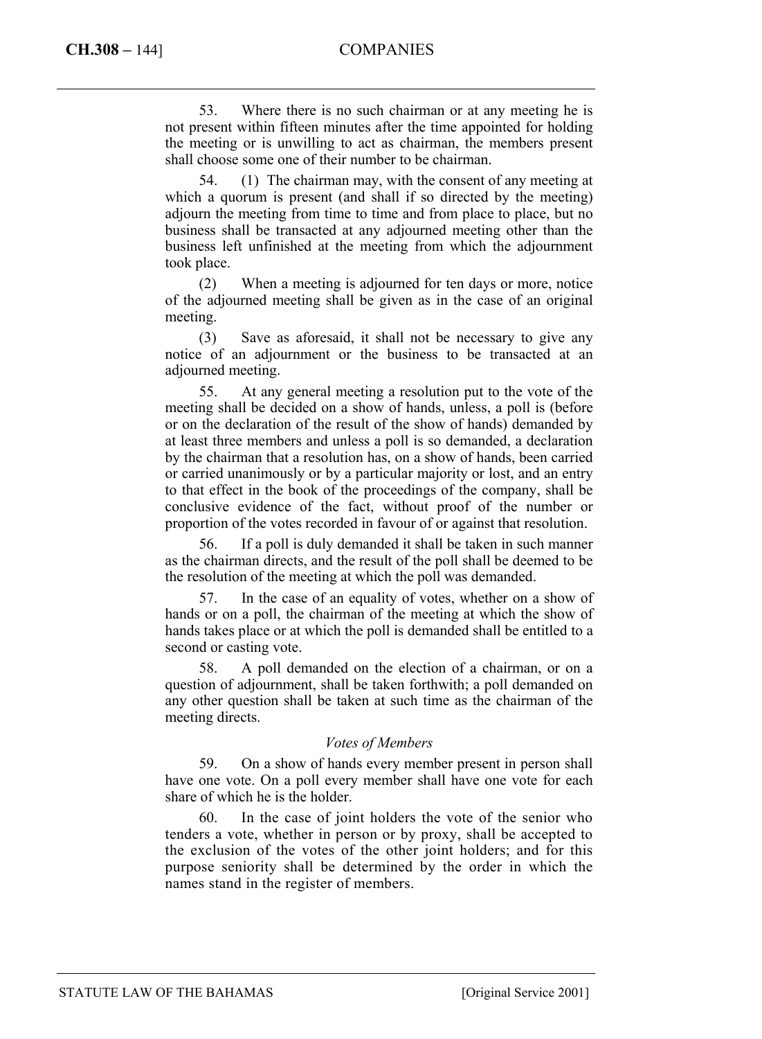53. Where there is no such chairman or at any meeting he is not present within fifteen minutes after the time appointed for holding the meeting or is unwilling to act as chairman, the members present shall choose some one of their number to be chairman.

54. (1) The chairman may, with the consent of any meeting at which a quorum is present (and shall if so directed by the meeting) adjourn the meeting from time to time and from place to place, but no business shall be transacted at any adjourned meeting other than the business left unfinished at the meeting from which the adjournment took place.

(2) When a meeting is adjourned for ten days or more, notice of the adjourned meeting shall be given as in the case of an original meeting.

(3) Save as aforesaid, it shall not be necessary to give any notice of an adjournment or the business to be transacted at an adjourned meeting.

55. At any general meeting a resolution put to the vote of the meeting shall be decided on a show of hands, unless, a poll is (before or on the declaration of the result of the show of hands) demanded by at least three members and unless a poll is so demanded, a declaration by the chairman that a resolution has, on a show of hands, been carried or carried unanimously or by a particular majority or lost, and an entry to that effect in the book of the proceedings of the company, shall be conclusive evidence of the fact, without proof of the number or proportion of the votes recorded in favour of or against that resolution.

56. If a poll is duly demanded it shall be taken in such manner as the chairman directs, and the result of the poll shall be deemed to be the resolution of the meeting at which the poll was demanded.

57. In the case of an equality of votes, whether on a show of hands or on a poll, the chairman of the meeting at which the show of hands takes place or at which the poll is demanded shall be entitled to a second or casting vote.

58. A poll demanded on the election of a chairman, or on a question of adjournment, shall be taken forthwith; a poll demanded on any other question shall be taken at such time as the chairman of the meeting directs.

*Votes of Members*

59. On a show of hands every member present in person shall have one vote. On a poll every member shall have one vote for each share of which he is the holder.

60. In the case of joint holders the vote of the senior who tenders a vote, whether in person or by proxy, shall be accepted to the exclusion of the votes of the other joint holders; and for this purpose seniority shall be determined by the order in which the names stand in the register of members.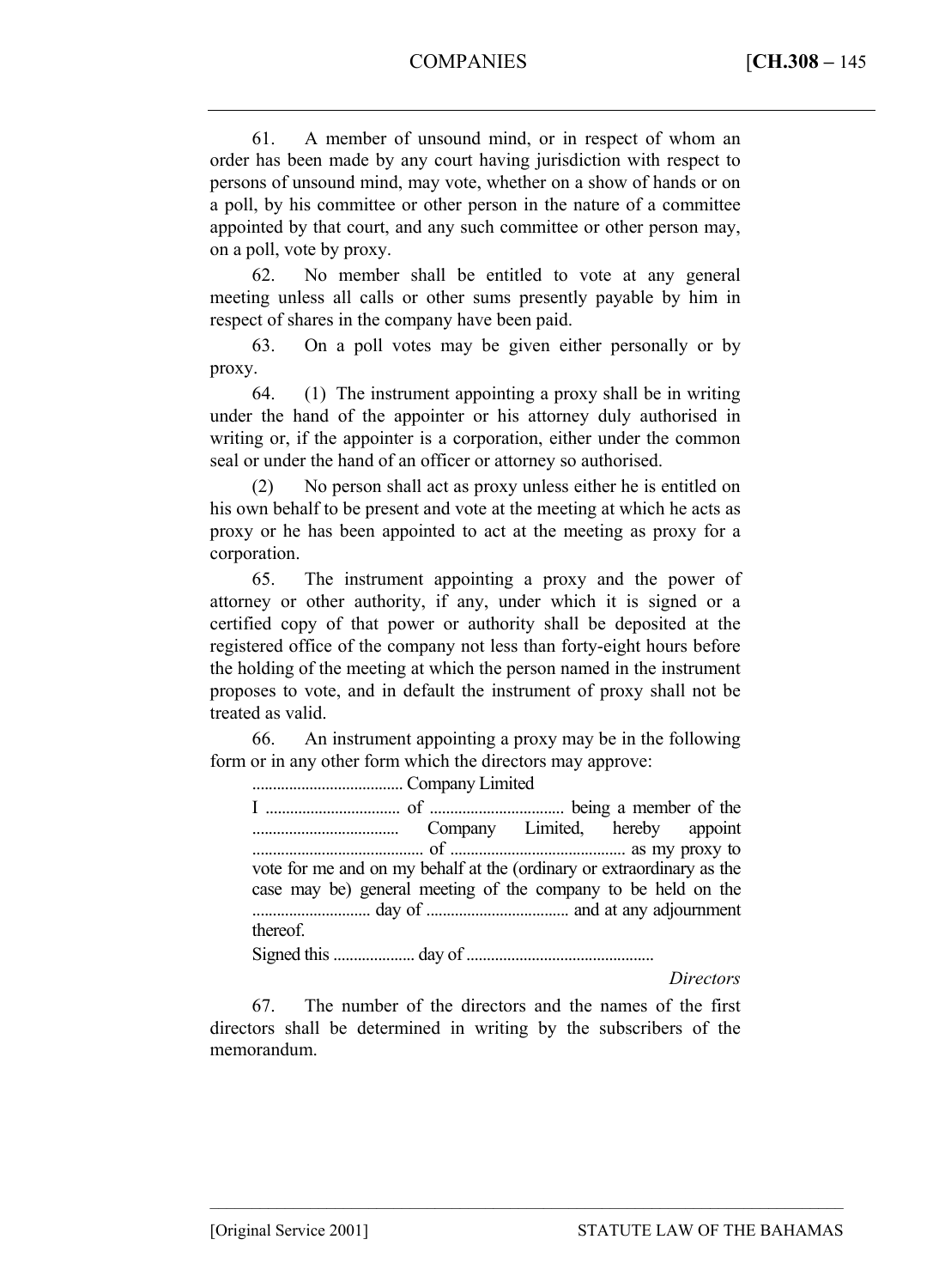61. A member of unsound mind, or in respect of whom an order has been made by any court having jurisdiction with respect to persons of unsound mind, may vote, whether on a show of hands or on a poll, by his committee or other person in the nature of a committee appointed by that court, and any such committee or other person may, on a poll, vote by proxy.

62. No member shall be entitled to vote at any general meeting unless all calls or other sums presently payable by him in respect of shares in the company have been paid.

63. On a poll votes may be given either personally or by proxy.

64. (1) The instrument appointing a proxy shall be in writing under the hand of the appointer or his attorney duly authorised in writing or, if the appointer is a corporation, either under the common seal or under the hand of an officer or attorney so authorised.

(2) No person shall act as proxy unless either he is entitled on his own behalf to be present and vote at the meeting at which he acts as proxy or he has been appointed to act at the meeting as proxy for a corporation.

65. The instrument appointing a proxy and the power of attorney or other authority, if any, under which it is signed or a certified copy of that power or authority shall be deposited at the registered office of the company not less than forty-eight hours before the holding of the meeting at which the person named in the instrument proposes to vote, and in default the instrument of proxy shall not be treated as valid.

66. An instrument appointing a proxy may be in the following form or in any other form which the directors may approve:

> ..................................... Company Limited
>
> I ................................. of ................................. being a member of the .................................... Company Limited, hereby appoint .......................................... of ........................................... as my proxy to vote for me and on my behalf at the (ordinary or extraordinary as the case may be) general meeting of the company to be held on the ............................. day of ................................... and at any adjournment thereof.
>
> Signed this .................... day of .............................................

*Directors*

67. The number of the directors and the names of the first directors shall be determined in writing by the subscribers of the memorandum.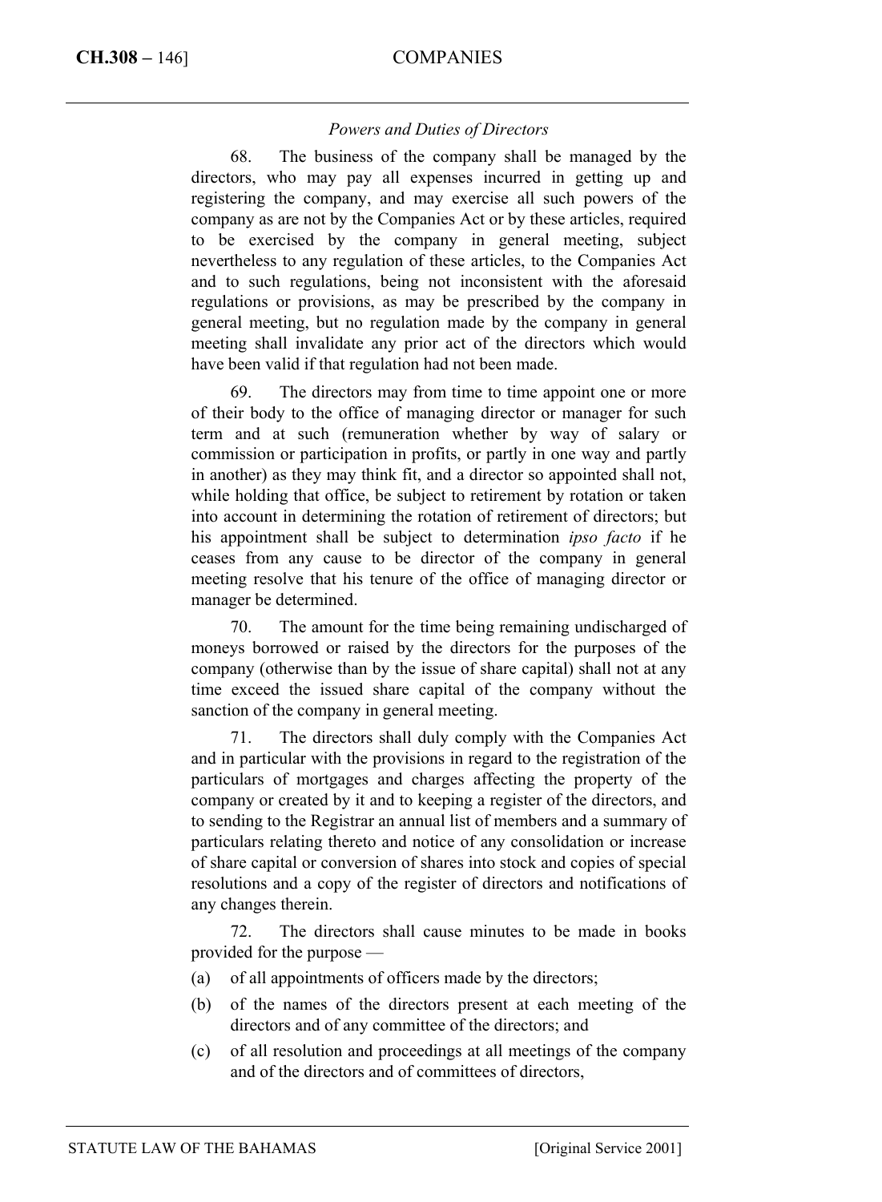*Powers and Duties of Directors*

68. The business of the company shall be managed by the directors, who may pay all expenses incurred in getting up and registering the company, and may exercise all such powers of the company as are not by the Companies Act or by these articles, required to be exercised by the company in general meeting, subject nevertheless to any regulation of these articles, to the Companies Act and to such regulations, being not inconsistent with the aforesaid regulations or provisions, as may be prescribed by the company in general meeting, but no regulation made by the company in general meeting shall invalidate any prior act of the directors which would have been valid if that regulation had not been made.

69. The directors may from time to time appoint one or more of their body to the office of managing director or manager for such term and at such (remuneration whether by way of salary or commission or participation in profits, or partly in one way and partly in another) as they may think fit, and a director so appointed shall not, while holding that office, be subject to retirement by rotation or taken into account in determining the rotation of retirement of directors; but his appointment shall be subject to determination *ipso facto* if he ceases from any cause to be director of the company in general meeting resolve that his tenure of the office of managing director or manager be determined.

70. The amount for the time being remaining undischarged of moneys borrowed or raised by the directors for the purposes of the company (otherwise than by the issue of share capital) shall not at any time exceed the issued share capital of the company without the sanction of the company in general meeting.

71. The directors shall duly comply with the Companies Act and in particular with the provisions in regard to the registration of the particulars of mortgages and charges affecting the property of the company or created by it and to keeping a register of the directors, and to sending to the Registrar an annual list of members and a summary of particulars relating thereto and notice of any consolidation or increase of share capital or conversion of shares into stock and copies of special resolutions and a copy of the register of directors and notifications of any changes therein.

72. The directors shall cause minutes to be made in books provided for the purpose —

(a) of all appointments of officers made by the directors;

(b) of the names of the directors present at each meeting of the directors and of any committee of the directors; and

(c) of all resolution and proceedings at all meetings of the company and of the directors and of committees of directors,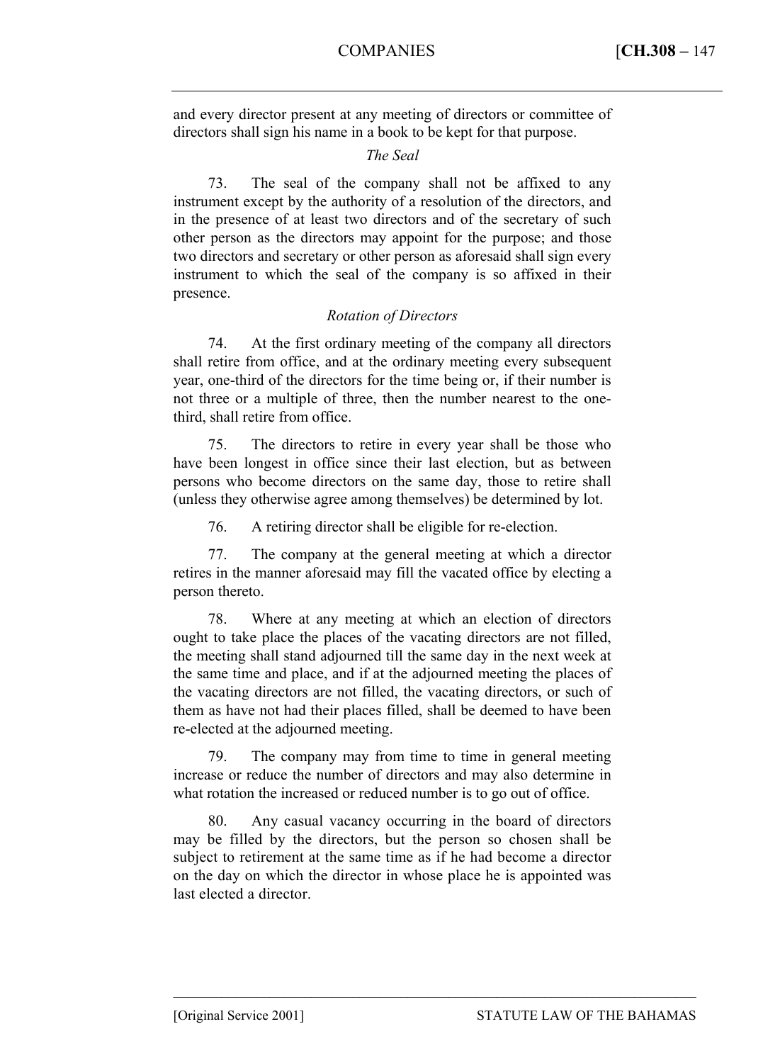and every director present at any meeting of directors or committee of directors shall sign his name in a book to be kept for that purpose.

*The Seal*

73. The seal of the company shall not be affixed to any instrument except by the authority of a resolution of the directors, and in the presence of at least two directors and of the secretary of such other person as the directors may appoint for the purpose; and those two directors and secretary or other person as aforesaid shall sign every instrument to which the seal of the company is so affixed in their presence.

*Rotation of Directors*

74. At the first ordinary meeting of the company all directors shall retire from office, and at the ordinary meeting every subsequent year, one-third of the directors for the time being or, if their number is not three or a multiple of three, then the number nearest to the one-third, shall retire from office.

75. The directors to retire in every year shall be those who have been longest in office since their last election, but as between persons who become directors on the same day, those to retire shall (unless they otherwise agree among themselves) be determined by lot.

76. A retiring director shall be eligible for re-election.

77. The company at the general meeting at which a director retires in the manner aforesaid may fill the vacated office by electing a person thereto.

78. Where at any meeting at which an election of directors ought to take place the places of the vacating directors are not filled, the meeting shall stand adjourned till the same day in the next week at the same time and place, and if at the adjourned meeting the places of the vacating directors are not filled, the vacating directors, or such of them as have not had their places filled, shall be deemed to have been re-elected at the adjourned meeting.

79. The company may from time to time in general meeting increase or reduce the number of directors and may also determine in what rotation the increased or reduced number is to go out of office.

80. Any casual vacancy occurring in the board of directors may be filled by the directors, but the person so chosen shall be subject to retirement at the same time as if he had become a director on the day on which the director in whose place he is appointed was last elected a director.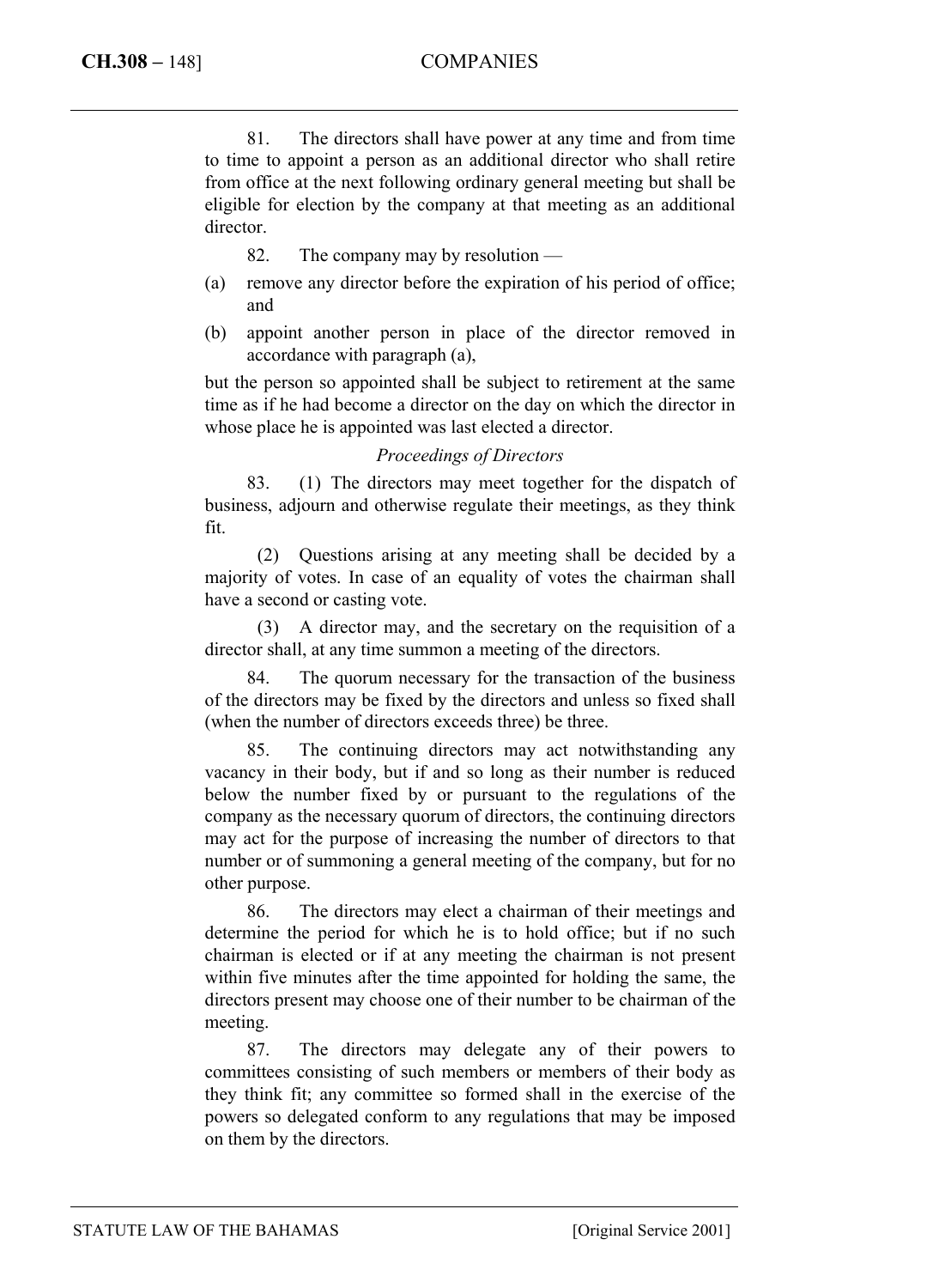81. The directors shall have power at any time and from time to time to appoint a person as an additional director who shall retire from office at the next following ordinary general meeting but shall be eligible for election by the company at that meeting as an additional director.

82. The company may by resolution —

(a) remove any director before the expiration of his period of office; and

(b) appoint another person in place of the director removed in accordance with paragraph (a),

but the person so appointed shall be subject to retirement at the same time as if he had become a director on the day on which the director in whose place he is appointed was last elected a director.

*Proceedings of Directors*

83. (1) The directors may meet together for the dispatch of business, adjourn and otherwise regulate their meetings, as they think fit.

(2) Questions arising at any meeting shall be decided by a majority of votes. In case of an equality of votes the chairman shall have a second or casting vote.

(3) A director may, and the secretary on the requisition of a director shall, at any time summon a meeting of the directors.

84. The quorum necessary for the transaction of the business of the directors may be fixed by the directors and unless so fixed shall (when the number of directors exceeds three) be three.

85. The continuing directors may act notwithstanding any vacancy in their body, but if and so long as their number is reduced below the number fixed by or pursuant to the regulations of the company as the necessary quorum of directors, the continuing directors may act for the purpose of increasing the number of directors to that number or of summoning a general meeting of the company, but for no other purpose.

86. The directors may elect a chairman of their meetings and determine the period for which he is to hold office; but if no such chairman is elected or if at any meeting the chairman is not present within five minutes after the time appointed for holding the same, the directors present may choose one of their number to be chairman of the meeting.

87. The directors may delegate any of their powers to committees consisting of such members or members of their body as they think fit; any committee so formed shall in the exercise of the powers so delegated conform to any regulations that may be imposed on them by the directors.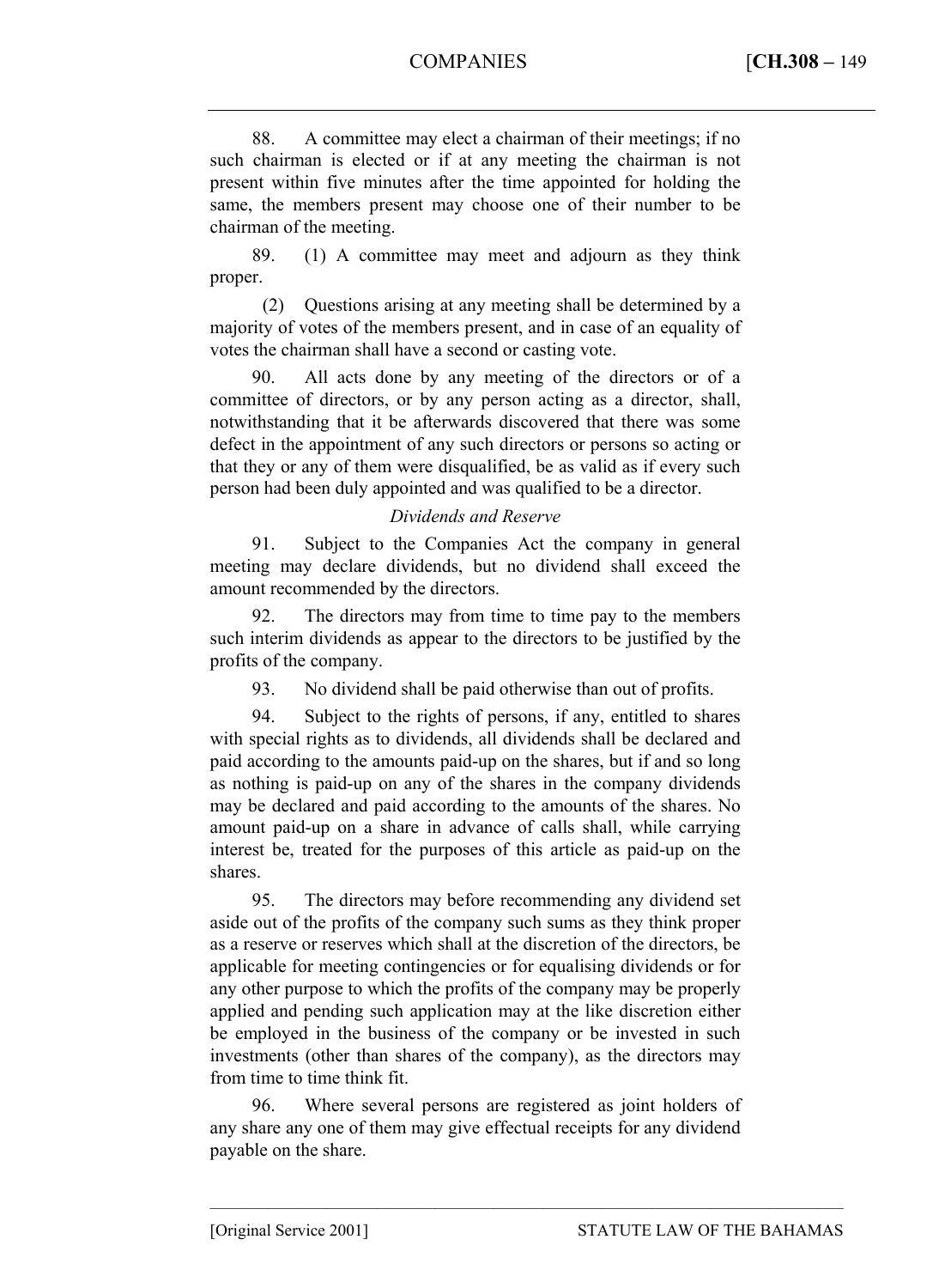88. A committee may elect a chairman of their meetings; if no such chairman is elected or if at any meeting the chairman is not present within five minutes after the time appointed for holding the same, the members present may choose one of their number to be chairman of the meeting.

89. (1) A committee may meet and adjourn as they think proper.

(2) Questions arising at any meeting shall be determined by a majority of votes of the members present, and in case of an equality of votes the chairman shall have a second or casting vote.

90. All acts done by any meeting of the directors or of a committee of directors, or by any person acting as a director, shall, notwithstanding that it be afterwards discovered that there was some defect in the appointment of any such directors or persons so acting or that they or any of them were disqualified, be as valid as if every such person had been duly appointed and was qualified to be a director.

*Dividends and Reserve*

91. Subject to the Companies Act the company in general meeting may declare dividends, but no dividend shall exceed the amount recommended by the directors.

92. The directors may from time to time pay to the members such interim dividends as appear to the directors to be justified by the profits of the company.

93. No dividend shall be paid otherwise than out of profits.

94. Subject to the rights of persons, if any, entitled to shares with special rights as to dividends, all dividends shall be declared and paid according to the amounts paid-up on the shares, but if and so long as nothing is paid-up on any of the shares in the company dividends may be declared and paid according to the amounts of the shares. No amount paid-up on a share in advance of calls shall, while carrying interest be, treated for the purposes of this article as paid-up on the shares.

95. The directors may before recommending any dividend set aside out of the profits of the company such sums as they think proper as a reserve or reserves which shall at the discretion of the directors, be applicable for meeting contingencies or for equalising dividends or for any other purpose to which the profits of the company may be properly applied and pending such application may at the like discretion either be employed in the business of the company or be invested in such investments (other than shares of the company), as the directors may from time to time think fit.

96. Where several persons are registered as joint holders of any share any one of them may give effectual receipts for any dividend payable on the share.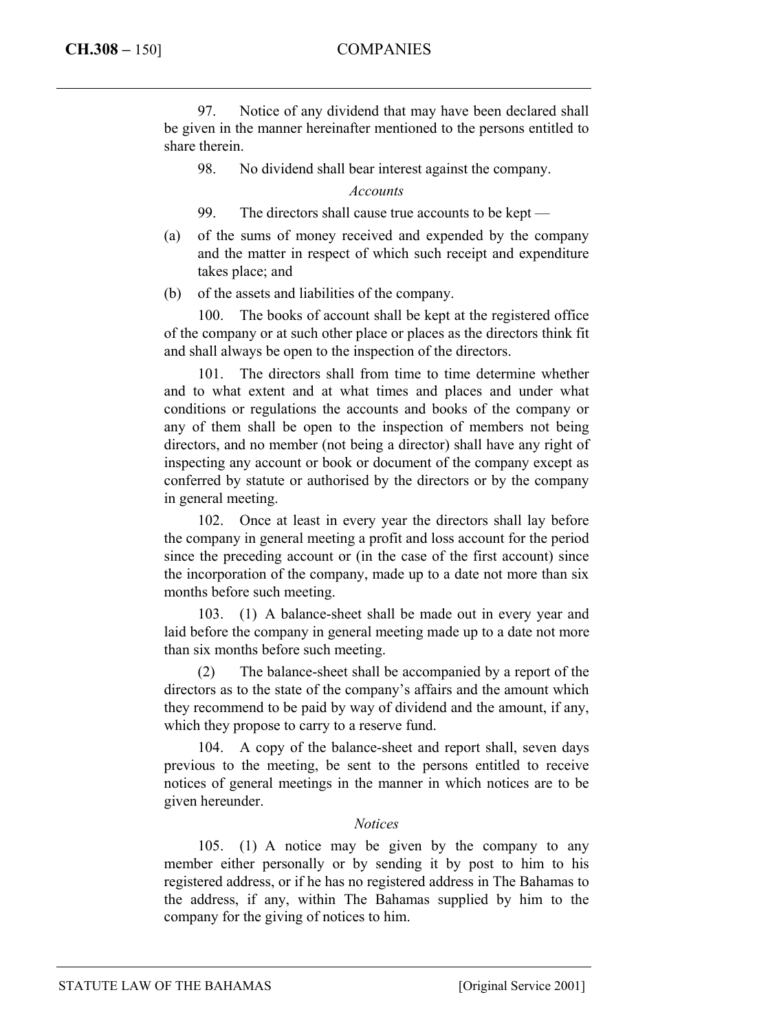97. Notice of any dividend that may have been declared shall be given in the manner hereinafter mentioned to the persons entitled to share therein.

98. No dividend shall bear interest against the company.

*Accounts*

99. The directors shall cause true accounts to be kept —

(a) of the sums of money received and expended by the company and the matter in respect of which such receipt and expenditure takes place; and

(b) of the assets and liabilities of the company.

100. The books of account shall be kept at the registered office of the company or at such other place or places as the directors think fit and shall always be open to the inspection of the directors.

101. The directors shall from time to time determine whether and to what extent and at what times and places and under what conditions or regulations the accounts and books of the company or any of them shall be open to the inspection of members not being directors, and no member (not being a director) shall have any right of inspecting any account or book or document of the company except as conferred by statute or authorised by the directors or by the company in general meeting.

102. Once at least in every year the directors shall lay before the company in general meeting a profit and loss account for the period since the preceding account or (in the case of the first account) since the incorporation of the company, made up to a date not more than six months before such meeting.

103. (1) A balance-sheet shall be made out in every year and laid before the company in general meeting made up to a date not more than six months before such meeting.

(2) The balance-sheet shall be accompanied by a report of the directors as to the state of the company's affairs and the amount which they recommend to be paid by way of dividend and the amount, if any, which they propose to carry to a reserve fund.

104. A copy of the balance-sheet and report shall, seven days previous to the meeting, be sent to the persons entitled to receive notices of general meetings in the manner in which notices are to be given hereunder.

*Notices*

105. (1) A notice may be given by the company to any member either personally or by sending it by post to him to his registered address, or if he has no registered address in The Bahamas to the address, if any, within The Bahamas supplied by him to the company for the giving of notices to him.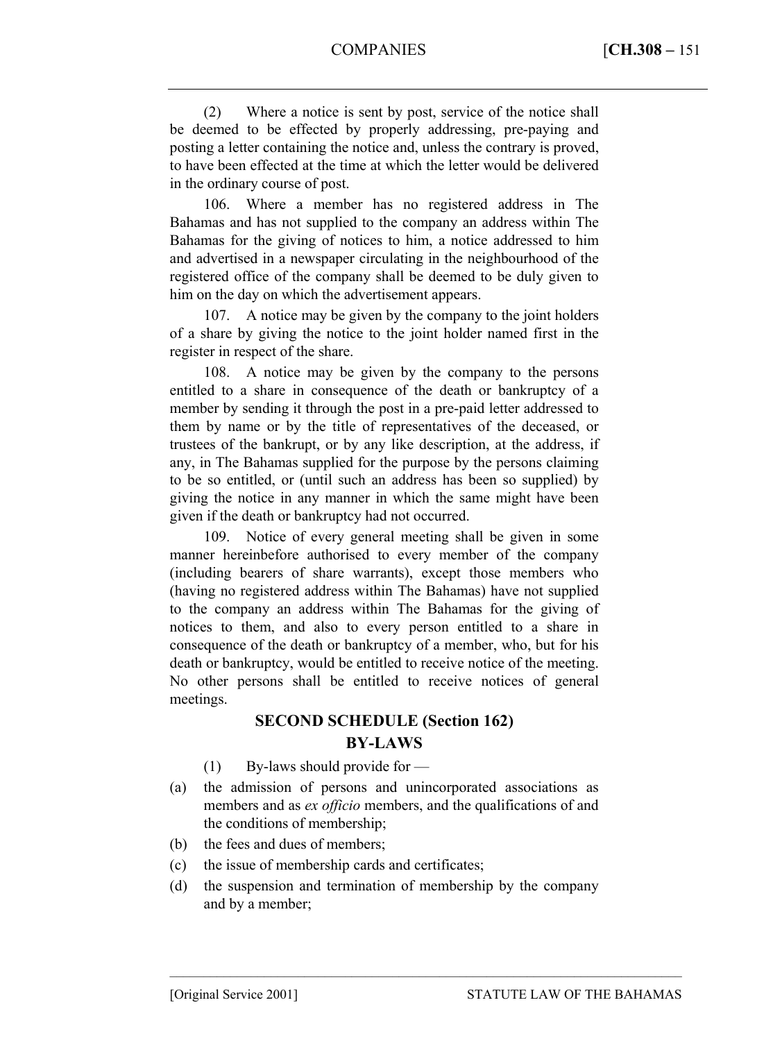(2) Where a notice is sent by post, service of the notice shall be deemed to be effected by properly addressing, pre-paying and posting a letter containing the notice and, unless the contrary is proved, to have been effected at the time at which the letter would be delivered in the ordinary course of post.

106. Where a member has no registered address in The Bahamas and has not supplied to the company an address within The Bahamas for the giving of notices to him, a notice addressed to him and advertised in a newspaper circulating in the neighbourhood of the registered office of the company shall be deemed to be duly given to him on the day on which the advertisement appears.

107. A notice may be given by the company to the joint holders of a share by giving the notice to the joint holder named first in the register in respect of the share.

108. A notice may be given by the company to the persons entitled to a share in consequence of the death or bankruptcy of a member by sending it through the post in a pre-paid letter addressed to them by name or by the title of representatives of the deceased, or trustees of the bankrupt, or by any like description, at the address, if any, in The Bahamas supplied for the purpose by the persons claiming to be so entitled, or (until such an address has been so supplied) by giving the notice in any manner in which the same might have been given if the death or bankruptcy had not occurred.

109. Notice of every general meeting shall be given in some manner hereinbefore authorised to every member of the company (including bearers of share warrants), except those members who (having no registered address within The Bahamas) have not supplied to the company an address within The Bahamas for the giving of notices to them, and also to every person entitled to a share in consequence of the death or bankruptcy of a member, who, but for his death or bankruptcy, would be entitled to receive notice of the meeting. No other persons shall be entitled to receive notices of general meetings.

## SECOND SCHEDULE (Section 162)

## BY-LAWS

(1) By-laws should provide for —

(a) the admission of persons and unincorporated associations as members and as *ex officio* members, and the qualifications of and the conditions of membership;

(b) the fees and dues of members;

(c) the issue of membership cards and certificates;

(d) the suspension and termination of membership by the company and by a member;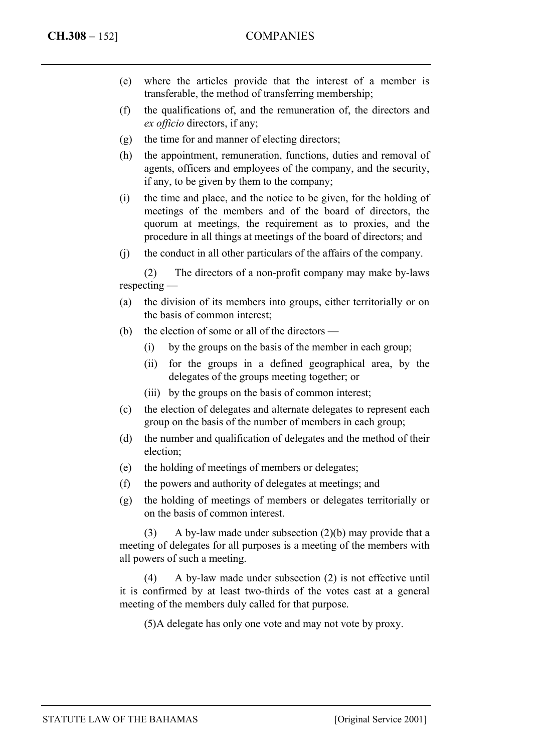(e) where the articles provide that the interest of a member is transferable, the method of transferring membership;

(f) the qualifications of, and the remuneration of, the directors and *ex officio* directors, if any;

(g) the time for and manner of electing directors;

(h) the appointment, remuneration, functions, duties and removal of agents, officers and employees of the company, and the security, if any, to be given by them to the company;

(i) the time and place, and the notice to be given, for the holding of meetings of the members and of the board of directors, the quorum at meetings, the requirement as to proxies, and the procedure in all things at meetings of the board of directors; and

(j) the conduct in all other particulars of the affairs of the company.

(2) The directors of a non-profit company may make by-laws respecting —

(a) the division of its members into groups, either territorially or on the basis of common interest;

(b) the election of some or all of the directors —

  (i) by the groups on the basis of the member in each group;

  (ii) for the groups in a defined geographical area, by the delegates of the groups meeting together; or

  (iii) by the groups on the basis of common interest;

(c) the election of delegates and alternate delegates to represent each group on the basis of the number of members in each group;

(d) the number and qualification of delegates and the method of their election;

(e) the holding of meetings of members or delegates;

(f) the powers and authority of delegates at meetings; and

(g) the holding of meetings of members or delegates territorially or on the basis of common interest.

(3) A by-law made under subsection (2)(b) may provide that a meeting of delegates for all purposes is a meeting of the members with all powers of such a meeting.

(4) A by-law made under subsection (2) is not effective until it is confirmed by at least two-thirds of the votes cast at a general meeting of the members duly called for that purpose.

(5)A delegate has only one vote and may not vote by proxy.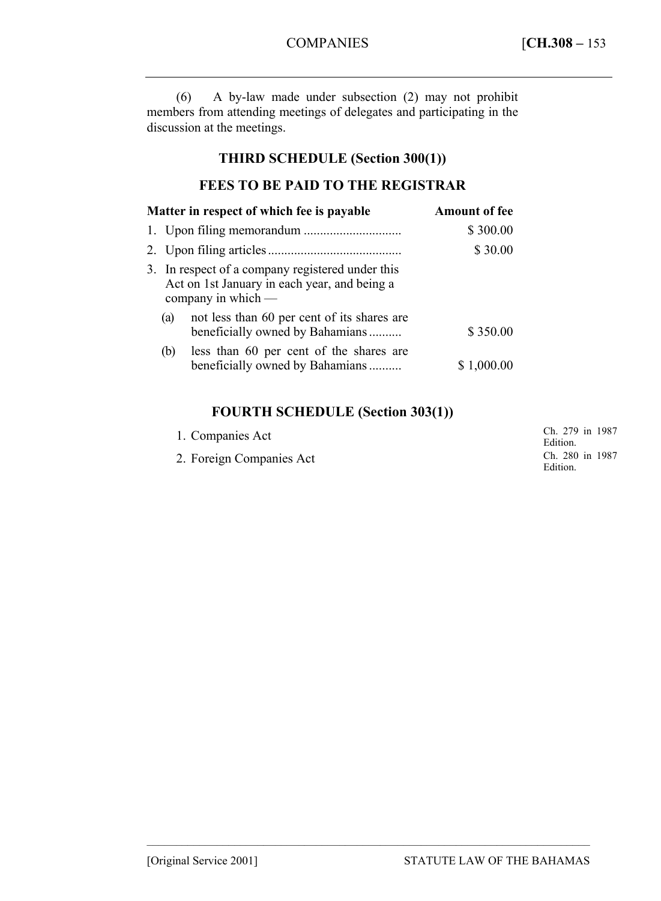(6) A by-law made under subsection (2) may not prohibit members from attending meetings of delegates and participating in the discussion at the meetings.

## THIRD SCHEDULE (Section 300(1))

## FEES TO BE PAID TO THE REGISTRAR

| Matter in respect of which fee is payable | Amount of fee |
|---|---|
| 1. Upon filing memorandum .............................. | $ 300.00 |
| 2. Upon filing articles ......................................... | $ 30.00 |
| 3. In respect of a company registered under this Act on 1st January in each year, and being a company in which — | |
| (a) not less than 60 per cent of its shares are beneficially owned by Bahamians .......... | $ 350.00 |
| (b) less than 60 per cent of the shares are beneficially owned by Bahamians .......... | $ 1,000.00 |

## FOURTH SCHEDULE (Section 303(1))

1. Companies Act — Ch. 279 in 1987 Edition.
2. Foreign Companies Act — Ch. 280 in 1987 Edition.